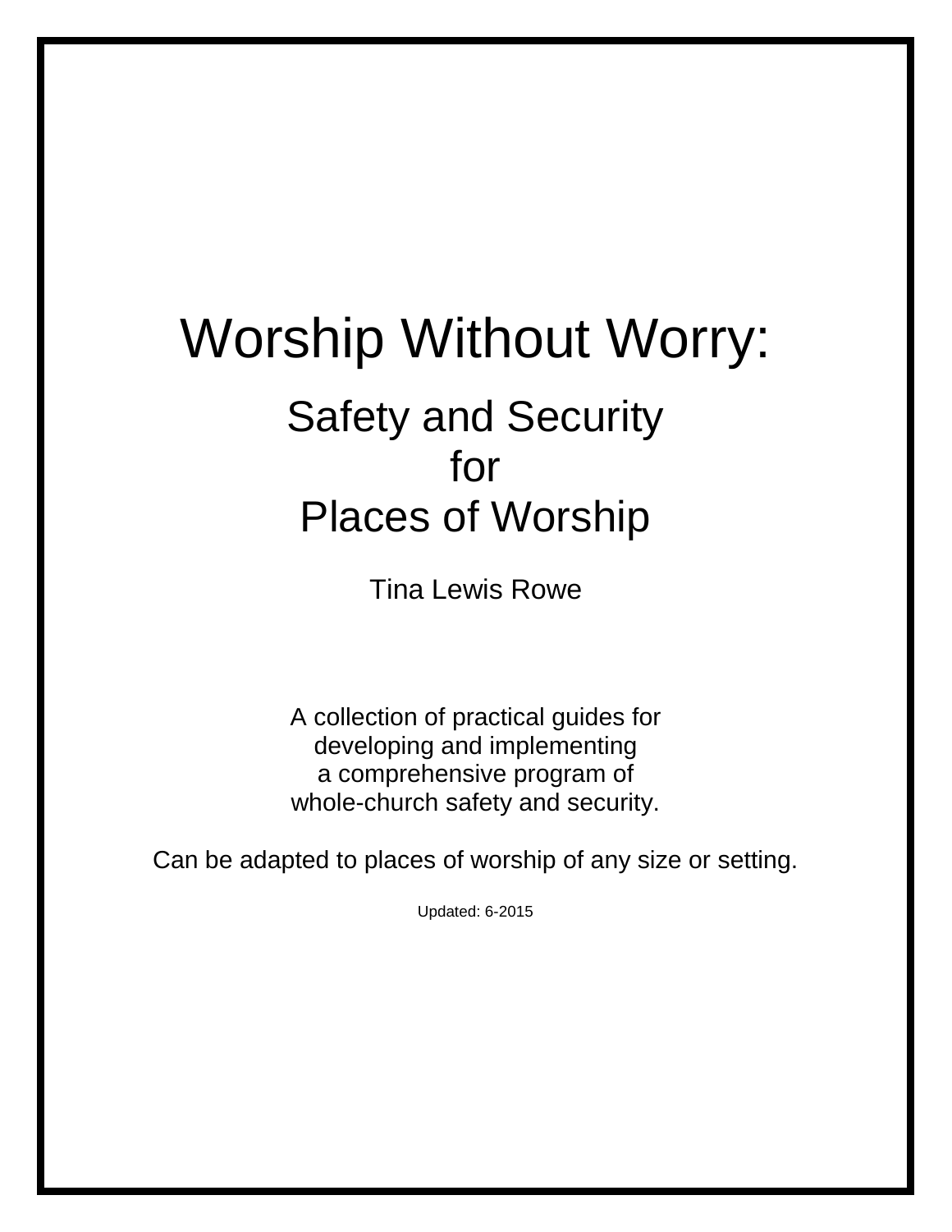# Worship Without Worry:

## Safety and Security
## for
## Places of Worship

Tina Lewis Rowe

A collection of practical guides for
developing and implementing
a comprehensive program of
whole-church safety and security.

Can be adapted to places of worship of any size or setting.

Updated: 6-2015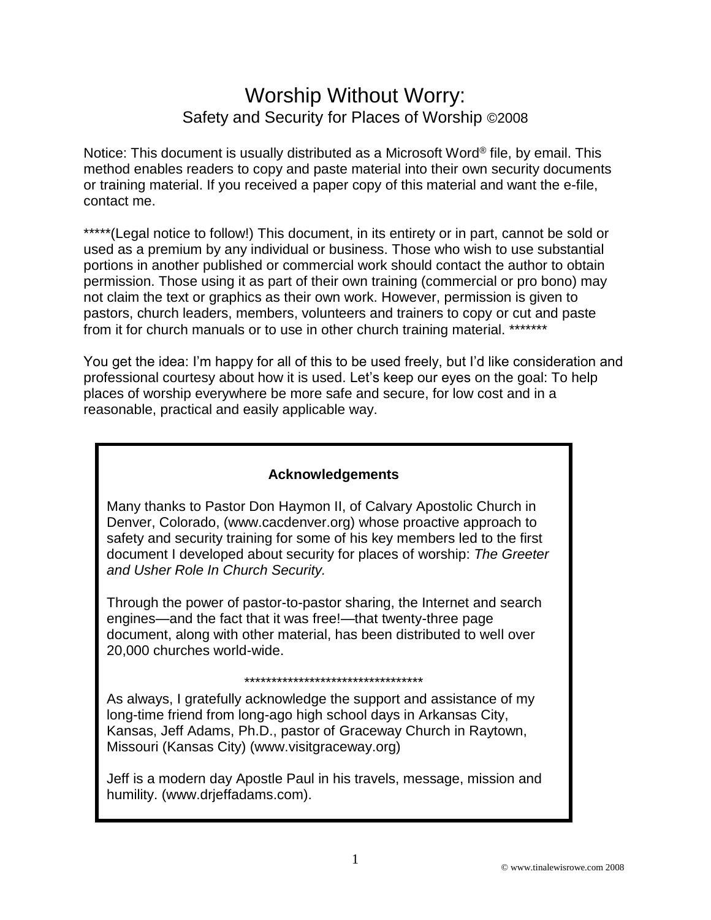# Worship Without Worry:

## Safety and Security for Places of Worship ©2008

Notice: This document is usually distributed as a Microsoft Word® file, by email. This method enables readers to copy and paste material into their own security documents or training material. If you received a paper copy of this material and want the e-file, contact me.

*****(Legal notice to follow!) This document, in its entirety or in part, cannot be sold or used as a premium by any individual or business. Those who wish to use substantial portions in another published or commercial work should contact the author to obtain permission. Those using it as part of their own training (commercial or pro bono) may not claim the text or graphics as their own work. However, permission is given to pastors, church leaders, members, volunteers and trainers to copy or cut and paste from it for church manuals or to use in other church training material. *******

You get the idea: I'm happy for all of this to be used freely, but I'd like consideration and professional courtesy about how it is used. Let's keep our eyes on the goal: To help places of worship everywhere be more safe and secure, for low cost and in a reasonable, practical and easily applicable way.

**Acknowledgements**

Many thanks to Pastor Don Haymon II, of Calvary Apostolic Church in Denver, Colorado, (www.cacdenver.org) whose proactive approach to safety and security training for some of his key members led to the first document I developed about security for places of worship: *The Greeter and Usher Role In Church Security.*

Through the power of pastor-to-pastor sharing, the Internet and search engines—and the fact that it was free!—that twenty-three page document, along with other material, has been distributed to well over 20,000 churches world-wide.

*********************************

As always, I gratefully acknowledge the support and assistance of my long-time friend from long-ago high school days in Arkansas City, Kansas, Jeff Adams, Ph.D., pastor of Graceway Church in Raytown, Missouri (Kansas City) (www.visitgraceway.org)

Jeff is a modern day Apostle Paul in his travels, message, mission and humility. (www.drjeffadams.com).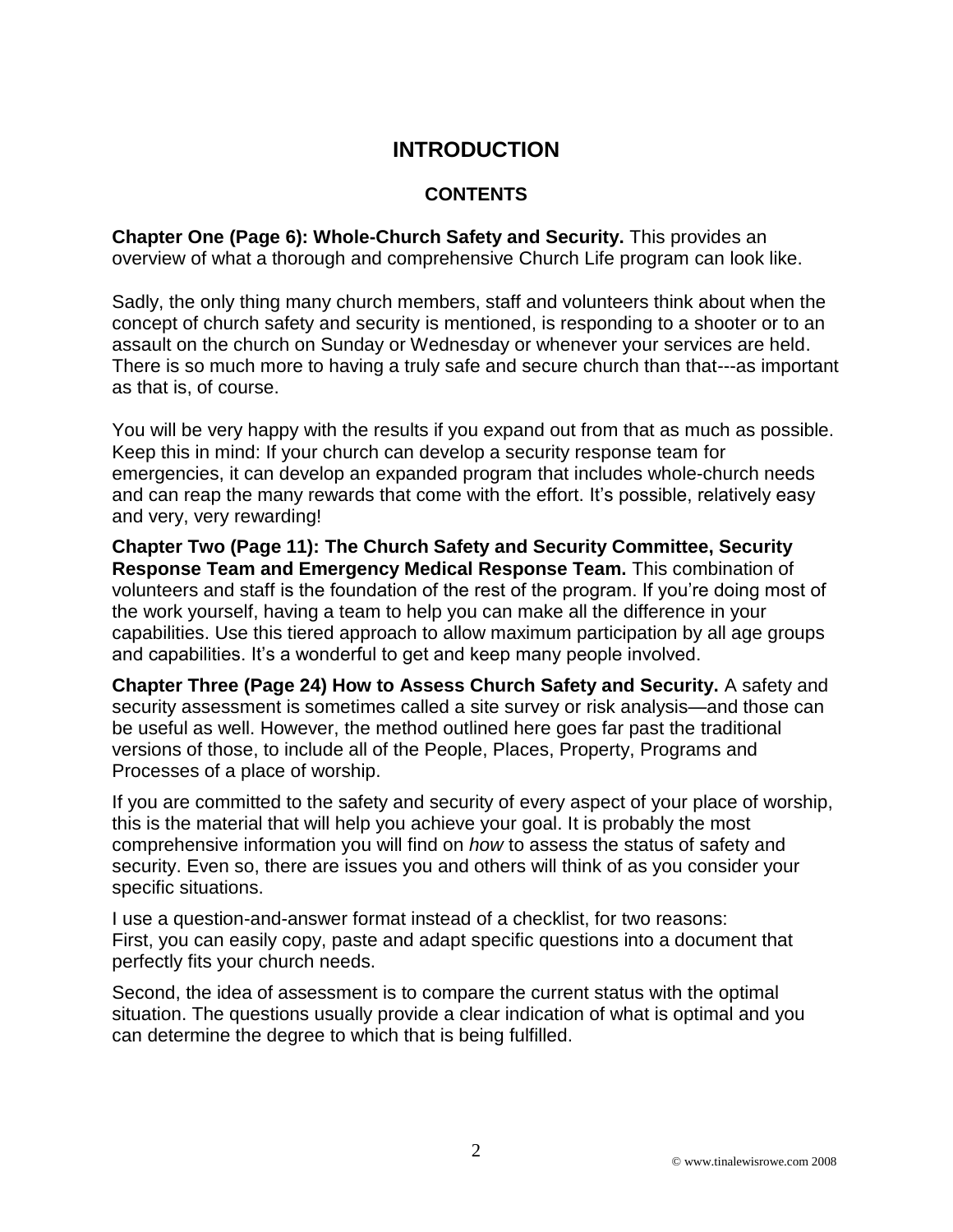# INTRODUCTION

## CONTENTS

**Chapter One (Page 6): Whole-Church Safety and Security.** This provides an overview of what a thorough and comprehensive Church Life program can look like.

Sadly, the only thing many church members, staff and volunteers think about when the concept of church safety and security is mentioned, is responding to a shooter or to an assault on the church on Sunday or Wednesday or whenever your services are held. There is so much more to having a truly safe and secure church than that---as important as that is, of course.

You will be very happy with the results if you expand out from that as much as possible. Keep this in mind: If your church can develop a security response team for emergencies, it can develop an expanded program that includes whole-church needs and can reap the many rewards that come with the effort. It's possible, relatively easy and very, very rewarding!

**Chapter Two (Page 11): The Church Safety and Security Committee, Security Response Team and Emergency Medical Response Team.** This combination of volunteers and staff is the foundation of the rest of the program. If you're doing most of the work yourself, having a team to help you can make all the difference in your capabilities. Use this tiered approach to allow maximum participation by all age groups and capabilities. It's a wonderful to get and keep many people involved.

**Chapter Three (Page 24) How to Assess Church Safety and Security.** A safety and security assessment is sometimes called a site survey or risk analysis—and those can be useful as well. However, the method outlined here goes far past the traditional versions of those, to include all of the People, Places, Property, Programs and Processes of a place of worship.

If you are committed to the safety and security of every aspect of your place of worship, this is the material that will help you achieve your goal. It is probably the most comprehensive information you will find on *how* to assess the status of safety and security. Even so, there are issues you and others will think of as you consider your specific situations.

I use a question-and-answer format instead of a checklist, for two reasons:
First, you can easily copy, paste and adapt specific questions into a document that perfectly fits your church needs.

Second, the idea of assessment is to compare the current status with the optimal situation. The questions usually provide a clear indication of what is optimal and you can determine the degree to which that is being fulfilled.

© www.tinalewisrowe.com 2008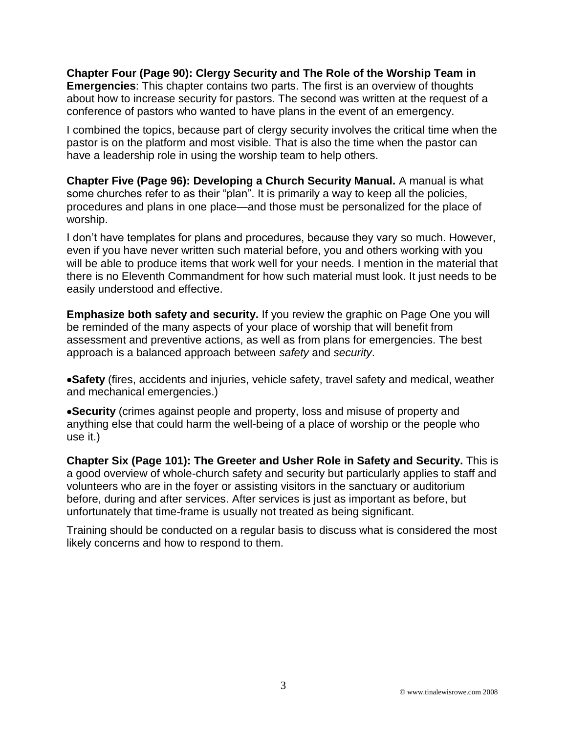**Chapter Four (Page 90): Clergy Security and The Role of the Worship Team in Emergencies**: This chapter contains two parts. The first is an overview of thoughts about how to increase security for pastors. The second was written at the request of a conference of pastors who wanted to have plans in the event of an emergency.

I combined the topics, because part of clergy security involves the critical time when the pastor is on the platform and most visible. That is also the time when the pastor can have a leadership role in using the worship team to help others.

**Chapter Five (Page 96): Developing a Church Security Manual.** A manual is what some churches refer to as their "plan". It is primarily a way to keep all the policies, procedures and plans in one place—and those must be personalized for the place of worship.

I don't have templates for plans and procedures, because they vary so much. However, even if you have never written such material before, you and others working with you will be able to produce items that work well for your needs. I mention in the material that there is no Eleventh Commandment for how such material must look. It just needs to be easily understood and effective.

**Emphasize both safety and security.** If you review the graphic on Page One you will be reminded of the many aspects of your place of worship that will benefit from assessment and preventive actions, as well as from plans for emergencies. The best approach is a balanced approach between *safety* and *security*.

- **Safety** (fires, accidents and injuries, vehicle safety, travel safety and medical, weather and mechanical emergencies.)

- **Security** (crimes against people and property, loss and misuse of property and anything else that could harm the well-being of a place of worship or the people who use it.)

**Chapter Six (Page 101): The Greeter and Usher Role in Safety and Security.** This is a good overview of whole-church safety and security but particularly applies to staff and volunteers who are in the foyer or assisting visitors in the sanctuary or auditorium before, during and after services. After services is just as important as before, but unfortunately that time-frame is usually not treated as being significant.

Training should be conducted on a regular basis to discuss what is considered the most likely concerns and how to respond to them.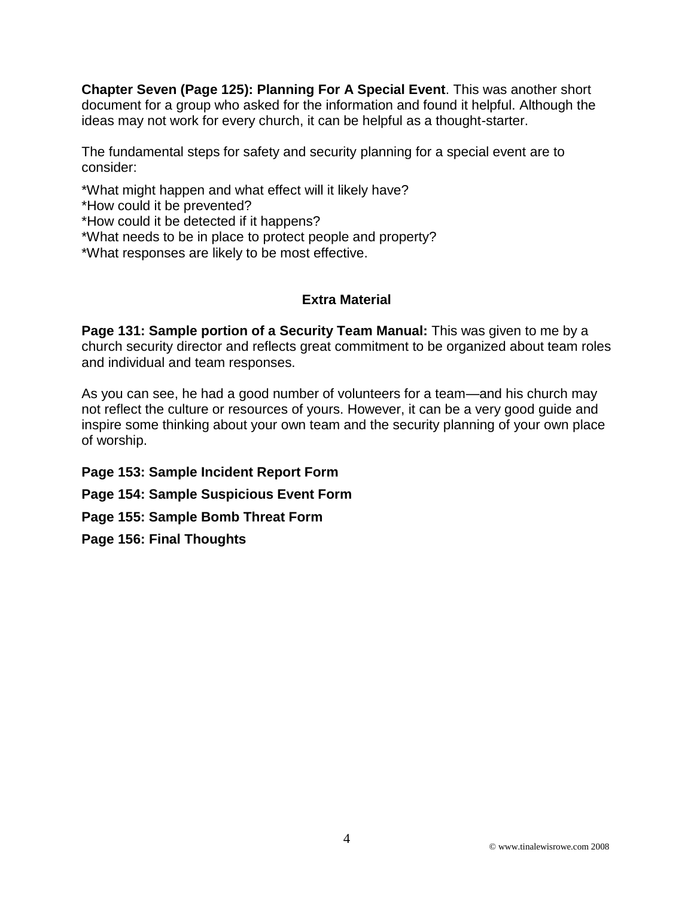**Chapter Seven (Page 125): Planning For A Special Event**. This was another short document for a group who asked for the information and found it helpful. Although the ideas may not work for every church, it can be helpful as a thought-starter.

The fundamental steps for safety and security planning for a special event are to consider:

*What might happen and what effect will it likely have?
*How could it be prevented?
*How could it be detected if it happens?
*What needs to be in place to protect people and property?
*What responses are likely to be most effective.

## Extra Material

**Page 131: Sample portion of a Security Team Manual:** This was given to me by a church security director and reflects great commitment to be organized about team roles and individual and team responses.

As you can see, he had a good number of volunteers for a team—and his church may not reflect the culture or resources of yours. However, it can be a very good guide and inspire some thinking about your own team and the security planning of your own place of worship.

**Page 153: Sample Incident Report Form**

**Page 154: Sample Suspicious Event Form**

**Page 155: Sample Bomb Threat Form**

**Page 156: Final Thoughts**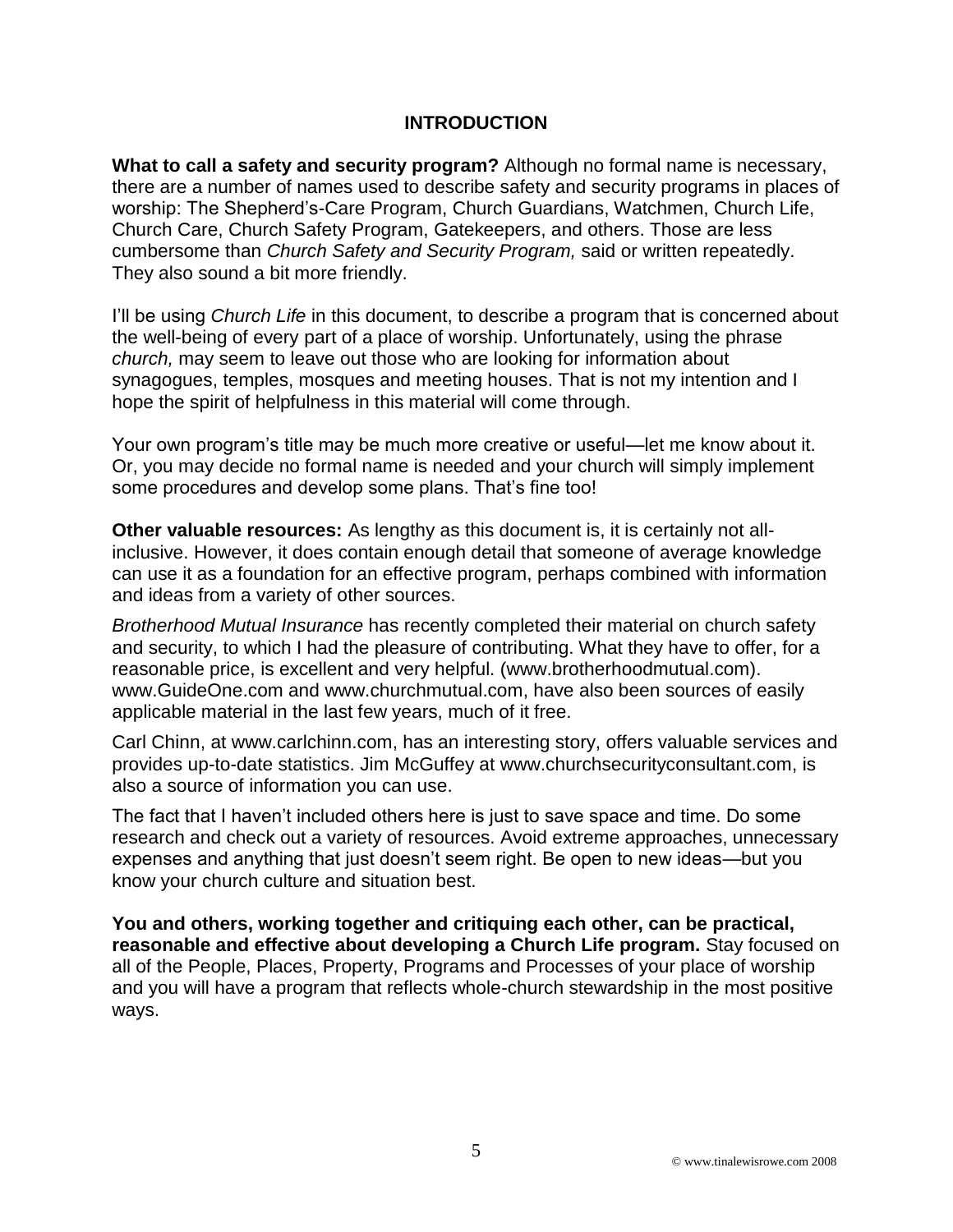## INTRODUCTION

**What to call a safety and security program?** Although no formal name is necessary, there are a number of names used to describe safety and security programs in places of worship: The Shepherd's-Care Program, Church Guardians, Watchmen, Church Life, Church Care, Church Safety Program, Gatekeepers, and others. Those are less cumbersome than *Church Safety and Security Program,* said or written repeatedly. They also sound a bit more friendly.

I'll be using *Church Life* in this document, to describe a program that is concerned about the well-being of every part of a place of worship. Unfortunately, using the phrase *church,* may seem to leave out those who are looking for information about synagogues, temples, mosques and meeting houses. That is not my intention and I hope the spirit of helpfulness in this material will come through.

Your own program's title may be much more creative or useful—let me know about it. Or, you may decide no formal name is needed and your church will simply implement some procedures and develop some plans. That's fine too!

**Other valuable resources:** As lengthy as this document is, it is certainly not all-inclusive. However, it does contain enough detail that someone of average knowledge can use it as a foundation for an effective program, perhaps combined with information and ideas from a variety of other sources.

*Brotherhood Mutual Insurance* has recently completed their material on church safety and security, to which I had the pleasure of contributing. What they have to offer, for a reasonable price, is excellent and very helpful. (www.brotherhoodmutual.com). www.GuideOne.com and www.churchmutual.com, have also been sources of easily applicable material in the last few years, much of it free.

Carl Chinn, at www.carlchinn.com, has an interesting story, offers valuable services and provides up-to-date statistics. Jim McGuffey at www.churchsecurityconsultant.com, is also a source of information you can use.

The fact that I haven't included others here is just to save space and time. Do some research and check out a variety of resources. Avoid extreme approaches, unnecessary expenses and anything that just doesn't seem right. Be open to new ideas—but you know your church culture and situation best.

**You and others, working together and critiquing each other, can be practical, reasonable and effective about developing a Church Life program.** Stay focused on all of the People, Places, Property, Programs and Processes of your place of worship and you will have a program that reflects whole-church stewardship in the most positive ways.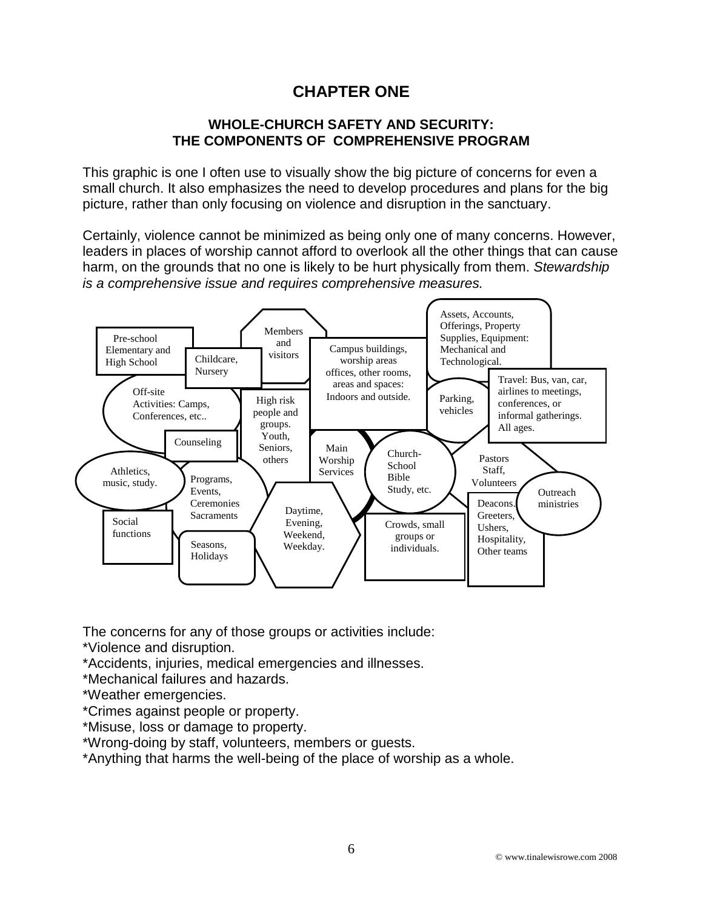# CHAPTER ONE

### WHOLE-CHURCH SAFETY AND SECURITY: THE COMPONENTS OF COMPREHENSIVE PROGRAM

This graphic is one I often use to visually show the big picture of concerns for even a small church. It also emphasizes the need to develop procedures and plans for the big picture, rather than only focusing on violence and disruption in the sanctuary.

Certainly, violence cannot be minimized as being only one of many concerns. However, leaders in places of worship cannot afford to overlook all the other things that can cause harm, on the grounds that no one is likely to be hurt physically from them. *Stewardship is a comprehensive issue and requires comprehensive measures.*

Pre-school Elementary and High School

Childcare, Nursery

Members and visitors

Campus buildings, worship areas offices, other rooms, areas and spaces: Indoors and outside.

Assets, Accounts, Offerings, Property Supplies, Equipment: Mechanical and Technological.

Off-site Activities: Camps, Conferences, etc..

High risk people and groups. Youth, Seniors, others

Parking, vehicles

Travel: Bus, van, car, airlines to meetings, conferences, or informal gatherings. All ages.

Counseling

Main Worship Services

Church-School Bible Study, etc.

Pastors Staff, Volunteers

Athletics, music, study.

Programs, Events, Ceremonies Sacraments

Outreach ministries

Daytime, Evening, Weekend, Weekday.

Deacons. Greeters, Ushers, Hospitality, Other teams

Social functions

Crowds, small groups or individuals.

Seasons, Holidays

The concerns for any of those groups or activities include:

*Violence and disruption.
*Accidents, injuries, medical emergencies and illnesses.
*Mechanical failures and hazards.
*Weather emergencies.
*Crimes against people or property.
*Misuse, loss or damage to property.
*Wrong-doing by staff, volunteers, members or guests.
*Anything that harms the well-being of the place of worship as a whole.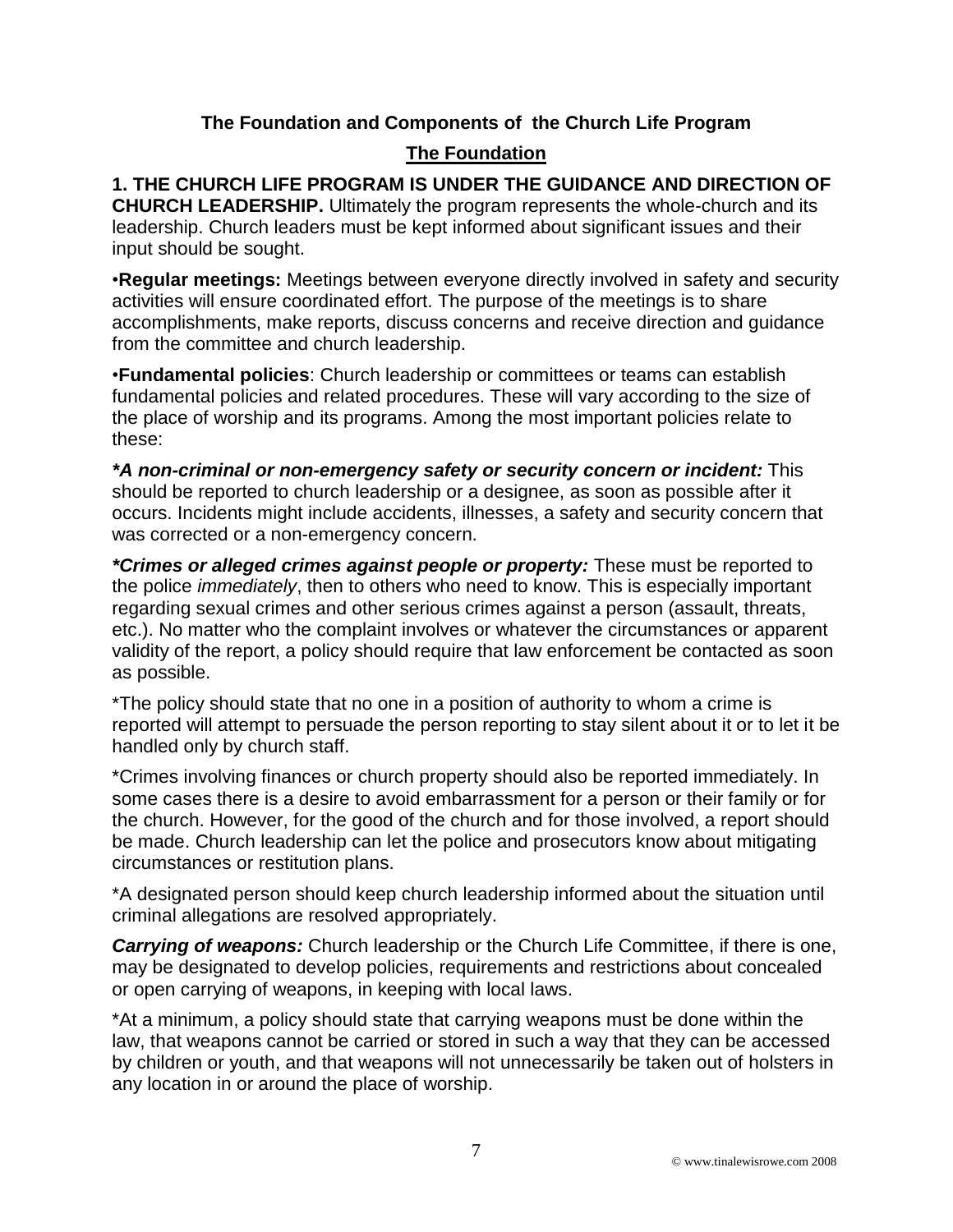## The Foundation and Components of the Church Life Program

### The Foundation

**1. THE CHURCH LIFE PROGRAM IS UNDER THE GUIDANCE AND DIRECTION OF CHURCH LEADERSHIP.** Ultimately the program represents the whole-church and its leadership. Church leaders must be kept informed about significant issues and their input should be sought.

•**Regular meetings:** Meetings between everyone directly involved in safety and security activities will ensure coordinated effort. The purpose of the meetings is to share accomplishments, make reports, discuss concerns and receive direction and guidance from the committee and church leadership.

•**Fundamental policies**: Church leadership or committees or teams can establish fundamental policies and related procedures. These will vary according to the size of the place of worship and its programs. Among the most important policies relate to these:

***A non-criminal or non-emergency safety or security concern or incident:*** This should be reported to church leadership or a designee, as soon as possible after it occurs. Incidents might include accidents, illnesses, a safety and security concern that was corrected or a non-emergency concern.

***Crimes or alleged crimes against people or property:*** These must be reported to the police *immediately*, then to others who need to know. This is especially important regarding sexual crimes and other serious crimes against a person (assault, threats, etc.). No matter who the complaint involves or whatever the circumstances or apparent validity of the report, a policy should require that law enforcement be contacted as soon as possible.

*The policy should state that no one in a position of authority to whom a crime is reported will attempt to persuade the person reporting to stay silent about it or to let it be handled only by church staff.

*Crimes involving finances or church property should also be reported immediately. In some cases there is a desire to avoid embarrassment for a person or their family or for the church. However, for the good of the church and for those involved, a report should be made. Church leadership can let the police and prosecutors know about mitigating circumstances or restitution plans.

*A designated person should keep church leadership informed about the situation until criminal allegations are resolved appropriately.

***Carrying of weapons:*** Church leadership or the Church Life Committee, if there is one, may be designated to develop policies, requirements and restrictions about concealed or open carrying of weapons, in keeping with local laws.

*At a minimum, a policy should state that carrying weapons must be done within the law, that weapons cannot be carried or stored in such a way that they can be accessed by children or youth, and that weapons will not unnecessarily be taken out of holsters in any location in or around the place of worship.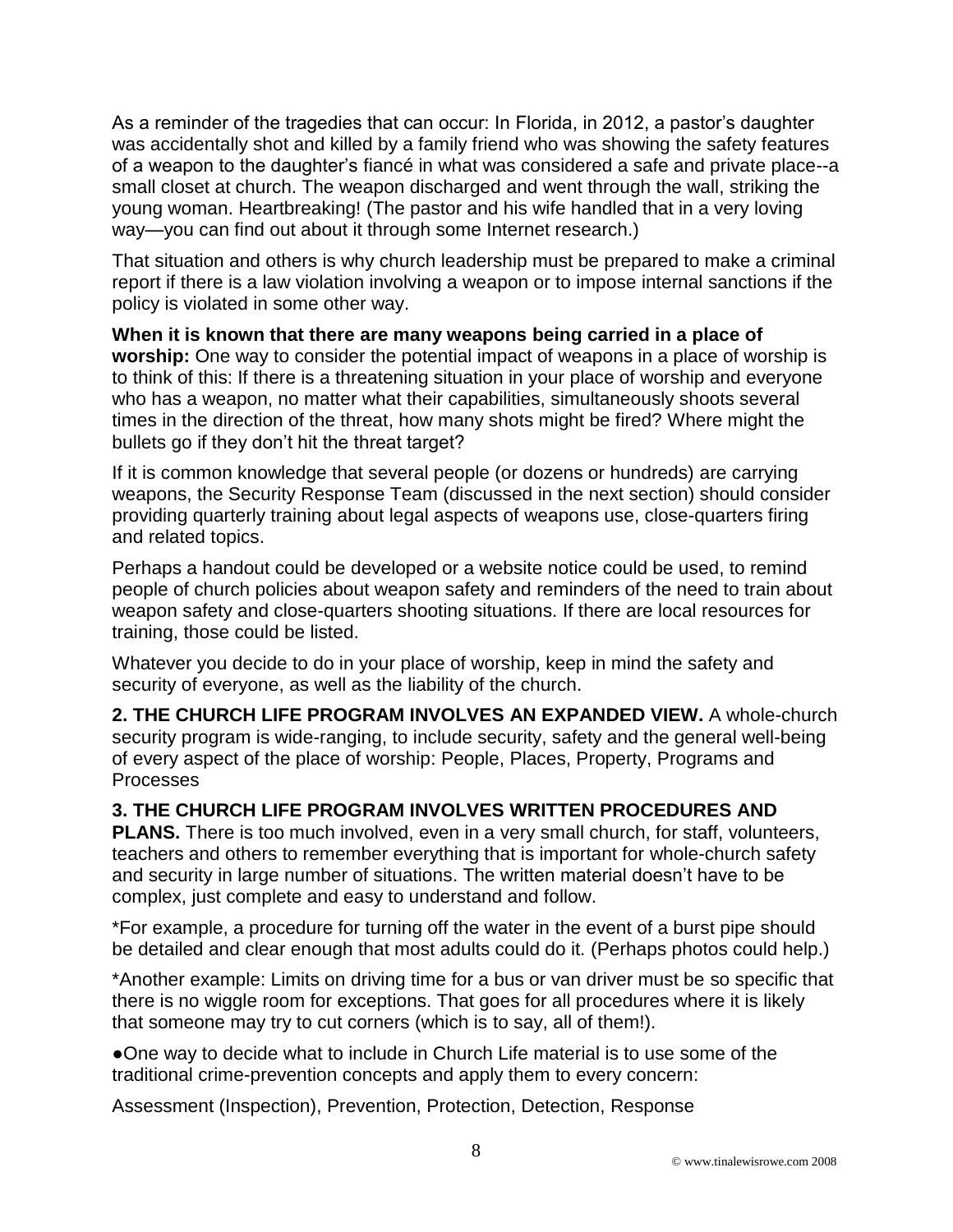As a reminder of the tragedies that can occur: In Florida, in 2012, a pastor's daughter was accidentally shot and killed by a family friend who was showing the safety features of a weapon to the daughter's fiancé in what was considered a safe and private place--a small closet at church. The weapon discharged and went through the wall, striking the young woman. Heartbreaking! (The pastor and his wife handled that in a very loving way—you can find out about it through some Internet research.)

That situation and others is why church leadership must be prepared to make a criminal report if there is a law violation involving a weapon or to impose internal sanctions if the policy is violated in some other way.

**When it is known that there are many weapons being carried in a place of worship:** One way to consider the potential impact of weapons in a place of worship is to think of this: If there is a threatening situation in your place of worship and everyone who has a weapon, no matter what their capabilities, simultaneously shoots several times in the direction of the threat, how many shots might be fired? Where might the bullets go if they don't hit the threat target?

If it is common knowledge that several people (or dozens or hundreds) are carrying weapons, the Security Response Team (discussed in the next section) should consider providing quarterly training about legal aspects of weapons use, close-quarters firing and related topics.

Perhaps a handout could be developed or a website notice could be used, to remind people of church policies about weapon safety and reminders of the need to train about weapon safety and close-quarters shooting situations. If there are local resources for training, those could be listed.

Whatever you decide to do in your place of worship, keep in mind the safety and security of everyone, as well as the liability of the church.

**2. THE CHURCH LIFE PROGRAM INVOLVES AN EXPANDED VIEW.** A whole-church security program is wide-ranging, to include security, safety and the general well-being of every aspect of the place of worship: People, Places, Property, Programs and Processes

**3. THE CHURCH LIFE PROGRAM INVOLVES WRITTEN PROCEDURES AND PLANS.** There is too much involved, even in a very small church, for staff, volunteers, teachers and others to remember everything that is important for whole-church safety and security in large number of situations. The written material doesn't have to be complex, just complete and easy to understand and follow.

*For example, a procedure for turning off the water in the event of a burst pipe should be detailed and clear enough that most adults could do it. (Perhaps photos could help.)

*Another example: Limits on driving time for a bus or van driver must be so specific that there is no wiggle room for exceptions. That goes for all procedures where it is likely that someone may try to cut corners (which is to say, all of them!).

●One way to decide what to include in Church Life material is to use some of the traditional crime-prevention concepts and apply them to every concern:

Assessment (Inspection), Prevention, Protection, Detection, Response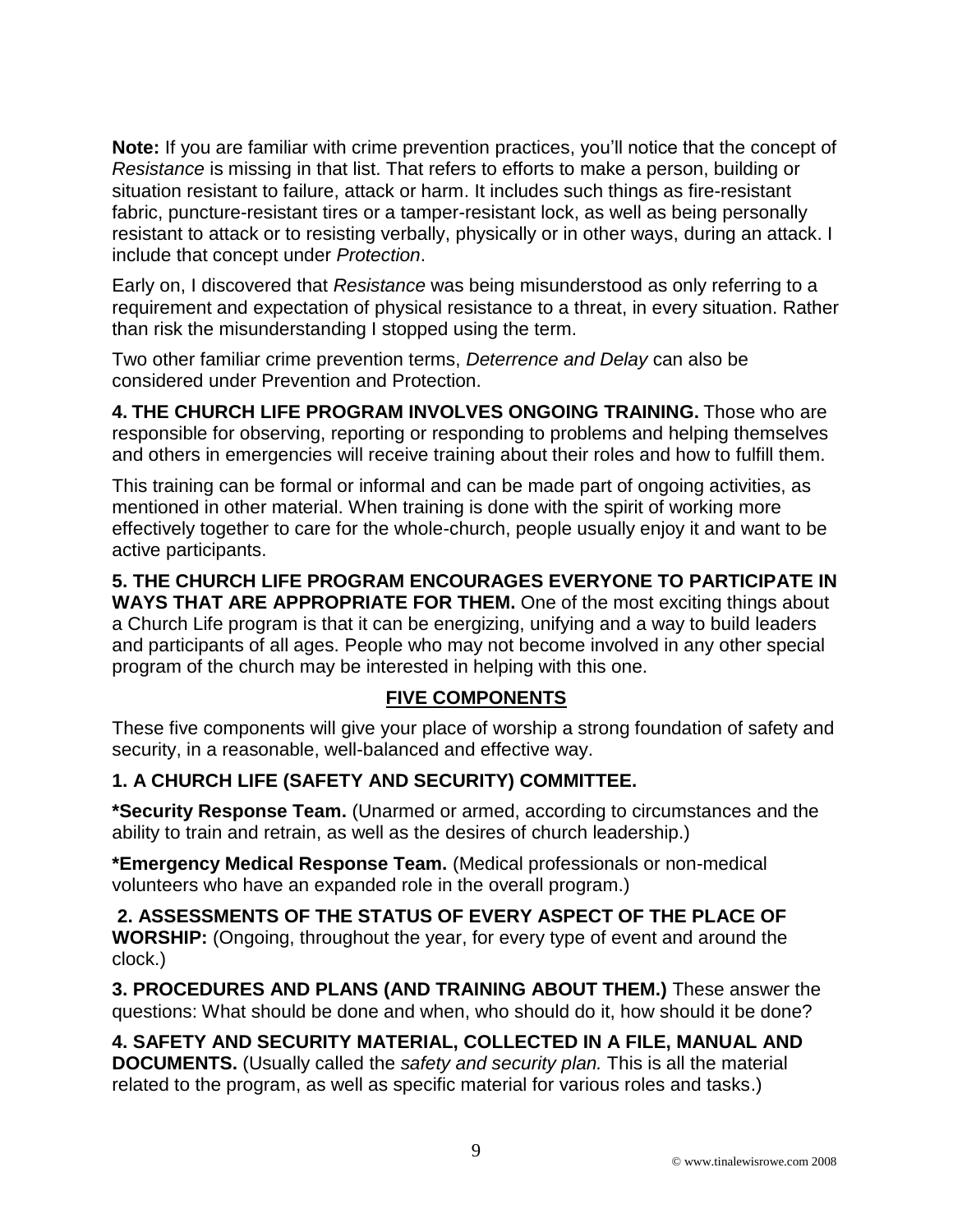**Note:** If you are familiar with crime prevention practices, you'll notice that the concept of *Resistance* is missing in that list. That refers to efforts to make a person, building or situation resistant to failure, attack or harm. It includes such things as fire-resistant fabric, puncture-resistant tires or a tamper-resistant lock, as well as being personally resistant to attack or to resisting verbally, physically or in other ways, during an attack. I include that concept under *Protection*.

Early on, I discovered that *Resistance* was being misunderstood as only referring to a requirement and expectation of physical resistance to a threat, in every situation. Rather than risk the misunderstanding I stopped using the term.

Two other familiar crime prevention terms, *Deterrence and Delay* can also be considered under Prevention and Protection.

**4. THE CHURCH LIFE PROGRAM INVOLVES ONGOING TRAINING.** Those who are responsible for observing, reporting or responding to problems and helping themselves and others in emergencies will receive training about their roles and how to fulfill them.

This training can be formal or informal and can be made part of ongoing activities, as mentioned in other material. When training is done with the spirit of working more effectively together to care for the whole-church, people usually enjoy it and want to be active participants.

**5. THE CHURCH LIFE PROGRAM ENCOURAGES EVERYONE TO PARTICIPATE IN WAYS THAT ARE APPROPRIATE FOR THEM.** One of the most exciting things about a Church Life program is that it can be energizing, unifying and a way to build leaders and participants of all ages. People who may not become involved in any other special program of the church may be interested in helping with this one.

## FIVE COMPONENTS

These five components will give your place of worship a strong foundation of safety and security, in a reasonable, well-balanced and effective way.

**1. A CHURCH LIFE (SAFETY AND SECURITY) COMMITTEE.**

**\*Security Response Team.** (Unarmed or armed, according to circumstances and the ability to train and retrain, as well as the desires of church leadership.)

**\*Emergency Medical Response Team.** (Medical professionals or non-medical volunteers who have an expanded role in the overall program.)

**2. ASSESSMENTS OF THE STATUS OF EVERY ASPECT OF THE PLACE OF WORSHIP:** (Ongoing, throughout the year, for every type of event and around the clock.)

**3. PROCEDURES AND PLANS (AND TRAINING ABOUT THEM.)** These answer the questions: What should be done and when, who should do it, how should it be done?

**4. SAFETY AND SECURITY MATERIAL, COLLECTED IN A FILE, MANUAL AND DOCUMENTS.** (Usually called the *safety and security plan.* This is all the material related to the program, as well as specific material for various roles and tasks.)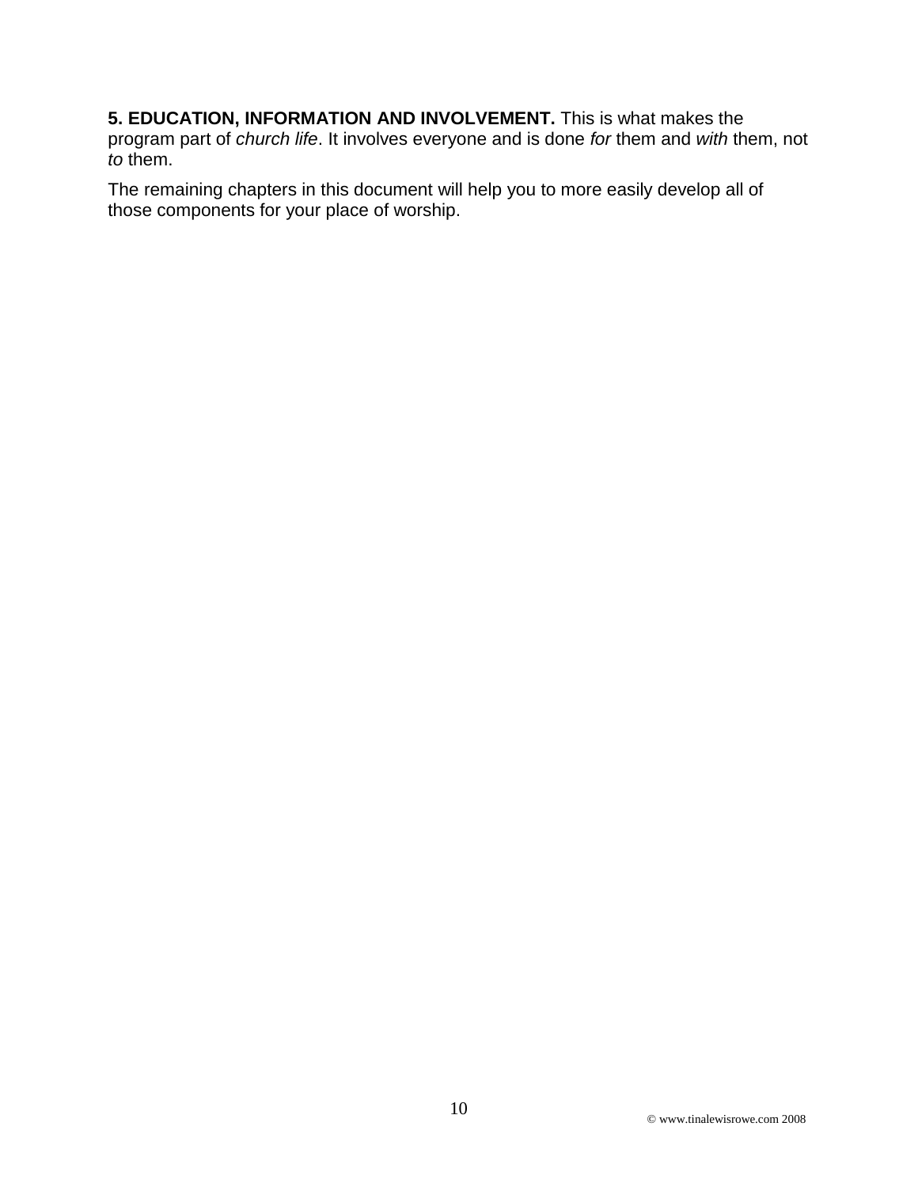**5. EDUCATION, INFORMATION AND INVOLVEMENT.** This is what makes the program part of *church life*. It involves everyone and is done *for* them and *with* them, not *to* them.

The remaining chapters in this document will help you to more easily develop all of those components for your place of worship.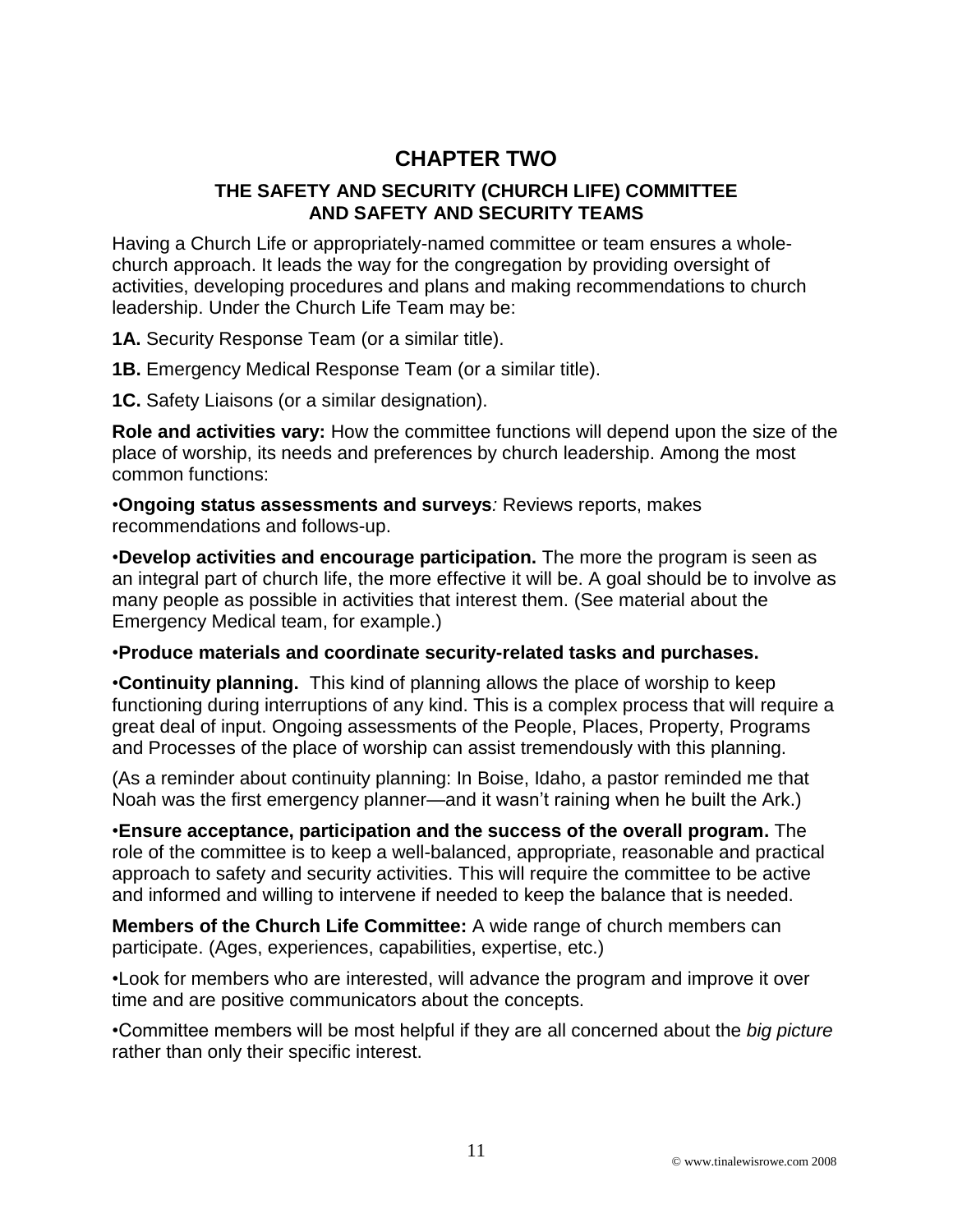# CHAPTER TWO

## THE SAFETY AND SECURITY (CHURCH LIFE) COMMITTEE AND SAFETY AND SECURITY TEAMS

Having a Church Life or appropriately-named committee or team ensures a whole-church approach. It leads the way for the congregation by providing oversight of activities, developing procedures and plans and making recommendations to church leadership. Under the Church Life Team may be:

**1A.** Security Response Team (or a similar title).

**1B.** Emergency Medical Response Team (or a similar title).

**1C.** Safety Liaisons (or a similar designation).

**Role and activities vary:** How the committee functions will depend upon the size of the place of worship, its needs and preferences by church leadership. Among the most common functions:

•**Ongoing status assessments and surveys***:* Reviews reports, makes recommendations and follows-up.

•**Develop activities and encourage participation.** The more the program is seen as an integral part of church life, the more effective it will be. A goal should be to involve as many people as possible in activities that interest them. (See material about the Emergency Medical team, for example.)

•**Produce materials and coordinate security-related tasks and purchases.**

•**Continuity planning.** This kind of planning allows the place of worship to keep functioning during interruptions of any kind. This is a complex process that will require a great deal of input. Ongoing assessments of the People, Places, Property, Programs and Processes of the place of worship can assist tremendously with this planning.

(As a reminder about continuity planning: In Boise, Idaho, a pastor reminded me that Noah was the first emergency planner—and it wasn't raining when he built the Ark.)

•**Ensure acceptance, participation and the success of the overall program.** The role of the committee is to keep a well-balanced, appropriate, reasonable and practical approach to safety and security activities. This will require the committee to be active and informed and willing to intervene if needed to keep the balance that is needed.

**Members of the Church Life Committee:** A wide range of church members can participate. (Ages, experiences, capabilities, expertise, etc.)

•Look for members who are interested, will advance the program and improve it over time and are positive communicators about the concepts.

•Committee members will be most helpful if they are all concerned about the *big picture* rather than only their specific interest.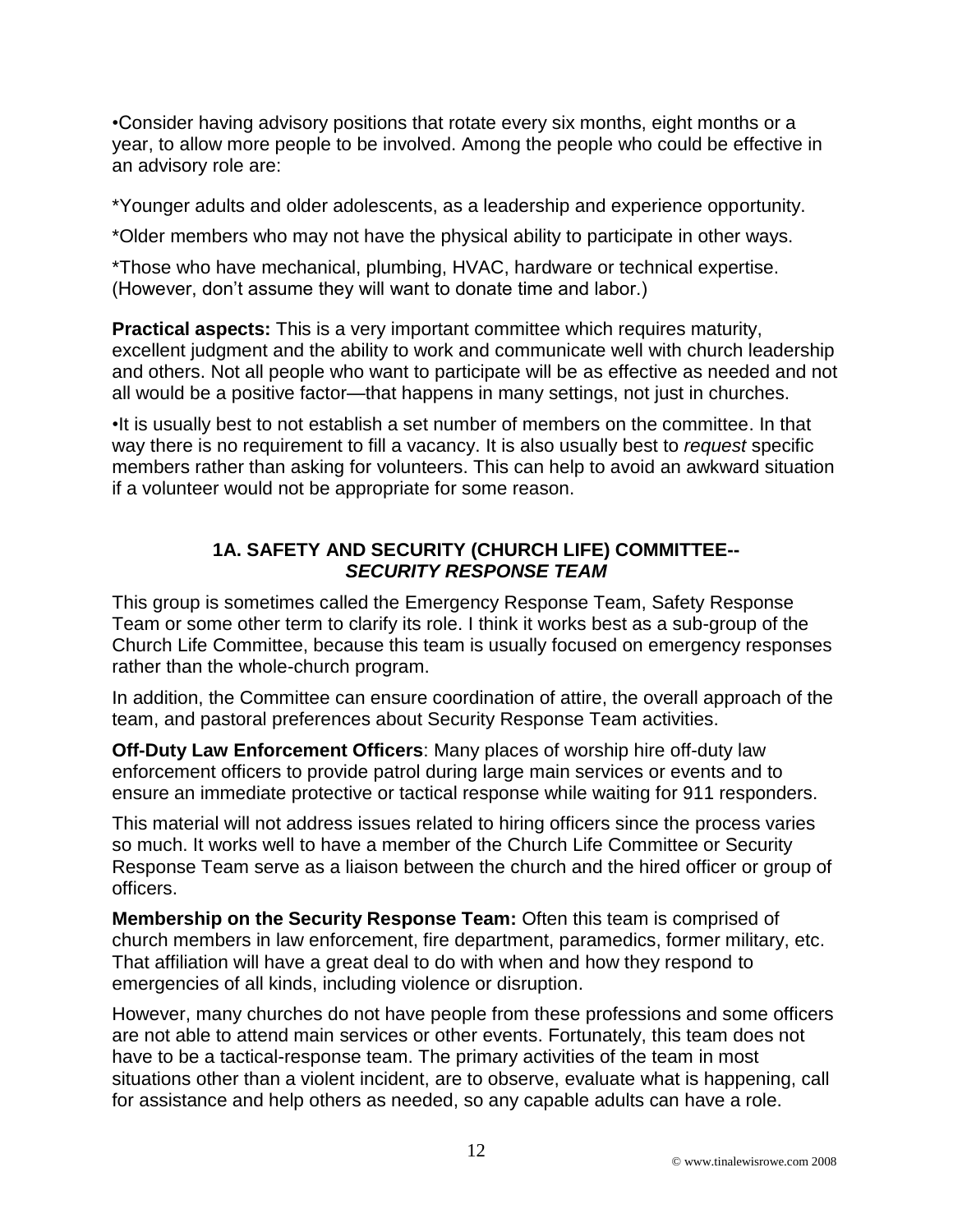•Consider having advisory positions that rotate every six months, eight months or a year, to allow more people to be involved. Among the people who could be effective in an advisory role are:

*Younger adults and older adolescents, as a leadership and experience opportunity.

*Older members who may not have the physical ability to participate in other ways.

*Those who have mechanical, plumbing, HVAC, hardware or technical expertise. (However, don't assume they will want to donate time and labor.)

**Practical aspects:** This is a very important committee which requires maturity, excellent judgment and the ability to work and communicate well with church leadership and others. Not all people who want to participate will be as effective as needed and not all would be a positive factor—that happens in many settings, not just in churches.

•It is usually best to not establish a set number of members on the committee. In that way there is no requirement to fill a vacancy. It is also usually best to *request* specific members rather than asking for volunteers. This can help to avoid an awkward situation if a volunteer would not be appropriate for some reason.

## 1A. SAFETY AND SECURITY (CHURCH LIFE) COMMITTEE-- *SECURITY RESPONSE TEAM*

This group is sometimes called the Emergency Response Team, Safety Response Team or some other term to clarify its role. I think it works best as a sub-group of the Church Life Committee, because this team is usually focused on emergency responses rather than the whole-church program.

In addition, the Committee can ensure coordination of attire, the overall approach of the team, and pastoral preferences about Security Response Team activities.

**Off-Duty Law Enforcement Officers**: Many places of worship hire off-duty law enforcement officers to provide patrol during large main services or events and to ensure an immediate protective or tactical response while waiting for 911 responders.

This material will not address issues related to hiring officers since the process varies so much. It works well to have a member of the Church Life Committee or Security Response Team serve as a liaison between the church and the hired officer or group of officers.

**Membership on the Security Response Team:** Often this team is comprised of church members in law enforcement, fire department, paramedics, former military, etc. That affiliation will have a great deal to do with when and how they respond to emergencies of all kinds, including violence or disruption.

However, many churches do not have people from these professions and some officers are not able to attend main services or other events. Fortunately, this team does not have to be a tactical-response team. The primary activities of the team in most situations other than a violent incident, are to observe, evaluate what is happening, call for assistance and help others as needed, so any capable adults can have a role.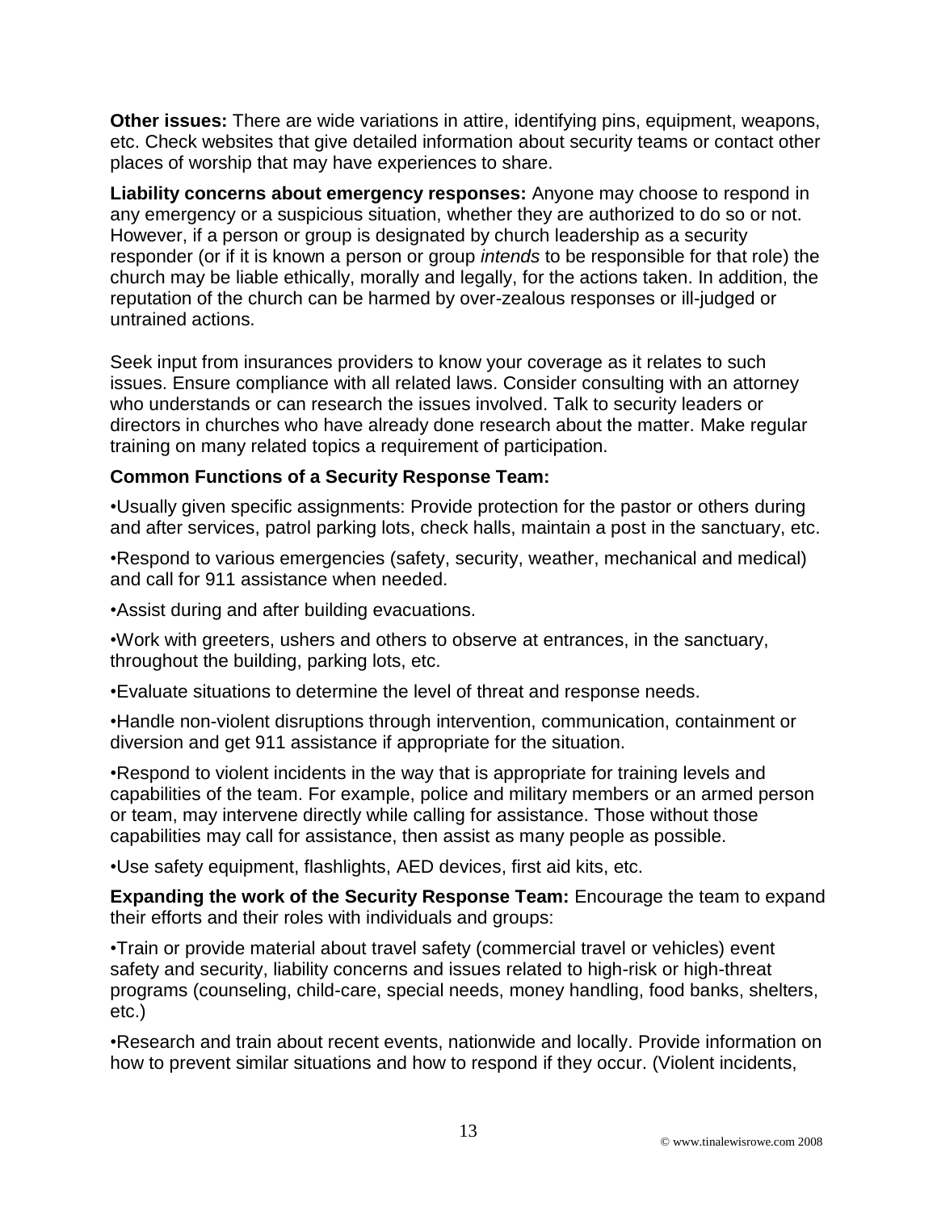**Other issues:** There are wide variations in attire, identifying pins, equipment, weapons, etc. Check websites that give detailed information about security teams or contact other places of worship that may have experiences to share.

**Liability concerns about emergency responses:** Anyone may choose to respond in any emergency or a suspicious situation, whether they are authorized to do so or not. However, if a person or group is designated by church leadership as a security responder (or if it is known a person or group *intends* to be responsible for that role) the church may be liable ethically, morally and legally, for the actions taken. In addition, the reputation of the church can be harmed by over-zealous responses or ill-judged or untrained actions.

Seek input from insurances providers to know your coverage as it relates to such issues. Ensure compliance with all related laws. Consider consulting with an attorney who understands or can research the issues involved. Talk to security leaders or directors in churches who have already done research about the matter. Make regular training on many related topics a requirement of participation.

**Common Functions of a Security Response Team:**

•Usually given specific assignments: Provide protection for the pastor or others during and after services, patrol parking lots, check halls, maintain a post in the sanctuary, etc.

•Respond to various emergencies (safety, security, weather, mechanical and medical) and call for 911 assistance when needed.

•Assist during and after building evacuations.

•Work with greeters, ushers and others to observe at entrances, in the sanctuary, throughout the building, parking lots, etc.

•Evaluate situations to determine the level of threat and response needs.

•Handle non-violent disruptions through intervention, communication, containment or diversion and get 911 assistance if appropriate for the situation.

•Respond to violent incidents in the way that is appropriate for training levels and capabilities of the team. For example, police and military members or an armed person or team, may intervene directly while calling for assistance. Those without those capabilities may call for assistance, then assist as many people as possible.

•Use safety equipment, flashlights, AED devices, first aid kits, etc.

**Expanding the work of the Security Response Team:** Encourage the team to expand their efforts and their roles with individuals and groups:

•Train or provide material about travel safety (commercial travel or vehicles) event safety and security, liability concerns and issues related to high-risk or high-threat programs (counseling, child-care, special needs, money handling, food banks, shelters, etc.)

•Research and train about recent events, nationwide and locally. Provide information on how to prevent similar situations and how to respond if they occur. (Violent incidents,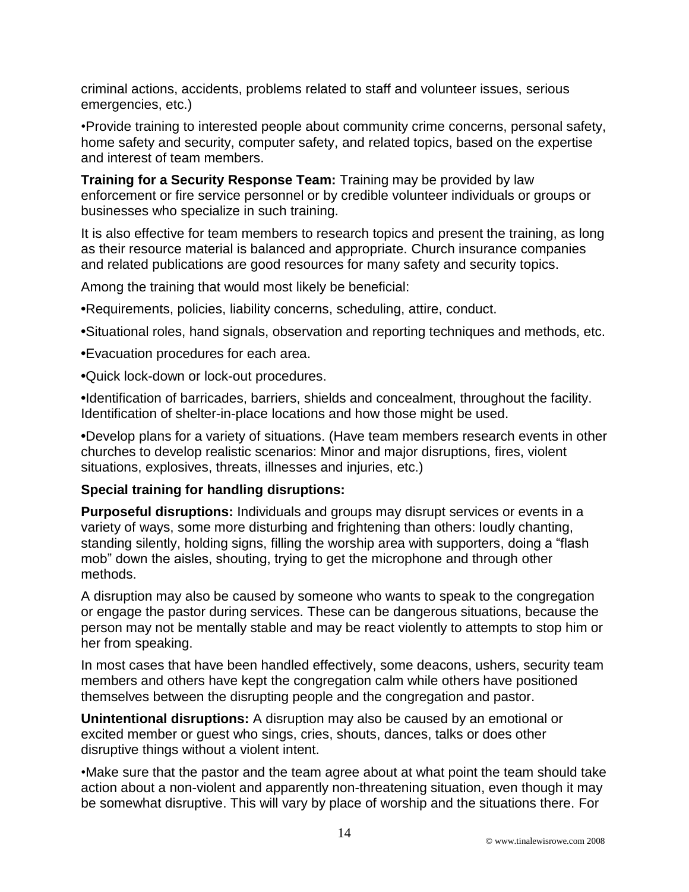criminal actions, accidents, problems related to staff and volunteer issues, serious emergencies, etc.)

•Provide training to interested people about community crime concerns, personal safety, home safety and security, computer safety, and related topics, based on the expertise and interest of team members.

**Training for a Security Response Team:** Training may be provided by law enforcement or fire service personnel or by credible volunteer individuals or groups or businesses who specialize in such training.

It is also effective for team members to research topics and present the training, as long as their resource material is balanced and appropriate. Church insurance companies and related publications are good resources for many safety and security topics.

Among the training that would most likely be beneficial:

•Requirements, policies, liability concerns, scheduling, attire, conduct.

•Situational roles, hand signals, observation and reporting techniques and methods, etc.

•Evacuation procedures for each area.

•Quick lock-down or lock-out procedures.

•Identification of barricades, barriers, shields and concealment, throughout the facility. Identification of shelter-in-place locations and how those might be used.

•Develop plans for a variety of situations. (Have team members research events in other churches to develop realistic scenarios: Minor and major disruptions, fires, violent situations, explosives, threats, illnesses and injuries, etc.)

**Special training for handling disruptions:**

**Purposeful disruptions:** Individuals and groups may disrupt services or events in a variety of ways, some more disturbing and frightening than others: loudly chanting, standing silently, holding signs, filling the worship area with supporters, doing a "flash mob" down the aisles, shouting, trying to get the microphone and through other methods.

A disruption may also be caused by someone who wants to speak to the congregation or engage the pastor during services. These can be dangerous situations, because the person may not be mentally stable and may be react violently to attempts to stop him or her from speaking.

In most cases that have been handled effectively, some deacons, ushers, security team members and others have kept the congregation calm while others have positioned themselves between the disrupting people and the congregation and pastor.

**Unintentional disruptions:** A disruption may also be caused by an emotional or excited member or guest who sings, cries, shouts, dances, talks or does other disruptive things without a violent intent.

•Make sure that the pastor and the team agree about at what point the team should take action about a non-violent and apparently non-threatening situation, even though it may be somewhat disruptive. This will vary by place of worship and the situations there. For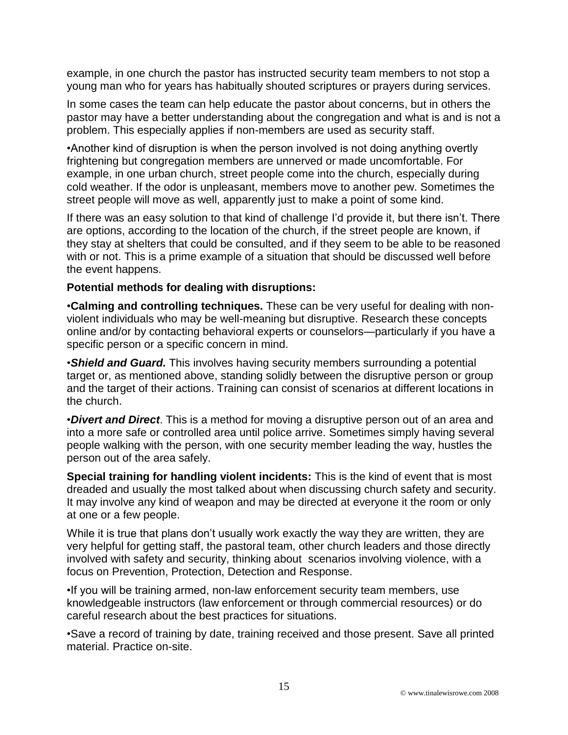example, in one church the pastor has instructed security team members to not stop a young man who for years has habitually shouted scriptures or prayers during services.

In some cases the team can help educate the pastor about concerns, but in others the pastor may have a better understanding about the congregation and what is and is not a problem. This especially applies if non-members are used as security staff.

•Another kind of disruption is when the person involved is not doing anything overtly frightening but congregation members are unnerved or made uncomfortable. For example, in one urban church, street people come into the church, especially during cold weather. If the odor is unpleasant, members move to another pew. Sometimes the street people will move as well, apparently just to make a point of some kind.

If there was an easy solution to that kind of challenge I'd provide it, but there isn't. There are options, according to the location of the church, if the street people are known, if they stay at shelters that could be consulted, and if they seem to be able to be reasoned with or not. This is a prime example of a situation that should be discussed well before the event happens.

**Potential methods for dealing with disruptions:**

•**Calming and controlling techniques.** These can be very useful for dealing with non-violent individuals who may be well-meaning but disruptive. Research these concepts online and/or by contacting behavioral experts or counselors—particularly if you have a specific person or a specific concern in mind.

•***Shield and Guard.*** This involves having security members surrounding a potential target or, as mentioned above, standing solidly between the disruptive person or group and the target of their actions. Training can consist of scenarios at different locations in the church.

•***Divert and Direct***. This is a method for moving a disruptive person out of an area and into a more safe or controlled area until police arrive. Sometimes simply having several people walking with the person, with one security member leading the way, hustles the person out of the area safely.

**Special training for handling violent incidents:** This is the kind of event that is most dreaded and usually the most talked about when discussing church safety and security. It may involve any kind of weapon and may be directed at everyone it the room or only at one or a few people.

While it is true that plans don't usually work exactly the way they are written, they are very helpful for getting staff, the pastoral team, other church leaders and those directly involved with safety and security, thinking about scenarios involving violence, with a focus on Prevention, Protection, Detection and Response.

•If you will be training armed, non-law enforcement security team members, use knowledgeable instructors (law enforcement or through commercial resources) or do careful research about the best practices for situations.

•Save a record of training by date, training received and those present. Save all printed material. Practice on-site.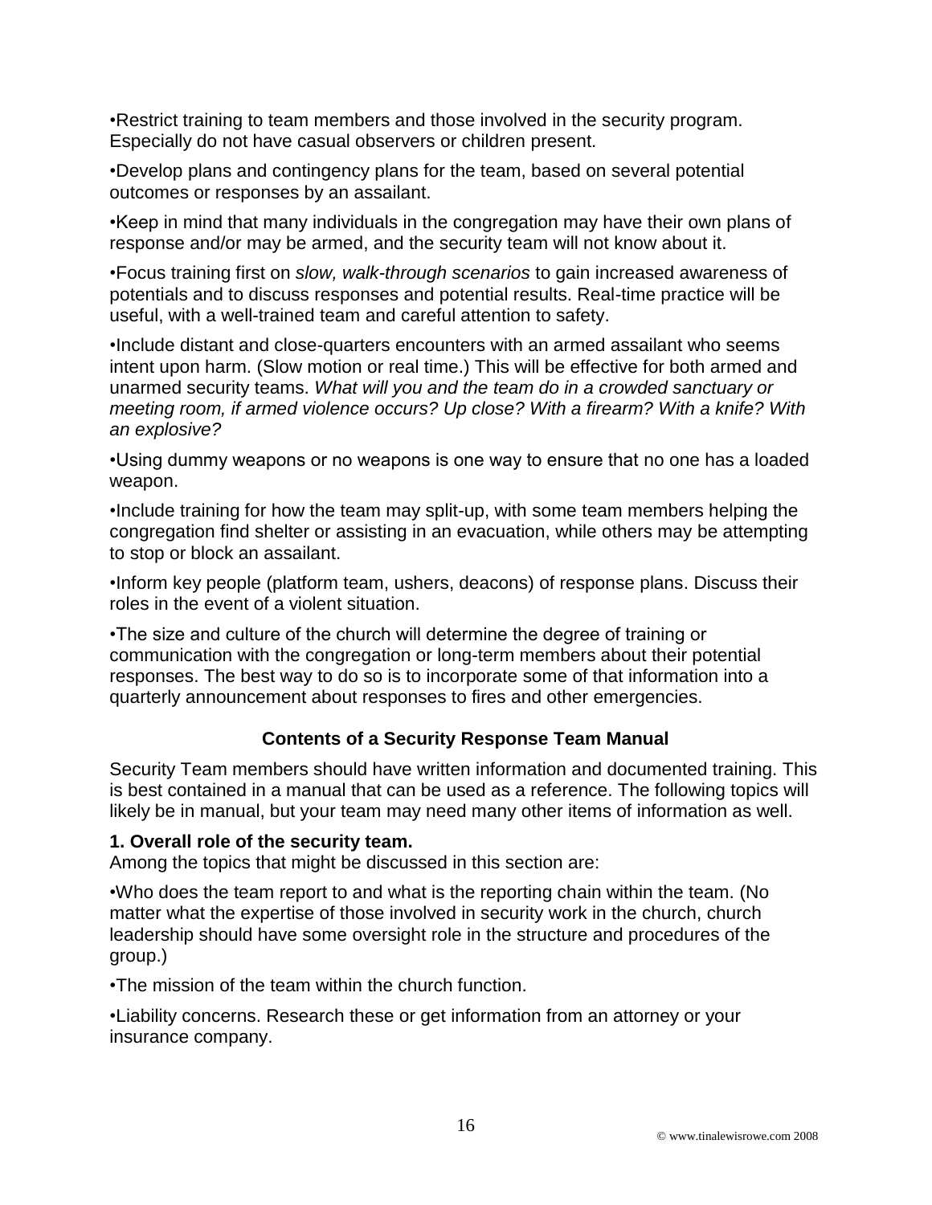•Restrict training to team members and those involved in the security program. Especially do not have casual observers or children present.

•Develop plans and contingency plans for the team, based on several potential outcomes or responses by an assailant.

•Keep in mind that many individuals in the congregation may have their own plans of response and/or may be armed, and the security team will not know about it.

•Focus training first on *slow, walk-through scenarios* to gain increased awareness of potentials and to discuss responses and potential results. Real-time practice will be useful, with a well-trained team and careful attention to safety.

•Include distant and close-quarters encounters with an armed assailant who seems intent upon harm. (Slow motion or real time.) This will be effective for both armed and unarmed security teams. *What will you and the team do in a crowded sanctuary or meeting room, if armed violence occurs? Up close? With a firearm? With a knife? With an explosive?*

•Using dummy weapons or no weapons is one way to ensure that no one has a loaded weapon.

•Include training for how the team may split-up, with some team members helping the congregation find shelter or assisting in an evacuation, while others may be attempting to stop or block an assailant.

•Inform key people (platform team, ushers, deacons) of response plans. Discuss their roles in the event of a violent situation.

•The size and culture of the church will determine the degree of training or communication with the congregation or long-term members about their potential responses. The best way to do so is to incorporate some of that information into a quarterly announcement about responses to fires and other emergencies.

## Contents of a Security Response Team Manual

Security Team members should have written information and documented training. This is best contained in a manual that can be used as a reference. The following topics will likely be in manual, but your team may need many other items of information as well.

**1. Overall role of the security team.**
Among the topics that might be discussed in this section are:

•Who does the team report to and what is the reporting chain within the team. (No matter what the expertise of those involved in security work in the church, church leadership should have some oversight role in the structure and procedures of the group.)

•The mission of the team within the church function.

•Liability concerns. Research these or get information from an attorney or your insurance company.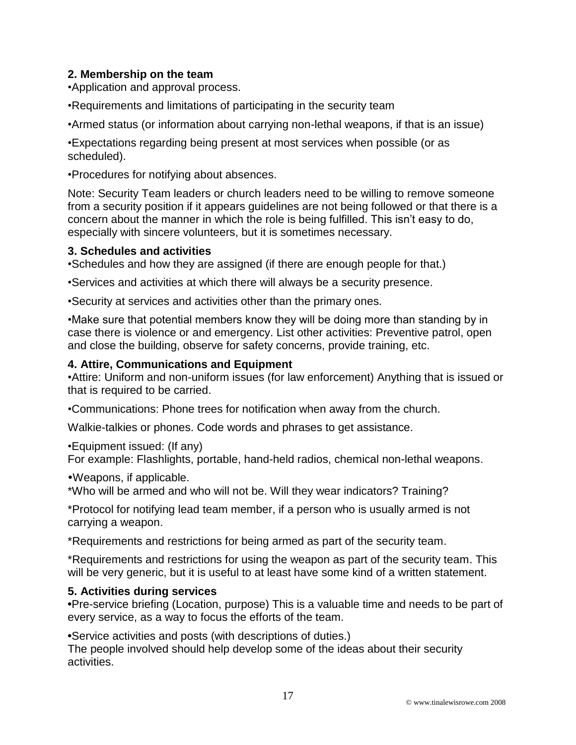**2. Membership on the team**

•Application and approval process.

•Requirements and limitations of participating in the security team

•Armed status (or information about carrying non-lethal weapons, if that is an issue)

•Expectations regarding being present at most services when possible (or as scheduled).

•Procedures for notifying about absences.

Note: Security Team leaders or church leaders need to be willing to remove someone from a security position if it appears guidelines are not being followed or that there is a concern about the manner in which the role is being fulfilled. This isn't easy to do, especially with sincere volunteers, but it is sometimes necessary.

**3. Schedules and activities**

•Schedules and how they are assigned (if there are enough people for that.)

•Services and activities at which there will always be a security presence.

•Security at services and activities other than the primary ones.

•Make sure that potential members know they will be doing more than standing by in case there is violence or and emergency. List other activities: Preventive patrol, open and close the building, observe for safety concerns, provide training, etc.

**4. Attire, Communications and Equipment**

•Attire: Uniform and non-uniform issues (for law enforcement) Anything that is issued or that is required to be carried.

•Communications: Phone trees for notification when away from the church.

Walkie-talkies or phones. Code words and phrases to get assistance.

•Equipment issued: (If any)
For example: Flashlights, portable, hand-held radios, chemical non-lethal weapons.

•Weapons, if applicable.
*Who will be armed and who will not be. Will they wear indicators? Training?

*Protocol for notifying lead team member, if a person who is usually armed is not carrying a weapon.

*Requirements and restrictions for being armed as part of the security team.

*Requirements and restrictions for using the weapon as part of the security team. This will be very generic, but it is useful to at least have some kind of a written statement.

**5. Activities during services**

•Pre-service briefing (Location, purpose) This is a valuable time and needs to be part of every service, as a way to focus the efforts of the team.

•Service activities and posts (with descriptions of duties.)
The people involved should help develop some of the ideas about their security activities.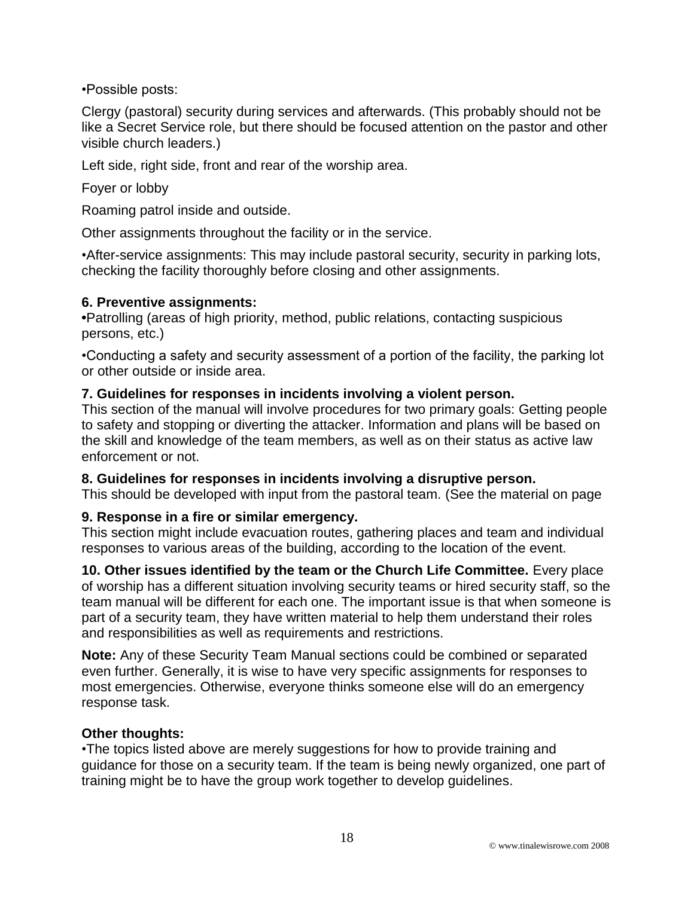•Possible posts:

Clergy (pastoral) security during services and afterwards. (This probably should not be like a Secret Service role, but there should be focused attention on the pastor and other visible church leaders.)

Left side, right side, front and rear of the worship area.

Foyer or lobby

Roaming patrol inside and outside.

Other assignments throughout the facility or in the service.

•After-service assignments: This may include pastoral security, security in parking lots, checking the facility thoroughly before closing and other assignments.

**6. Preventive assignments:**

**•**Patrolling (areas of high priority, method, public relations, contacting suspicious persons, etc.)

•Conducting a safety and security assessment of a portion of the facility, the parking lot or other outside or inside area.

**7. Guidelines for responses in incidents involving a violent person.**

This section of the manual will involve procedures for two primary goals: Getting people to safety and stopping or diverting the attacker. Information and plans will be based on the skill and knowledge of the team members, as well as on their status as active law enforcement or not.

**8. Guidelines for responses in incidents involving a disruptive person.**

This should be developed with input from the pastoral team. (See the material on page

**9. Response in a fire or similar emergency.**

This section might include evacuation routes, gathering places and team and individual responses to various areas of the building, according to the location of the event.

**10. Other issues identified by the team or the Church Life Committee.** Every place of worship has a different situation involving security teams or hired security staff, so the team manual will be different for each one. The important issue is that when someone is part of a security team, they have written material to help them understand their roles and responsibilities as well as requirements and restrictions.

**Note:** Any of these Security Team Manual sections could be combined or separated even further. Generally, it is wise to have very specific assignments for responses to most emergencies. Otherwise, everyone thinks someone else will do an emergency response task.

**Other thoughts:**

•The topics listed above are merely suggestions for how to provide training and guidance for those on a security team. If the team is being newly organized, one part of training might be to have the group work together to develop guidelines.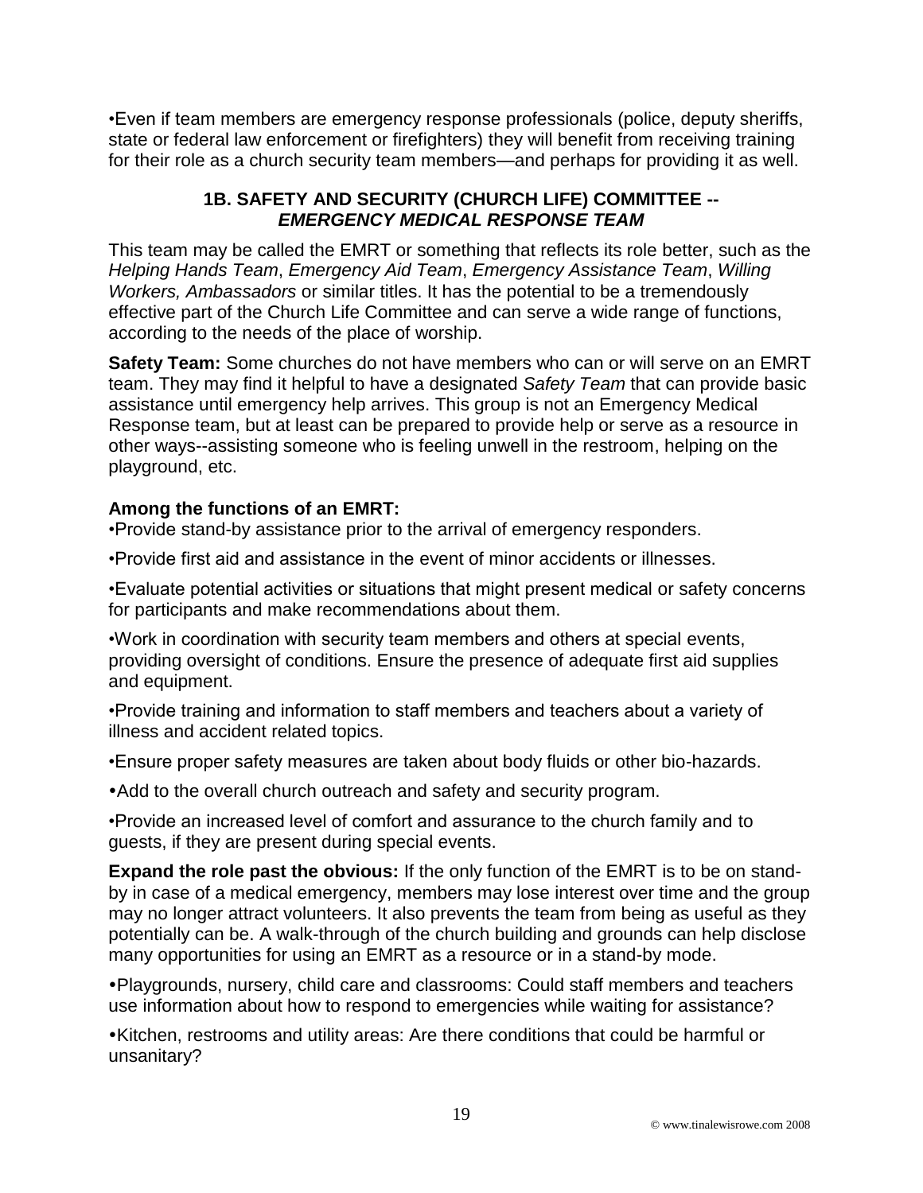•Even if team members are emergency response professionals (police, deputy sheriffs, state or federal law enforcement or firefighters) they will benefit from receiving training for their role as a church security team members—and perhaps for providing it as well.

### 1B. SAFETY AND SECURITY (CHURCH LIFE) COMMITTEE -- *EMERGENCY MEDICAL RESPONSE TEAM*

This team may be called the EMRT or something that reflects its role better, such as the *Helping Hands Team*, *Emergency Aid Team*, *Emergency Assistance Team*, *Willing Workers, Ambassadors* or similar titles. It has the potential to be a tremendously effective part of the Church Life Committee and can serve a wide range of functions, according to the needs of the place of worship.

**Safety Team:** Some churches do not have members who can or will serve on an EMRT team. They may find it helpful to have a designated *Safety Team* that can provide basic assistance until emergency help arrives. This group is not an Emergency Medical Response team, but at least can be prepared to provide help or serve as a resource in other ways--assisting someone who is feeling unwell in the restroom, helping on the playground, etc.

**Among the functions of an EMRT:**

•Provide stand-by assistance prior to the arrival of emergency responders.

•Provide first aid and assistance in the event of minor accidents or illnesses.

•Evaluate potential activities or situations that might present medical or safety concerns for participants and make recommendations about them.

•Work in coordination with security team members and others at special events, providing oversight of conditions. Ensure the presence of adequate first aid supplies and equipment.

•Provide training and information to staff members and teachers about a variety of illness and accident related topics.

•Ensure proper safety measures are taken about body fluids or other bio-hazards.

•Add to the overall church outreach and safety and security program.

•Provide an increased level of comfort and assurance to the church family and to guests, if they are present during special events.

**Expand the role past the obvious:** If the only function of the EMRT is to be on stand-by in case of a medical emergency, members may lose interest over time and the group may no longer attract volunteers. It also prevents the team from being as useful as they potentially can be. A walk-through of the church building and grounds can help disclose many opportunities for using an EMRT as a resource or in a stand-by mode.

•Playgrounds, nursery, child care and classrooms: Could staff members and teachers use information about how to respond to emergencies while waiting for assistance?

•Kitchen, restrooms and utility areas: Are there conditions that could be harmful or unsanitary?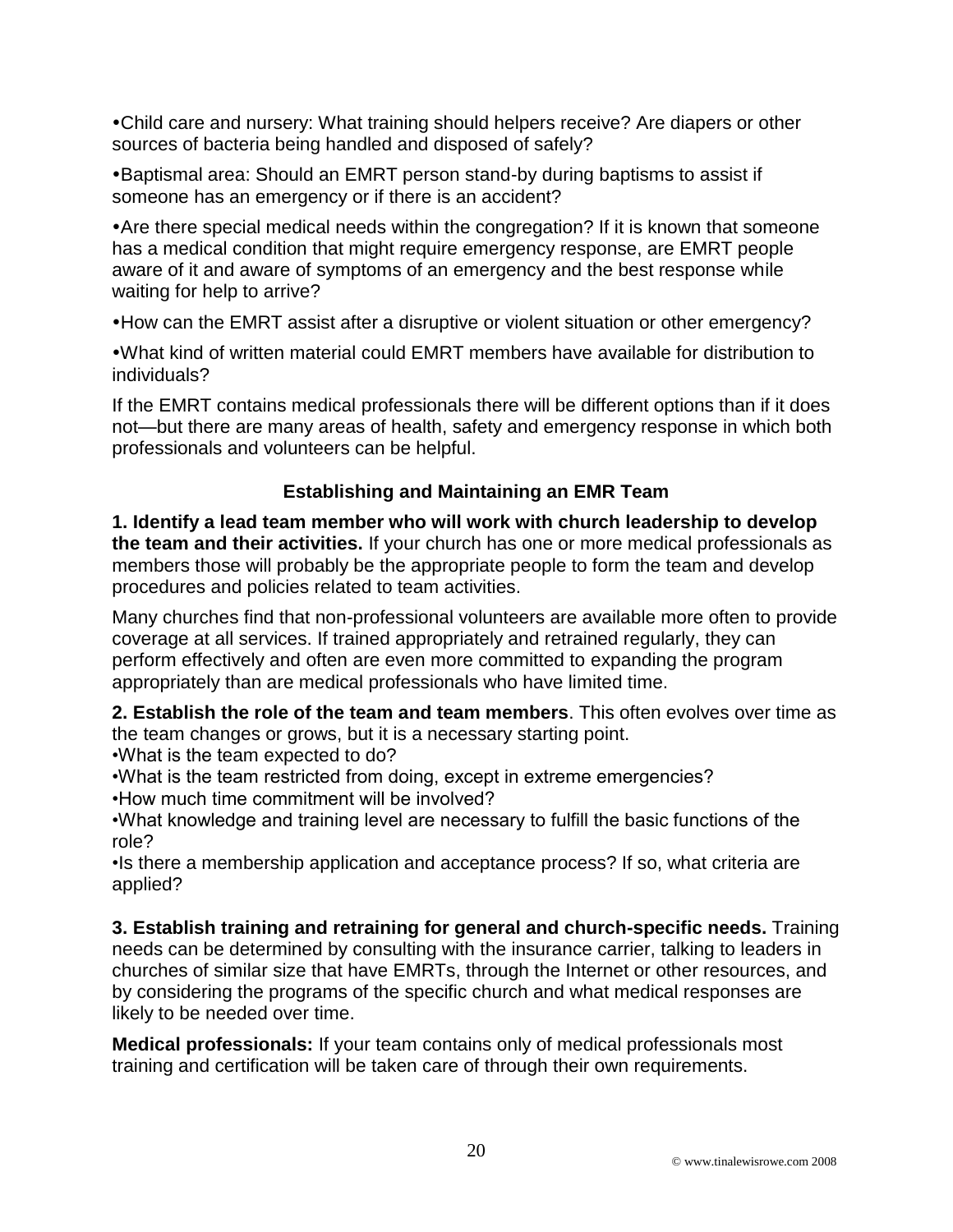- Child care and nursery: What training should helpers receive? Are diapers or other sources of bacteria being handled and disposed of safely?

- Baptismal area: Should an EMRT person stand-by during baptisms to assist if someone has an emergency or if there is an accident?

- Are there special medical needs within the congregation? If it is known that someone has a medical condition that might require emergency response, are EMRT people aware of it and aware of symptoms of an emergency and the best response while waiting for help to arrive?

- How can the EMRT assist after a disruptive or violent situation or other emergency?

- What kind of written material could EMRT members have available for distribution to individuals?

If the EMRT contains medical professionals there will be different options than if it does not—but there are many areas of health, safety and emergency response in which both professionals and volunteers can be helpful.

### Establishing and Maintaining an EMR Team

**1. Identify a lead team member who will work with church leadership to develop the team and their activities.** If your church has one or more medical professionals as members those will probably be the appropriate people to form the team and develop procedures and policies related to team activities.

Many churches find that non-professional volunteers are available more often to provide coverage at all services. If trained appropriately and retrained regularly, they can perform effectively and often are even more committed to expanding the program appropriately than are medical professionals who have limited time.

**2. Establish the role of the team and team members**. This often evolves over time as the team changes or grows, but it is a necessary starting point.

- What is the team expected to do?
- What is the team restricted from doing, except in extreme emergencies?
- How much time commitment will be involved?
- What knowledge and training level are necessary to fulfill the basic functions of the role?
- Is there a membership application and acceptance process? If so, what criteria are applied?

**3. Establish training and retraining for general and church-specific needs.** Training needs can be determined by consulting with the insurance carrier, talking to leaders in churches of similar size that have EMRTs, through the Internet or other resources, and by considering the programs of the specific church and what medical responses are likely to be needed over time.

**Medical professionals:** If your team contains only of medical professionals most training and certification will be taken care of through their own requirements.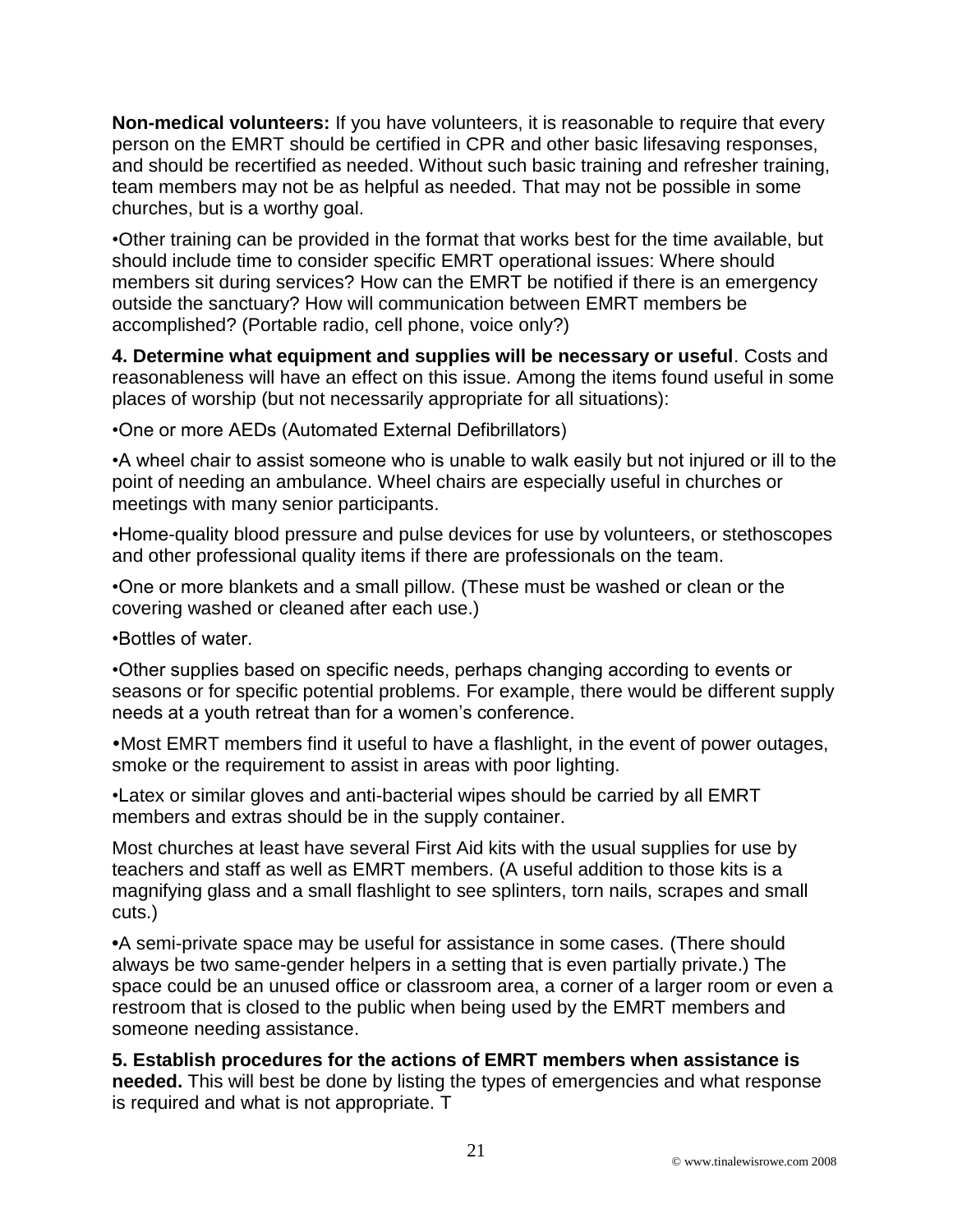**Non-medical volunteers:** If you have volunteers, it is reasonable to require that every person on the EMRT should be certified in CPR and other basic lifesaving responses, and should be recertified as needed. Without such basic training and refresher training, team members may not be as helpful as needed. That may not be possible in some churches, but is a worthy goal.

•Other training can be provided in the format that works best for the time available, but should include time to consider specific EMRT operational issues: Where should members sit during services? How can the EMRT be notified if there is an emergency outside the sanctuary? How will communication between EMRT members be accomplished? (Portable radio, cell phone, voice only?)

**4. Determine what equipment and supplies will be necessary or useful**. Costs and reasonableness will have an effect on this issue. Among the items found useful in some places of worship (but not necessarily appropriate for all situations):

•One or more AEDs (Automated External Defibrillators)

•A wheel chair to assist someone who is unable to walk easily but not injured or ill to the point of needing an ambulance. Wheel chairs are especially useful in churches or meetings with many senior participants.

•Home-quality blood pressure and pulse devices for use by volunteers, or stethoscopes and other professional quality items if there are professionals on the team.

•One or more blankets and a small pillow. (These must be washed or clean or the covering washed or cleaned after each use.)

•Bottles of water.

•Other supplies based on specific needs, perhaps changing according to events or seasons or for specific potential problems. For example, there would be different supply needs at a youth retreat than for a women's conference.

•Most EMRT members find it useful to have a flashlight, in the event of power outages, smoke or the requirement to assist in areas with poor lighting.

•Latex or similar gloves and anti-bacterial wipes should be carried by all EMRT members and extras should be in the supply container.

Most churches at least have several First Aid kits with the usual supplies for use by teachers and staff as well as EMRT members. (A useful addition to those kits is a magnifying glass and a small flashlight to see splinters, torn nails, scrapes and small cuts.)

•A semi-private space may be useful for assistance in some cases. (There should always be two same-gender helpers in a setting that is even partially private.) The space could be an unused office or classroom area, a corner of a larger room or even a restroom that is closed to the public when being used by the EMRT members and someone needing assistance.

**5. Establish procedures for the actions of EMRT members when assistance is needed.** This will best be done by listing the types of emergencies and what response is required and what is not appropriate. T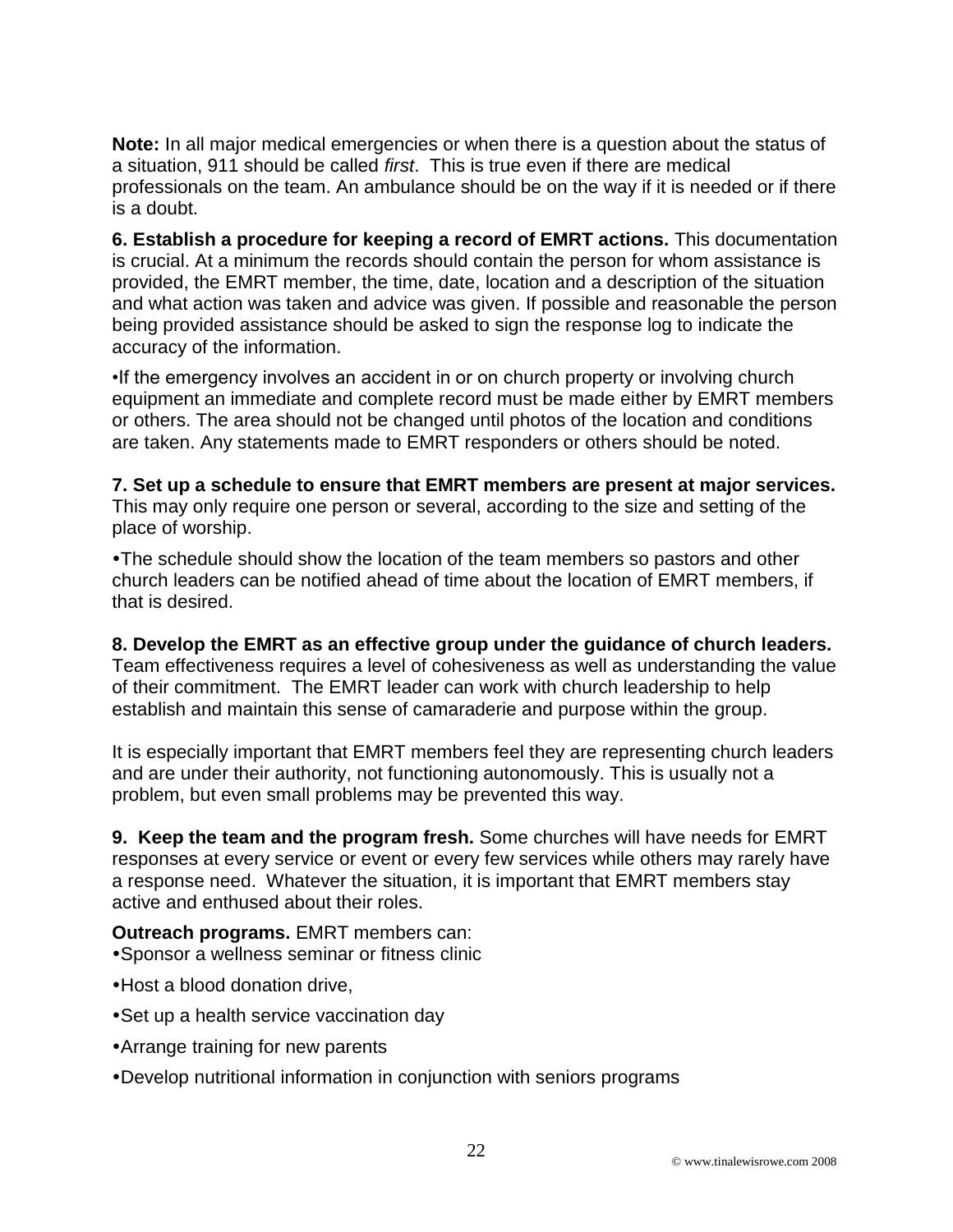**Note:** In all major medical emergencies or when there is a question about the status of a situation, 911 should be called *first*. This is true even if there are medical professionals on the team. An ambulance should be on the way if it is needed or if there is a doubt.

**6. Establish a procedure for keeping a record of EMRT actions.** This documentation is crucial. At a minimum the records should contain the person for whom assistance is provided, the EMRT member, the time, date, location and a description of the situation and what action was taken and advice was given. If possible and reasonable the person being provided assistance should be asked to sign the response log to indicate the accuracy of the information.

•If the emergency involves an accident in or on church property or involving church equipment an immediate and complete record must be made either by EMRT members or others. The area should not be changed until photos of the location and conditions are taken. Any statements made to EMRT responders or others should be noted.

**7. Set up a schedule to ensure that EMRT members are present at major services.** This may only require one person or several, according to the size and setting of the place of worship.

•The schedule should show the location of the team members so pastors and other church leaders can be notified ahead of time about the location of EMRT members, if that is desired.

**8. Develop the EMRT as an effective group under the guidance of church leaders.** Team effectiveness requires a level of cohesiveness as well as understanding the value of their commitment. The EMRT leader can work with church leadership to help establish and maintain this sense of camaraderie and purpose within the group.

It is especially important that EMRT members feel they are representing church leaders and are under their authority, not functioning autonomously. This is usually not a problem, but even small problems may be prevented this way.

**9. Keep the team and the program fresh.** Some churches will have needs for EMRT responses at every service or event or every few services while others may rarely have a response need. Whatever the situation, it is important that EMRT members stay active and enthused about their roles.

**Outreach programs.** EMRT members can:

•Sponsor a wellness seminar or fitness clinic

•Host a blood donation drive,

•Set up a health service vaccination day

•Arrange training for new parents

•Develop nutritional information in conjunction with seniors programs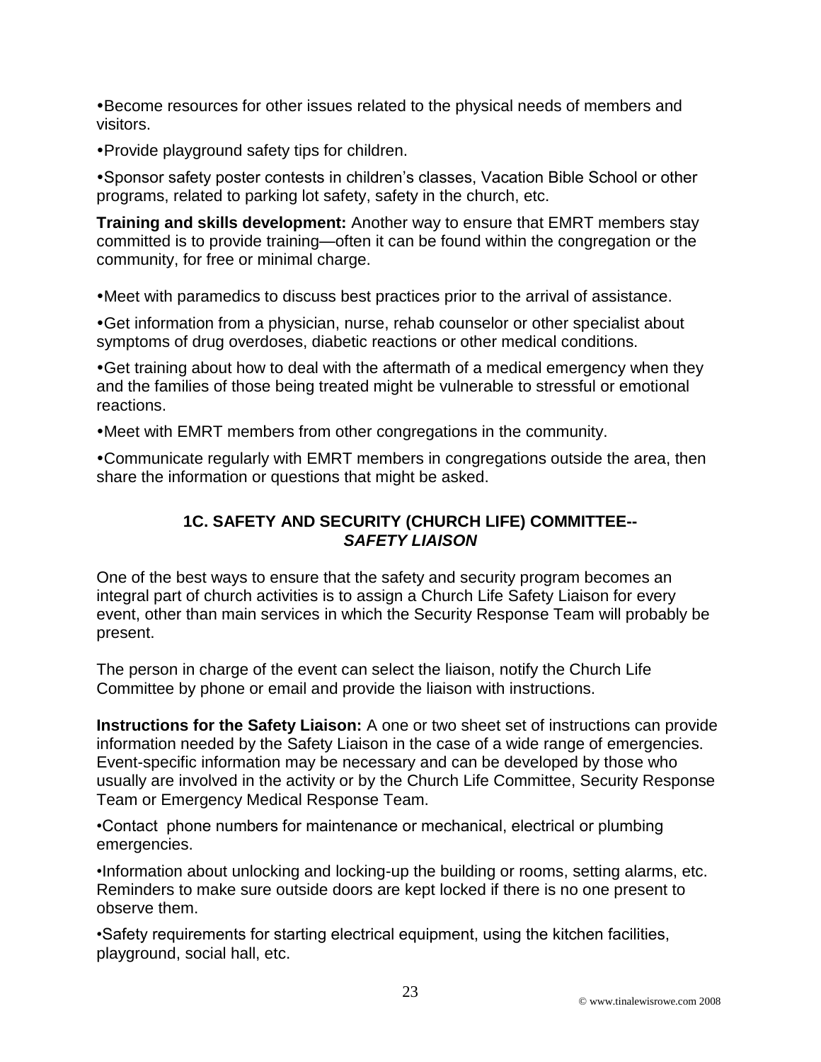•Become resources for other issues related to the physical needs of members and visitors.

•Provide playground safety tips for children.

•Sponsor safety poster contests in children's classes, Vacation Bible School or other programs, related to parking lot safety, safety in the church, etc.

**Training and skills development:** Another way to ensure that EMRT members stay committed is to provide training—often it can be found within the congregation or the community, for free or minimal charge.

•Meet with paramedics to discuss best practices prior to the arrival of assistance.

•Get information from a physician, nurse, rehab counselor or other specialist about symptoms of drug overdoses, diabetic reactions or other medical conditions.

•Get training about how to deal with the aftermath of a medical emergency when they and the families of those being treated might be vulnerable to stressful or emotional reactions.

•Meet with EMRT members from other congregations in the community.

•Communicate regularly with EMRT members in congregations outside the area, then share the information or questions that might be asked.

## 1C. SAFETY AND SECURITY (CHURCH LIFE) COMMITTEE-- *SAFETY LIAISON*

One of the best ways to ensure that the safety and security program becomes an integral part of church activities is to assign a Church Life Safety Liaison for every event, other than main services in which the Security Response Team will probably be present.

The person in charge of the event can select the liaison, notify the Church Life Committee by phone or email and provide the liaison with instructions.

**Instructions for the Safety Liaison:** A one or two sheet set of instructions can provide information needed by the Safety Liaison in the case of a wide range of emergencies. Event-specific information may be necessary and can be developed by those who usually are involved in the activity or by the Church Life Committee, Security Response Team or Emergency Medical Response Team.

•Contact phone numbers for maintenance or mechanical, electrical or plumbing emergencies.

•Information about unlocking and locking-up the building or rooms, setting alarms, etc. Reminders to make sure outside doors are kept locked if there is no one present to observe them.

•Safety requirements for starting electrical equipment, using the kitchen facilities, playground, social hall, etc.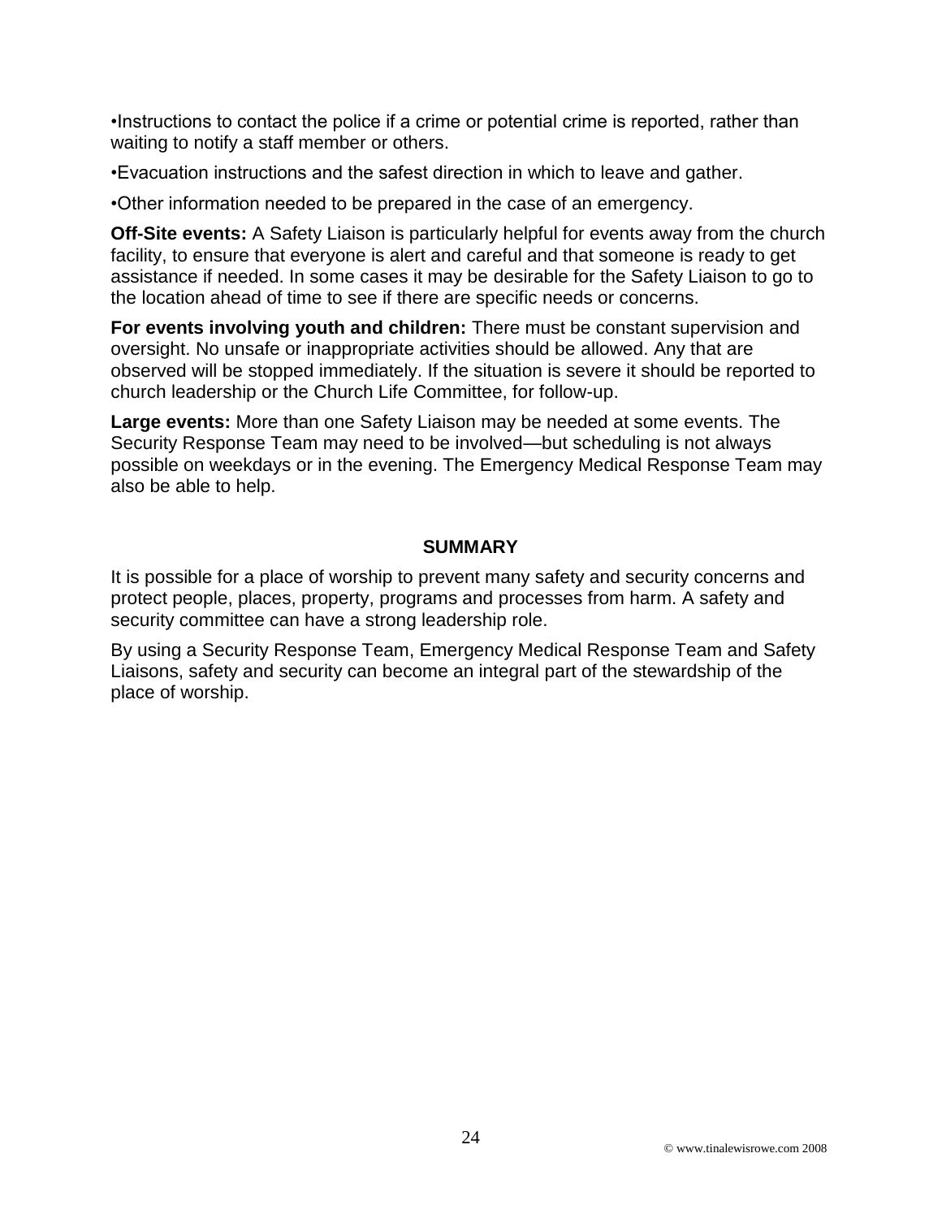•Instructions to contact the police if a crime or potential crime is reported, rather than waiting to notify a staff member or others.

•Evacuation instructions and the safest direction in which to leave and gather.

•Other information needed to be prepared in the case of an emergency.

**Off-Site events:** A Safety Liaison is particularly helpful for events away from the church facility, to ensure that everyone is alert and careful and that someone is ready to get assistance if needed. In some cases it may be desirable for the Safety Liaison to go to the location ahead of time to see if there are specific needs or concerns.

**For events involving youth and children:** There must be constant supervision and oversight. No unsafe or inappropriate activities should be allowed. Any that are observed will be stopped immediately. If the situation is severe it should be reported to church leadership or the Church Life Committee, for follow-up.

**Large events:** More than one Safety Liaison may be needed at some events. The Security Response Team may need to be involved—but scheduling is not always possible on weekdays or in the evening. The Emergency Medical Response Team may also be able to help.

## SUMMARY

It is possible for a place of worship to prevent many safety and security concerns and protect people, places, property, programs and processes from harm. A safety and security committee can have a strong leadership role.

By using a Security Response Team, Emergency Medical Response Team and Safety Liaisons, safety and security can become an integral part of the stewardship of the place of worship.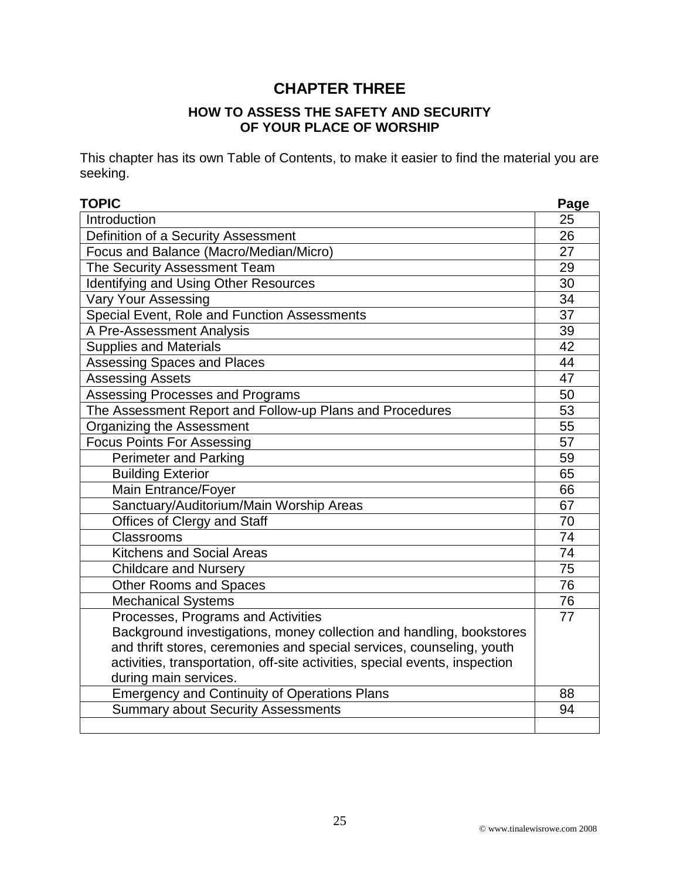# CHAPTER THREE

## HOW TO ASSESS THE SAFETY AND SECURITY OF YOUR PLACE OF WORSHIP

This chapter has its own Table of Contents, to make it easier to find the material you are seeking.

| TOPIC | Page |
|---|---|
| Introduction | 25 |
| Definition of a Security Assessment | 26 |
| Focus and Balance (Macro/Median/Micro) | 27 |
| The Security Assessment Team | 29 |
| Identifying and Using Other Resources | 30 |
| Vary Your Assessing | 34 |
| Special Event, Role and Function Assessments | 37 |
| A Pre-Assessment Analysis | 39 |
| Supplies and Materials | 42 |
| Assessing Spaces and Places | 44 |
| Assessing Assets | 47 |
| Assessing Processes and Programs | 50 |
| The Assessment Report and Follow-up Plans and Procedures | 53 |
| Organizing the Assessment | 55 |
| Focus Points For Assessing | 57 |
| &nbsp;&nbsp;&nbsp;&nbsp;Perimeter and Parking | 59 |
| &nbsp;&nbsp;&nbsp;&nbsp;Building Exterior | 65 |
| &nbsp;&nbsp;&nbsp;&nbsp;Main Entrance/Foyer | 66 |
| &nbsp;&nbsp;&nbsp;&nbsp;Sanctuary/Auditorium/Main Worship Areas | 67 |
| &nbsp;&nbsp;&nbsp;&nbsp;Offices of Clergy and Staff | 70 |
| &nbsp;&nbsp;&nbsp;&nbsp;Classrooms | 74 |
| &nbsp;&nbsp;&nbsp;&nbsp;Kitchens and Social Areas | 74 |
| &nbsp;&nbsp;&nbsp;&nbsp;Childcare and Nursery | 75 |
| &nbsp;&nbsp;&nbsp;&nbsp;Other Rooms and Spaces | 76 |
| &nbsp;&nbsp;&nbsp;&nbsp;Mechanical Systems | 76 |
| &nbsp;&nbsp;&nbsp;&nbsp;Processes, Programs and Activities<br>&nbsp;&nbsp;&nbsp;&nbsp;Background investigations, money collection and handling, bookstores and thrift stores, ceremonies and special services, counseling, youth activities, transportation, off-site activities, special events, inspection during main services. | 77 |
| &nbsp;&nbsp;&nbsp;&nbsp;Emergency and Continuity of Operations Plans | 88 |
| &nbsp;&nbsp;&nbsp;&nbsp;Summary about Security Assessments | 94 |
| | |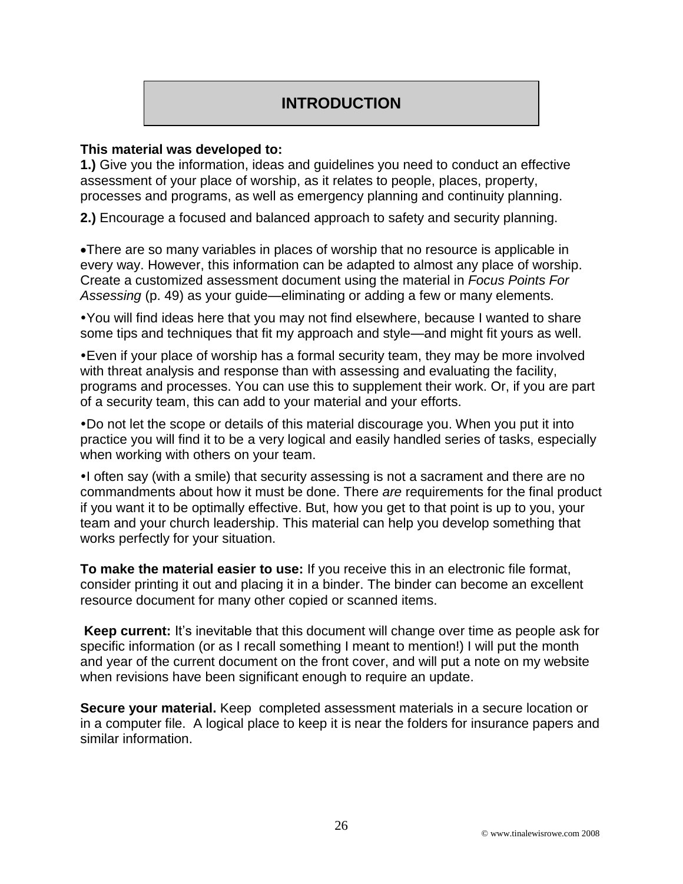# INTRODUCTION

**This material was developed to:**

**1.)** Give you the information, ideas and guidelines you need to conduct an effective assessment of your place of worship, as it relates to people, places, property, processes and programs, as well as emergency planning and continuity planning.

**2.)** Encourage a focused and balanced approach to safety and security planning.

- There are so many variables in places of worship that no resource is applicable in every way. However, this information can be adapted to almost any place of worship. Create a customized assessment document using the material in *Focus Points For Assessing* (p. 49) as your guide—eliminating or adding a few or many elements.
- You will find ideas here that you may not find elsewhere, because I wanted to share some tips and techniques that fit my approach and style—and might fit yours as well.
- Even if your place of worship has a formal security team, they may be more involved with threat analysis and response than with assessing and evaluating the facility, programs and processes. You can use this to supplement their work. Or, if you are part of a security team, this can add to your material and your efforts.
- Do not let the scope or details of this material discourage you. When you put it into practice you will find it to be a very logical and easily handled series of tasks, especially when working with others on your team.
- I often say (with a smile) that security assessing is not a sacrament and there are no commandments about how it must be done. There *are* requirements for the final product if you want it to be optimally effective. But, how you get to that point is up to you, your team and your church leadership. This material can help you develop something that works perfectly for your situation.

**To make the material easier to use:** If you receive this in an electronic file format, consider printing it out and placing it in a binder. The binder can become an excellent resource document for many other copied or scanned items.

**Keep current:** It's inevitable that this document will change over time as people ask for specific information (or as I recall something I meant to mention!) I will put the month and year of the current document on the front cover, and will put a note on my website when revisions have been significant enough to require an update.

**Secure your material.** Keep completed assessment materials in a secure location or in a computer file. A logical place to keep it is near the folders for insurance papers and similar information.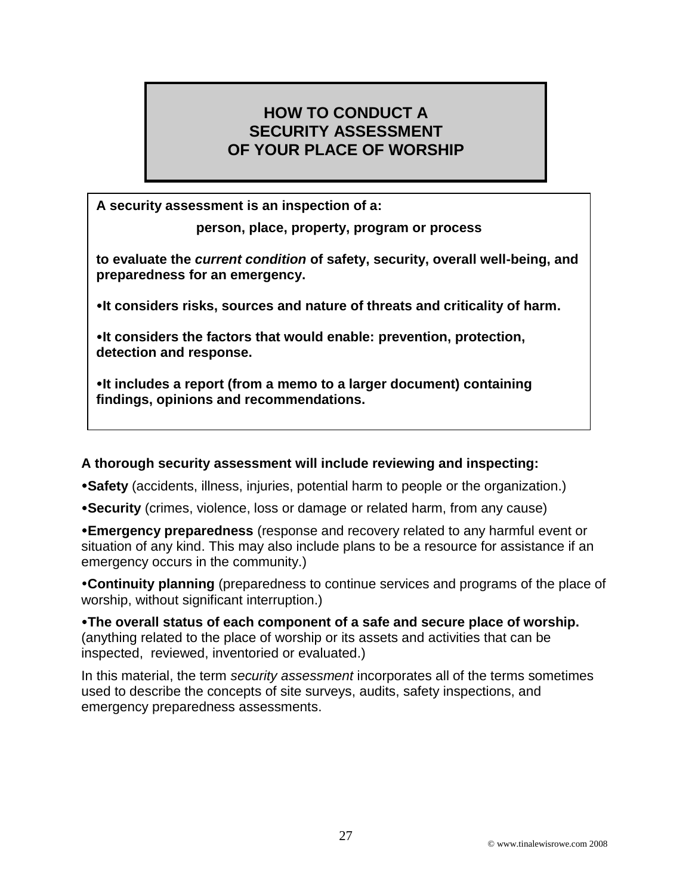# HOW TO CONDUCT A SECURITY ASSESSMENT OF YOUR PLACE OF WORSHIP

**A security assessment is an inspection of a:**

**person, place, property, program or process**

**to evaluate the *current condition* of safety, security, overall well-being, and preparedness for an emergency.**

- **It considers risks, sources and nature of threats and criticality of harm.**
- **It considers the factors that would enable: prevention, protection, detection and response.**
- **It includes a report (from a memo to a larger document) containing findings, opinions and recommendations.**

**A thorough security assessment will include reviewing and inspecting:**

- **Safety** (accidents, illness, injuries, potential harm to people or the organization.)
- **Security** (crimes, violence, loss or damage or related harm, from any cause)
- **Emergency preparedness** (response and recovery related to any harmful event or situation of any kind. This may also include plans to be a resource for assistance if an emergency occurs in the community.)
- **Continuity planning** (preparedness to continue services and programs of the place of worship, without significant interruption.)
- **The overall status of each component of a safe and secure place of worship.** (anything related to the place of worship or its assets and activities that can be inspected, reviewed, inventoried or evaluated.)

In this material, the term *security assessment* incorporates all of the terms sometimes used to describe the concepts of site surveys, audits, safety inspections, and emergency preparedness assessments.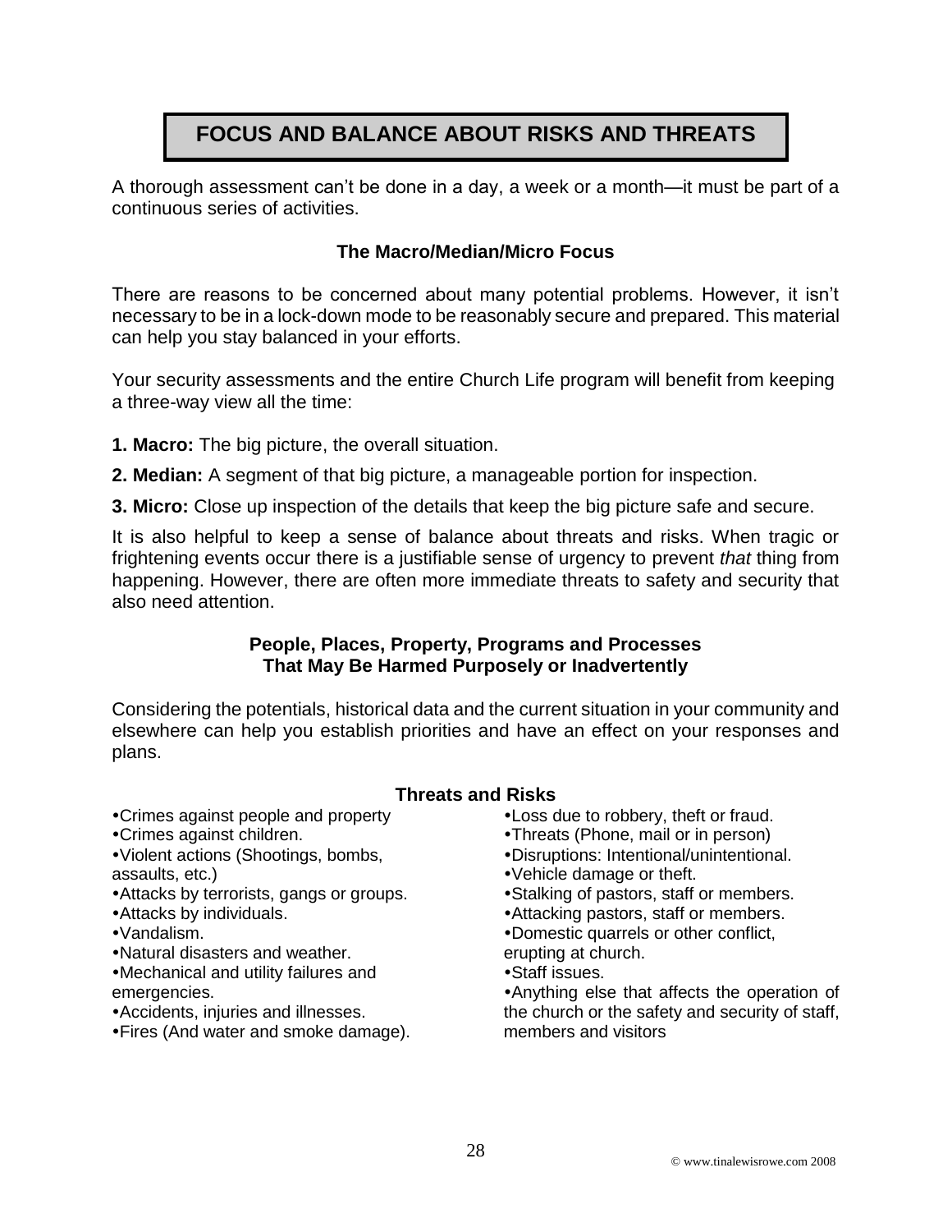# FOCUS AND BALANCE ABOUT RISKS AND THREATS

A thorough assessment can't be done in a day, a week or a month—it must be part of a continuous series of activities.

### The Macro/Median/Micro Focus

There are reasons to be concerned about many potential problems. However, it isn't necessary to be in a lock-down mode to be reasonably secure and prepared. This material can help you stay balanced in your efforts.

Your security assessments and the entire Church Life program will benefit from keeping a three-way view all the time:

**1. Macro:** The big picture, the overall situation.

**2. Median:** A segment of that big picture, a manageable portion for inspection.

**3. Micro:** Close up inspection of the details that keep the big picture safe and secure.

It is also helpful to keep a sense of balance about threats and risks. When tragic or frightening events occur there is a justifiable sense of urgency to prevent *that* thing from happening. However, there are often more immediate threats to safety and security that also need attention.

### People, Places, Property, Programs and Processes That May Be Harmed Purposely or Inadvertently

Considering the potentials, historical data and the current situation in your community and elsewhere can help you establish priorities and have an effect on your responses and plans.

### Threats and Risks

- Crimes against people and property
- Crimes against children.
- Violent actions (Shootings, bombs, assaults, etc.)
- Attacks by terrorists, gangs or groups.
- Attacks by individuals.
- Vandalism.
- Natural disasters and weather.
- Mechanical and utility failures and emergencies.
- Accidents, injuries and illnesses.
- Fires (And water and smoke damage).
- Loss due to robbery, theft or fraud.
- Threats (Phone, mail or in person)
- Disruptions: Intentional/unintentional.
- Vehicle damage or theft.
- Stalking of pastors, staff or members.
- Attacking pastors, staff or members.
- Domestic quarrels or other conflict, erupting at church.
- Staff issues.
- Anything else that affects the operation of the church or the safety and security of staff, members and visitors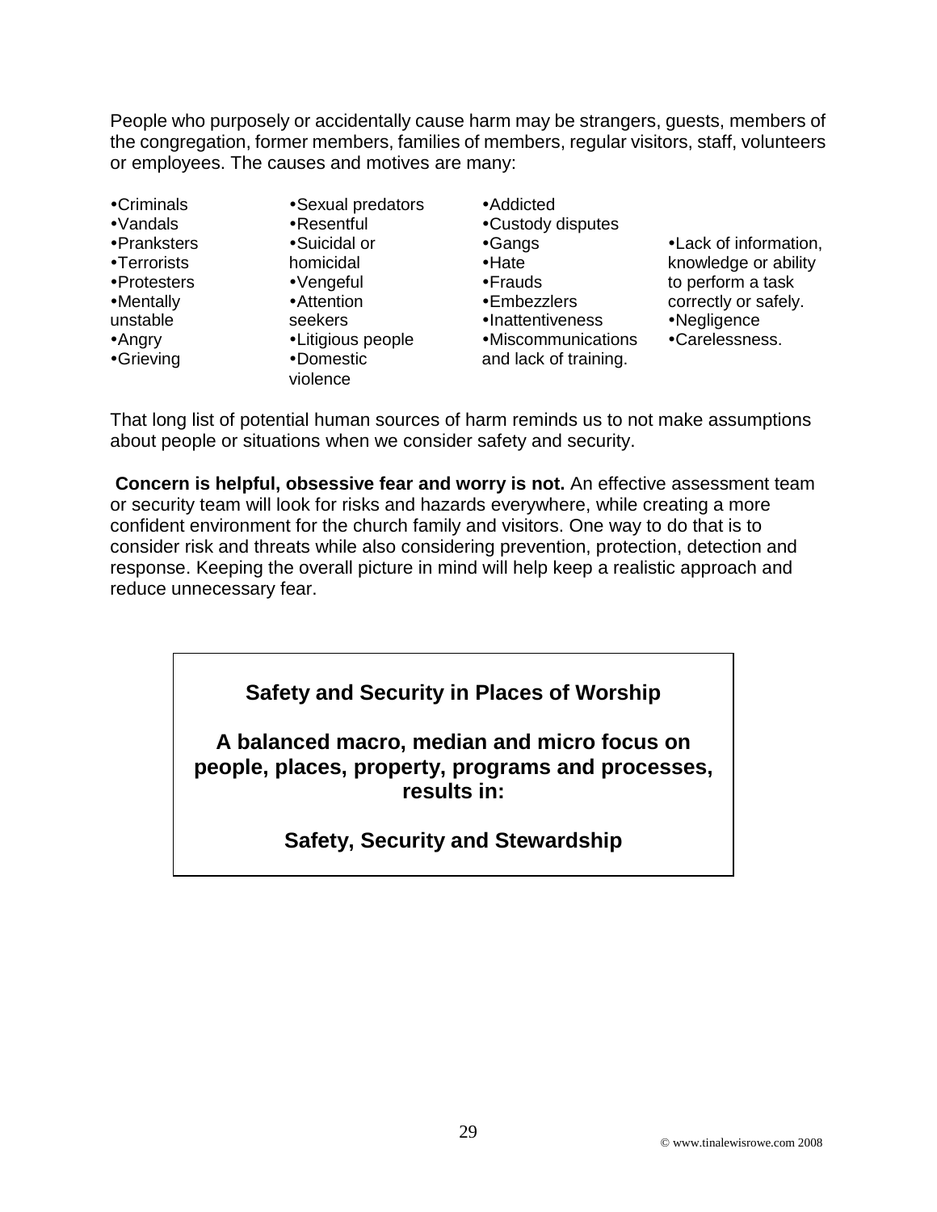People who purposely or accidentally cause harm may be strangers, guests, members of the congregation, former members, families of members, regular visitors, staff, volunteers or employees. The causes and motives are many:

- Criminals
- Vandals
- Pranksters
- Terrorists
- Protesters
- Mentally unstable
- Angry
- Grieving
- Sexual predators
- Resentful
- Suicidal or homicidal
- Vengeful
- Attention seekers
- Litigious people
- Domestic violence
- Addicted
- Custody disputes
- Gangs
- Hate
- Frauds
- Embezzlers
- Inattentiveness
- Miscommunications and lack of training.
- Lack of information, knowledge or ability to perform a task correctly or safely.
- Negligence
- Carelessness.

That long list of potential human sources of harm reminds us to not make assumptions about people or situations when we consider safety and security.

**Concern is helpful, obsessive fear and worry is not.** An effective assessment team or security team will look for risks and hazards everywhere, while creating a more confident environment for the church family and visitors. One way to do that is to consider risk and threats while also considering prevention, protection, detection and response. Keeping the overall picture in mind will help keep a realistic approach and reduce unnecessary fear.

**Safety and Security in Places of Worship**

**A balanced macro, median and micro focus on people, places, property, programs and processes, results in:**

**Safety, Security and Stewardship**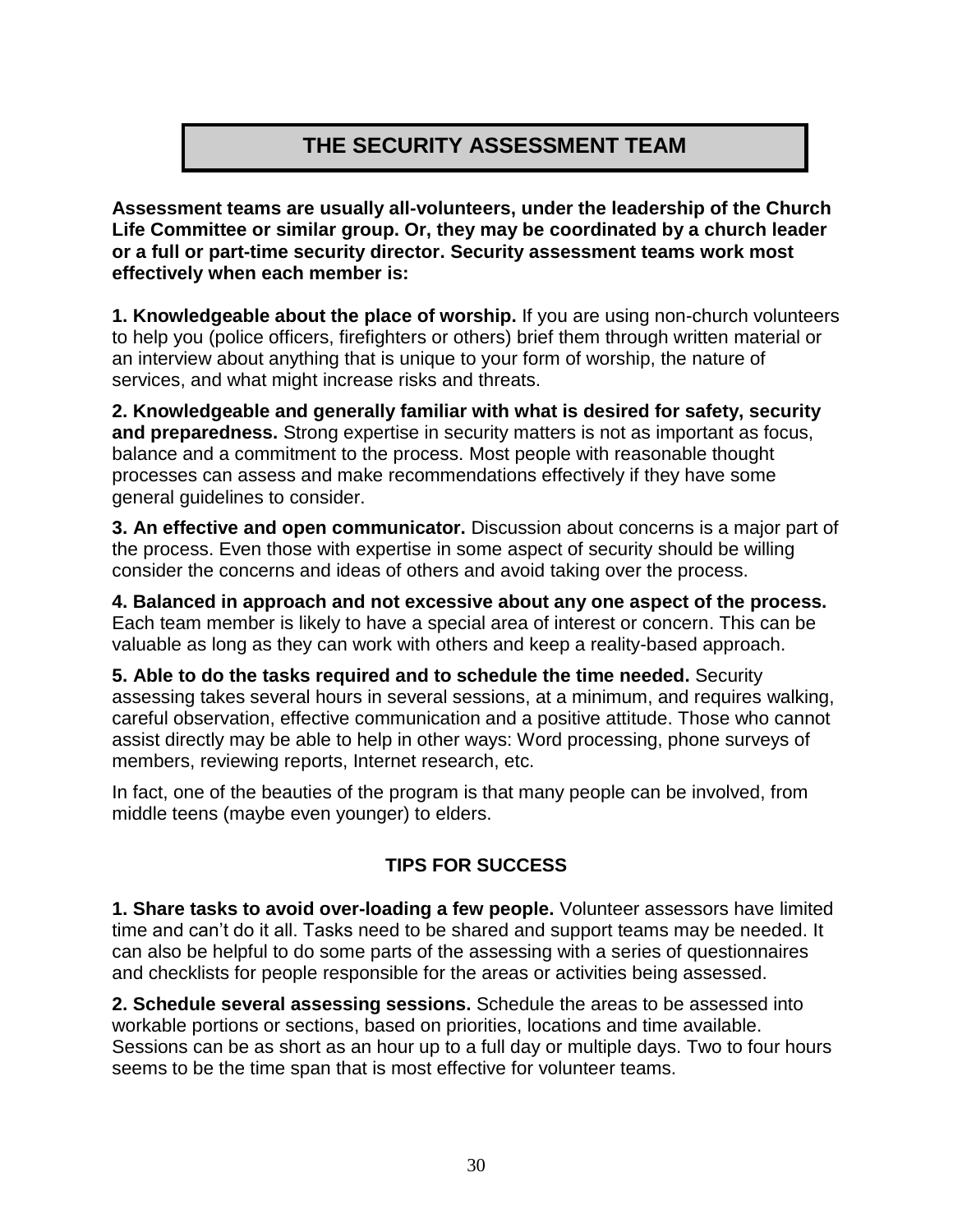# THE SECURITY ASSESSMENT TEAM

**Assessment teams are usually all-volunteers, under the leadership of the Church Life Committee or similar group. Or, they may be coordinated by a church leader or a full or part-time security director. Security assessment teams work most effectively when each member is:**

**1. Knowledgeable about the place of worship.** If you are using non-church volunteers to help you (police officers, firefighters or others) brief them through written material or an interview about anything that is unique to your form of worship, the nature of services, and what might increase risks and threats.

**2. Knowledgeable and generally familiar with what is desired for safety, security and preparedness.** Strong expertise in security matters is not as important as focus, balance and a commitment to the process. Most people with reasonable thought processes can assess and make recommendations effectively if they have some general guidelines to consider.

**3. An effective and open communicator.** Discussion about concerns is a major part of the process. Even those with expertise in some aspect of security should be willing consider the concerns and ideas of others and avoid taking over the process.

**4. Balanced in approach and not excessive about any one aspect of the process.** Each team member is likely to have a special area of interest or concern. This can be valuable as long as they can work with others and keep a reality-based approach.

**5. Able to do the tasks required and to schedule the time needed.** Security assessing takes several hours in several sessions, at a minimum, and requires walking, careful observation, effective communication and a positive attitude. Those who cannot assist directly may be able to help in other ways: Word processing, phone surveys of members, reviewing reports, Internet research, etc.

In fact, one of the beauties of the program is that many people can be involved, from middle teens (maybe even younger) to elders.

## TIPS FOR SUCCESS

**1. Share tasks to avoid over-loading a few people.** Volunteer assessors have limited time and can't do it all. Tasks need to be shared and support teams may be needed. It can also be helpful to do some parts of the assessing with a series of questionnaires and checklists for people responsible for the areas or activities being assessed.

**2. Schedule several assessing sessions.** Schedule the areas to be assessed into workable portions or sections, based on priorities, locations and time available. Sessions can be as short as an hour up to a full day or multiple days. Two to four hours seems to be the time span that is most effective for volunteer teams.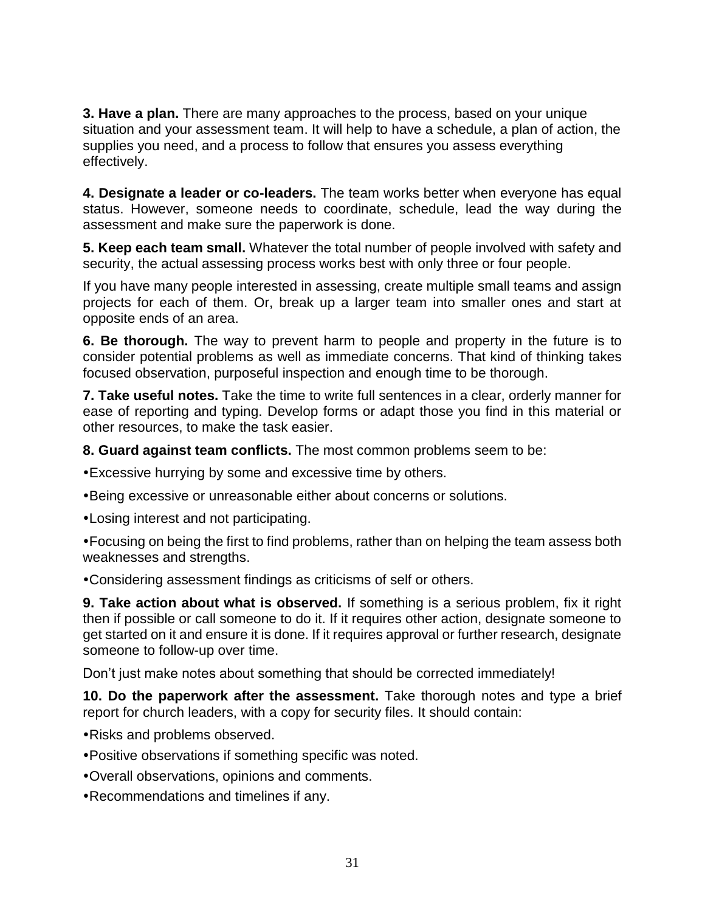**3. Have a plan.** There are many approaches to the process, based on your unique situation and your assessment team. It will help to have a schedule, a plan of action, the supplies you need, and a process to follow that ensures you assess everything effectively.

**4. Designate a leader or co-leaders.** The team works better when everyone has equal status. However, someone needs to coordinate, schedule, lead the way during the assessment and make sure the paperwork is done.

**5. Keep each team small.** Whatever the total number of people involved with safety and security, the actual assessing process works best with only three or four people.

If you have many people interested in assessing, create multiple small teams and assign projects for each of them. Or, break up a larger team into smaller ones and start at opposite ends of an area.

**6. Be thorough.** The way to prevent harm to people and property in the future is to consider potential problems as well as immediate concerns. That kind of thinking takes focused observation, purposeful inspection and enough time to be thorough.

**7. Take useful notes.** Take the time to write full sentences in a clear, orderly manner for ease of reporting and typing. Develop forms or adapt those you find in this material or other resources, to make the task easier.

**8. Guard against team conflicts.** The most common problems seem to be:

- Excessive hurrying by some and excessive time by others.
- Being excessive or unreasonable either about concerns or solutions.
- Losing interest and not participating.
- Focusing on being the first to find problems, rather than on helping the team assess both weaknesses and strengths.
- Considering assessment findings as criticisms of self or others.

**9. Take action about what is observed.** If something is a serious problem, fix it right then if possible or call someone to do it. If it requires other action, designate someone to get started on it and ensure it is done. If it requires approval or further research, designate someone to follow-up over time.

Don't just make notes about something that should be corrected immediately!

**10. Do the paperwork after the assessment.** Take thorough notes and type a brief report for church leaders, with a copy for security files. It should contain:

- Risks and problems observed.
- Positive observations if something specific was noted.
- Overall observations, opinions and comments.
- Recommendations and timelines if any.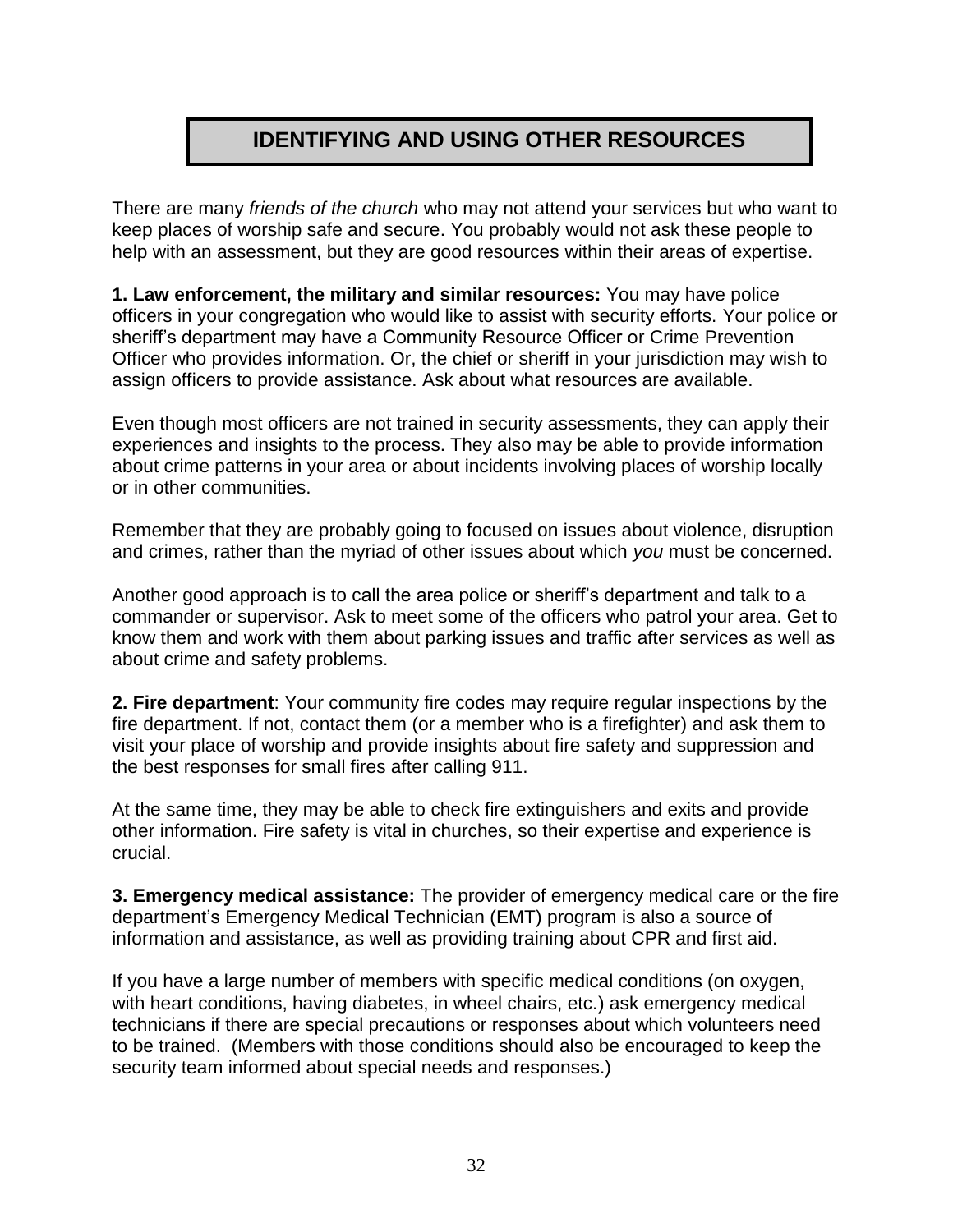# IDENTIFYING AND USING OTHER RESOURCES

There are many *friends of the church* who may not attend your services but who want to keep places of worship safe and secure. You probably would not ask these people to help with an assessment, but they are good resources within their areas of expertise.

**1. Law enforcement, the military and similar resources:** You may have police officers in your congregation who would like to assist with security efforts. Your police or sheriff's department may have a Community Resource Officer or Crime Prevention Officer who provides information. Or, the chief or sheriff in your jurisdiction may wish to assign officers to provide assistance. Ask about what resources are available.

Even though most officers are not trained in security assessments, they can apply their experiences and insights to the process. They also may be able to provide information about crime patterns in your area or about incidents involving places of worship locally or in other communities.

Remember that they are probably going to focused on issues about violence, disruption and crimes, rather than the myriad of other issues about which *you* must be concerned.

Another good approach is to call the area police or sheriff's department and talk to a commander or supervisor. Ask to meet some of the officers who patrol your area. Get to know them and work with them about parking issues and traffic after services as well as about crime and safety problems.

**2. Fire department**: Your community fire codes may require regular inspections by the fire department. If not, contact them (or a member who is a firefighter) and ask them to visit your place of worship and provide insights about fire safety and suppression and the best responses for small fires after calling 911.

At the same time, they may be able to check fire extinguishers and exits and provide other information. Fire safety is vital in churches, so their expertise and experience is crucial.

**3. Emergency medical assistance:** The provider of emergency medical care or the fire department's Emergency Medical Technician (EMT) program is also a source of information and assistance, as well as providing training about CPR and first aid.

If you have a large number of members with specific medical conditions (on oxygen, with heart conditions, having diabetes, in wheel chairs, etc.) ask emergency medical technicians if there are special precautions or responses about which volunteers need to be trained. (Members with those conditions should also be encouraged to keep the security team informed about special needs and responses.)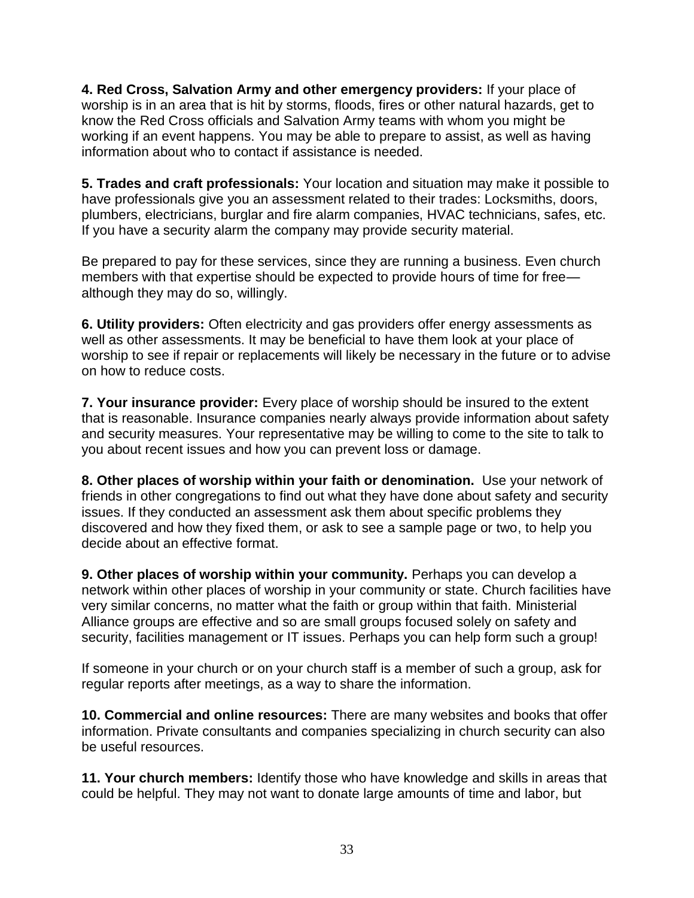**4. Red Cross, Salvation Army and other emergency providers:** If your place of worship is in an area that is hit by storms, floods, fires or other natural hazards, get to know the Red Cross officials and Salvation Army teams with whom you might be working if an event happens. You may be able to prepare to assist, as well as having information about who to contact if assistance is needed.

**5. Trades and craft professionals:** Your location and situation may make it possible to have professionals give you an assessment related to their trades: Locksmiths, doors, plumbers, electricians, burglar and fire alarm companies, HVAC technicians, safes, etc. If you have a security alarm the company may provide security material.

Be prepared to pay for these services, since they are running a business. Even church members with that expertise should be expected to provide hours of time for free—although they may do so, willingly.

**6. Utility providers:** Often electricity and gas providers offer energy assessments as well as other assessments. It may be beneficial to have them look at your place of worship to see if repair or replacements will likely be necessary in the future or to advise on how to reduce costs.

**7. Your insurance provider:** Every place of worship should be insured to the extent that is reasonable. Insurance companies nearly always provide information about safety and security measures. Your representative may be willing to come to the site to talk to you about recent issues and how you can prevent loss or damage.

**8. Other places of worship within your faith or denomination.** Use your network of friends in other congregations to find out what they have done about safety and security issues. If they conducted an assessment ask them about specific problems they discovered and how they fixed them, or ask to see a sample page or two, to help you decide about an effective format.

**9. Other places of worship within your community.** Perhaps you can develop a network within other places of worship in your community or state. Church facilities have very similar concerns, no matter what the faith or group within that faith. Ministerial Alliance groups are effective and so are small groups focused solely on safety and security, facilities management or IT issues. Perhaps you can help form such a group!

If someone in your church or on your church staff is a member of such a group, ask for regular reports after meetings, as a way to share the information.

**10. Commercial and online resources:** There are many websites and books that offer information. Private consultants and companies specializing in church security can also be useful resources.

**11. Your church members:** Identify those who have knowledge and skills in areas that could be helpful. They may not want to donate large amounts of time and labor, but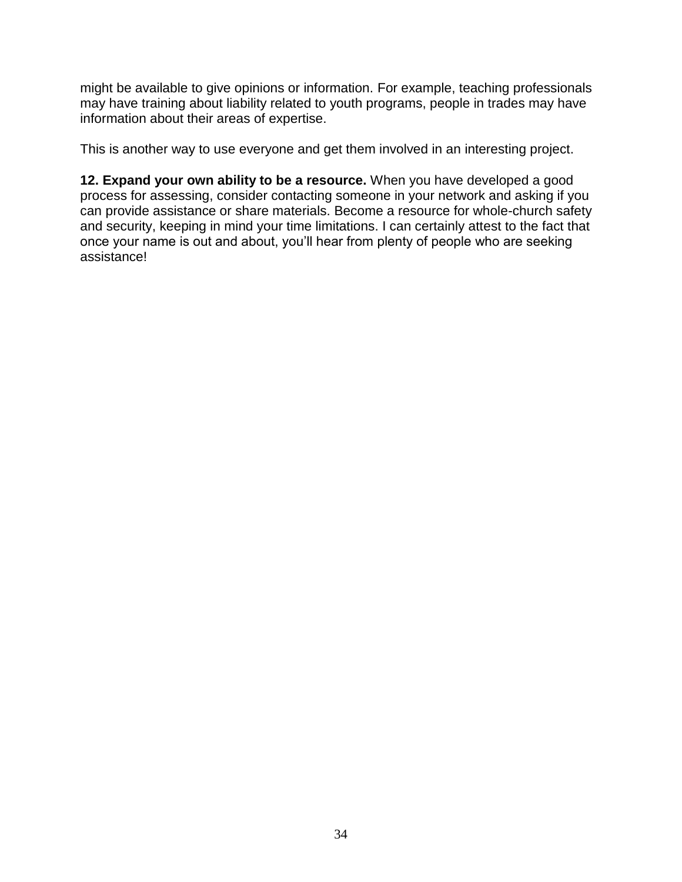might be available to give opinions or information. For example, teaching professionals may have training about liability related to youth programs, people in trades may have information about their areas of expertise.

This is another way to use everyone and get them involved in an interesting project.

**12. Expand your own ability to be a resource.** When you have developed a good process for assessing, consider contacting someone in your network and asking if you can provide assistance or share materials. Become a resource for whole-church safety and security, keeping in mind your time limitations. I can certainly attest to the fact that once your name is out and about, you'll hear from plenty of people who are seeking assistance!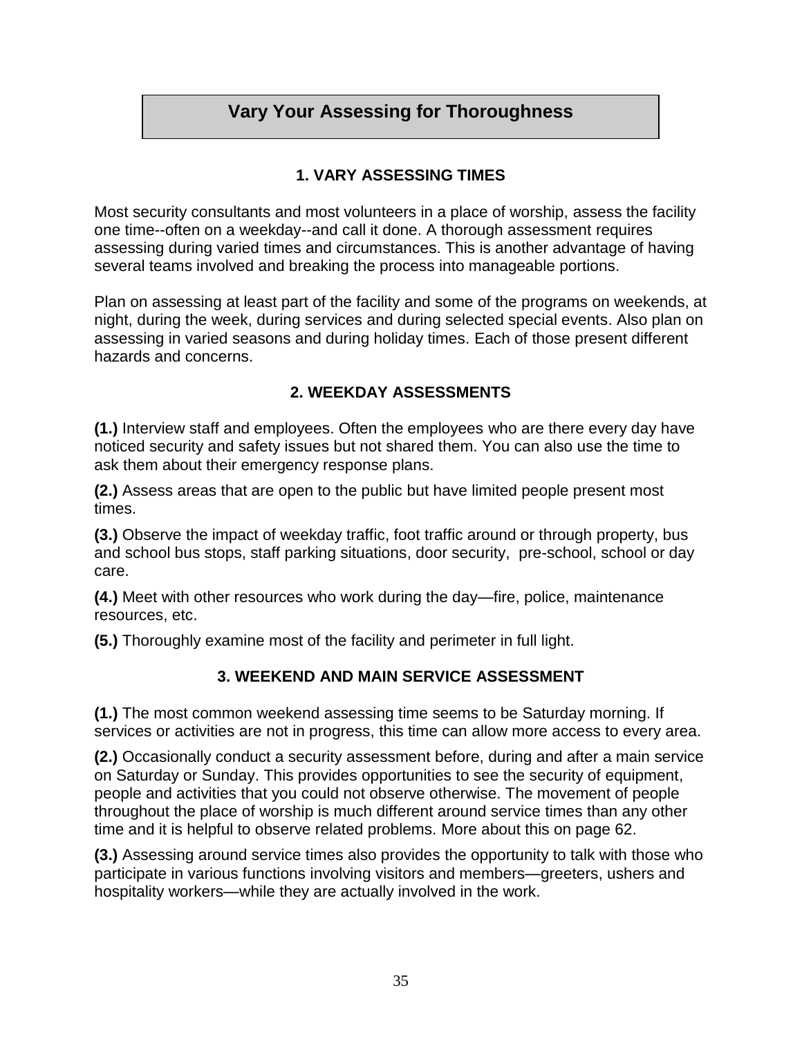## Vary Your Assessing for Thoroughness

### 1. VARY ASSESSING TIMES

Most security consultants and most volunteers in a place of worship, assess the facility one time--often on a weekday--and call it done. A thorough assessment requires assessing during varied times and circumstances. This is another advantage of having several teams involved and breaking the process into manageable portions.

Plan on assessing at least part of the facility and some of the programs on weekends, at night, during the week, during services and during selected special events. Also plan on assessing in varied seasons and during holiday times. Each of those present different hazards and concerns.

### 2. WEEKDAY ASSESSMENTS

**(1.)** Interview staff and employees. Often the employees who are there every day have noticed security and safety issues but not shared them. You can also use the time to ask them about their emergency response plans.

**(2.)** Assess areas that are open to the public but have limited people present most times.

**(3.)** Observe the impact of weekday traffic, foot traffic around or through property, bus and school bus stops, staff parking situations, door security, pre-school, school or day care.

**(4.)** Meet with other resources who work during the day—fire, police, maintenance resources, etc.

**(5.)** Thoroughly examine most of the facility and perimeter in full light.

### 3. WEEKEND AND MAIN SERVICE ASSESSMENT

**(1.)** The most common weekend assessing time seems to be Saturday morning. If services or activities are not in progress, this time can allow more access to every area.

**(2.)** Occasionally conduct a security assessment before, during and after a main service on Saturday or Sunday. This provides opportunities to see the security of equipment, people and activities that you could not observe otherwise. The movement of people throughout the place of worship is much different around service times than any other time and it is helpful to observe related problems. More about this on page 62.

**(3.)** Assessing around service times also provides the opportunity to talk with those who participate in various functions involving visitors and members—greeters, ushers and hospitality workers—while they are actually involved in the work.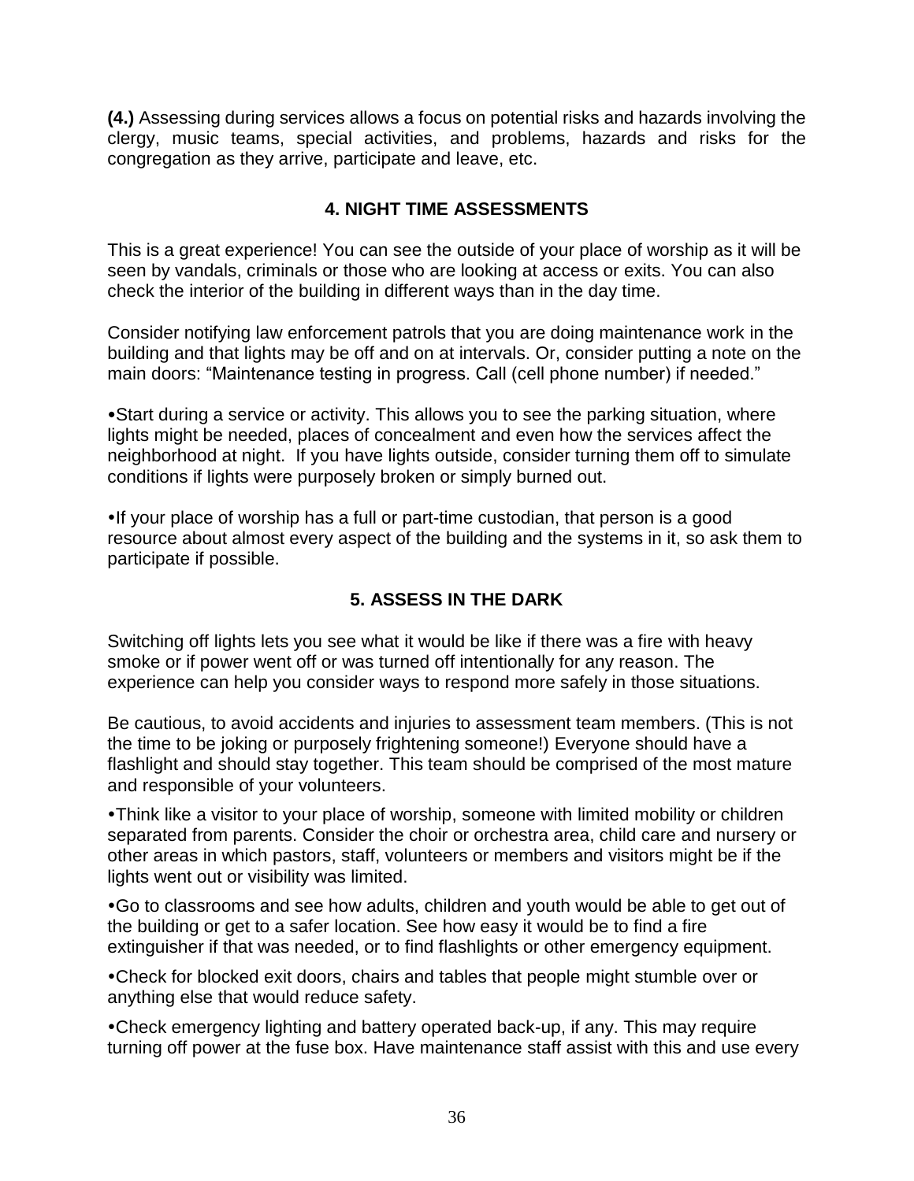**(4.)** Assessing during services allows a focus on potential risks and hazards involving the clergy, music teams, special activities, and problems, hazards and risks for the congregation as they arrive, participate and leave, etc.

## 4. NIGHT TIME ASSESSMENTS

This is a great experience! You can see the outside of your place of worship as it will be seen by vandals, criminals or those who are looking at access or exits. You can also check the interior of the building in different ways than in the day time.

Consider notifying law enforcement patrols that you are doing maintenance work in the building and that lights may be off and on at intervals. Or, consider putting a note on the main doors: "Maintenance testing in progress. Call (cell phone number) if needed."

- Start during a service or activity. This allows you to see the parking situation, where lights might be needed, places of concealment and even how the services affect the neighborhood at night. If you have lights outside, consider turning them off to simulate conditions if lights were purposely broken or simply burned out.

- If your place of worship has a full or part-time custodian, that person is a good resource about almost every aspect of the building and the systems in it, so ask them to participate if possible.

## 5. ASSESS IN THE DARK

Switching off lights lets you see what it would be like if there was a fire with heavy smoke or if power went off or was turned off intentionally for any reason. The experience can help you consider ways to respond more safely in those situations.

Be cautious, to avoid accidents and injuries to assessment team members. (This is not the time to be joking or purposely frightening someone!) Everyone should have a flashlight and should stay together. This team should be comprised of the most mature and responsible of your volunteers.

- Think like a visitor to your place of worship, someone with limited mobility or children separated from parents. Consider the choir or orchestra area, child care and nursery or other areas in which pastors, staff, volunteers or members and visitors might be if the lights went out or visibility was limited.

- Go to classrooms and see how adults, children and youth would be able to get out of the building or get to a safer location. See how easy it would be to find a fire extinguisher if that was needed, or to find flashlights or other emergency equipment.

- Check for blocked exit doors, chairs and tables that people might stumble over or anything else that would reduce safety.

- Check emergency lighting and battery operated back-up, if any. This may require turning off power at the fuse box. Have maintenance staff assist with this and use every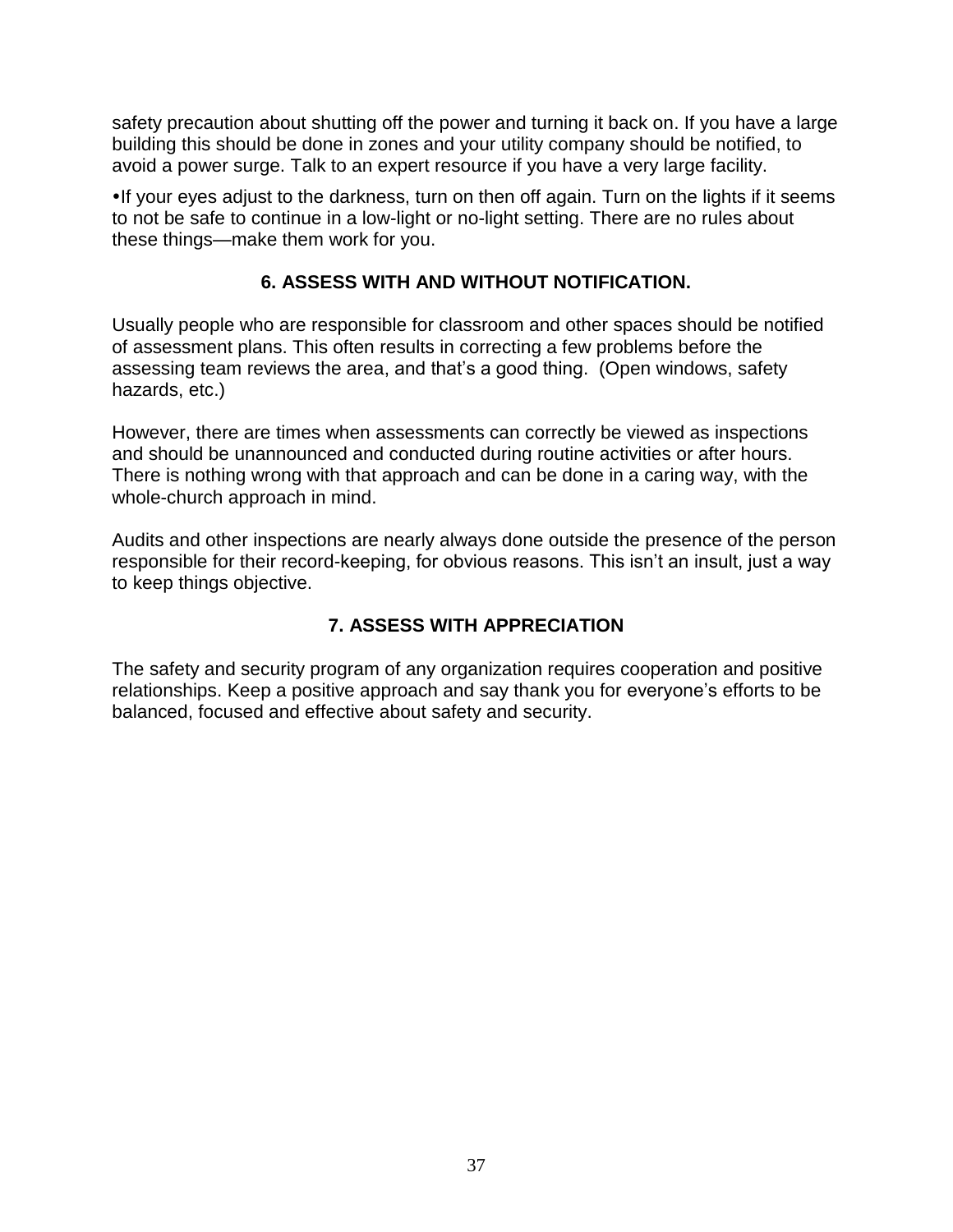safety precaution about shutting off the power and turning it back on. If you have a large building this should be done in zones and your utility company should be notified, to avoid a power surge. Talk to an expert resource if you have a very large facility.

•If your eyes adjust to the darkness, turn on then off again. Turn on the lights if it seems to not be safe to continue in a low-light or no-light setting. There are no rules about these things—make them work for you.

### 6. ASSESS WITH AND WITHOUT NOTIFICATION.

Usually people who are responsible for classroom and other spaces should be notified of assessment plans. This often results in correcting a few problems before the assessing team reviews the area, and that's a good thing.  (Open windows, safety hazards, etc.)

However, there are times when assessments can correctly be viewed as inspections and should be unannounced and conducted during routine activities or after hours. There is nothing wrong with that approach and can be done in a caring way, with the whole-church approach in mind.

Audits and other inspections are nearly always done outside the presence of the person responsible for their record-keeping, for obvious reasons. This isn't an insult, just a way to keep things objective.

### 7. ASSESS WITH APPRECIATION

The safety and security program of any organization requires cooperation and positive relationships. Keep a positive approach and say thank you for everyone's efforts to be balanced, focused and effective about safety and security.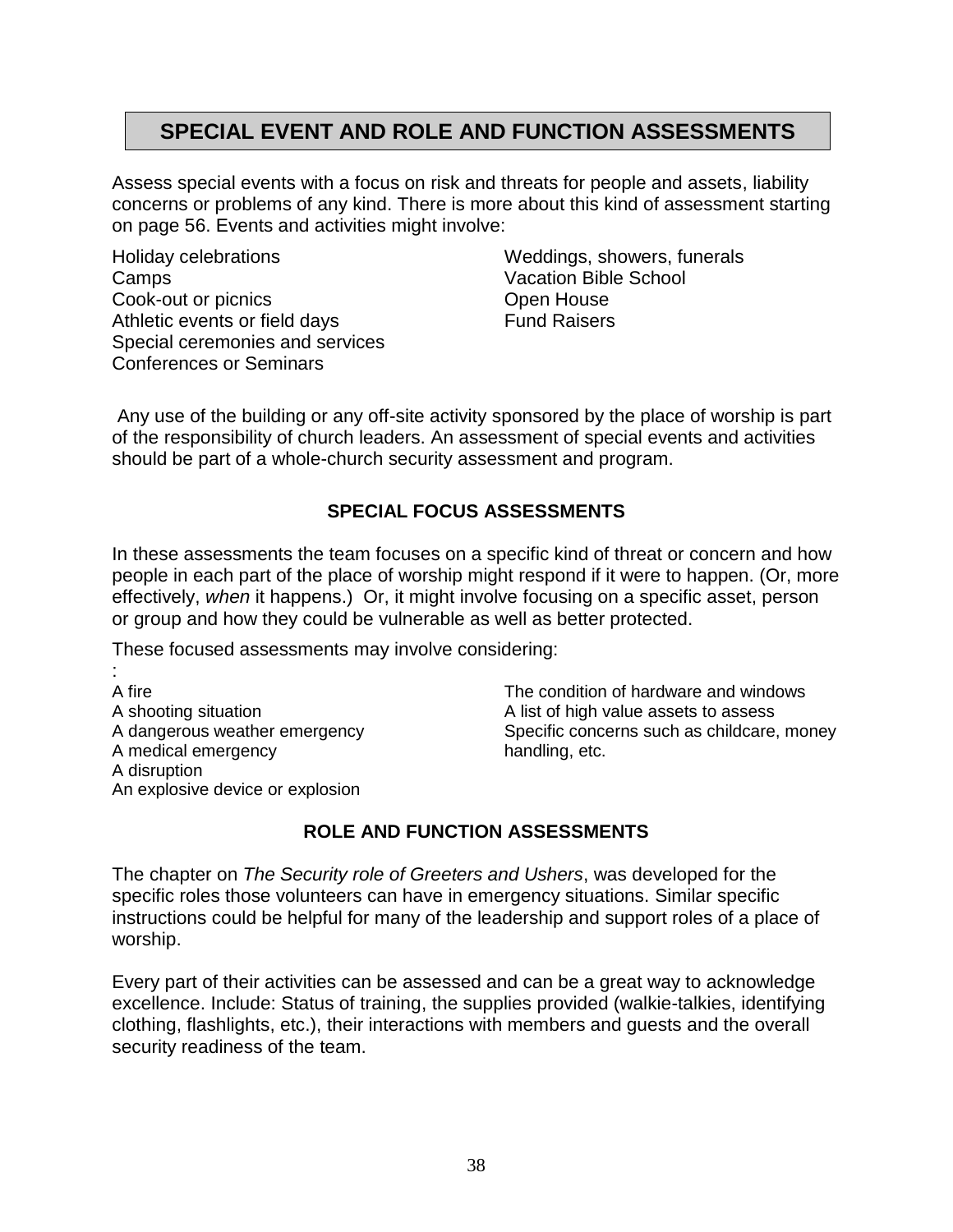## SPECIAL EVENT AND ROLE AND FUNCTION ASSESSMENTS

Assess special events with a focus on risk and threats for people and assets, liability concerns or problems of any kind. There is more about this kind of assessment starting on page 56. Events and activities might involve:

Holiday celebrations
Camps
Cook-out or picnics
Athletic events or field days
Special ceremonies and services
Conferences or Seminars
Weddings, showers, funerals
Vacation Bible School
Open House
Fund Raisers

Any use of the building or any off-site activity sponsored by the place of worship is part of the responsibility of church leaders. An assessment of special events and activities should be part of a whole-church security assessment and program.

### SPECIAL FOCUS ASSESSMENTS

In these assessments the team focuses on a specific kind of threat or concern and how people in each part of the place of worship might respond if it were to happen. (Or, more effectively, *when* it happens.) Or, it might involve focusing on a specific asset, person or group and how they could be vulnerable as well as better protected.

These focused assessments may involve considering:

:

A fire
A shooting situation
A dangerous weather emergency
A medical emergency
A disruption
An explosive device or explosion
The condition of hardware and windows
A list of high value assets to assess
Specific concerns such as childcare, money handling, etc.

### ROLE AND FUNCTION ASSESSMENTS

The chapter on *The Security role of Greeters and Ushers*, was developed for the specific roles those volunteers can have in emergency situations. Similar specific instructions could be helpful for many of the leadership and support roles of a place of worship.

Every part of their activities can be assessed and can be a great way to acknowledge excellence. Include: Status of training, the supplies provided (walkie-talkies, identifying clothing, flashlights, etc.), their interactions with members and guests and the overall security readiness of the team.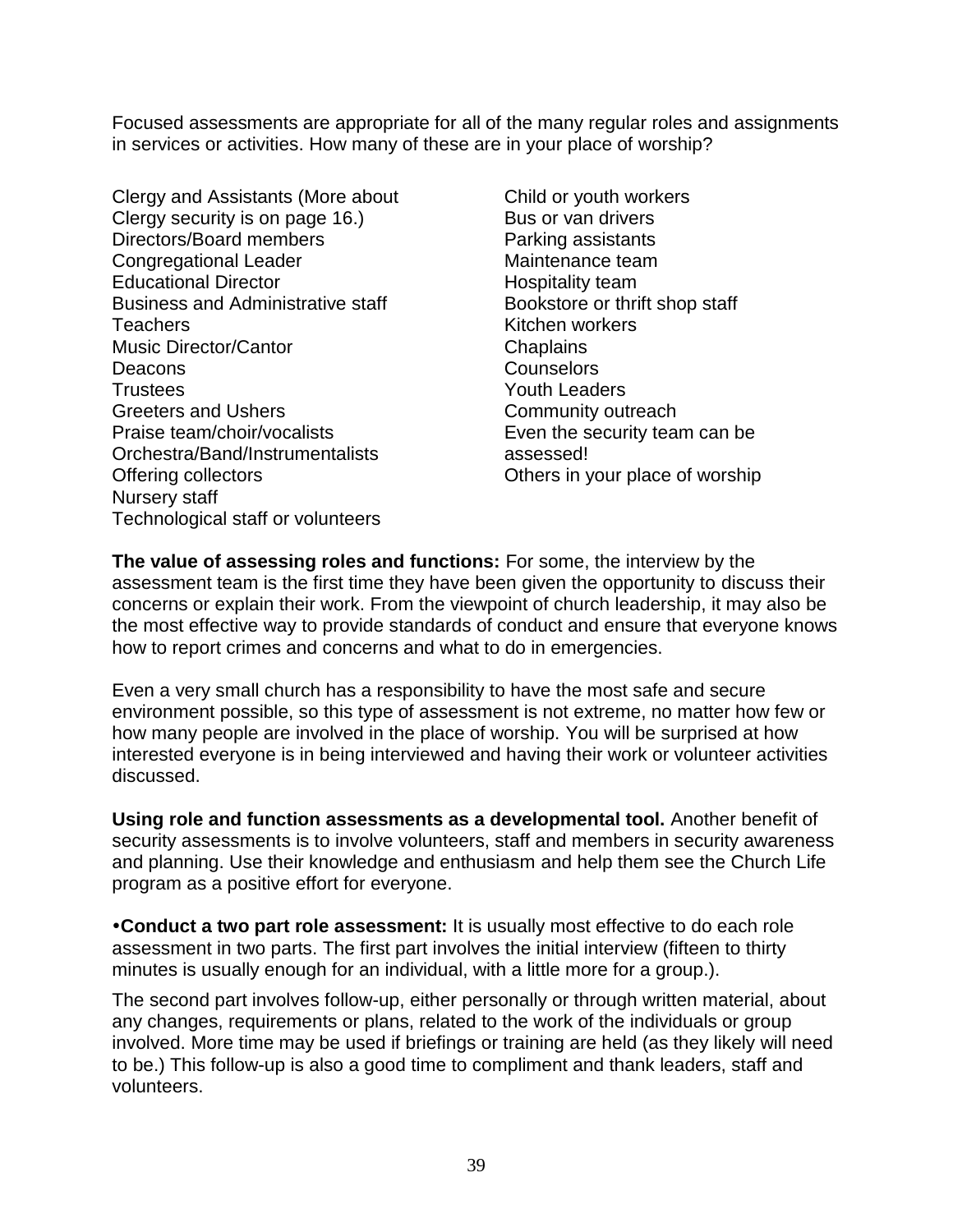Focused assessments are appropriate for all of the many regular roles and assignments in services or activities. How many of these are in your place of worship?

Clergy and Assistants (More about Clergy security is on page 16.)
Directors/Board members
Congregational Leader
Educational Director
Business and Administrative staff
Teachers
Music Director/Cantor
Deacons
Trustees
Greeters and Ushers
Praise team/choir/vocalists
Orchestra/Band/Instrumentalists
Offering collectors
Nursery staff
Technological staff or volunteers
Child or youth workers
Bus or van drivers
Parking assistants
Maintenance team
Hospitality team
Bookstore or thrift shop staff
Kitchen workers
Chaplains
Counselors
Youth Leaders
Community outreach
Even the security team can be assessed!
Others in your place of worship

**The value of assessing roles and functions:** For some, the interview by the assessment team is the first time they have been given the opportunity to discuss their concerns or explain their work. From the viewpoint of church leadership, it may also be the most effective way to provide standards of conduct and ensure that everyone knows how to report crimes and concerns and what to do in emergencies.

Even a very small church has a responsibility to have the most safe and secure environment possible, so this type of assessment is not extreme, no matter how few or how many people are involved in the place of worship. You will be surprised at how interested everyone is in being interviewed and having their work or volunteer activities discussed.

**Using role and function assessments as a developmental tool.** Another benefit of security assessments is to involve volunteers, staff and members in security awareness and planning. Use their knowledge and enthusiasm and help them see the Church Life program as a positive effort for everyone.

- **Conduct a two part role assessment:** It is usually most effective to do each role assessment in two parts. The first part involves the initial interview (fifteen to thirty minutes is usually enough for an individual, with a little more for a group.).

The second part involves follow-up, either personally or through written material, about any changes, requirements or plans, related to the work of the individuals or group involved. More time may be used if briefings or training are held (as they likely will need to be.) This follow-up is also a good time to compliment and thank leaders, staff and volunteers.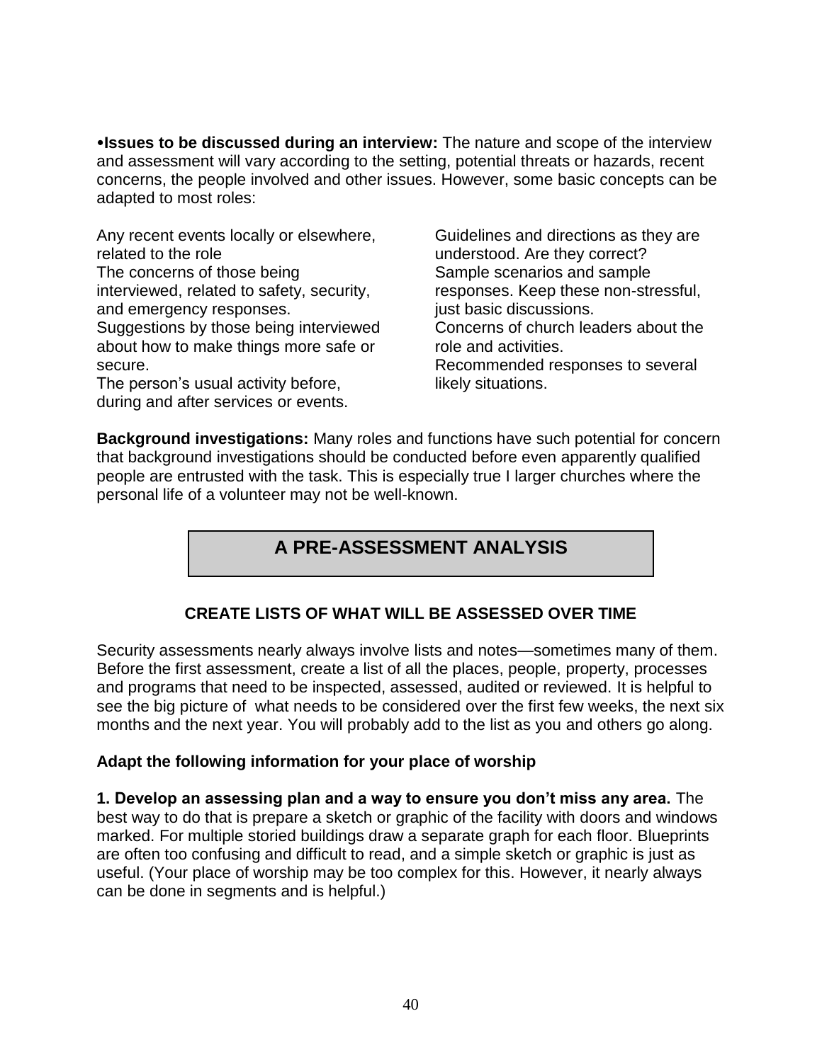•**Issues to be discussed during an interview:** The nature and scope of the interview and assessment will vary according to the setting, potential threats or hazards, recent concerns, the people involved and other issues. However, some basic concepts can be adapted to most roles:

Any recent events locally or elsewhere, related to the role
The concerns of those being interviewed, related to safety, security, and emergency responses.
Suggestions by those being interviewed about how to make things more safe or secure.
The person's usual activity before, during and after services or events.
Guidelines and directions as they are understood. Are they correct?
Sample scenarios and sample responses. Keep these non-stressful, just basic discussions.
Concerns of church leaders about the role and activities.
Recommended responses to several likely situations.

**Background investigations:** Many roles and functions have such potential for concern that background investigations should be conducted before even apparently qualified people are entrusted with the task. This is especially true I larger churches where the personal life of a volunteer may not be well-known.

## A PRE-ASSESSMENT ANALYSIS

### CREATE LISTS OF WHAT WILL BE ASSESSED OVER TIME

Security assessments nearly always involve lists and notes—sometimes many of them. Before the first assessment, create a list of all the places, people, property, processes and programs that need to be inspected, assessed, audited or reviewed. It is helpful to see the big picture of what needs to be considered over the first few weeks, the next six months and the next year. You will probably add to the list as you and others go along.

**Adapt the following information for your place of worship**

**1. Develop an assessing plan and a way to ensure you don't miss any area.** The best way to do that is prepare a sketch or graphic of the facility with doors and windows marked. For multiple storied buildings draw a separate graph for each floor. Blueprints are often too confusing and difficult to read, and a simple sketch or graphic is just as useful. (Your place of worship may be too complex for this. However, it nearly always can be done in segments and is helpful.)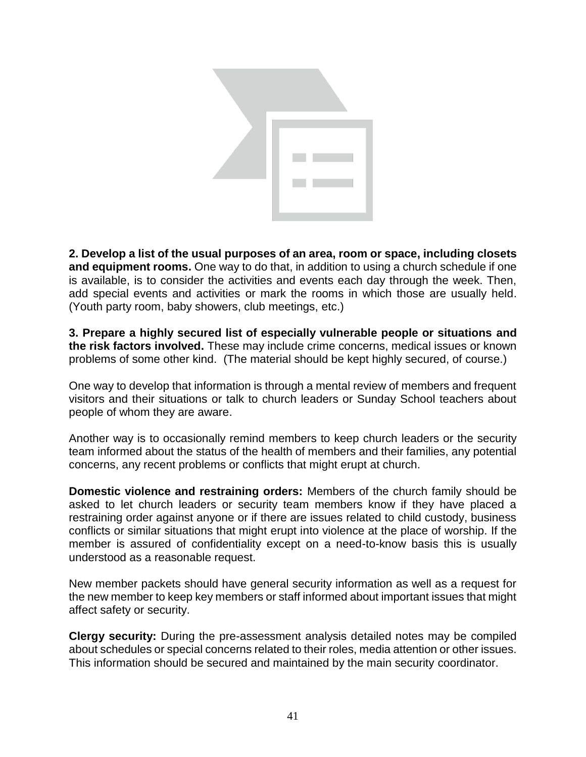**2. Develop a list of the usual purposes of an area, room or space, including closets and equipment rooms.** One way to do that, in addition to using a church schedule if one is available, is to consider the activities and events each day through the week. Then, add special events and activities or mark the rooms in which those are usually held. (Youth party room, baby showers, club meetings, etc.)

**3. Prepare a highly secured list of especially vulnerable people or situations and the risk factors involved.** These may include crime concerns, medical issues or known problems of some other kind. (The material should be kept highly secured, of course.)

One way to develop that information is through a mental review of members and frequent visitors and their situations or talk to church leaders or Sunday School teachers about people of whom they are aware.

Another way is to occasionally remind members to keep church leaders or the security team informed about the status of the health of members and their families, any potential concerns, any recent problems or conflicts that might erupt at church.

**Domestic violence and restraining orders:** Members of the church family should be asked to let church leaders or security team members know if they have placed a restraining order against anyone or if there are issues related to child custody, business conflicts or similar situations that might erupt into violence at the place of worship. If the member is assured of confidentiality except on a need-to-know basis this is usually understood as a reasonable request.

New member packets should have general security information as well as a request for the new member to keep key members or staff informed about important issues that might affect safety or security.

**Clergy security:** During the pre-assessment analysis detailed notes may be compiled about schedules or special concerns related to their roles, media attention or other issues. This information should be secured and maintained by the main security coordinator.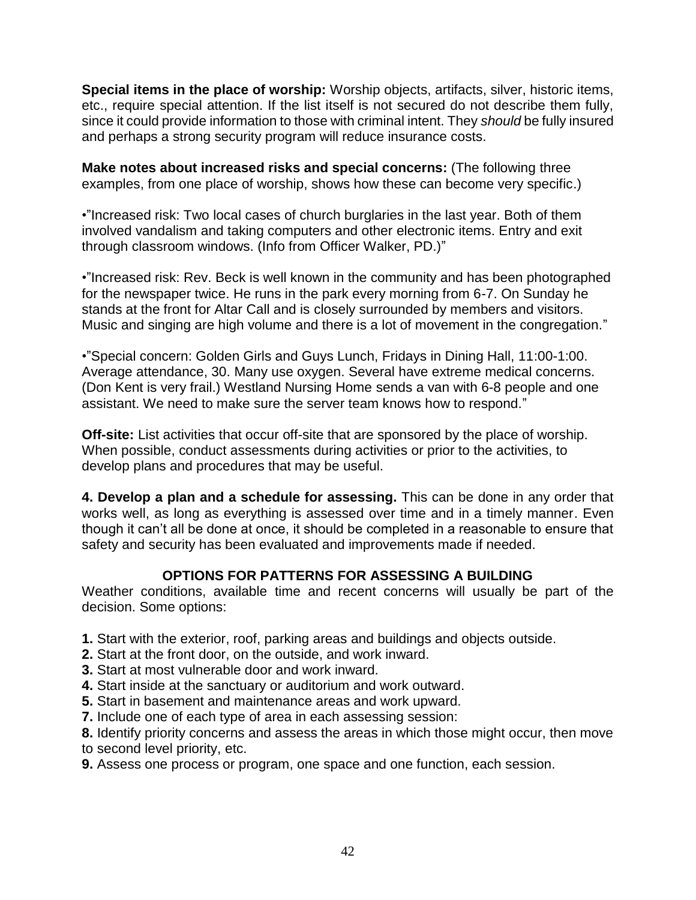**Special items in the place of worship:** Worship objects, artifacts, silver, historic items, etc., require special attention. If the list itself is not secured do not describe them fully, since it could provide information to those with criminal intent. They *should* be fully insured and perhaps a strong security program will reduce insurance costs.

**Make notes about increased risks and special concerns:** (The following three examples, from one place of worship, shows how these can become very specific.)

•"Increased risk: Two local cases of church burglaries in the last year. Both of them involved vandalism and taking computers and other electronic items. Entry and exit through classroom windows. (Info from Officer Walker, PD.)"

•"Increased risk: Rev. Beck is well known in the community and has been photographed for the newspaper twice. He runs in the park every morning from 6-7. On Sunday he stands at the front for Altar Call and is closely surrounded by members and visitors. Music and singing are high volume and there is a lot of movement in the congregation."

•"Special concern: Golden Girls and Guys Lunch, Fridays in Dining Hall, 11:00-1:00. Average attendance, 30. Many use oxygen. Several have extreme medical concerns. (Don Kent is very frail.) Westland Nursing Home sends a van with 6-8 people and one assistant. We need to make sure the server team knows how to respond."

**Off-site:** List activities that occur off-site that are sponsored by the place of worship. When possible, conduct assessments during activities or prior to the activities, to develop plans and procedures that may be useful.

**4. Develop a plan and a schedule for assessing.** This can be done in any order that works well, as long as everything is assessed over time and in a timely manner. Even though it can't all be done at once, it should be completed in a reasonable to ensure that safety and security has been evaluated and improvements made if needed.

### OPTIONS FOR PATTERNS FOR ASSESSING A BUILDING

Weather conditions, available time and recent concerns will usually be part of the decision. Some options:

**1.** Start with the exterior, roof, parking areas and buildings and objects outside.
**2.** Start at the front door, on the outside, and work inward.
**3.** Start at most vulnerable door and work inward.
**4.** Start inside at the sanctuary or auditorium and work outward.
**5.** Start in basement and maintenance areas and work upward.
**7.** Include one of each type of area in each assessing session:
**8.** Identify priority concerns and assess the areas in which those might occur, then move to second level priority, etc.
**9.** Assess one process or program, one space and one function, each session.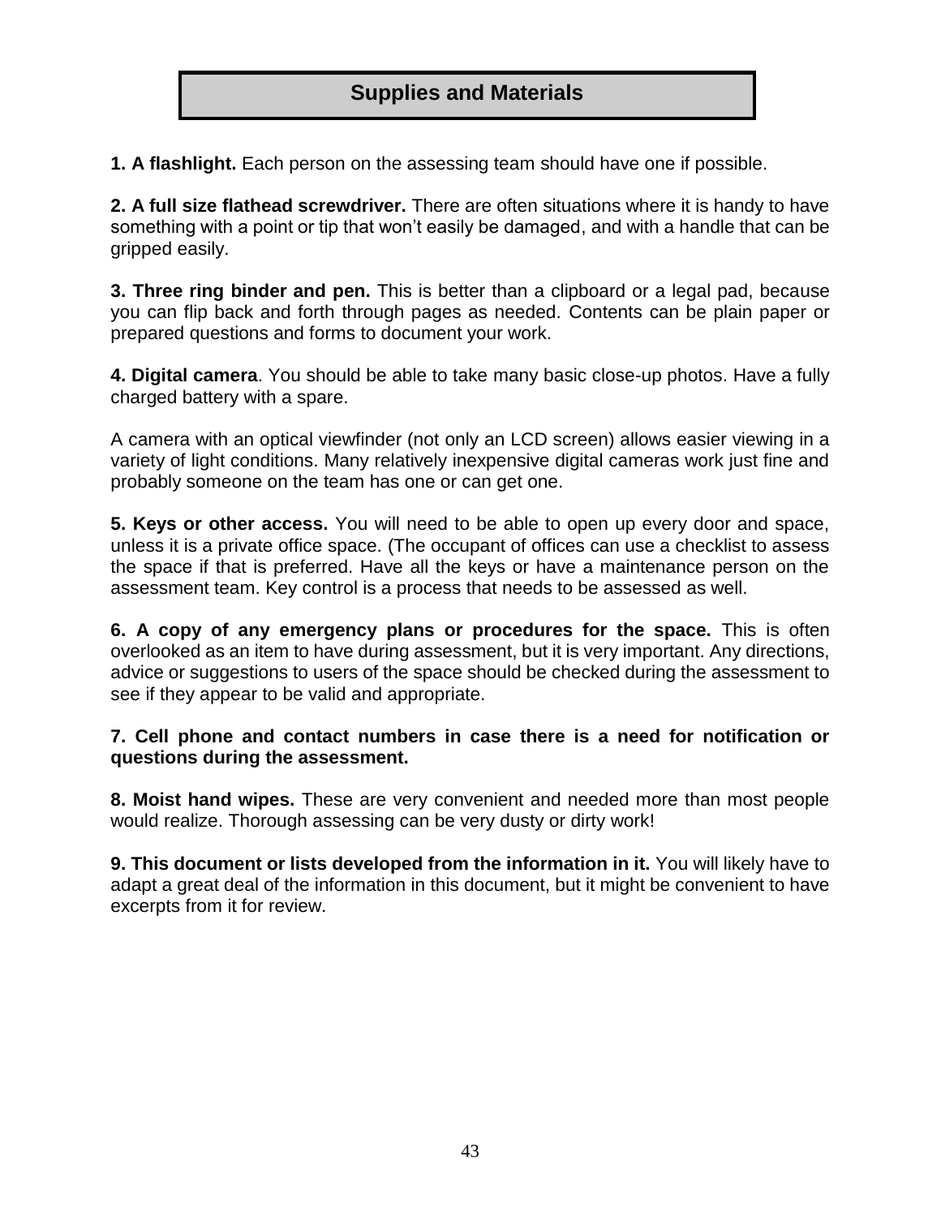## Supplies and Materials

**1. A flashlight.** Each person on the assessing team should have one if possible.

**2. A full size flathead screwdriver.** There are often situations where it is handy to have something with a point or tip that won't easily be damaged, and with a handle that can be gripped easily.

**3. Three ring binder and pen.** This is better than a clipboard or a legal pad, because you can flip back and forth through pages as needed. Contents can be plain paper or prepared questions and forms to document your work.

**4. Digital camera**. You should be able to take many basic close-up photos. Have a fully charged battery with a spare.

A camera with an optical viewfinder (not only an LCD screen) allows easier viewing in a variety of light conditions. Many relatively inexpensive digital cameras work just fine and probably someone on the team has one or can get one.

**5. Keys or other access.** You will need to be able to open up every door and space, unless it is a private office space. (The occupant of offices can use a checklist to assess the space if that is preferred. Have all the keys or have a maintenance person on the assessment team. Key control is a process that needs to be assessed as well.

**6. A copy of any emergency plans or procedures for the space.** This is often overlooked as an item to have during assessment, but it is very important. Any directions, advice or suggestions to users of the space should be checked during the assessment to see if they appear to be valid and appropriate.

**7. Cell phone and contact numbers in case there is a need for notification or questions during the assessment.**

**8. Moist hand wipes.** These are very convenient and needed more than most people would realize. Thorough assessing can be very dusty or dirty work!

**9. This document or lists developed from the information in it.** You will likely have to adapt a great deal of the information in this document, but it might be convenient to have excerpts from it for review.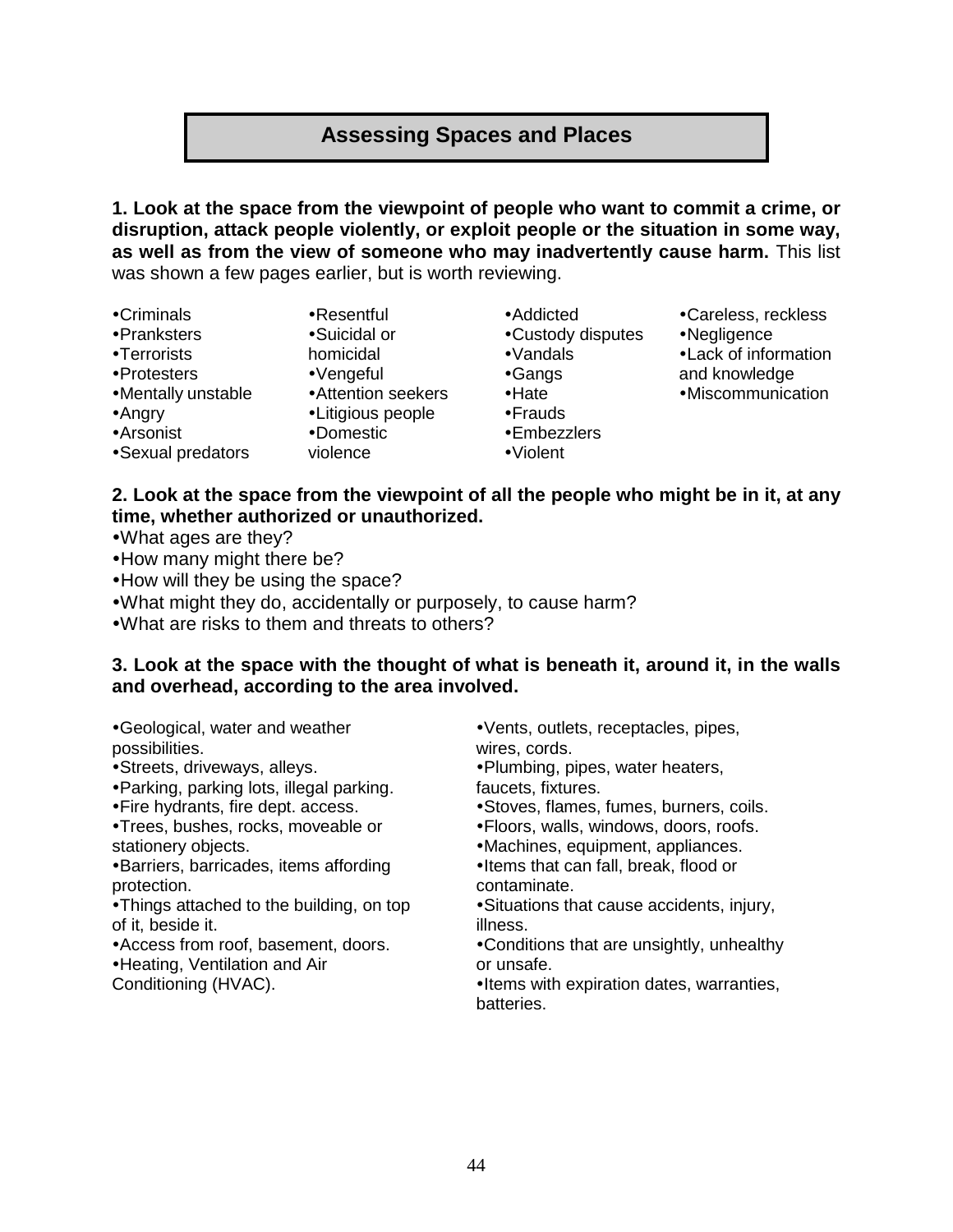# Assessing Spaces and Places

**1. Look at the space from the viewpoint of people who want to commit a crime, or disruption, attack people violently, or exploit people or the situation in some way, as well as from the view of someone who may inadvertently cause harm.** This list was shown a few pages earlier, but is worth reviewing.

- Criminals
- Pranksters
- Terrorists
- Protesters
- Mentally unstable
- Angry
- Arsonist
- Sexual predators
- Resentful
- Suicidal or homicidal
- Vengeful
- Attention seekers
- Litigious people
- Domestic violence
- Addicted
- Custody disputes
- Vandals
- Gangs
- Hate
- Frauds
- Embezzlers
- Violent
- Careless, reckless
- Negligence
- Lack of information and knowledge
- Miscommunication

**2. Look at the space from the viewpoint of all the people who might be in it, at any time, whether authorized or unauthorized.**

- What ages are they?
- How many might there be?
- How will they be using the space?
- What might they do, accidentally or purposely, to cause harm?
- What are risks to them and threats to others?

**3. Look at the space with the thought of what is beneath it, around it, in the walls and overhead, according to the area involved.**

- Geological, water and weather possibilities.
- Streets, driveways, alleys.
- Parking, parking lots, illegal parking.
- Fire hydrants, fire dept. access.
- Trees, bushes, rocks, moveable or stationery objects.
- Barriers, barricades, items affording protection.
- Things attached to the building, on top of it, beside it.
- Access from roof, basement, doors.
- Heating, Ventilation and Air Conditioning (HVAC).
- Vents, outlets, receptacles, pipes, wires, cords.
- Plumbing, pipes, water heaters, faucets, fixtures.
- Stoves, flames, fumes, burners, coils.
- Floors, walls, windows, doors, roofs.
- Machines, equipment, appliances.
- Items that can fall, break, flood or contaminate.
- Situations that cause accidents, injury, illness.
- Conditions that are unsightly, unhealthy or unsafe.
- Items with expiration dates, warranties, batteries.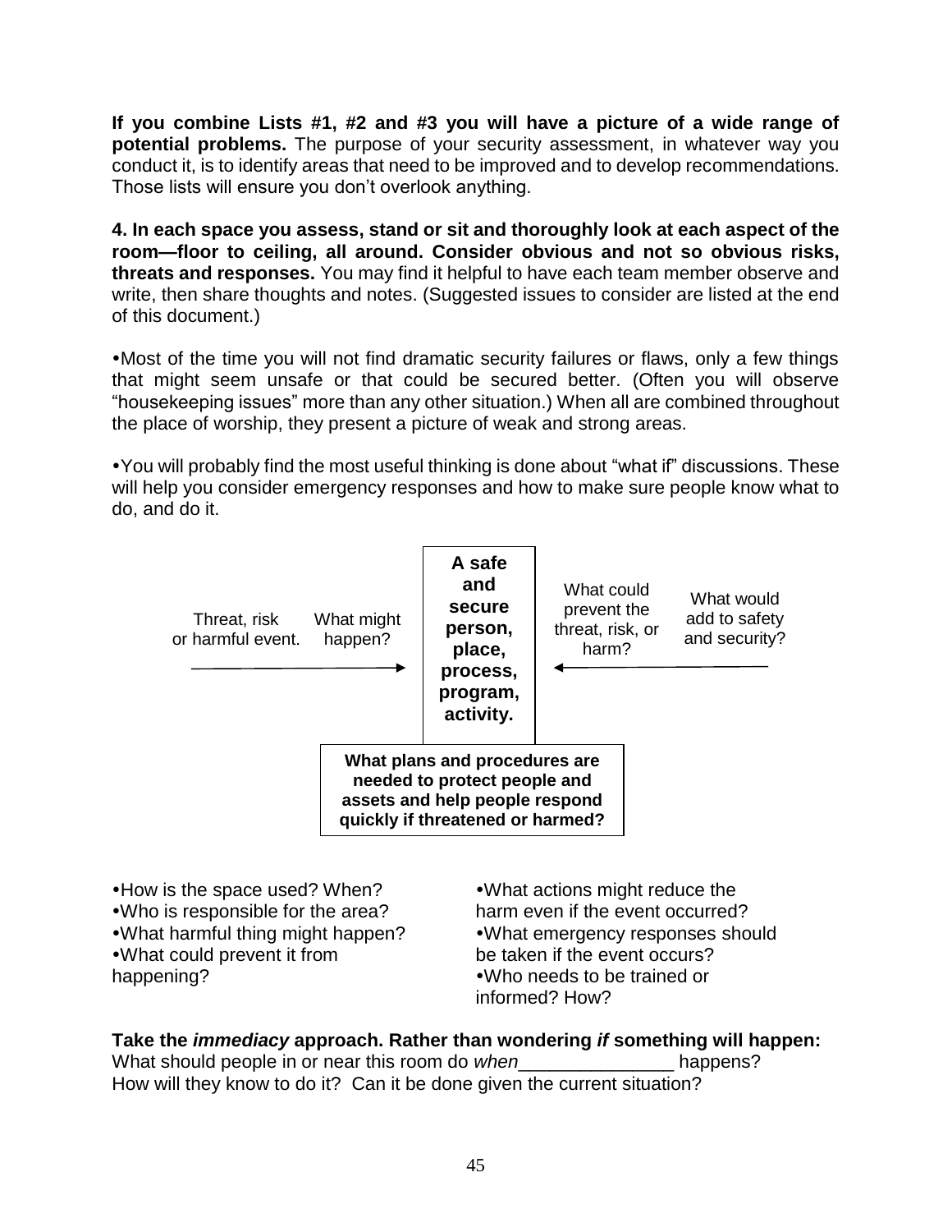**If you combine Lists #1, #2 and #3 you will have a picture of a wide range of potential problems.** The purpose of your security assessment, in whatever way you conduct it, is to identify areas that need to be improved and to develop recommendations. Those lists will ensure you don't overlook anything.

**4. In each space you assess, stand or sit and thoroughly look at each aspect of the room—floor to ceiling, all around. Consider obvious and not so obvious risks, threats and responses.** You may find it helpful to have each team member observe and write, then share thoughts and notes. (Suggested issues to consider are listed at the end of this document.)

- Most of the time you will not find dramatic security failures or flaws, only a few things that might seem unsafe or that could be secured better. (Often you will observe "housekeeping issues" more than any other situation.) When all are combined throughout the place of worship, they present a picture of weak and strong areas.

- You will probably find the most useful thinking is done about "what if" discussions. These will help you consider emergency responses and how to make sure people know what to do, and do it.

Threat, risk or harmful event. → What might happen? → **A safe and secure person, place, process, program, activity.** ← What could prevent the threat, risk, or harm? ← What would add to safety and security?

**What plans and procedures are needed to protect people and assets and help people respond quickly if threatened or harmed?**

- How is the space used? When?
- Who is responsible for the area?
- What harmful thing might happen?
- What could prevent it from happening?
- What actions might reduce the harm even if the event occurred?
- What emergency responses should be taken if the event occurs?
- Who needs to be trained or informed? How?

**Take the *immediacy* approach. Rather than wondering *if* something will happen:**
What should people in or near this room do *when*_______________ happens?
How will they know to do it? Can it be done given the current situation?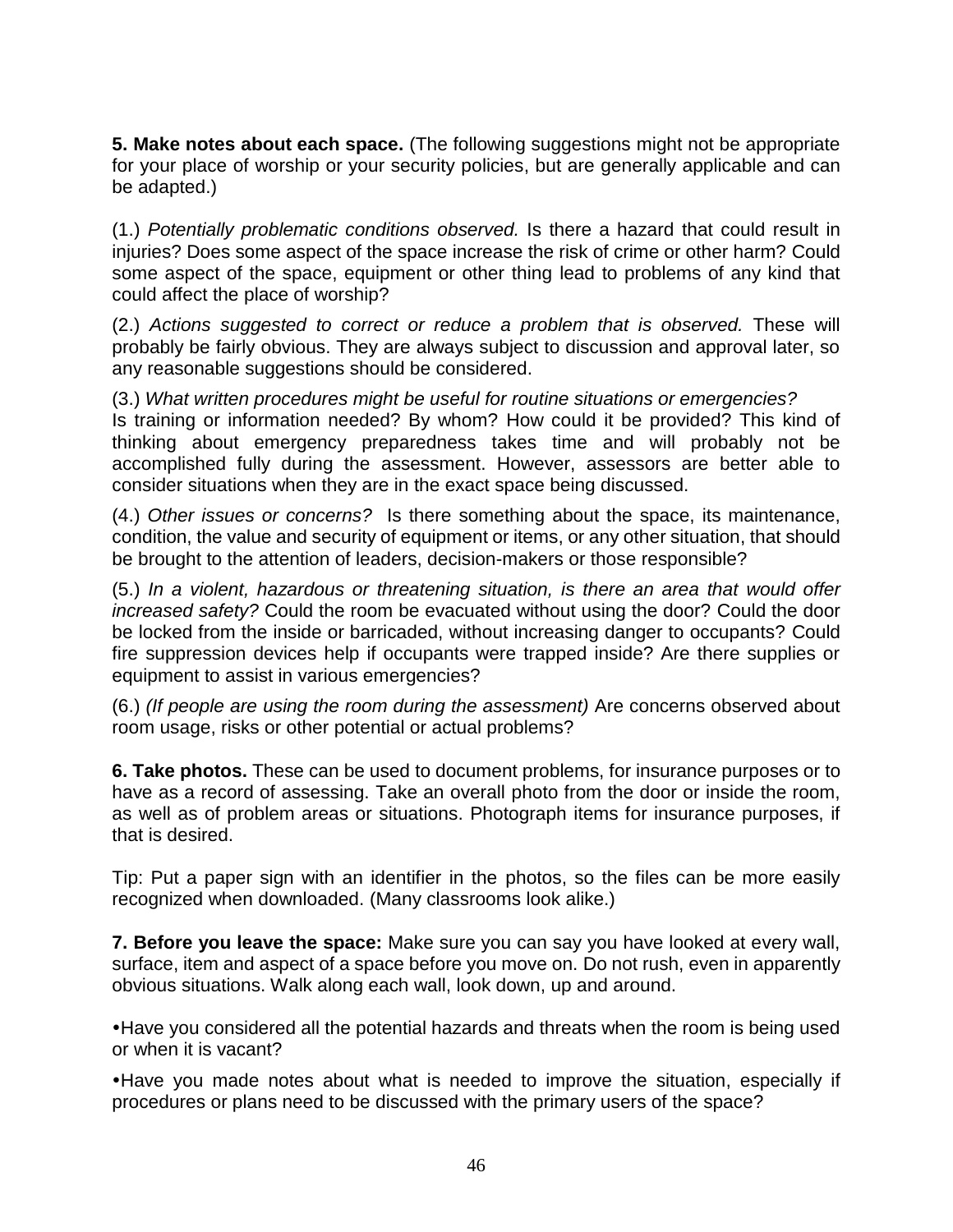**5. Make notes about each space.** (The following suggestions might not be appropriate for your place of worship or your security policies, but are generally applicable and can be adapted.)

(1.) *Potentially problematic conditions observed.* Is there a hazard that could result in injuries? Does some aspect of the space increase the risk of crime or other harm? Could some aspect of the space, equipment or other thing lead to problems of any kind that could affect the place of worship?

(2.) *Actions suggested to correct or reduce a problem that is observed.* These will probably be fairly obvious. They are always subject to discussion and approval later, so any reasonable suggestions should be considered.

(3.) *What written procedures might be useful for routine situations or emergencies?* Is training or information needed? By whom? How could it be provided? This kind of thinking about emergency preparedness takes time and will probably not be accomplished fully during the assessment. However, assessors are better able to consider situations when they are in the exact space being discussed.

(4.) *Other issues or concerns?* Is there something about the space, its maintenance, condition, the value and security of equipment or items, or any other situation, that should be brought to the attention of leaders, decision-makers or those responsible?

(5.) *In a violent, hazardous or threatening situation, is there an area that would offer increased safety?* Could the room be evacuated without using the door? Could the door be locked from the inside or barricaded, without increasing danger to occupants? Could fire suppression devices help if occupants were trapped inside? Are there supplies or equipment to assist in various emergencies?

(6.) *(If people are using the room during the assessment)* Are concerns observed about room usage, risks or other potential or actual problems?

**6. Take photos.** These can be used to document problems, for insurance purposes or to have as a record of assessing. Take an overall photo from the door or inside the room, as well as of problem areas or situations. Photograph items for insurance purposes, if that is desired.

Tip: Put a paper sign with an identifier in the photos, so the files can be more easily recognized when downloaded. (Many classrooms look alike.)

**7. Before you leave the space:** Make sure you can say you have looked at every wall, surface, item and aspect of a space before you move on. Do not rush, even in apparently obvious situations. Walk along each wall, look down, up and around.

- Have you considered all the potential hazards and threats when the room is being used or when it is vacant?
- Have you made notes about what is needed to improve the situation, especially if procedures or plans need to be discussed with the primary users of the space?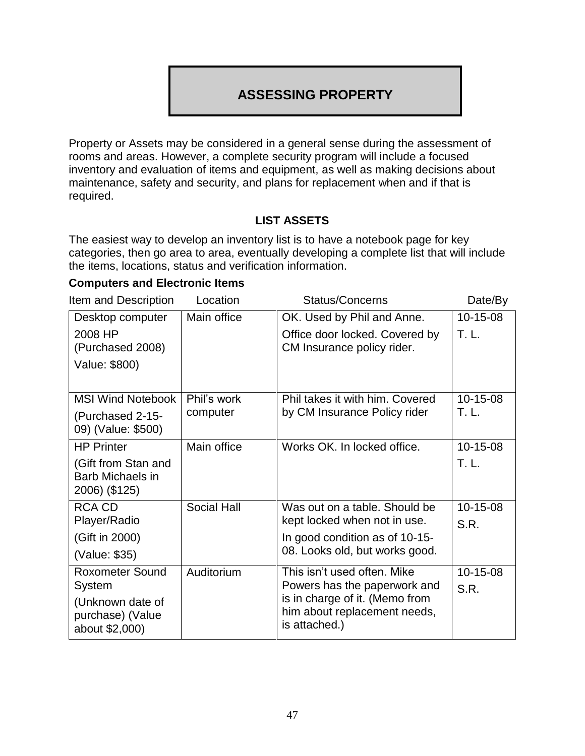# ASSESSING PROPERTY

Property or Assets may be considered in a general sense during the assessment of rooms and areas. However, a complete security program will include a focused inventory and evaluation of items and equipment, as well as making decisions about maintenance, safety and security, and plans for replacement when and if that is required.

## LIST ASSETS

The easiest way to develop an inventory list is to have a notebook page for key categories, then go area to area, eventually developing a complete list that will include the items, locations, status and verification information.

**Computers and Electronic Items**

| Item and Description | Location | Status/Concerns | Date/By |
|---|---|---|---|
| Desktop computer<br>2008 HP (Purchased 2008)<br>Value: $800) | Main office | OK. Used by Phil and Anne.<br>Office door locked. Covered by CM Insurance policy rider. | 10-15-08<br>T. L. |
| MSI Wind Notebook<br>(Purchased 2-15-09) (Value: $500) | Phil's work computer | Phil takes it with him. Covered by CM Insurance Policy rider | 10-15-08<br>T. L. |
| HP Printer<br>(Gift from Stan and Barb Michaels in 2006) ($125) | Main office | Works OK. In locked office. | 10-15-08<br>T. L. |
| RCA CD Player/Radio<br>(Gift in 2000)<br>(Value: $35) | Social Hall | Was out on a table. Should be kept locked when not in use.<br>In good condition as of 10-15-08. Looks old, but works good. | 10-15-08<br>S.R. |
| Roxometer Sound System<br>(Unknown date of purchase) (Value about $2,000) | Auditorium | This isn't used often. Mike Powers has the paperwork and is in charge of it. (Memo from him about replacement needs, is attached.) | 10-15-08<br>S.R. |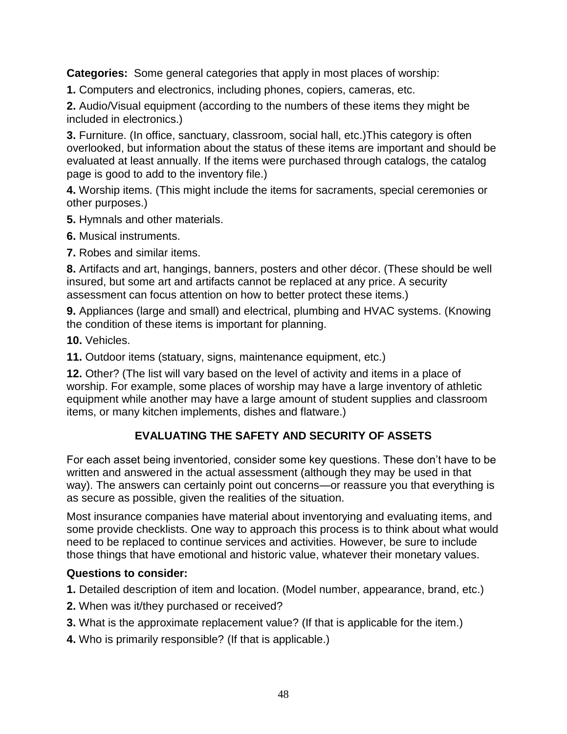**Categories:** Some general categories that apply in most places of worship:

**1.** Computers and electronics, including phones, copiers, cameras, etc.

**2.** Audio/Visual equipment (according to the numbers of these items they might be included in electronics.)

**3.** Furniture. (In office, sanctuary, classroom, social hall, etc.)This category is often overlooked, but information about the status of these items are important and should be evaluated at least annually. If the items were purchased through catalogs, the catalog page is good to add to the inventory file.)

**4.** Worship items. (This might include the items for sacraments, special ceremonies or other purposes.)

**5.** Hymnals and other materials.

**6.** Musical instruments.

**7.** Robes and similar items.

**8.** Artifacts and art, hangings, banners, posters and other décor. (These should be well insured, but some art and artifacts cannot be replaced at any price. A security assessment can focus attention on how to better protect these items.)

**9.** Appliances (large and small) and electrical, plumbing and HVAC systems. (Knowing the condition of these items is important for planning.

**10.** Vehicles.

**11.** Outdoor items (statuary, signs, maintenance equipment, etc.)

**12.** Other? (The list will vary based on the level of activity and items in a place of worship. For example, some places of worship may have a large inventory of athletic equipment while another may have a large amount of student supplies and classroom items, or many kitchen implements, dishes and flatware.)

## EVALUATING THE SAFETY AND SECURITY OF ASSETS

For each asset being inventoried, consider some key questions. These don't have to be written and answered in the actual assessment (although they may be used in that way). The answers can certainly point out concerns—or reassure you that everything is as secure as possible, given the realities of the situation.

Most insurance companies have material about inventorying and evaluating items, and some provide checklists. One way to approach this process is to think about what would need to be replaced to continue services and activities. However, be sure to include those things that have emotional and historic value, whatever their monetary values.

**Questions to consider:**

**1.** Detailed description of item and location. (Model number, appearance, brand, etc.)

**2.** When was it/they purchased or received?

**3.** What is the approximate replacement value? (If that is applicable for the item.)

**4.** Who is primarily responsible? (If that is applicable.)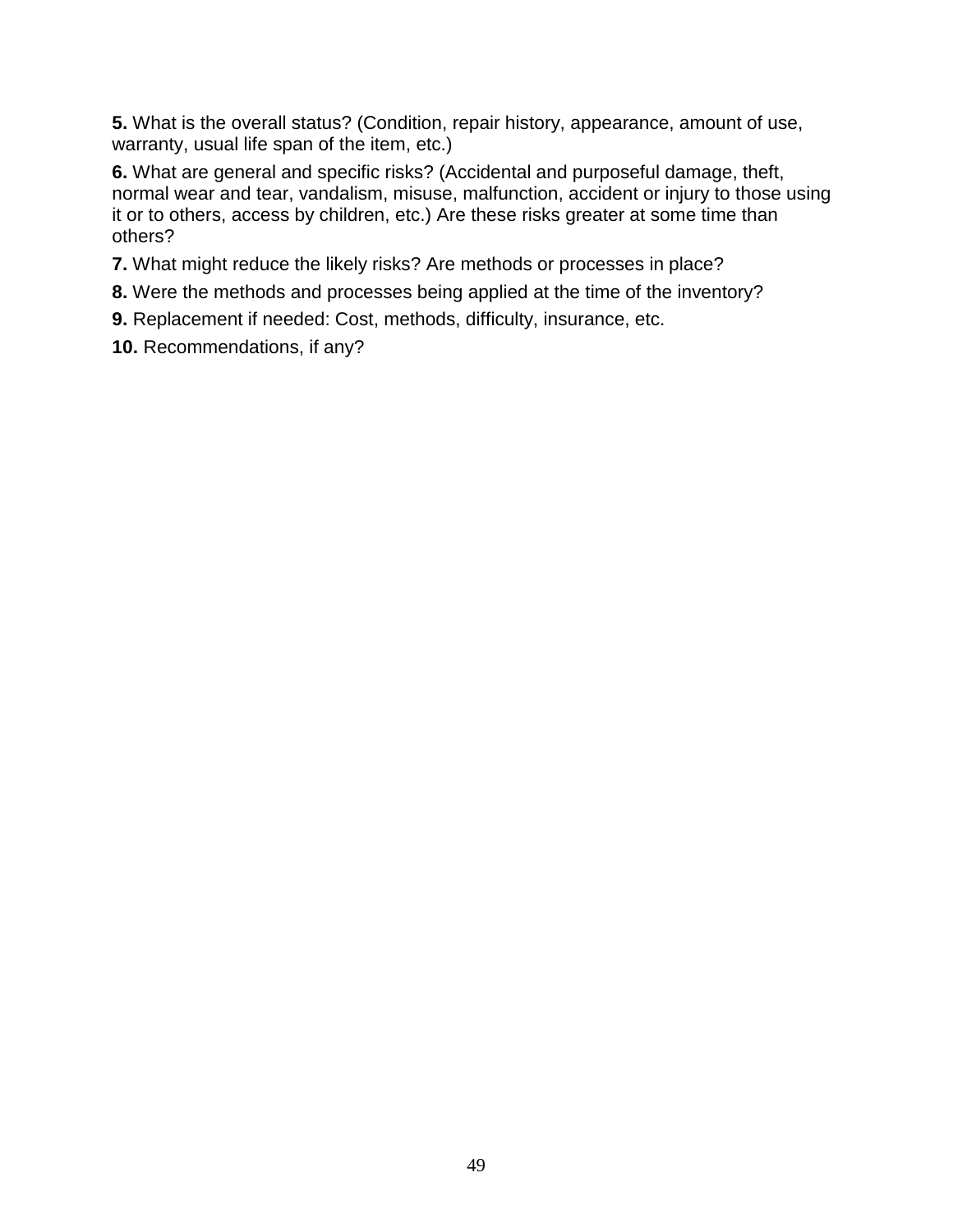**5.** What is the overall status? (Condition, repair history, appearance, amount of use, warranty, usual life span of the item, etc.)

**6.** What are general and specific risks? (Accidental and purposeful damage, theft, normal wear and tear, vandalism, misuse, malfunction, accident or injury to those using it or to others, access by children, etc.) Are these risks greater at some time than others?

**7.** What might reduce the likely risks? Are methods or processes in place?

**8.** Were the methods and processes being applied at the time of the inventory?

**9.** Replacement if needed: Cost, methods, difficulty, insurance, etc.

**10.** Recommendations, if any?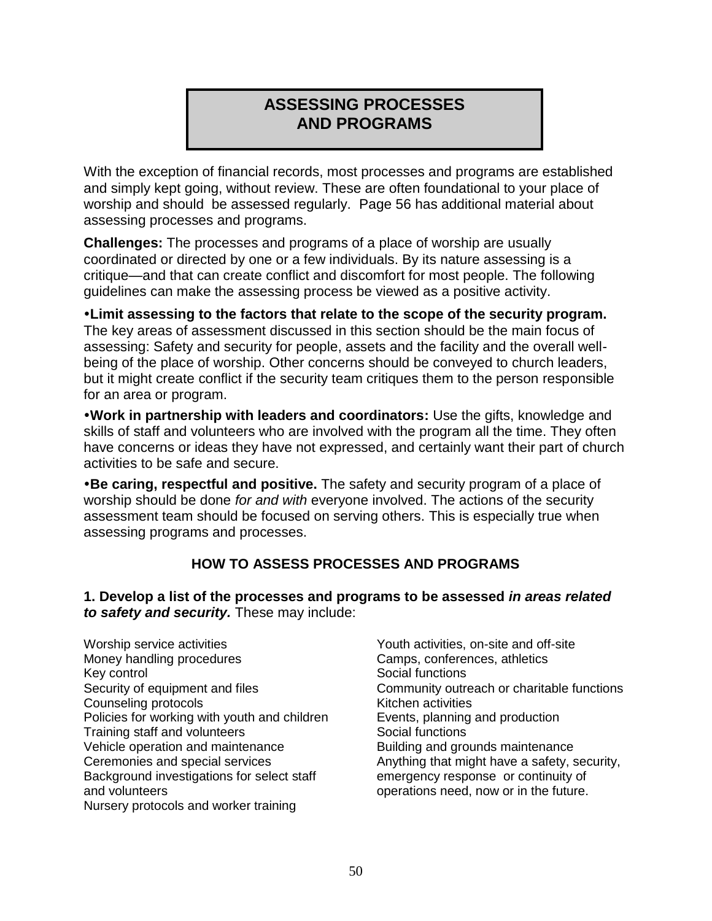# ASSESSING PROCESSES AND PROGRAMS

With the exception of financial records, most processes and programs are established and simply kept going, without review. These are often foundational to your place of worship and should be assessed regularly. Page 56 has additional material about assessing processes and programs.

**Challenges:** The processes and programs of a place of worship are usually coordinated or directed by one or a few individuals. By its nature assessing is a critique—and that can create conflict and discomfort for most people. The following guidelines can make the assessing process be viewed as a positive activity.

- **Limit assessing to the factors that relate to the scope of the security program.** The key areas of assessment discussed in this section should be the main focus of assessing: Safety and security for people, assets and the facility and the overall well-being of the place of worship. Other concerns should be conveyed to church leaders, but it might create conflict if the security team critiques them to the person responsible for an area or program.
- **Work in partnership with leaders and coordinators:** Use the gifts, knowledge and skills of staff and volunteers who are involved with the program all the time. They often have concerns or ideas they have not expressed, and certainly want their part of church activities to be safe and secure.
- **Be caring, respectful and positive.** The safety and security program of a place of worship should be done *for and with* everyone involved. The actions of the security assessment team should be focused on serving others. This is especially true when assessing programs and processes.

## HOW TO ASSESS PROCESSES AND PROGRAMS

**1. Develop a list of the processes and programs to be assessed *in areas related to safety and security.*** These may include:

Worship service activities
Money handling procedures
Key control
Security of equipment and files
Counseling protocols
Policies for working with youth and children
Training staff and volunteers
Vehicle operation and maintenance
Ceremonies and special services
Background investigations for select staff and volunteers
Nursery protocols and worker training
Youth activities, on-site and off-site
Camps, conferences, athletics
Social functions
Community outreach or charitable functions
Kitchen activities
Events, planning and production
Social functions
Building and grounds maintenance
Anything that might have a safety, security, emergency response or continuity of operations need, now or in the future.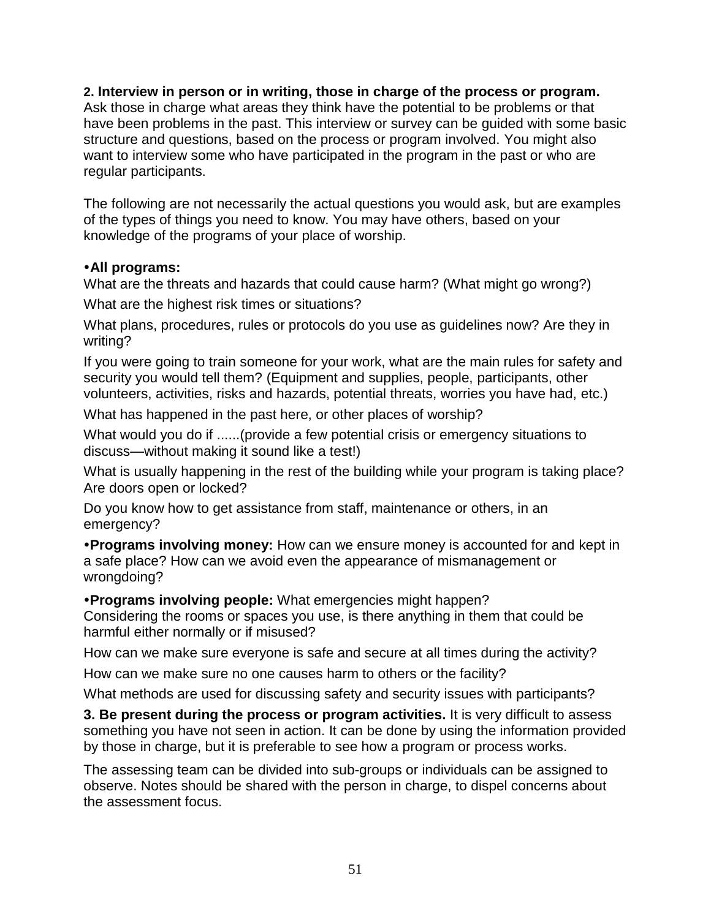**2. Interview in person or in writing, those in charge of the process or program.** Ask those in charge what areas they think have the potential to be problems or that have been problems in the past. This interview or survey can be guided with some basic structure and questions, based on the process or program involved. You might also want to interview some who have participated in the program in the past or who are regular participants.

The following are not necessarily the actual questions you would ask, but are examples of the types of things you need to know. You may have others, based on your knowledge of the programs of your place of worship.

- **All programs:**

What are the threats and hazards that could cause harm? (What might go wrong?)

What are the highest risk times or situations?

What plans, procedures, rules or protocols do you use as guidelines now? Are they in writing?

If you were going to train someone for your work, what are the main rules for safety and security you would tell them? (Equipment and supplies, people, participants, other volunteers, activities, risks and hazards, potential threats, worries you have had, etc.)

What has happened in the past here, or other places of worship?

What would you do if ......(provide a few potential crisis or emergency situations to discuss—without making it sound like a test!)

What is usually happening in the rest of the building while your program is taking place? Are doors open or locked?

Do you know how to get assistance from staff, maintenance or others, in an emergency?

- **Programs involving money:** How can we ensure money is accounted for and kept in a safe place? How can we avoid even the appearance of mismanagement or wrongdoing?

- **Programs involving people:** What emergencies might happen?

Considering the rooms or spaces you use, is there anything in them that could be harmful either normally or if misused?

How can we make sure everyone is safe and secure at all times during the activity?

How can we make sure no one causes harm to others or the facility?

What methods are used for discussing safety and security issues with participants?

**3. Be present during the process or program activities.** It is very difficult to assess something you have not seen in action. It can be done by using the information provided by those in charge, but it is preferable to see how a program or process works.

The assessing team can be divided into sub-groups or individuals can be assigned to observe. Notes should be shared with the person in charge, to dispel concerns about the assessment focus.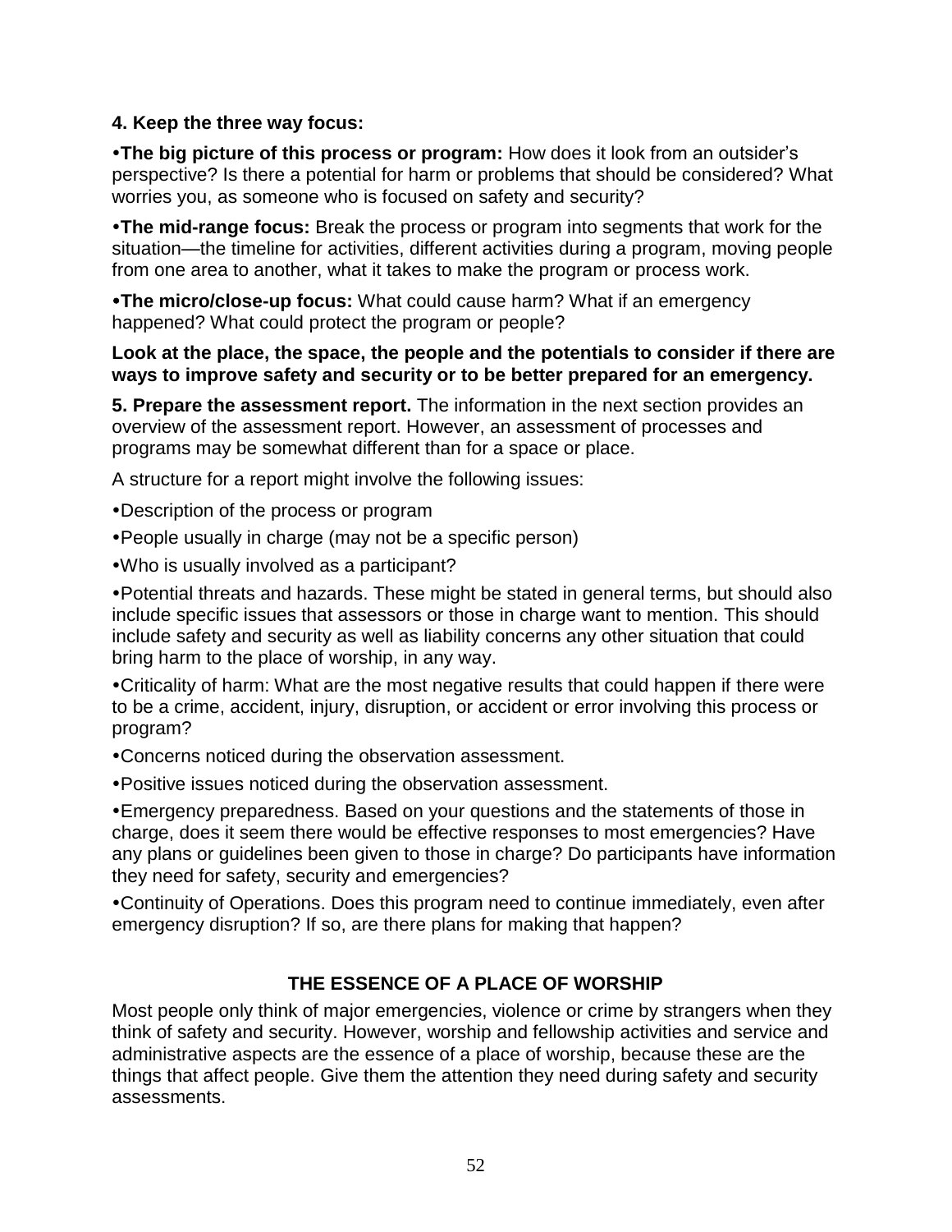**4. Keep the three way focus:**

- **The big picture of this process or program:** How does it look from an outsider's perspective? Is there a potential for harm or problems that should be considered? What worries you, as someone who is focused on safety and security?
- **The mid-range focus:** Break the process or program into segments that work for the situation—the timeline for activities, different activities during a program, moving people from one area to another, what it takes to make the program or process work.
- **The micro/close-up focus:** What could cause harm? What if an emergency happened? What could protect the program or people?

**Look at the place, the space, the people and the potentials to consider if there are ways to improve safety and security or to be better prepared for an emergency.**

**5. Prepare the assessment report.** The information in the next section provides an overview of the assessment report. However, an assessment of processes and programs may be somewhat different than for a space or place.

A structure for a report might involve the following issues:

- Description of the process or program
- People usually in charge (may not be a specific person)
- Who is usually involved as a participant?
- Potential threats and hazards. These might be stated in general terms, but should also include specific issues that assessors or those in charge want to mention. This should include safety and security as well as liability concerns any other situation that could bring harm to the place of worship, in any way.
- Criticality of harm: What are the most negative results that could happen if there were to be a crime, accident, injury, disruption, or accident or error involving this process or program?
- Concerns noticed during the observation assessment.
- Positive issues noticed during the observation assessment.
- Emergency preparedness. Based on your questions and the statements of those in charge, does it seem there would be effective responses to most emergencies? Have any plans or guidelines been given to those in charge? Do participants have information they need for safety, security and emergencies?
- Continuity of Operations. Does this program need to continue immediately, even after emergency disruption? If so, are there plans for making that happen?

## THE ESSENCE OF A PLACE OF WORSHIP

Most people only think of major emergencies, violence or crime by strangers when they think of safety and security. However, worship and fellowship activities and service and administrative aspects are the essence of a place of worship, because these are the things that affect people. Give them the attention they need during safety and security assessments.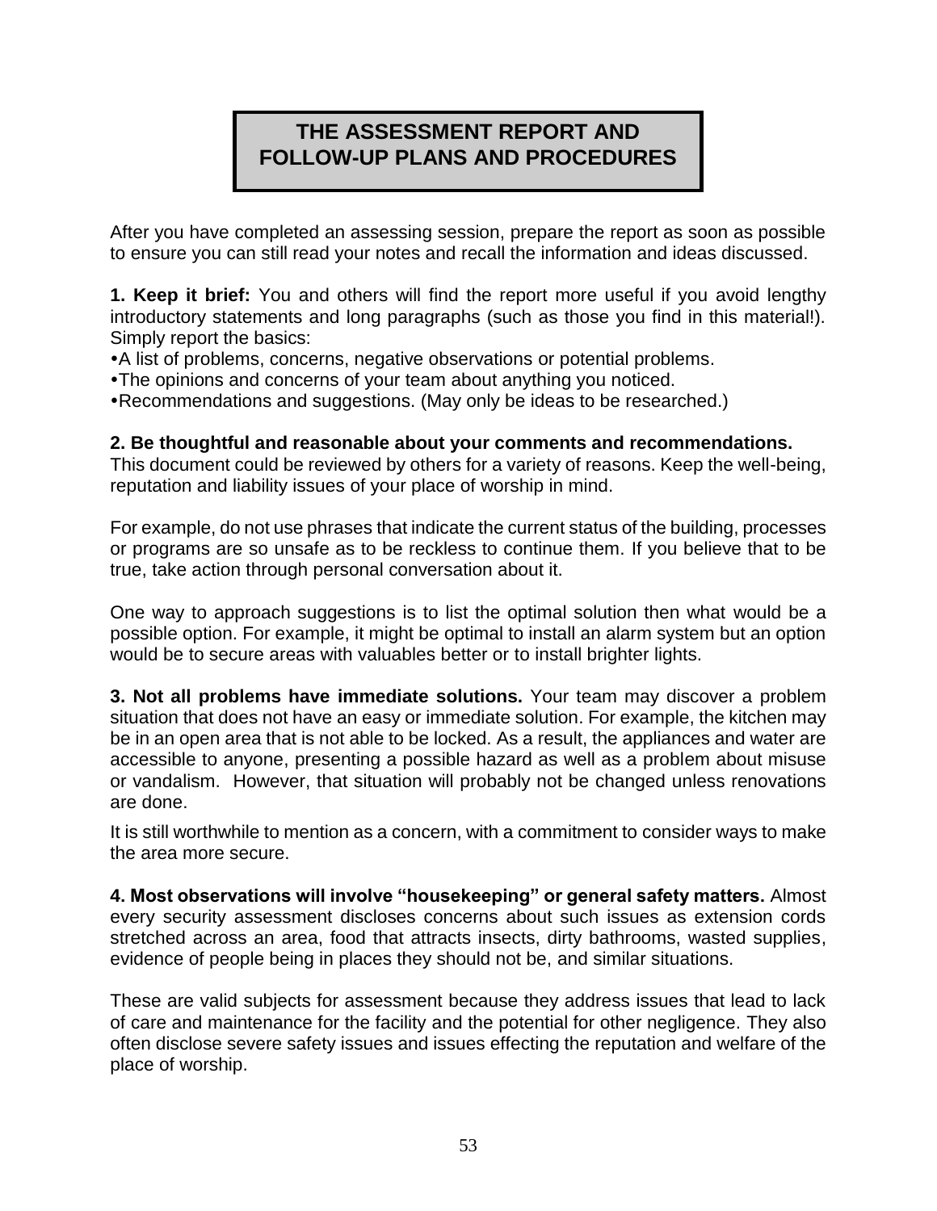# THE ASSESSMENT REPORT AND FOLLOW-UP PLANS AND PROCEDURES

After you have completed an assessing session, prepare the report as soon as possible to ensure you can still read your notes and recall the information and ideas discussed.

**1. Keep it brief:** You and others will find the report more useful if you avoid lengthy introductory statements and long paragraphs (such as those you find in this material!). Simply report the basics:

- A list of problems, concerns, negative observations or potential problems.
- The opinions and concerns of your team about anything you noticed.
- Recommendations and suggestions. (May only be ideas to be researched.)

**2. Be thoughtful and reasonable about your comments and recommendations.** This document could be reviewed by others for a variety of reasons. Keep the well-being, reputation and liability issues of your place of worship in mind.

For example, do not use phrases that indicate the current status of the building, processes or programs are so unsafe as to be reckless to continue them. If you believe that to be true, take action through personal conversation about it.

One way to approach suggestions is to list the optimal solution then what would be a possible option. For example, it might be optimal to install an alarm system but an option would be to secure areas with valuables better or to install brighter lights.

**3. Not all problems have immediate solutions.** Your team may discover a problem situation that does not have an easy or immediate solution. For example, the kitchen may be in an open area that is not able to be locked. As a result, the appliances and water are accessible to anyone, presenting a possible hazard as well as a problem about misuse or vandalism. However, that situation will probably not be changed unless renovations are done.

It is still worthwhile to mention as a concern, with a commitment to consider ways to make the area more secure.

**4. Most observations will involve "housekeeping" or general safety matters.** Almost every security assessment discloses concerns about such issues as extension cords stretched across an area, food that attracts insects, dirty bathrooms, wasted supplies, evidence of people being in places they should not be, and similar situations.

These are valid subjects for assessment because they address issues that lead to lack of care and maintenance for the facility and the potential for other negligence. They also often disclose severe safety issues and issues effecting the reputation and welfare of the place of worship.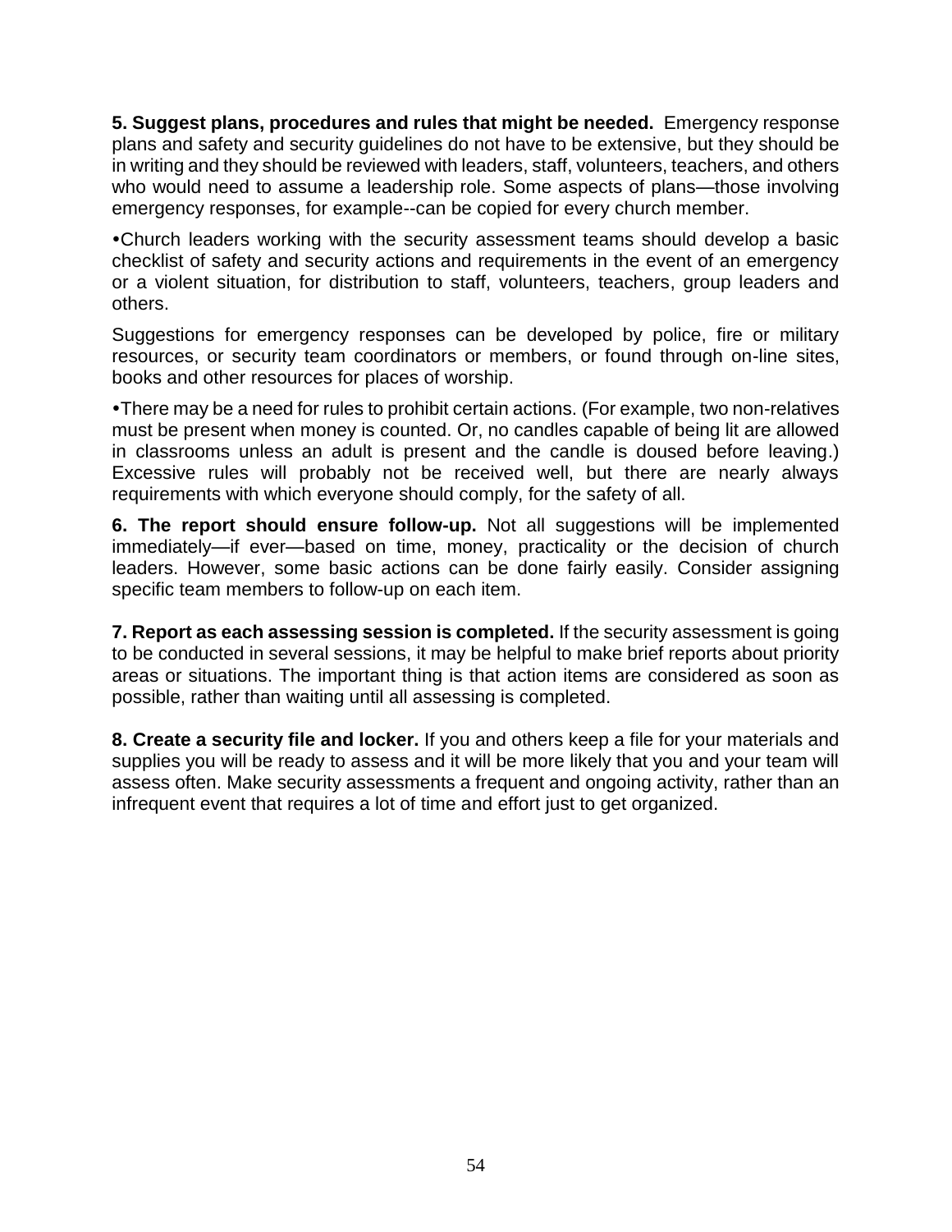**5. Suggest plans, procedures and rules that might be needed.** Emergency response plans and safety and security guidelines do not have to be extensive, but they should be in writing and they should be reviewed with leaders, staff, volunteers, teachers, and others who would need to assume a leadership role. Some aspects of plans—those involving emergency responses, for example--can be copied for every church member.

•Church leaders working with the security assessment teams should develop a basic checklist of safety and security actions and requirements in the event of an emergency or a violent situation, for distribution to staff, volunteers, teachers, group leaders and others.

Suggestions for emergency responses can be developed by police, fire or military resources, or security team coordinators or members, or found through on-line sites, books and other resources for places of worship.

•There may be a need for rules to prohibit certain actions. (For example, two non-relatives must be present when money is counted. Or, no candles capable of being lit are allowed in classrooms unless an adult is present and the candle is doused before leaving.) Excessive rules will probably not be received well, but there are nearly always requirements with which everyone should comply, for the safety of all.

**6. The report should ensure follow-up.** Not all suggestions will be implemented immediately—if ever—based on time, money, practicality or the decision of church leaders. However, some basic actions can be done fairly easily. Consider assigning specific team members to follow-up on each item.

**7. Report as each assessing session is completed.** If the security assessment is going to be conducted in several sessions, it may be helpful to make brief reports about priority areas or situations. The important thing is that action items are considered as soon as possible, rather than waiting until all assessing is completed.

**8. Create a security file and locker.** If you and others keep a file for your materials and supplies you will be ready to assess and it will be more likely that you and your team will assess often. Make security assessments a frequent and ongoing activity, rather than an infrequent event that requires a lot of time and effort just to get organized.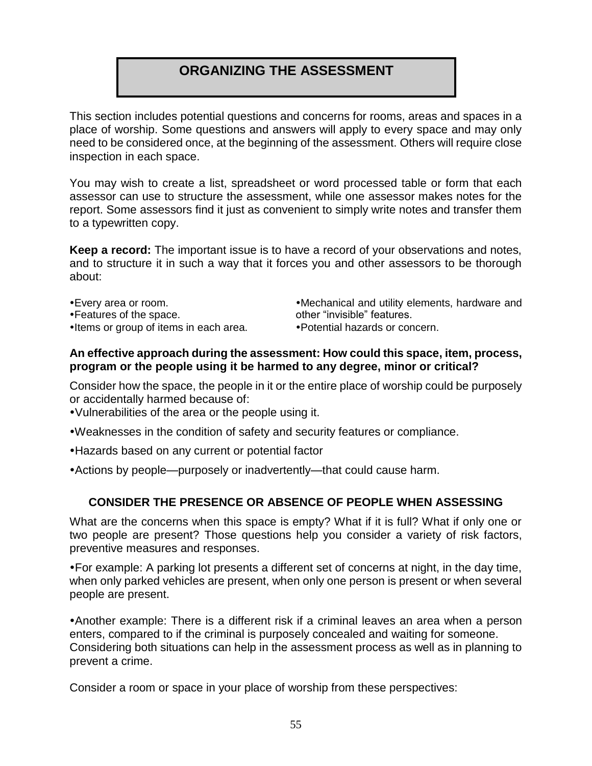# ORGANIZING THE ASSESSMENT

This section includes potential questions and concerns for rooms, areas and spaces in a place of worship. Some questions and answers will apply to every space and may only need to be considered once, at the beginning of the assessment. Others will require close inspection in each space.

You may wish to create a list, spreadsheet or word processed table or form that each assessor can use to structure the assessment, while one assessor makes notes for the report. Some assessors find it just as convenient to simply write notes and transfer them to a typewritten copy.

**Keep a record:** The important issue is to have a record of your observations and notes, and to structure it in such a way that it forces you and other assessors to be thorough about:

- Every area or room.
- Features of the space.
- Items or group of items in each area.
- Mechanical and utility elements, hardware and other "invisible" features.
- Potential hazards or concern.

**An effective approach during the assessment: How could this space, item, process, program or the people using it be harmed to any degree, minor or critical?**

Consider how the space, the people in it or the entire place of worship could be purposely or accidentally harmed because of:

- Vulnerabilities of the area or the people using it.
- Weaknesses in the condition of safety and security features or compliance.
- Hazards based on any current or potential factor
- Actions by people—purposely or inadvertently—that could cause harm.

### CONSIDER THE PRESENCE OR ABSENCE OF PEOPLE WHEN ASSESSING

What are the concerns when this space is empty? What if it is full? What if only one or two people are present? Those questions help you consider a variety of risk factors, preventive measures and responses.

- For example: A parking lot presents a different set of concerns at night, in the day time, when only parked vehicles are present, when only one person is present or when several people are present.
- Another example: There is a different risk if a criminal leaves an area when a person enters, compared to if the criminal is purposely concealed and waiting for someone. Considering both situations can help in the assessment process as well as in planning to prevent a crime.

Consider a room or space in your place of worship from these perspectives: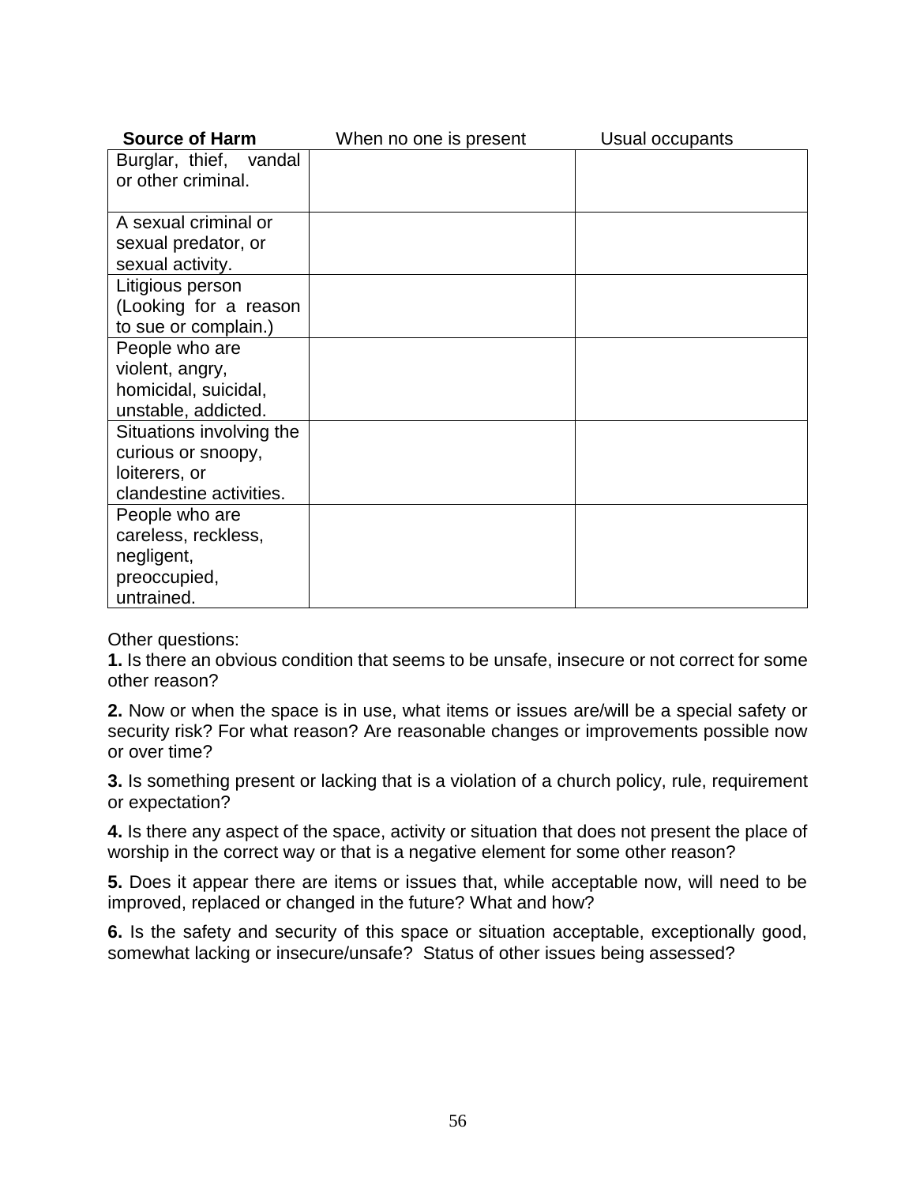| **Source of Harm** | When no one is present | Usual occupants |
| --- | --- | --- |
| Burglar, thief, vandal or other criminal. | | |
| A sexual criminal or sexual predator, or sexual activity. | | |
| Litigious person (Looking for a reason to sue or complain.) | | |
| People who are violent, angry, homicidal, suicidal, unstable, addicted. | | |
| Situations involving the curious or snoopy, loiterers, or clandestine activities. | | |
| People who are careless, reckless, negligent, preoccupied, untrained. | | |

Other questions:

**1.** Is there an obvious condition that seems to be unsafe, insecure or not correct for some other reason?

**2.** Now or when the space is in use, what items or issues are/will be a special safety or security risk? For what reason? Are reasonable changes or improvements possible now or over time?

**3.** Is something present or lacking that is a violation of a church policy, rule, requirement or expectation?

**4.** Is there any aspect of the space, activity or situation that does not present the place of worship in the correct way or that is a negative element for some other reason?

**5.** Does it appear there are items or issues that, while acceptable now, will need to be improved, replaced or changed in the future? What and how?

**6.** Is the safety and security of this space or situation acceptable, exceptionally good, somewhat lacking or insecure/unsafe? Status of other issues being assessed?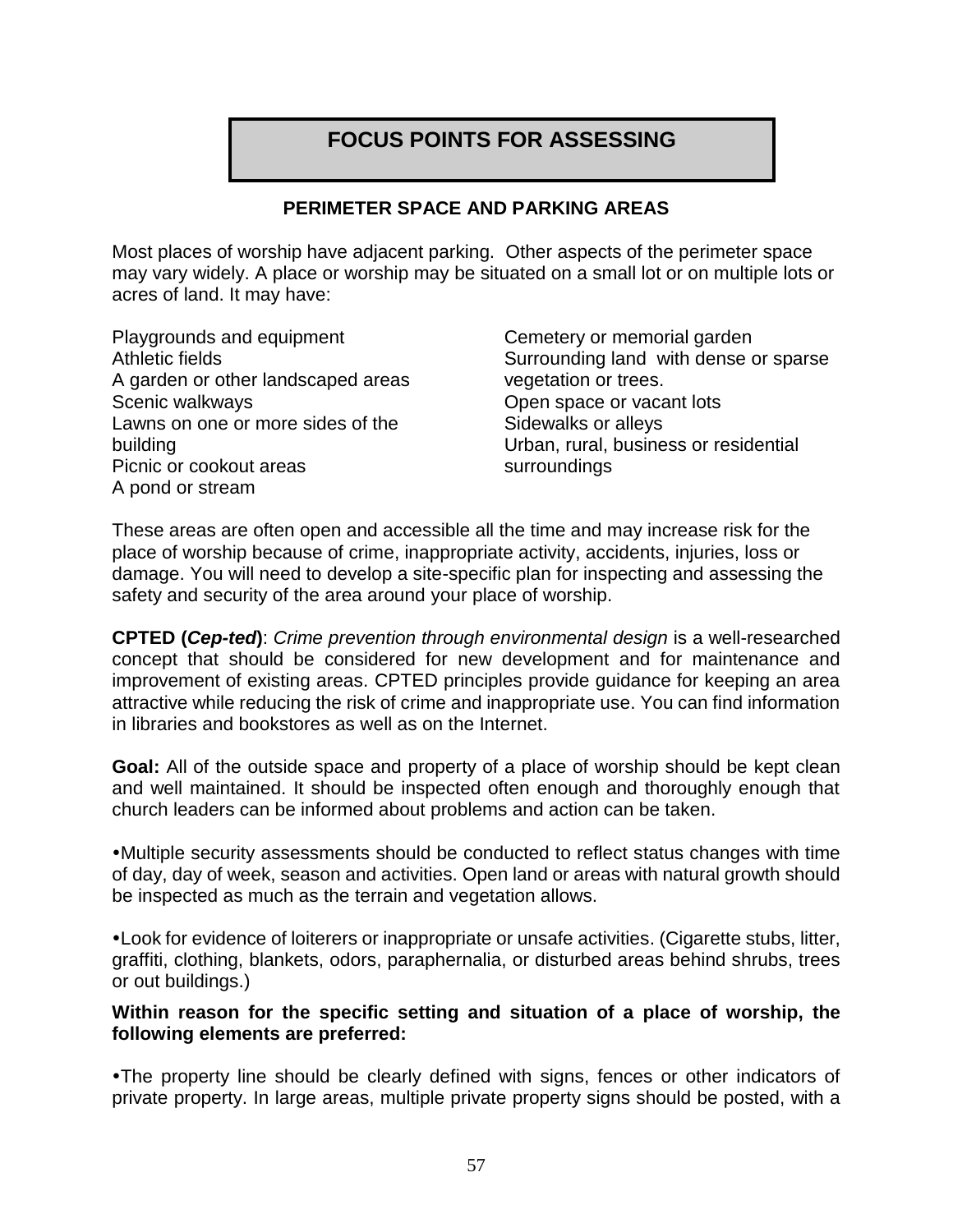# FOCUS POINTS FOR ASSESSING

## PERIMETER SPACE AND PARKING AREAS

Most places of worship have adjacent parking. Other aspects of the perimeter space may vary widely. A place or worship may be situated on a small lot or on multiple lots or acres of land. It may have:

Playgrounds and equipment
Athletic fields
A garden or other landscaped areas
Scenic walkways
Lawns on one or more sides of the building
Picnic or cookout areas
A pond or stream
Cemetery or memorial garden
Surrounding land with dense or sparse vegetation or trees.
Open space or vacant lots
Sidewalks or alleys
Urban, rural, business or residential surroundings

These areas are often open and accessible all the time and may increase risk for the place of worship because of crime, inappropriate activity, accidents, injuries, loss or damage. You will need to develop a site-specific plan for inspecting and assessing the safety and security of the area around your place of worship.

**CPTED (*Cep-ted*)**: *Crime prevention through environmental design* is a well-researched concept that should be considered for new development and for maintenance and improvement of existing areas. CPTED principles provide guidance for keeping an area attractive while reducing the risk of crime and inappropriate use. You can find information in libraries and bookstores as well as on the Internet.

**Goal:** All of the outside space and property of a place of worship should be kept clean and well maintained. It should be inspected often enough and thoroughly enough that church leaders can be informed about problems and action can be taken.

- Multiple security assessments should be conducted to reflect status changes with time of day, day of week, season and activities. Open land or areas with natural growth should be inspected as much as the terrain and vegetation allows.

- Look for evidence of loiterers or inappropriate or unsafe activities. (Cigarette stubs, litter, graffiti, clothing, blankets, odors, paraphernalia, or disturbed areas behind shrubs, trees or out buildings.)

**Within reason for the specific setting and situation of a place of worship, the following elements are preferred:**

- The property line should be clearly defined with signs, fences or other indicators of private property. In large areas, multiple private property signs should be posted, with a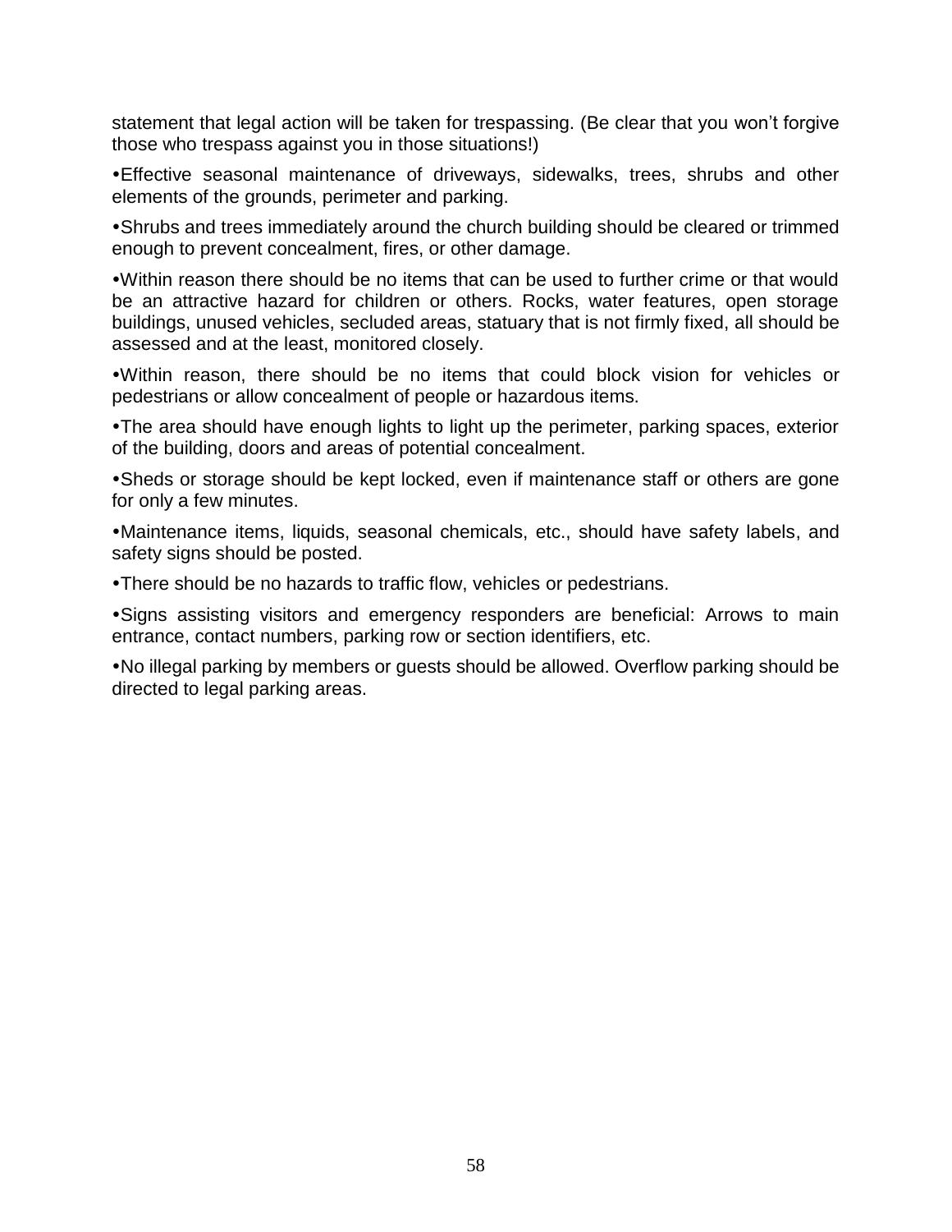statement that legal action will be taken for trespassing. (Be clear that you won't forgive those who trespass against you in those situations!)

- Effective seasonal maintenance of driveways, sidewalks, trees, shrubs and other elements of the grounds, perimeter and parking.
- Shrubs and trees immediately around the church building should be cleared or trimmed enough to prevent concealment, fires, or other damage.
- Within reason there should be no items that can be used to further crime or that would be an attractive hazard for children or others. Rocks, water features, open storage buildings, unused vehicles, secluded areas, statuary that is not firmly fixed, all should be assessed and at the least, monitored closely.
- Within reason, there should be no items that could block vision for vehicles or pedestrians or allow concealment of people or hazardous items.
- The area should have enough lights to light up the perimeter, parking spaces, exterior of the building, doors and areas of potential concealment.
- Sheds or storage should be kept locked, even if maintenance staff or others are gone for only a few minutes.
- Maintenance items, liquids, seasonal chemicals, etc., should have safety labels, and safety signs should be posted.
- There should be no hazards to traffic flow, vehicles or pedestrians.
- Signs assisting visitors and emergency responders are beneficial: Arrows to main entrance, contact numbers, parking row or section identifiers, etc.
- No illegal parking by members or guests should be allowed. Overflow parking should be directed to legal parking areas.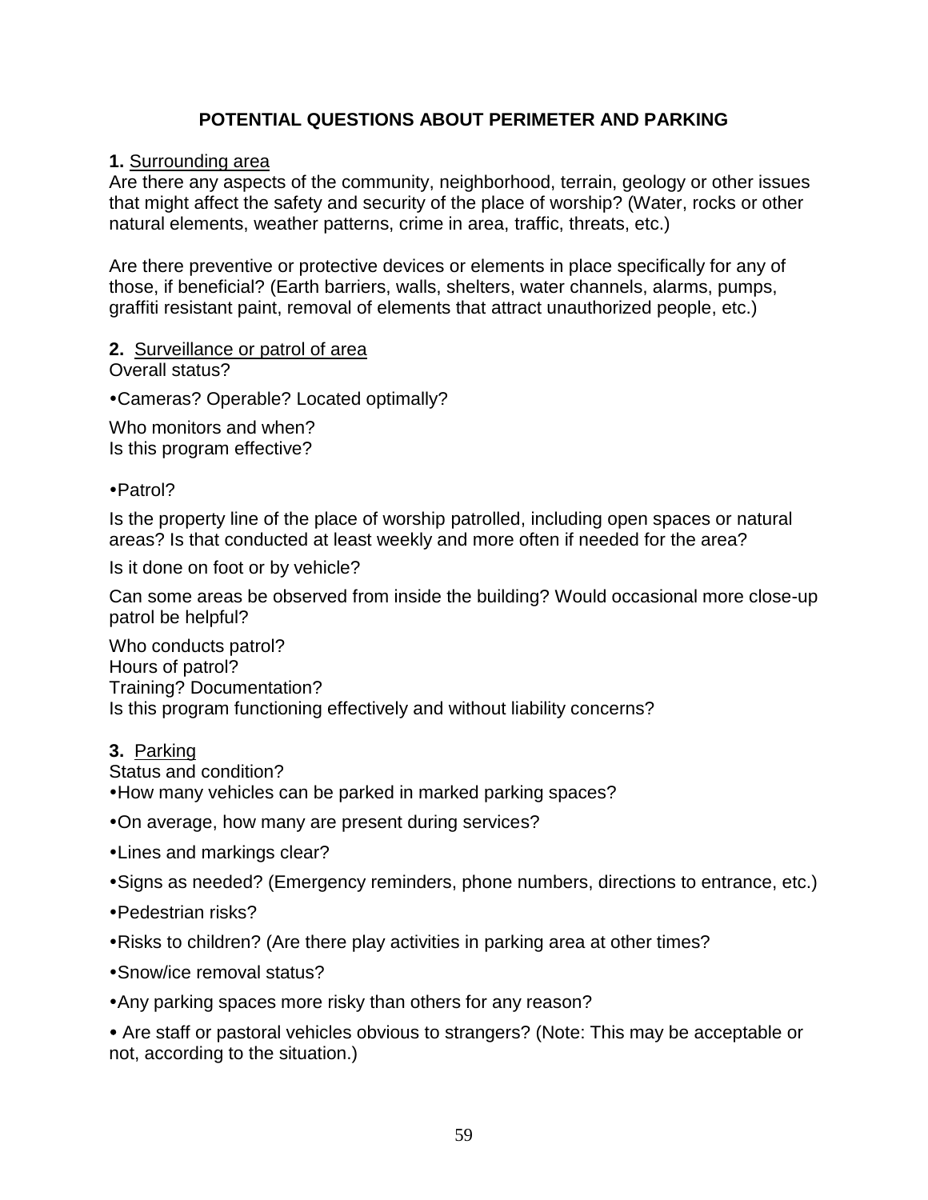## POTENTIAL QUESTIONS ABOUT PERIMETER AND PARKING

**1.** Surrounding area

Are there any aspects of the community, neighborhood, terrain, geology or other issues that might affect the safety and security of the place of worship? (Water, rocks or other natural elements, weather patterns, crime in area, traffic, threats, etc.)

Are there preventive or protective devices or elements in place specifically for any of those, if beneficial? (Earth barriers, walls, shelters, water channels, alarms, pumps, graffiti resistant paint, removal of elements that attract unauthorized people, etc.)

**2.** Surveillance or patrol of area

Overall status?

- Cameras? Operable? Located optimally?

Who monitors and when?
Is this program effective?

- Patrol?

Is the property line of the place of worship patrolled, including open spaces or natural areas? Is that conducted at least weekly and more often if needed for the area?

Is it done on foot or by vehicle?

Can some areas be observed from inside the building? Would occasional more close-up patrol be helpful?

Who conducts patrol?
Hours of patrol?
Training? Documentation?
Is this program functioning effectively and without liability concerns?

**3.** Parking

Status and condition?

- How many vehicles can be parked in marked parking spaces?
- On average, how many are present during services?
- Lines and markings clear?
- Signs as needed? (Emergency reminders, phone numbers, directions to entrance, etc.)
- Pedestrian risks?
- Risks to children? (Are there play activities in parking area at other times?
- Snow/ice removal status?
- Any parking spaces more risky than others for any reason?
- Are staff or pastoral vehicles obvious to strangers? (Note: This may be acceptable or not, according to the situation.)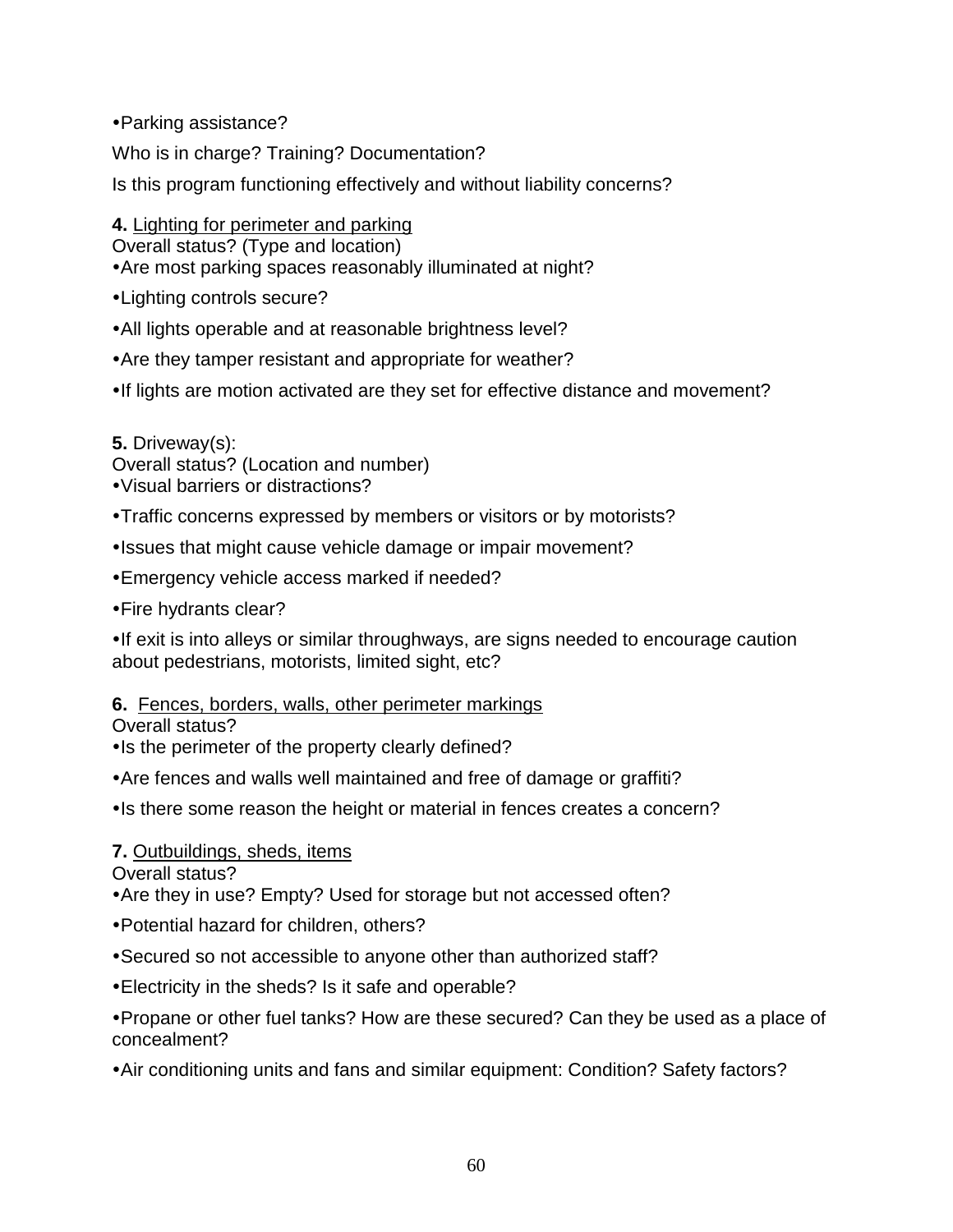- Parking assistance?

Who is in charge? Training? Documentation?

Is this program functioning effectively and without liability concerns?

**4.** Lighting for perimeter and parking
Overall status? (Type and location)

- Are most parking spaces reasonably illuminated at night?
- Lighting controls secure?
- All lights operable and at reasonable brightness level?
- Are they tamper resistant and appropriate for weather?
- If lights are motion activated are they set for effective distance and movement?

**5.** Driveway(s):
Overall status? (Location and number)

- Visual barriers or distractions?
- Traffic concerns expressed by members or visitors or by motorists?
- Issues that might cause vehicle damage or impair movement?
- Emergency vehicle access marked if needed?
- Fire hydrants clear?
- If exit is into alleys or similar throughways, are signs needed to encourage caution about pedestrians, motorists, limited sight, etc?

**6.** Fences, borders, walls, other perimeter markings
Overall status?

- Is the perimeter of the property clearly defined?
- Are fences and walls well maintained and free of damage or graffiti?
- Is there some reason the height or material in fences creates a concern?

**7.** Outbuildings, sheds, items
Overall status?

- Are they in use? Empty? Used for storage but not accessed often?
- Potential hazard for children, others?
- Secured so not accessible to anyone other than authorized staff?
- Electricity in the sheds? Is it safe and operable?
- Propane or other fuel tanks? How are these secured? Can they be used as a place of concealment?
- Air conditioning units and fans and similar equipment: Condition? Safety factors?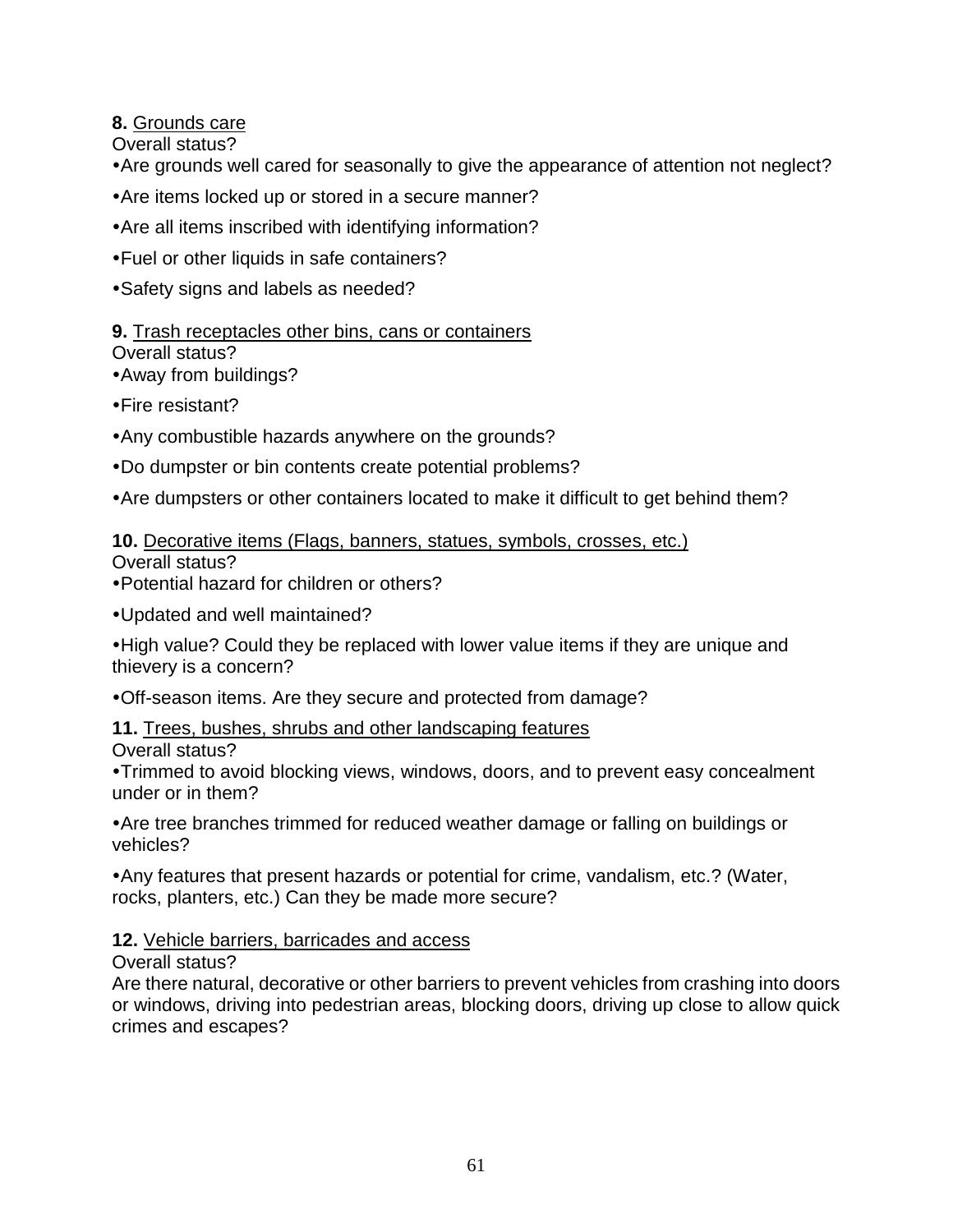**8.** Grounds care

Overall status?

- Are grounds well cared for seasonally to give the appearance of attention not neglect?
- Are items locked up or stored in a secure manner?
- Are all items inscribed with identifying information?
- Fuel or other liquids in safe containers?
- Safety signs and labels as needed?

**9.** Trash receptacles other bins, cans or containers

Overall status?

- Away from buildings?
- Fire resistant?
- Any combustible hazards anywhere on the grounds?
- Do dumpster or bin contents create potential problems?
- Are dumpsters or other containers located to make it difficult to get behind them?

**10.** Decorative items (Flags, banners, statues, symbols, crosses, etc.)

Overall status?

- Potential hazard for children or others?
- Updated and well maintained?
- High value? Could they be replaced with lower value items if they are unique and thievery is a concern?
- Off-season items. Are they secure and protected from damage?

**11.** Trees, bushes, shrubs and other landscaping features

Overall status?

- Trimmed to avoid blocking views, windows, doors, and to prevent easy concealment under or in them?
- Are tree branches trimmed for reduced weather damage or falling on buildings or vehicles?
- Any features that present hazards or potential for crime, vandalism, etc.? (Water, rocks, planters, etc.) Can they be made more secure?

**12.** Vehicle barriers, barricades and access

Overall status?

Are there natural, decorative or other barriers to prevent vehicles from crashing into doors or windows, driving into pedestrian areas, blocking doors, driving up close to allow quick crimes and escapes?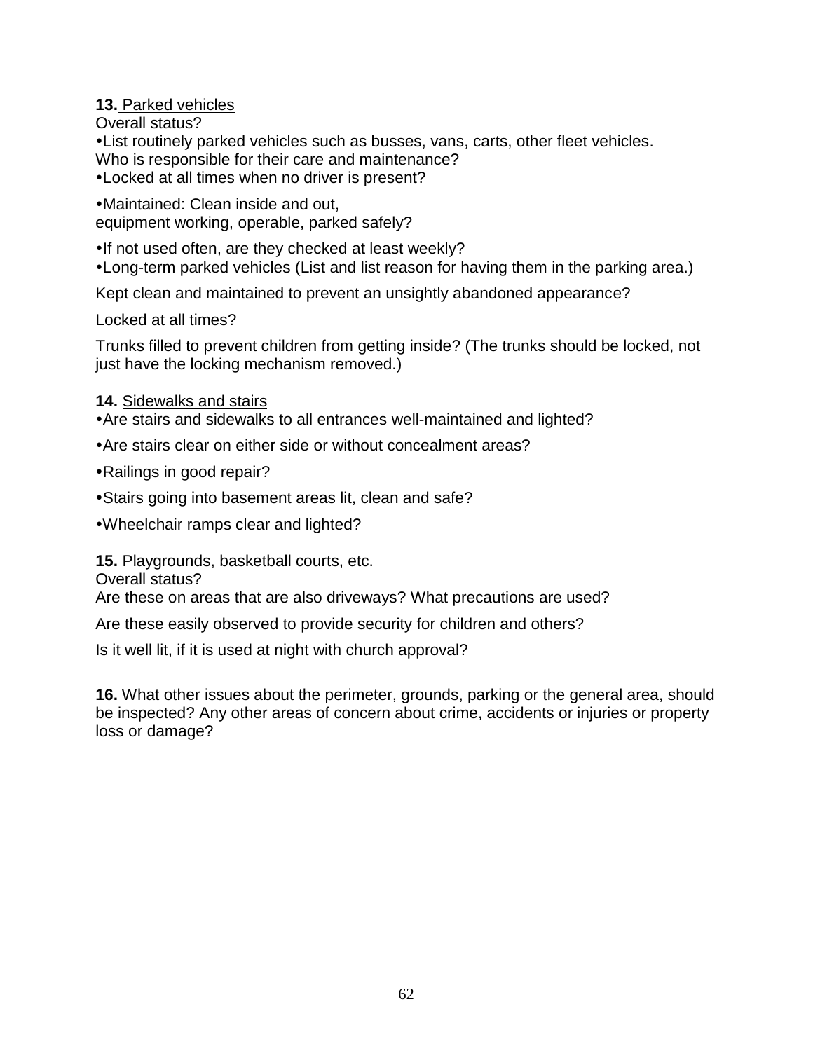**13.** Parked vehicles

Overall status?

- List routinely parked vehicles such as busses, vans, carts, other fleet vehicles.

Who is responsible for their care and maintenance?

- Locked at all times when no driver is present?
- Maintained: Clean inside and out,
equipment working, operable, parked safely?
- If not used often, are they checked at least weekly?
- Long-term parked vehicles (List and list reason for having them in the parking area.)

Kept clean and maintained to prevent an unsightly abandoned appearance?

Locked at all times?

Trunks filled to prevent children from getting inside? (The trunks should be locked, not just have the locking mechanism removed.)

**14.** Sidewalks and stairs

- Are stairs and sidewalks to all entrances well-maintained and lighted?
- Are stairs clear on either side or without concealment areas?
- Railings in good repair?
- Stairs going into basement areas lit, clean and safe?
- Wheelchair ramps clear and lighted?

**15.** Playgrounds, basketball courts, etc.

Overall status?

Are these on areas that are also driveways? What precautions are used?

Are these easily observed to provide security for children and others?

Is it well lit, if it is used at night with church approval?

**16.** What other issues about the perimeter, grounds, parking or the general area, should be inspected? Any other areas of concern about crime, accidents or injuries or property loss or damage?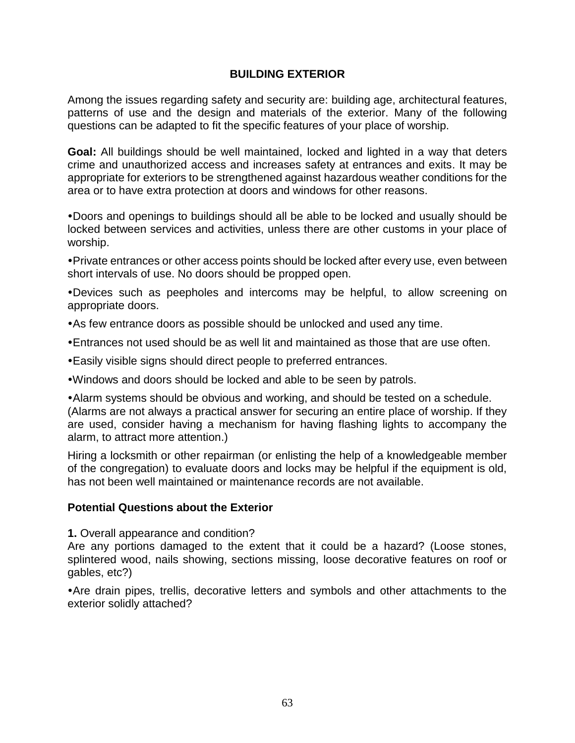## BUILDING EXTERIOR

Among the issues regarding safety and security are: building age, architectural features, patterns of use and the design and materials of the exterior. Many of the following questions can be adapted to fit the specific features of your place of worship.

**Goal:** All buildings should be well maintained, locked and lighted in a way that deters crime and unauthorized access and increases safety at entrances and exits. It may be appropriate for exteriors to be strengthened against hazardous weather conditions for the area or to have extra protection at doors and windows for other reasons.

- Doors and openings to buildings should all be able to be locked and usually should be locked between services and activities, unless there are other customs in your place of worship.
- Private entrances or other access points should be locked after every use, even between short intervals of use. No doors should be propped open.
- Devices such as peepholes and intercoms may be helpful, to allow screening on appropriate doors.
- As few entrance doors as possible should be unlocked and used any time.
- Entrances not used should be as well lit and maintained as those that are use often.
- Easily visible signs should direct people to preferred entrances.
- Windows and doors should be locked and able to be seen by patrols.
- Alarm systems should be obvious and working, and should be tested on a schedule. (Alarms are not always a practical answer for securing an entire place of worship. If they are used, consider having a mechanism for having flashing lights to accompany the alarm, to attract more attention.)

Hiring a locksmith or other repairman (or enlisting the help of a knowledgeable member of the congregation) to evaluate doors and locks may be helpful if the equipment is old, has not been well maintained or maintenance records are not available.

### Potential Questions about the Exterior

**1.** Overall appearance and condition?
Are any portions damaged to the extent that it could be a hazard? (Loose stones, splintered wood, nails showing, sections missing, loose decorative features on roof or gables, etc?)

- Are drain pipes, trellis, decorative letters and symbols and other attachments to the exterior solidly attached?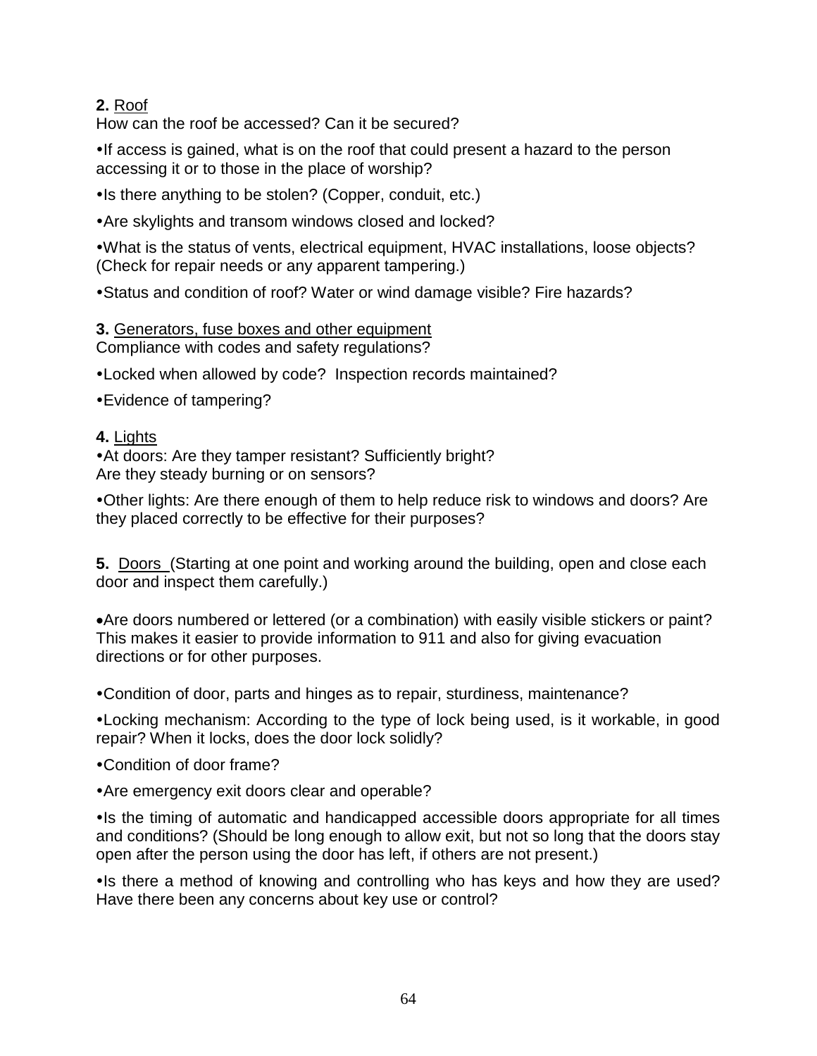**2.** Roof
How can the roof be accessed? Can it be secured?

- If access is gained, what is on the roof that could present a hazard to the person accessing it or to those in the place of worship?
- Is there anything to be stolen? (Copper, conduit, etc.)
- Are skylights and transom windows closed and locked?
- What is the status of vents, electrical equipment, HVAC installations, loose objects? (Check for repair needs or any apparent tampering.)
- Status and condition of roof? Water or wind damage visible? Fire hazards?

**3.** Generators, fuse boxes and other equipment
Compliance with codes and safety regulations?

- Locked when allowed by code? Inspection records maintained?
- Evidence of tampering?

**4.** Lights

- At doors: Are they tamper resistant? Sufficiently bright? Are they steady burning or on sensors?
- Other lights: Are there enough of them to help reduce risk to windows and doors? Are they placed correctly to be effective for their purposes?

**5.** Doors (Starting at one point and working around the building, open and close each door and inspect them carefully.)

- Are doors numbered or lettered (or a combination) with easily visible stickers or paint? This makes it easier to provide information to 911 and also for giving evacuation directions or for other purposes.
- Condition of door, parts and hinges as to repair, sturdiness, maintenance?
- Locking mechanism: According to the type of lock being used, is it workable, in good repair? When it locks, does the door lock solidly?
- Condition of door frame?
- Are emergency exit doors clear and operable?
- Is the timing of automatic and handicapped accessible doors appropriate for all times and conditions? (Should be long enough to allow exit, but not so long that the doors stay open after the person using the door has left, if others are not present.)
- Is there a method of knowing and controlling who has keys and how they are used? Have there been any concerns about key use or control?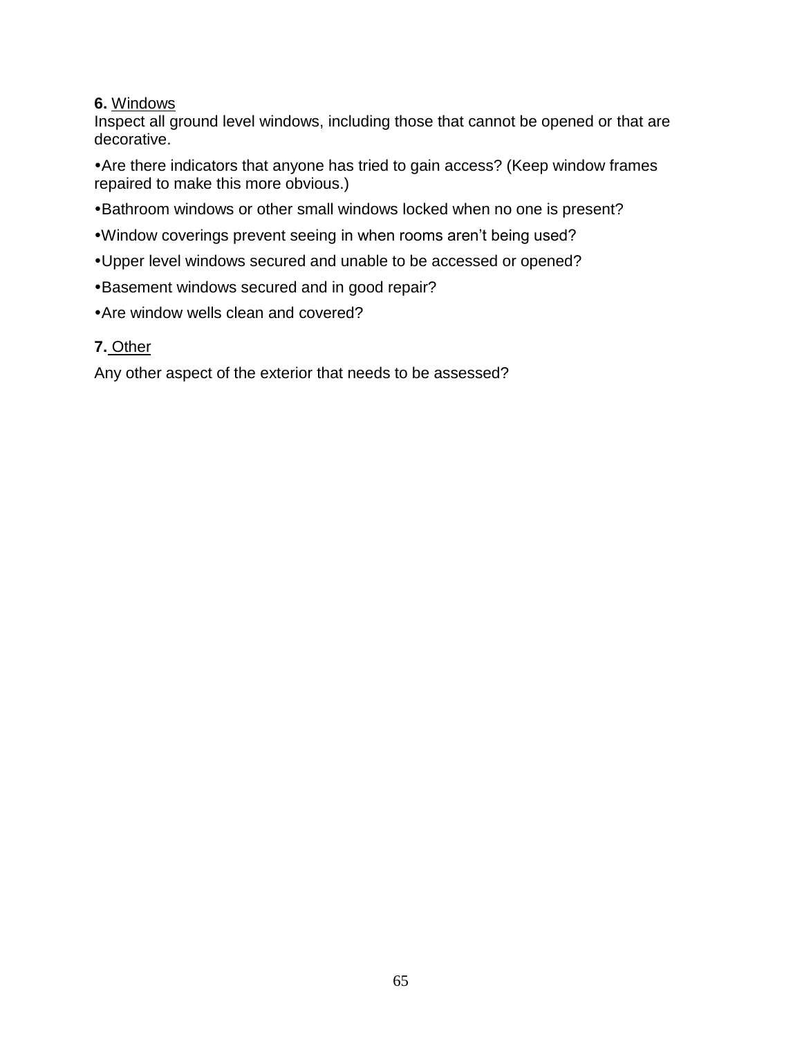**6.** Windows
Inspect all ground level windows, including those that cannot be opened or that are decorative.

- Are there indicators that anyone has tried to gain access? (Keep window frames repaired to make this more obvious.)
- Bathroom windows or other small windows locked when no one is present?
- Window coverings prevent seeing in when rooms aren't being used?
- Upper level windows secured and unable to be accessed or opened?
- Basement windows secured and in good repair?
- Are window wells clean and covered?

**7.** Other

Any other aspect of the exterior that needs to be assessed?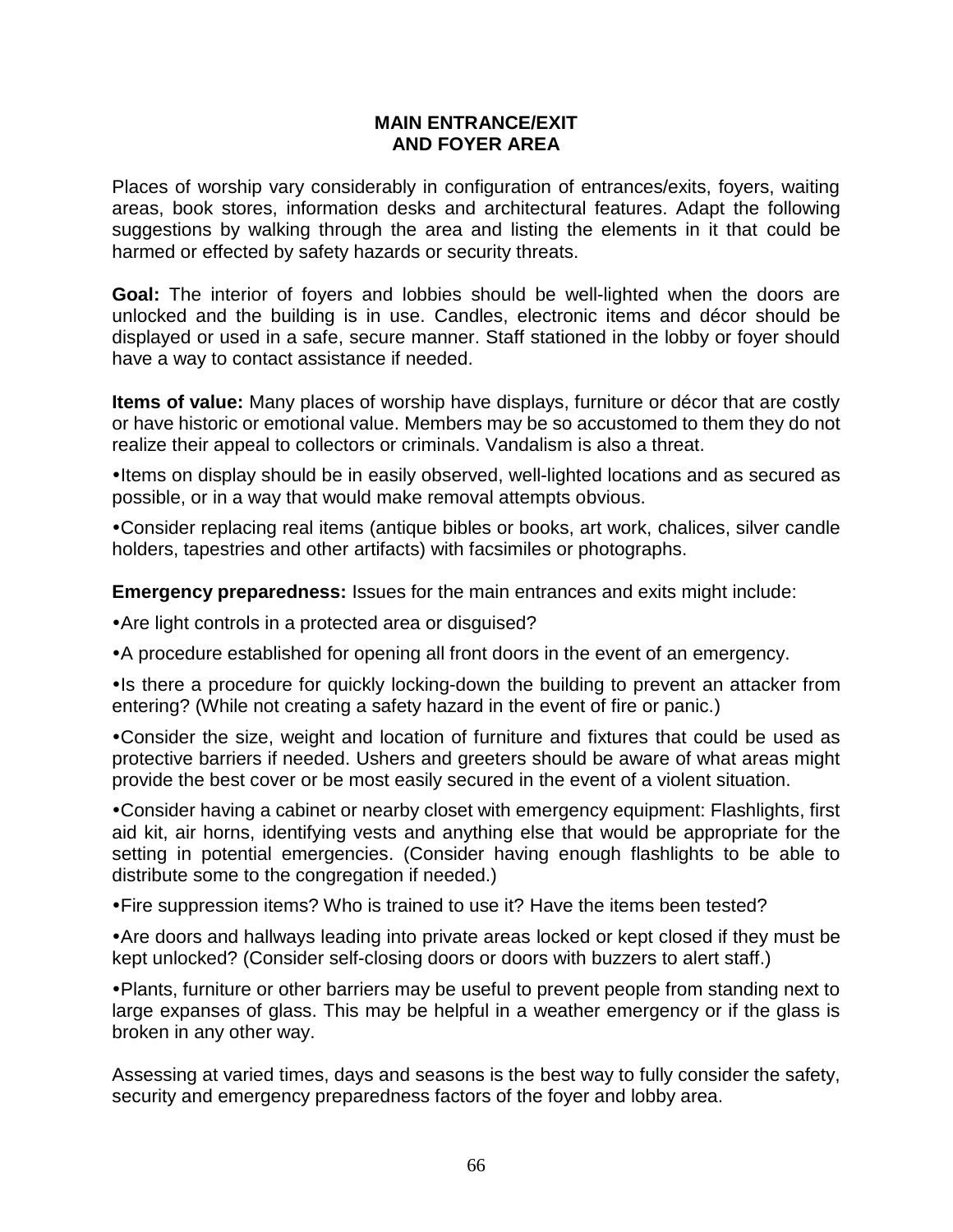## MAIN ENTRANCE/EXIT AND FOYER AREA

Places of worship vary considerably in configuration of entrances/exits, foyers, waiting areas, book stores, information desks and architectural features. Adapt the following suggestions by walking through the area and listing the elements in it that could be harmed or effected by safety hazards or security threats.

**Goal:** The interior of foyers and lobbies should be well-lighted when the doors are unlocked and the building is in use. Candles, electronic items and décor should be displayed or used in a safe, secure manner. Staff stationed in the lobby or foyer should have a way to contact assistance if needed.

**Items of value:** Many places of worship have displays, furniture or décor that are costly or have historic or emotional value. Members may be so accustomed to them they do not realize their appeal to collectors or criminals. Vandalism is also a threat.

- Items on display should be in easily observed, well-lighted locations and as secured as possible, or in a way that would make removal attempts obvious.
- Consider replacing real items (antique bibles or books, art work, chalices, silver candle holders, tapestries and other artifacts) with facsimiles or photographs.

**Emergency preparedness:** Issues for the main entrances and exits might include:

- Are light controls in a protected area or disguised?
- A procedure established for opening all front doors in the event of an emergency.
- Is there a procedure for quickly locking-down the building to prevent an attacker from entering? (While not creating a safety hazard in the event of fire or panic.)
- Consider the size, weight and location of furniture and fixtures that could be used as protective barriers if needed. Ushers and greeters should be aware of what areas might provide the best cover or be most easily secured in the event of a violent situation.
- Consider having a cabinet or nearby closet with emergency equipment: Flashlights, first aid kit, air horns, identifying vests and anything else that would be appropriate for the setting in potential emergencies. (Consider having enough flashlights to be able to distribute some to the congregation if needed.)
- Fire suppression items? Who is trained to use it? Have the items been tested?
- Are doors and hallways leading into private areas locked or kept closed if they must be kept unlocked? (Consider self-closing doors or doors with buzzers to alert staff.)
- Plants, furniture or other barriers may be useful to prevent people from standing next to large expanses of glass. This may be helpful in a weather emergency or if the glass is broken in any other way.

Assessing at varied times, days and seasons is the best way to fully consider the safety, security and emergency preparedness factors of the foyer and lobby area.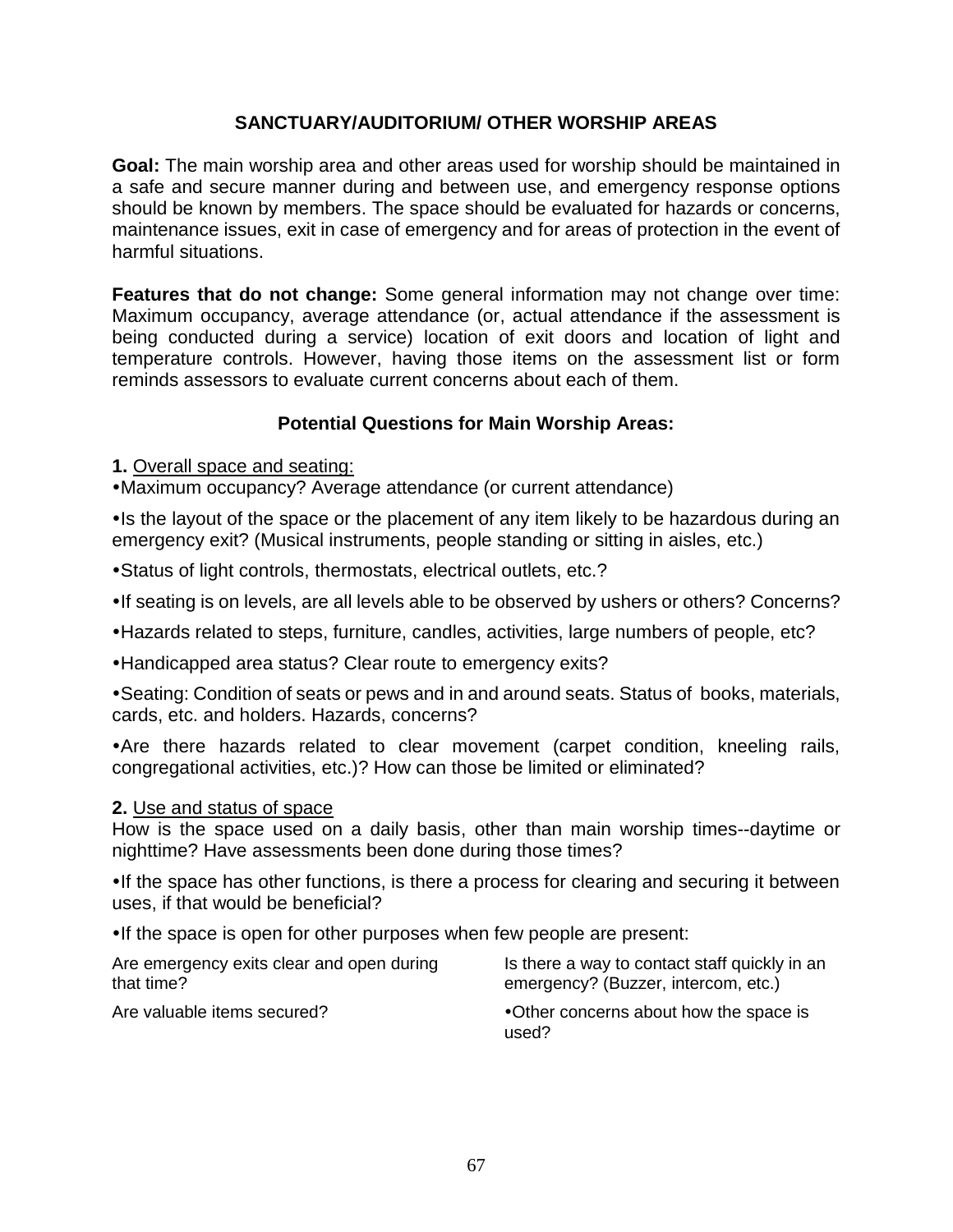## SANCTUARY/AUDITORIUM/ OTHER WORSHIP AREAS

**Goal:** The main worship area and other areas used for worship should be maintained in a safe and secure manner during and between use, and emergency response options should be known by members. The space should be evaluated for hazards or concerns, maintenance issues, exit in case of emergency and for areas of protection in the event of harmful situations.

**Features that do not change:** Some general information may not change over time: Maximum occupancy, average attendance (or, actual attendance if the assessment is being conducted during a service) location of exit doors and location of light and temperature controls. However, having those items on the assessment list or form reminds assessors to evaluate current concerns about each of them.

### Potential Questions for Main Worship Areas:

**1.** Overall space and seating:

- Maximum occupancy? Average attendance (or current attendance)
- Is the layout of the space or the placement of any item likely to be hazardous during an emergency exit? (Musical instruments, people standing or sitting in aisles, etc.)
- Status of light controls, thermostats, electrical outlets, etc.?
- If seating is on levels, are all levels able to be observed by ushers or others? Concerns?
- Hazards related to steps, furniture, candles, activities, large numbers of people, etc?
- Handicapped area status? Clear route to emergency exits?
- Seating: Condition of seats or pews and in and around seats. Status of books, materials, cards, etc. and holders. Hazards, concerns?
- Are there hazards related to clear movement (carpet condition, kneeling rails, congregational activities, etc.)? How can those be limited or eliminated?

**2.** Use and status of space

How is the space used on a daily basis, other than main worship times--daytime or nighttime? Have assessments been done during those times?

- If the space has other functions, is there a process for clearing and securing it between uses, if that would be beneficial?
- If the space is open for other purposes when few people are present:

Are emergency exits clear and open during that time?

Are valuable items secured?

Is there a way to contact staff quickly in an emergency? (Buzzer, intercom, etc.)

- Other concerns about how the space is used?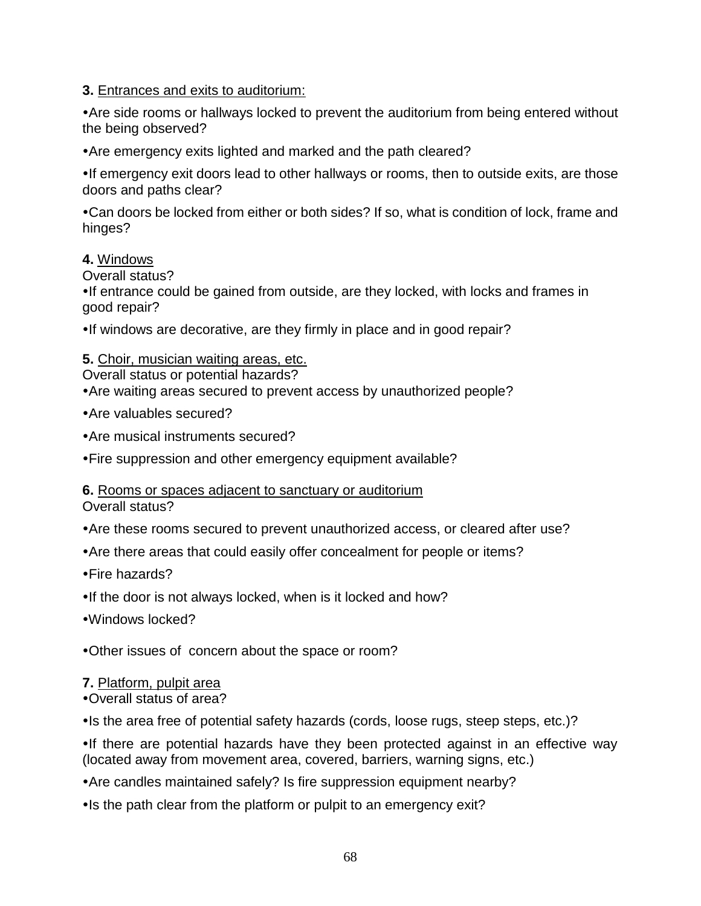**3.** Entrances and exits to auditorium:

- Are side rooms or hallways locked to prevent the auditorium from being entered without the being observed?
- Are emergency exits lighted and marked and the path cleared?
- If emergency exit doors lead to other hallways or rooms, then to outside exits, are those doors and paths clear?
- Can doors be locked from either or both sides? If so, what is condition of lock, frame and hinges?

**4.** Windows

Overall status?

- If entrance could be gained from outside, are they locked, with locks and frames in good repair?
- If windows are decorative, are they firmly in place and in good repair?

**5.** Choir, musician waiting areas, etc.

Overall status or potential hazards?

- Are waiting areas secured to prevent access by unauthorized people?
- Are valuables secured?
- Are musical instruments secured?
- Fire suppression and other emergency equipment available?

**6.** Rooms or spaces adjacent to sanctuary or auditorium

Overall status?

- Are these rooms secured to prevent unauthorized access, or cleared after use?
- Are there areas that could easily offer concealment for people or items?
- Fire hazards?
- If the door is not always locked, when is it locked and how?
- Windows locked?
- Other issues of concern about the space or room?

**7.** Platform, pulpit area

- Overall status of area?
- Is the area free of potential safety hazards (cords, loose rugs, steep steps, etc.)?
- If there are potential hazards have they been protected against in an effective way (located away from movement area, covered, barriers, warning signs, etc.)
- Are candles maintained safely? Is fire suppression equipment nearby?
- Is the path clear from the platform or pulpit to an emergency exit?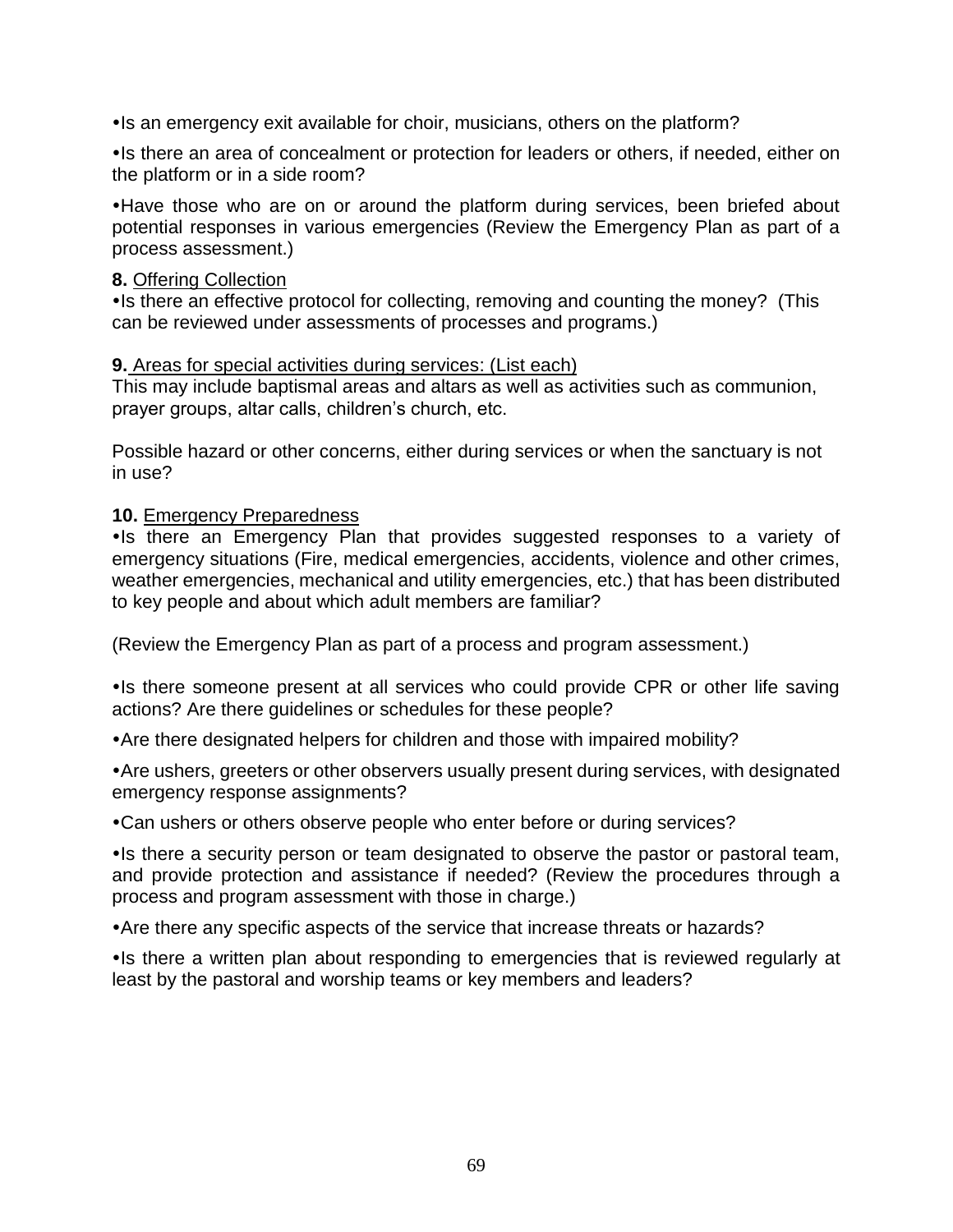•Is an emergency exit available for choir, musicians, others on the platform?

•Is there an area of concealment or protection for leaders or others, if needed, either on the platform or in a side room?

•Have those who are on or around the platform during services, been briefed about potential responses in various emergencies (Review the Emergency Plan as part of a process assessment.)

**8.** Offering Collection

•Is there an effective protocol for collecting, removing and counting the money? (This can be reviewed under assessments of processes and programs.)

**9.** Areas for special activities during services: (List each)

This may include baptismal areas and altars as well as activities such as communion, prayer groups, altar calls, children's church, etc.

Possible hazard or other concerns, either during services or when the sanctuary is not in use?

**10.** Emergency Preparedness

•Is there an Emergency Plan that provides suggested responses to a variety of emergency situations (Fire, medical emergencies, accidents, violence and other crimes, weather emergencies, mechanical and utility emergencies, etc.) that has been distributed to key people and about which adult members are familiar?

(Review the Emergency Plan as part of a process and program assessment.)

•Is there someone present at all services who could provide CPR or other life saving actions? Are there guidelines or schedules for these people?

•Are there designated helpers for children and those with impaired mobility?

•Are ushers, greeters or other observers usually present during services, with designated emergency response assignments?

•Can ushers or others observe people who enter before or during services?

•Is there a security person or team designated to observe the pastor or pastoral team, and provide protection and assistance if needed? (Review the procedures through a process and program assessment with those in charge.)

•Are there any specific aspects of the service that increase threats or hazards?

•Is there a written plan about responding to emergencies that is reviewed regularly at least by the pastoral and worship teams or key members and leaders?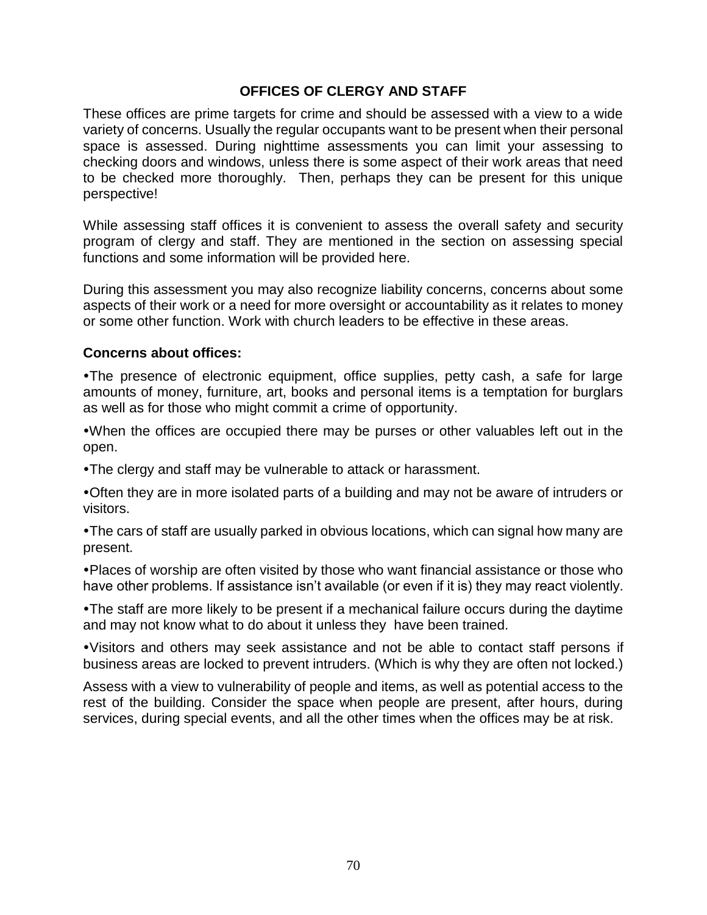## OFFICES OF CLERGY AND STAFF

These offices are prime targets for crime and should be assessed with a view to a wide variety of concerns. Usually the regular occupants want to be present when their personal space is assessed. During nighttime assessments you can limit your assessing to checking doors and windows, unless there is some aspect of their work areas that need to be checked more thoroughly. Then, perhaps they can be present for this unique perspective!

While assessing staff offices it is convenient to assess the overall safety and security program of clergy and staff. They are mentioned in the section on assessing special functions and some information will be provided here.

During this assessment you may also recognize liability concerns, concerns about some aspects of their work or a need for more oversight or accountability as it relates to money or some other function. Work with church leaders to be effective in these areas.

**Concerns about offices:**

- The presence of electronic equipment, office supplies, petty cash, a safe for large amounts of money, furniture, art, books and personal items is a temptation for burglars as well as for those who might commit a crime of opportunity.
- When the offices are occupied there may be purses or other valuables left out in the open.
- The clergy and staff may be vulnerable to attack or harassment.
- Often they are in more isolated parts of a building and may not be aware of intruders or visitors.
- The cars of staff are usually parked in obvious locations, which can signal how many are present.
- Places of worship are often visited by those who want financial assistance or those who have other problems. If assistance isn't available (or even if it is) they may react violently.
- The staff are more likely to be present if a mechanical failure occurs during the daytime and may not know what to do about it unless they have been trained.
- Visitors and others may seek assistance and not be able to contact staff persons if business areas are locked to prevent intruders. (Which is why they are often not locked.)

Assess with a view to vulnerability of people and items, as well as potential access to the rest of the building. Consider the space when people are present, after hours, during services, during special events, and all the other times when the offices may be at risk.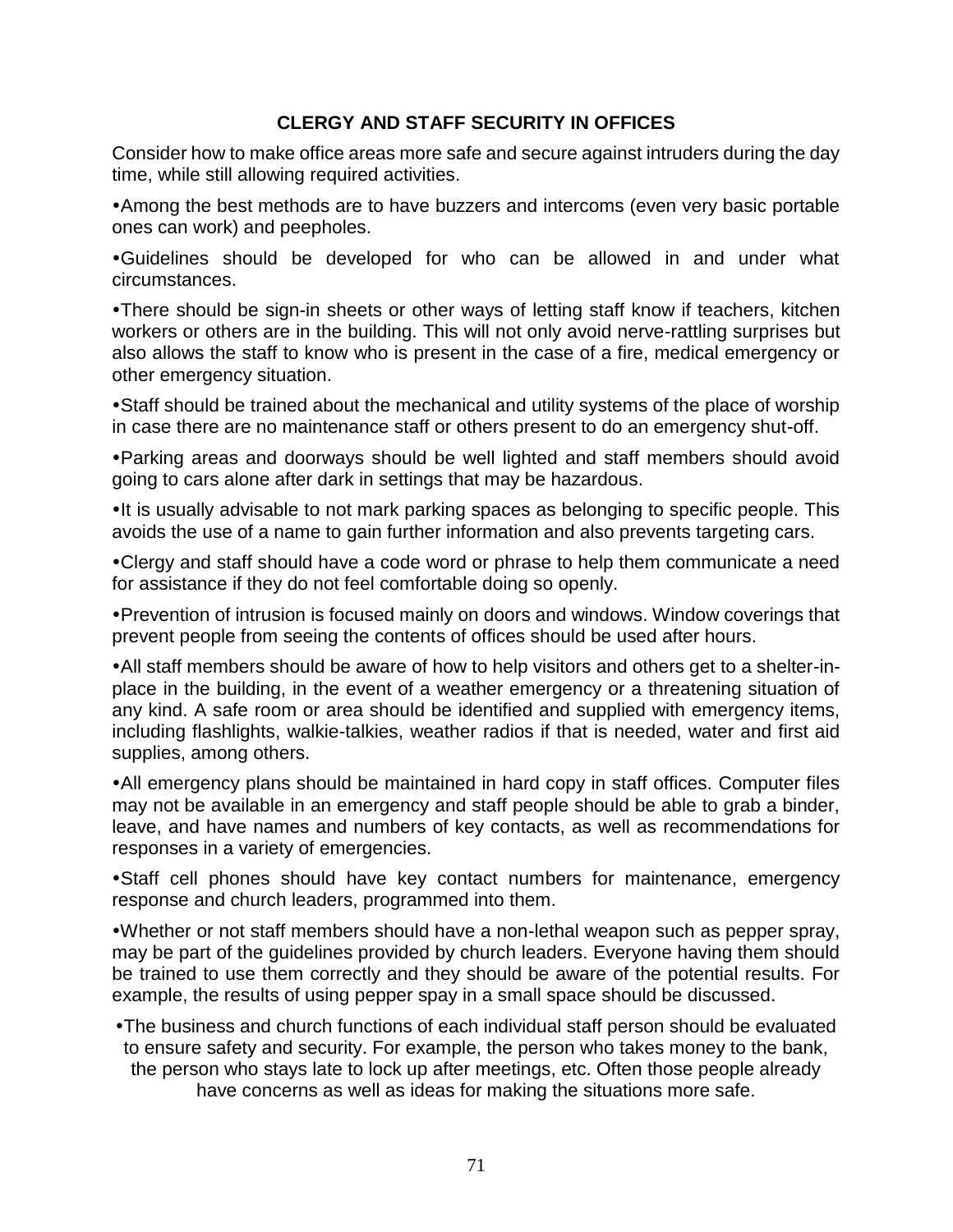## CLERGY AND STAFF SECURITY IN OFFICES

Consider how to make office areas more safe and secure against intruders during the day time, while still allowing required activities.

- Among the best methods are to have buzzers and intercoms (even very basic portable ones can work) and peepholes.
- Guidelines should be developed for who can be allowed in and under what circumstances.
- There should be sign-in sheets or other ways of letting staff know if teachers, kitchen workers or others are in the building. This will not only avoid nerve-rattling surprises but also allows the staff to know who is present in the case of a fire, medical emergency or other emergency situation.
- Staff should be trained about the mechanical and utility systems of the place of worship in case there are no maintenance staff or others present to do an emergency shut-off.
- Parking areas and doorways should be well lighted and staff members should avoid going to cars alone after dark in settings that may be hazardous.
- It is usually advisable to not mark parking spaces as belonging to specific people. This avoids the use of a name to gain further information and also prevents targeting cars.
- Clergy and staff should have a code word or phrase to help them communicate a need for assistance if they do not feel comfortable doing so openly.
- Prevention of intrusion is focused mainly on doors and windows. Window coverings that prevent people from seeing the contents of offices should be used after hours.
- All staff members should be aware of how to help visitors and others get to a shelter-in-place in the building, in the event of a weather emergency or a threatening situation of any kind. A safe room or area should be identified and supplied with emergency items, including flashlights, walkie-talkies, weather radios if that is needed, water and first aid supplies, among others.
- All emergency plans should be maintained in hard copy in staff offices. Computer files may not be available in an emergency and staff people should be able to grab a binder, leave, and have names and numbers of key contacts, as well as recommendations for responses in a variety of emergencies.
- Staff cell phones should have key contact numbers for maintenance, emergency response and church leaders, programmed into them.
- Whether or not staff members should have a non-lethal weapon such as pepper spray, may be part of the guidelines provided by church leaders. Everyone having them should be trained to use them correctly and they should be aware of the potential results. For example, the results of using pepper spay in a small space should be discussed.
- The business and church functions of each individual staff person should be evaluated to ensure safety and security. For example, the person who takes money to the bank, the person who stays late to lock up after meetings, etc. Often those people already have concerns as well as ideas for making the situations more safe.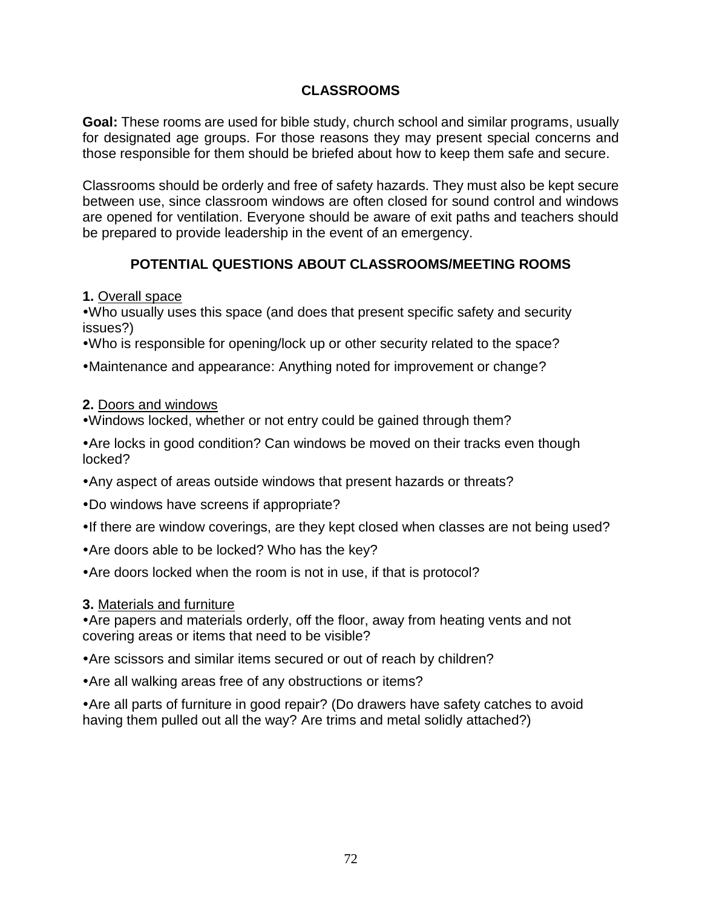## CLASSROOMS

**Goal:** These rooms are used for bible study, church school and similar programs, usually for designated age groups. For those reasons they may present special concerns and those responsible for them should be briefed about how to keep them safe and secure.

Classrooms should be orderly and free of safety hazards. They must also be kept secure between use, since classroom windows are often closed for sound control and windows are opened for ventilation. Everyone should be aware of exit paths and teachers should be prepared to provide leadership in the event of an emergency.

### POTENTIAL QUESTIONS ABOUT CLASSROOMS/MEETING ROOMS

**1.** Overall space

- Who usually uses this space (and does that present specific safety and security issues?)
- Who is responsible for opening/lock up or other security related to the space?
- Maintenance and appearance: Anything noted for improvement or change?

**2.** Doors and windows

- Windows locked, whether or not entry could be gained through them?
- Are locks in good condition? Can windows be moved on their tracks even though locked?
- Any aspect of areas outside windows that present hazards or threats?
- Do windows have screens if appropriate?
- If there are window coverings, are they kept closed when classes are not being used?
- Are doors able to be locked? Who has the key?
- Are doors locked when the room is not in use, if that is protocol?

**3.** Materials and furniture

- Are papers and materials orderly, off the floor, away from heating vents and not covering areas or items that need to be visible?
- Are scissors and similar items secured or out of reach by children?
- Are all walking areas free of any obstructions or items?
- Are all parts of furniture in good repair? (Do drawers have safety catches to avoid having them pulled out all the way? Are trims and metal solidly attached?)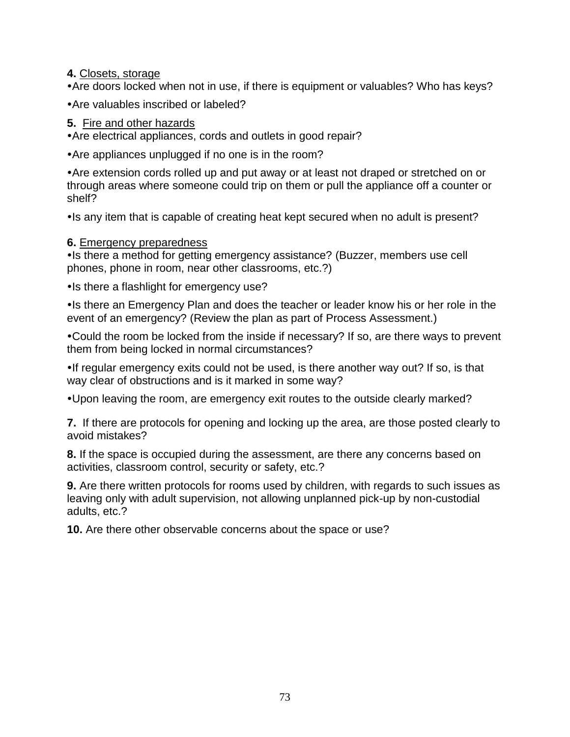**4.** <u>Closets, storage</u>

- Are doors locked when not in use, if there is equipment or valuables? Who has keys?
- Are valuables inscribed or labeled?

**5.** <u>Fire and other hazards</u>

- Are electrical appliances, cords and outlets in good repair?
- Are appliances unplugged if no one is in the room?
- Are extension cords rolled up and put away or at least not draped or stretched on or through areas where someone could trip on them or pull the appliance off a counter or shelf?
- Is any item that is capable of creating heat kept secured when no adult is present?

**6.** <u>Emergency preparedness</u>

- Is there a method for getting emergency assistance? (Buzzer, members use cell phones, phone in room, near other classrooms, etc.?)
- Is there a flashlight for emergency use?
- Is there an Emergency Plan and does the teacher or leader know his or her role in the event of an emergency? (Review the plan as part of Process Assessment.)
- Could the room be locked from the inside if necessary? If so, are there ways to prevent them from being locked in normal circumstances?
- If regular emergency exits could not be used, is there another way out? If so, is that way clear of obstructions and is it marked in some way?
- Upon leaving the room, are emergency exit routes to the outside clearly marked?

**7.** If there are protocols for opening and locking up the area, are those posted clearly to avoid mistakes?

**8.** If the space is occupied during the assessment, are there any concerns based on activities, classroom control, security or safety, etc.?

**9.** Are there written protocols for rooms used by children, with regards to such issues as leaving only with adult supervision, not allowing unplanned pick-up by non-custodial adults, etc.?

**10.** Are there other observable concerns about the space or use?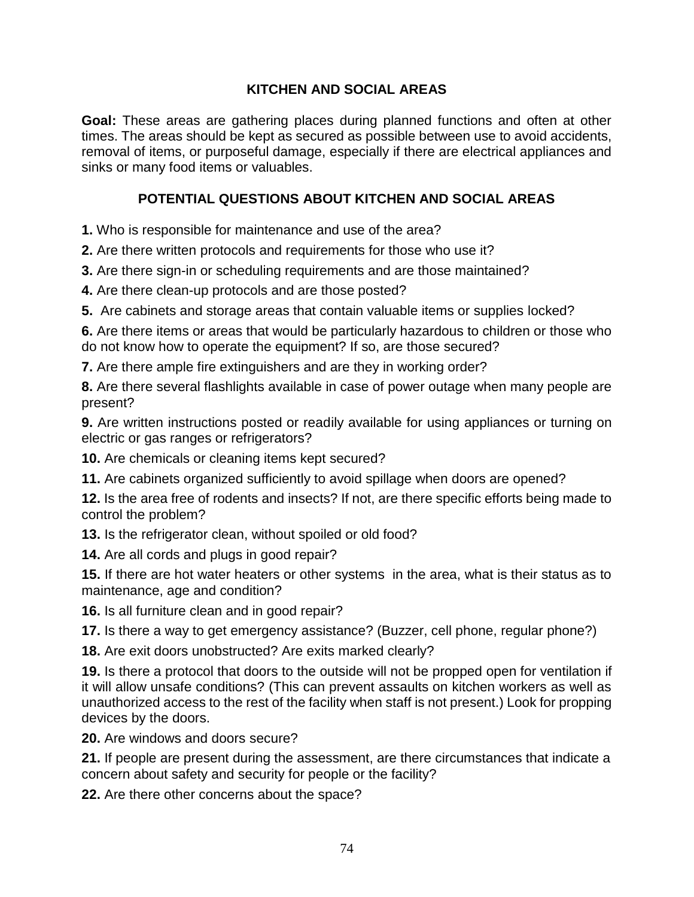## KITCHEN AND SOCIAL AREAS

**Goal:** These areas are gathering places during planned functions and often at other times. The areas should be kept as secured as possible between use to avoid accidents, removal of items, or purposeful damage, especially if there are electrical appliances and sinks or many food items or valuables.

## POTENTIAL QUESTIONS ABOUT KITCHEN AND SOCIAL AREAS

**1.** Who is responsible for maintenance and use of the area?

**2.** Are there written protocols and requirements for those who use it?

**3.** Are there sign-in or scheduling requirements and are those maintained?

**4.** Are there clean-up protocols and are those posted?

**5.** Are cabinets and storage areas that contain valuable items or supplies locked?

**6.** Are there items or areas that would be particularly hazardous to children or those who do not know how to operate the equipment? If so, are those secured?

**7.** Are there ample fire extinguishers and are they in working order?

**8.** Are there several flashlights available in case of power outage when many people are present?

**9.** Are written instructions posted or readily available for using appliances or turning on electric or gas ranges or refrigerators?

**10.** Are chemicals or cleaning items kept secured?

**11.** Are cabinets organized sufficiently to avoid spillage when doors are opened?

**12.** Is the area free of rodents and insects? If not, are there specific efforts being made to control the problem?

**13.** Is the refrigerator clean, without spoiled or old food?

**14.** Are all cords and plugs in good repair?

**15.** If there are hot water heaters or other systems in the area, what is their status as to maintenance, age and condition?

**16.** Is all furniture clean and in good repair?

**17.** Is there a way to get emergency assistance? (Buzzer, cell phone, regular phone?)

**18.** Are exit doors unobstructed? Are exits marked clearly?

**19.** Is there a protocol that doors to the outside will not be propped open for ventilation if it will allow unsafe conditions? (This can prevent assaults on kitchen workers as well as unauthorized access to the rest of the facility when staff is not present.) Look for propping devices by the doors.

**20.** Are windows and doors secure?

**21.** If people are present during the assessment, are there circumstances that indicate a concern about safety and security for people or the facility?

**22.** Are there other concerns about the space?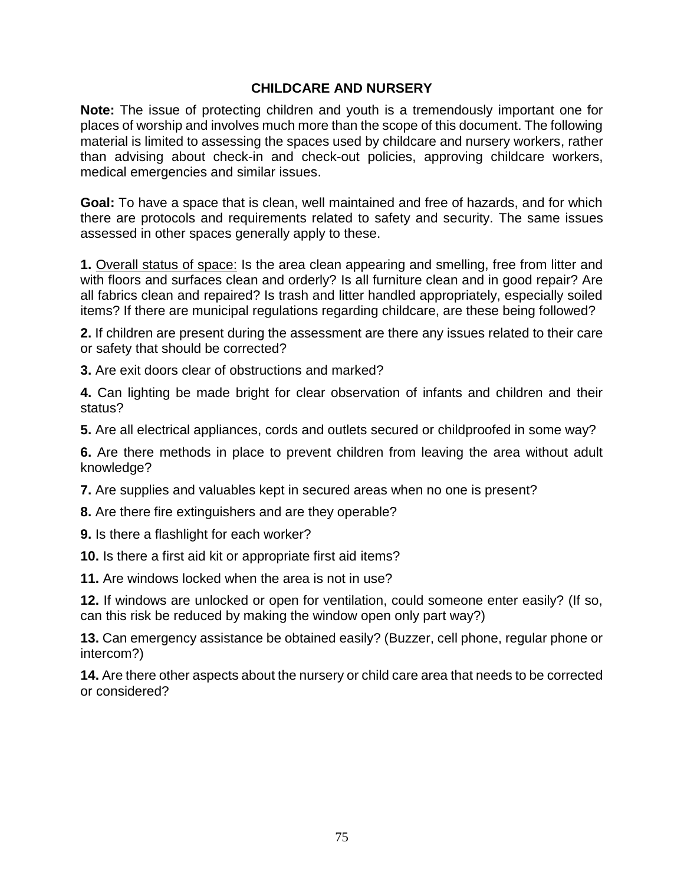## CHILDCARE AND NURSERY

**Note:** The issue of protecting children and youth is a tremendously important one for places of worship and involves much more than the scope of this document. The following material is limited to assessing the spaces used by childcare and nursery workers, rather than advising about check-in and check-out policies, approving childcare workers, medical emergencies and similar issues.

**Goal:** To have a space that is clean, well maintained and free of hazards, and for which there are protocols and requirements related to safety and security. The same issues assessed in other spaces generally apply to these.

**1.** <u>Overall status of space:</u> Is the area clean appearing and smelling, free from litter and with floors and surfaces clean and orderly? Is all furniture clean and in good repair? Are all fabrics clean and repaired? Is trash and litter handled appropriately, especially soiled items? If there are municipal regulations regarding childcare, are these being followed?

**2.** If children are present during the assessment are there any issues related to their care or safety that should be corrected?

**3.** Are exit doors clear of obstructions and marked?

**4.** Can lighting be made bright for clear observation of infants and children and their status?

**5.** Are all electrical appliances, cords and outlets secured or childproofed in some way?

**6.** Are there methods in place to prevent children from leaving the area without adult knowledge?

**7.** Are supplies and valuables kept in secured areas when no one is present?

**8.** Are there fire extinguishers and are they operable?

**9.** Is there a flashlight for each worker?

**10.** Is there a first aid kit or appropriate first aid items?

**11.** Are windows locked when the area is not in use?

**12.** If windows are unlocked or open for ventilation, could someone enter easily? (If so, can this risk be reduced by making the window open only part way?)

**13.** Can emergency assistance be obtained easily? (Buzzer, cell phone, regular phone or intercom?)

**14.** Are there other aspects about the nursery or child care area that needs to be corrected or considered?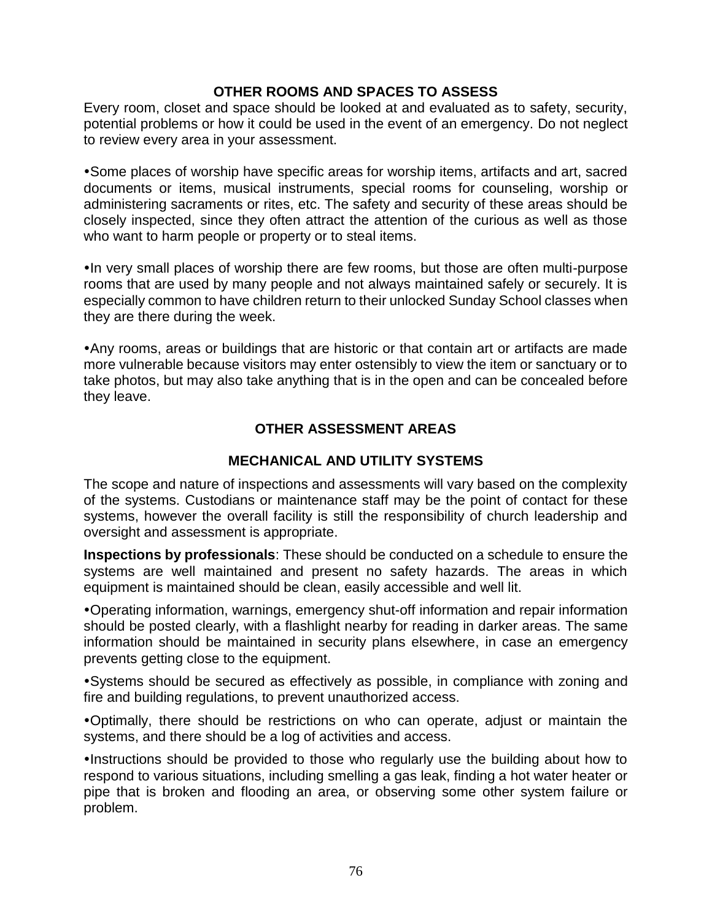## OTHER ROOMS AND SPACES TO ASSESS

Every room, closet and space should be looked at and evaluated as to safety, security, potential problems or how it could be used in the event of an emergency. Do not neglect to review every area in your assessment.

- Some places of worship have specific areas for worship items, artifacts and art, sacred documents or items, musical instruments, special rooms for counseling, worship or administering sacraments or rites, etc. The safety and security of these areas should be closely inspected, since they often attract the attention of the curious as well as those who want to harm people or property or to steal items.

- In very small places of worship there are few rooms, but those are often multi-purpose rooms that are used by many people and not always maintained safely or securely. It is especially common to have children return to their unlocked Sunday School classes when they are there during the week.

- Any rooms, areas or buildings that are historic or that contain art or artifacts are made more vulnerable because visitors may enter ostensibly to view the item or sanctuary or to take photos, but may also take anything that is in the open and can be concealed before they leave.

## OTHER ASSESSMENT AREAS

### MECHANICAL AND UTILITY SYSTEMS

The scope and nature of inspections and assessments will vary based on the complexity of the systems. Custodians or maintenance staff may be the point of contact for these systems, however the overall facility is still the responsibility of church leadership and oversight and assessment is appropriate.

**Inspections by professionals**: These should be conducted on a schedule to ensure the systems are well maintained and present no safety hazards. The areas in which equipment is maintained should be clean, easily accessible and well lit.

- Operating information, warnings, emergency shut-off information and repair information should be posted clearly, with a flashlight nearby for reading in darker areas. The same information should be maintained in security plans elsewhere, in case an emergency prevents getting close to the equipment.

- Systems should be secured as effectively as possible, in compliance with zoning and fire and building regulations, to prevent unauthorized access.

- Optimally, there should be restrictions on who can operate, adjust or maintain the systems, and there should be a log of activities and access.

- Instructions should be provided to those who regularly use the building about how to respond to various situations, including smelling a gas leak, finding a hot water heater or pipe that is broken and flooding an area, or observing some other system failure or problem.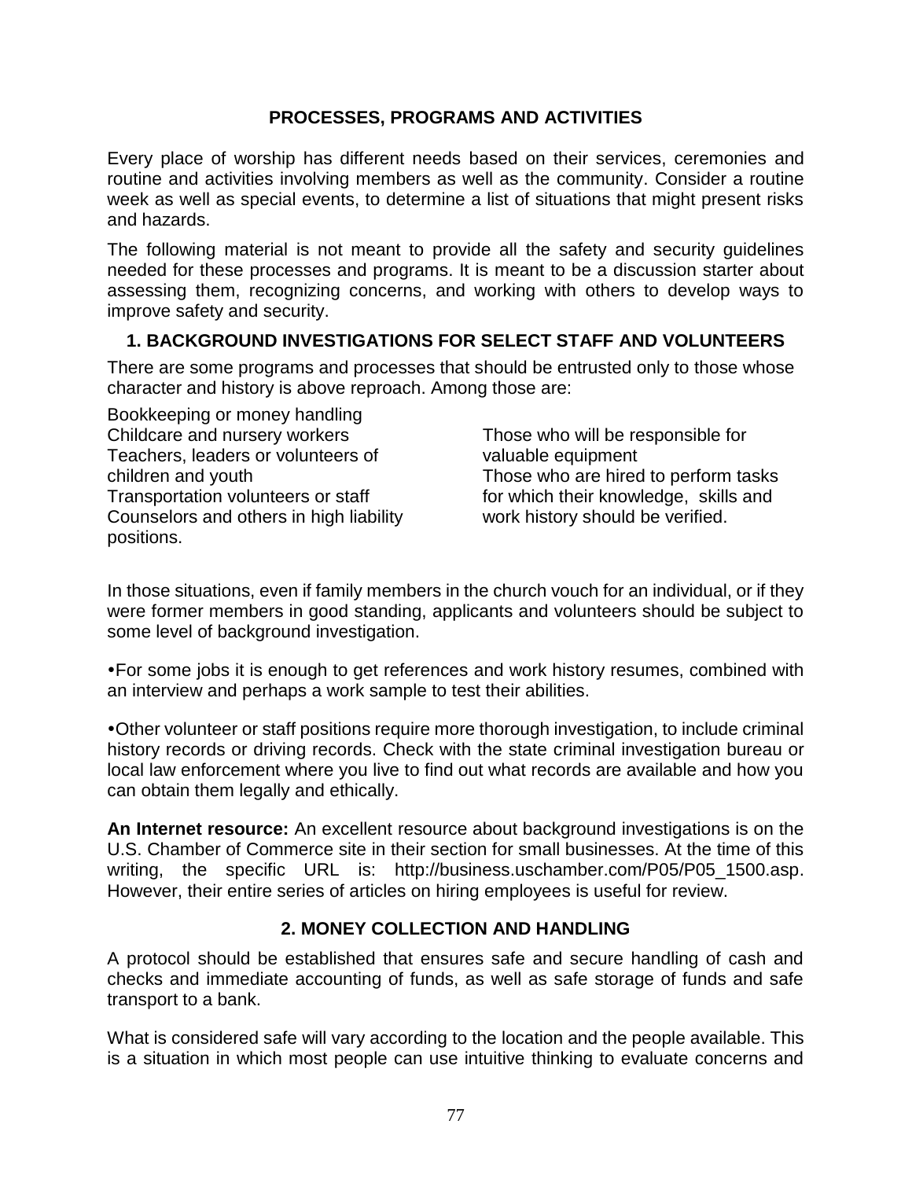## PROCESSES, PROGRAMS AND ACTIVITIES

Every place of worship has different needs based on their services, ceremonies and routine and activities involving members as well as the community. Consider a routine week as well as special events, to determine a list of situations that might present risks and hazards.

The following material is not meant to provide all the safety and security guidelines needed for these processes and programs. It is meant to be a discussion starter about assessing them, recognizing concerns, and working with others to develop ways to improve safety and security.

### 1. BACKGROUND INVESTIGATIONS FOR SELECT STAFF AND VOLUNTEERS

There are some programs and processes that should be entrusted only to those whose character and history is above reproach. Among those are:

Bookkeeping or money handling
Childcare and nursery workers
Teachers, leaders or volunteers of children and youth
Transportation volunteers or staff
Counselors and others in high liability positions.
Those who will be responsible for valuable equipment
Those who are hired to perform tasks for which their knowledge, skills and work history should be verified.

In those situations, even if family members in the church vouch for an individual, or if they were former members in good standing, applicants and volunteers should be subject to some level of background investigation.

- For some jobs it is enough to get references and work history resumes, combined with an interview and perhaps a work sample to test their abilities.

- Other volunteer or staff positions require more thorough investigation, to include criminal history records or driving records. Check with the state criminal investigation bureau or local law enforcement where you live to find out what records are available and how you can obtain them legally and ethically.

**An Internet resource:** An excellent resource about background investigations is on the U.S. Chamber of Commerce site in their section for small businesses. At the time of this writing, the specific URL is: http://business.uschamber.com/P05/P05_1500.asp. However, their entire series of articles on hiring employees is useful for review.

### 2. MONEY COLLECTION AND HANDLING

A protocol should be established that ensures safe and secure handling of cash and checks and immediate accounting of funds, as well as safe storage of funds and safe transport to a bank.

What is considered safe will vary according to the location and the people available. This is a situation in which most people can use intuitive thinking to evaluate concerns and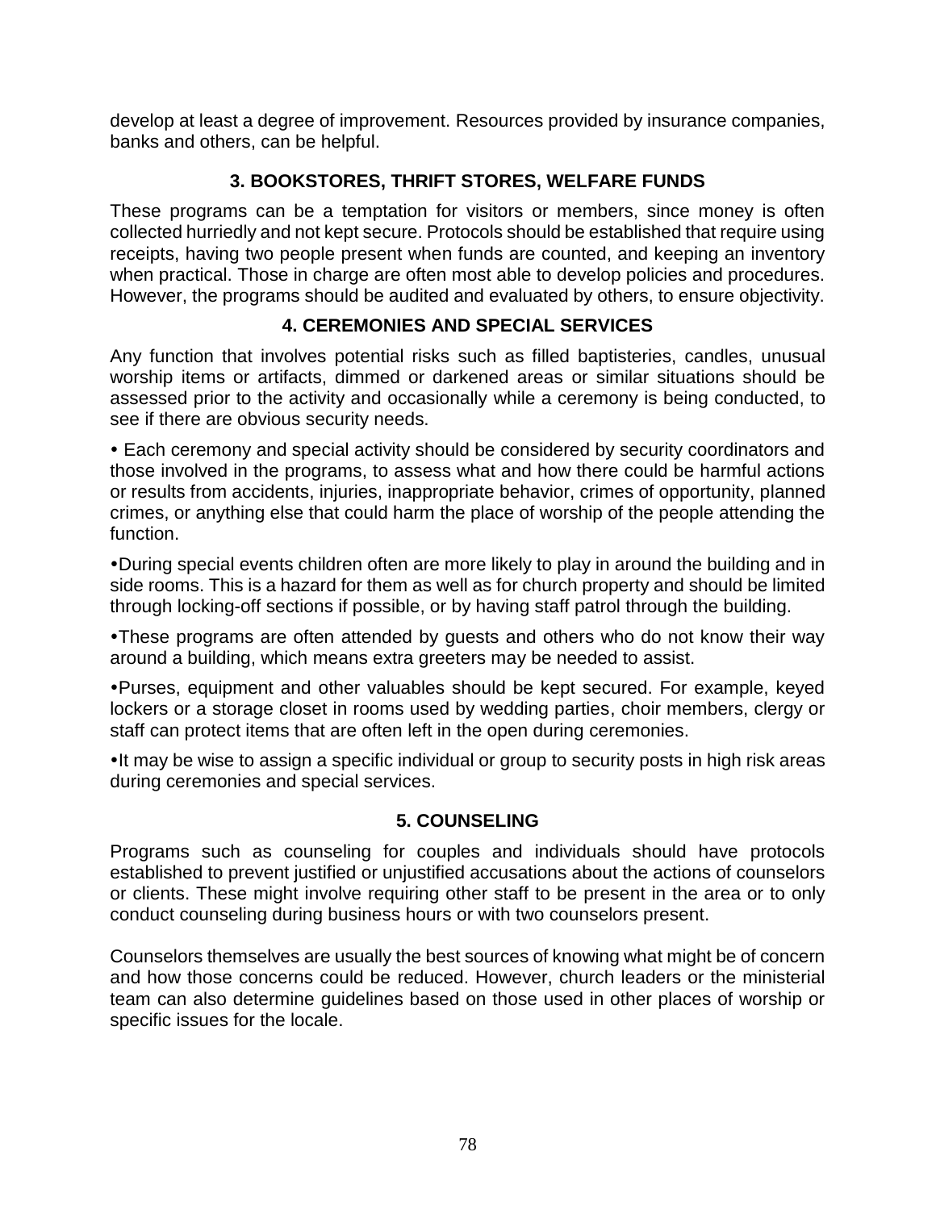develop at least a degree of improvement. Resources provided by insurance companies, banks and others, can be helpful.

## 3. BOOKSTORES, THRIFT STORES, WELFARE FUNDS

These programs can be a temptation for visitors or members, since money is often collected hurriedly and not kept secure. Protocols should be established that require using receipts, having two people present when funds are counted, and keeping an inventory when practical. Those in charge are often most able to develop policies and procedures. However, the programs should be audited and evaluated by others, to ensure objectivity.

## 4. CEREMONIES AND SPECIAL SERVICES

Any function that involves potential risks such as filled baptisteries, candles, unusual worship items or artifacts, dimmed or darkened areas or similar situations should be assessed prior to the activity and occasionally while a ceremony is being conducted, to see if there are obvious security needs.

- Each ceremony and special activity should be considered by security coordinators and those involved in the programs, to assess what and how there could be harmful actions or results from accidents, injuries, inappropriate behavior, crimes of opportunity, planned crimes, or anything else that could harm the place of worship of the people attending the function.

- During special events children often are more likely to play in around the building and in side rooms. This is a hazard for them as well as for church property and should be limited through locking-off sections if possible, or by having staff patrol through the building.

- These programs are often attended by guests and others who do not know their way around a building, which means extra greeters may be needed to assist.

- Purses, equipment and other valuables should be kept secured. For example, keyed lockers or a storage closet in rooms used by wedding parties, choir members, clergy or staff can protect items that are often left in the open during ceremonies.

- It may be wise to assign a specific individual or group to security posts in high risk areas during ceremonies and special services.

## 5. COUNSELING

Programs such as counseling for couples and individuals should have protocols established to prevent justified or unjustified accusations about the actions of counselors or clients. These might involve requiring other staff to be present in the area or to only conduct counseling during business hours or with two counselors present.

Counselors themselves are usually the best sources of knowing what might be of concern and how those concerns could be reduced. However, church leaders or the ministerial team can also determine guidelines based on those used in other places of worship or specific issues for the locale.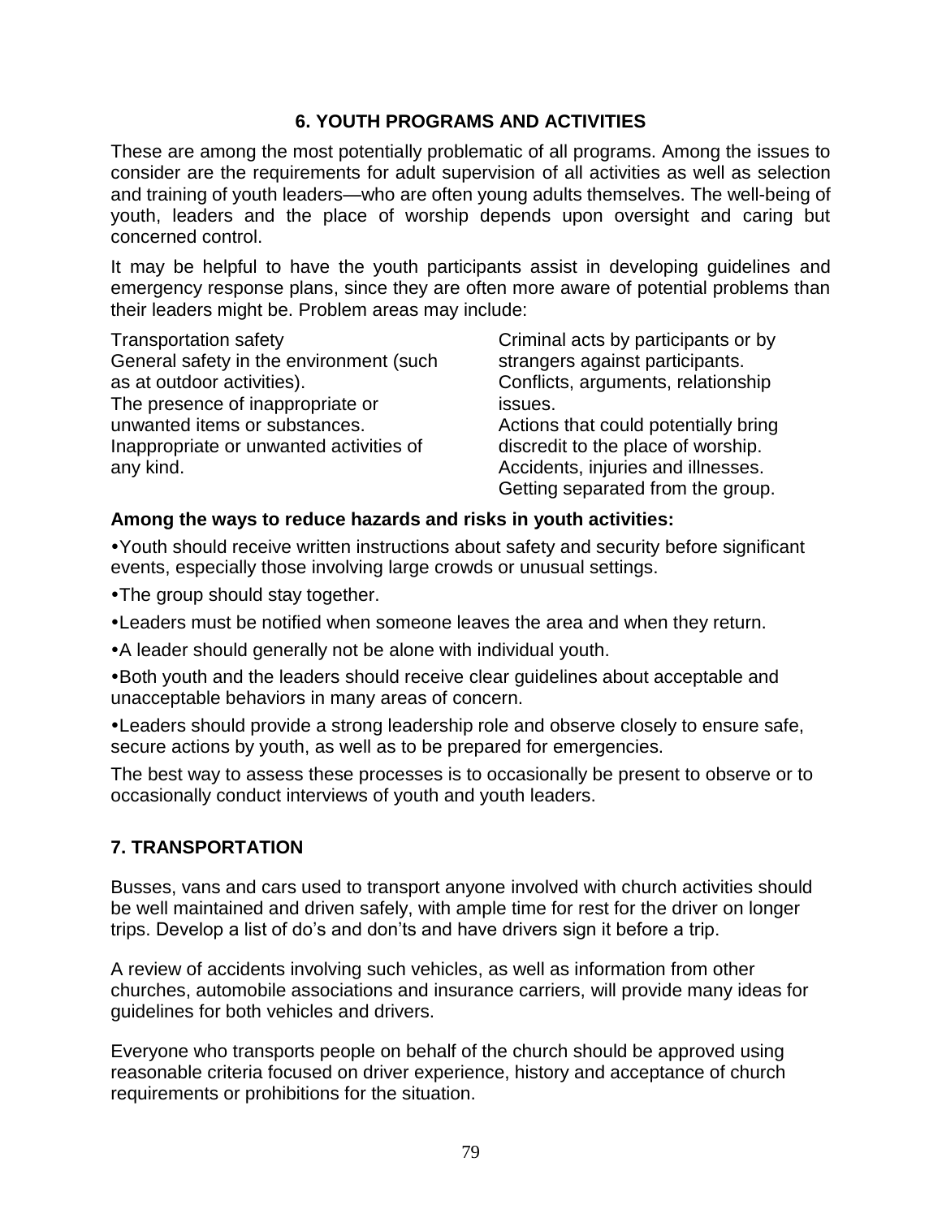## 6. YOUTH PROGRAMS AND ACTIVITIES

These are among the most potentially problematic of all programs. Among the issues to consider are the requirements for adult supervision of all activities as well as selection and training of youth leaders—who are often young adults themselves. The well-being of youth, leaders and the place of worship depends upon oversight and caring but concerned control.

It may be helpful to have the youth participants assist in developing guidelines and emergency response plans, since they are often more aware of potential problems than their leaders might be. Problem areas may include:

Transportation safety
General safety in the environment (such as at outdoor activities).
The presence of inappropriate or unwanted items or substances.
Inappropriate or unwanted activities of any kind.
Criminal acts by participants or by strangers against participants.
Conflicts, arguments, relationship issues.
Actions that could potentially bring discredit to the place of worship.
Accidents, injuries and illnesses.
Getting separated from the group.

**Among the ways to reduce hazards and risks in youth activities:**

- Youth should receive written instructions about safety and security before significant events, especially those involving large crowds or unusual settings.
- The group should stay together.
- Leaders must be notified when someone leaves the area and when they return.
- A leader should generally not be alone with individual youth.
- Both youth and the leaders should receive clear guidelines about acceptable and unacceptable behaviors in many areas of concern.
- Leaders should provide a strong leadership role and observe closely to ensure safe, secure actions by youth, as well as to be prepared for emergencies.

The best way to assess these processes is to occasionally be present to observe or to occasionally conduct interviews of youth and youth leaders.

## 7. TRANSPORTATION

Busses, vans and cars used to transport anyone involved with church activities should be well maintained and driven safely, with ample time for rest for the driver on longer trips. Develop a list of do's and don'ts and have drivers sign it before a trip.

A review of accidents involving such vehicles, as well as information from other churches, automobile associations and insurance carriers, will provide many ideas for guidelines for both vehicles and drivers.

Everyone who transports people on behalf of the church should be approved using reasonable criteria focused on driver experience, history and acceptance of church requirements or prohibitions for the situation.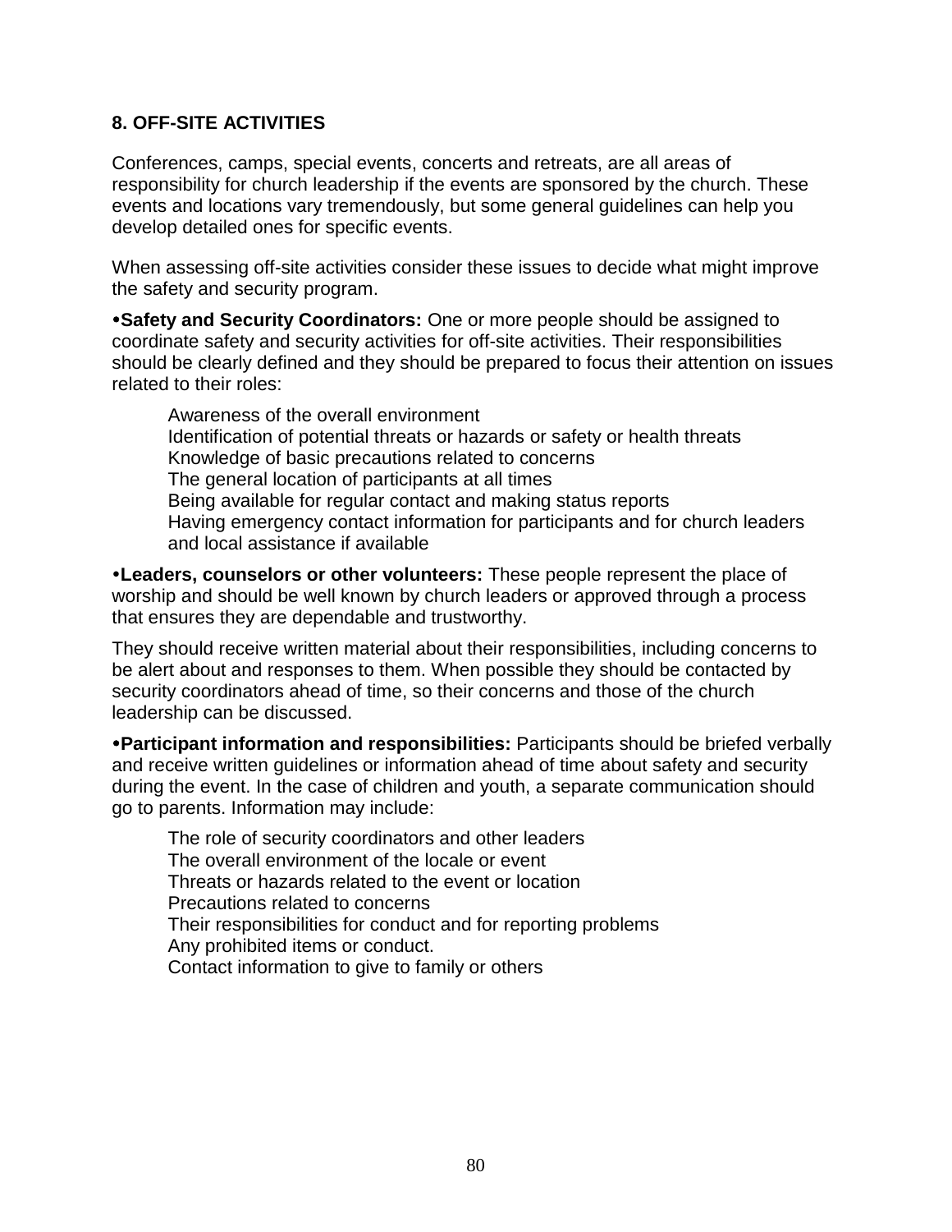### 8. OFF-SITE ACTIVITIES

Conferences, camps, special events, concerts and retreats, are all areas of responsibility for church leadership if the events are sponsored by the church. These events and locations vary tremendously, but some general guidelines can help you develop detailed ones for specific events.

When assessing off-site activities consider these issues to decide what might improve the safety and security program.

- **Safety and Security Coordinators:** One or more people should be assigned to coordinate safety and security activities for off-site activities. Their responsibilities should be clearly defined and they should be prepared to focus their attention on issues related to their roles:

  Awareness of the overall environment
  Identification of potential threats or hazards or safety or health threats
  Knowledge of basic precautions related to concerns
  The general location of participants at all times
  Being available for regular contact and making status reports
  Having emergency contact information for participants and for church leaders and local assistance if available

- **Leaders, counselors or other volunteers:** These people represent the place of worship and should be well known by church leaders or approved through a process that ensures they are dependable and trustworthy.

They should receive written material about their responsibilities, including concerns to be alert about and responses to them. When possible they should be contacted by security coordinators ahead of time, so their concerns and those of the church leadership can be discussed.

- **Participant information and responsibilities:** Participants should be briefed verbally and receive written guidelines or information ahead of time about safety and security during the event. In the case of children and youth, a separate communication should go to parents. Information may include:

  The role of security coordinators and other leaders
  The overall environment of the locale or event
  Threats or hazards related to the event or location
  Precautions related to concerns
  Their responsibilities for conduct and for reporting problems
  Any prohibited items or conduct.
  Contact information to give to family or others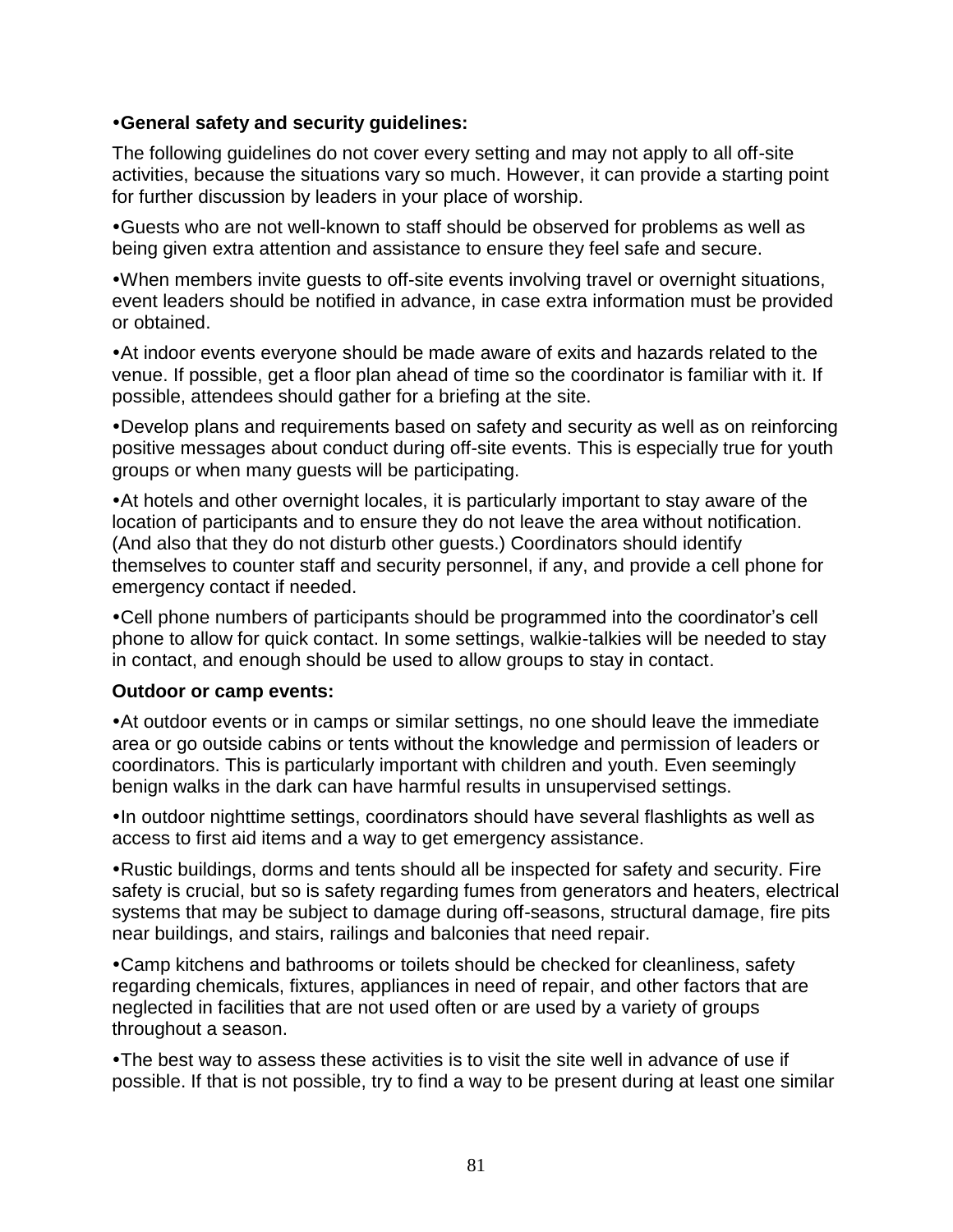- **General safety and security guidelines:**

The following guidelines do not cover every setting and may not apply to all off-site activities, because the situations vary so much. However, it can provide a starting point for further discussion by leaders in your place of worship.

- Guests who are not well-known to staff should be observed for problems as well as being given extra attention and assistance to ensure they feel safe and secure.

- When members invite guests to off-site events involving travel or overnight situations, event leaders should be notified in advance, in case extra information must be provided or obtained.

- At indoor events everyone should be made aware of exits and hazards related to the venue. If possible, get a floor plan ahead of time so the coordinator is familiar with it. If possible, attendees should gather for a briefing at the site.

- Develop plans and requirements based on safety and security as well as on reinforcing positive messages about conduct during off-site events. This is especially true for youth groups or when many guests will be participating.

- At hotels and other overnight locales, it is particularly important to stay aware of the location of participants and to ensure they do not leave the area without notification. (And also that they do not disturb other guests.) Coordinators should identify themselves to counter staff and security personnel, if any, and provide a cell phone for emergency contact if needed.

- Cell phone numbers of participants should be programmed into the coordinator's cell phone to allow for quick contact. In some settings, walkie-talkies will be needed to stay in contact, and enough should be used to allow groups to stay in contact.

**Outdoor or camp events:**

- At outdoor events or in camps or similar settings, no one should leave the immediate area or go outside cabins or tents without the knowledge and permission of leaders or coordinators. This is particularly important with children and youth. Even seemingly benign walks in the dark can have harmful results in unsupervised settings.

- In outdoor nighttime settings, coordinators should have several flashlights as well as access to first aid items and a way to get emergency assistance.

- Rustic buildings, dorms and tents should all be inspected for safety and security. Fire safety is crucial, but so is safety regarding fumes from generators and heaters, electrical systems that may be subject to damage during off-seasons, structural damage, fire pits near buildings, and stairs, railings and balconies that need repair.

- Camp kitchens and bathrooms or toilets should be checked for cleanliness, safety regarding chemicals, fixtures, appliances in need of repair, and other factors that are neglected in facilities that are not used often or are used by a variety of groups throughout a season.

- The best way to assess these activities is to visit the site well in advance of use if possible. If that is not possible, try to find a way to be present during at least one similar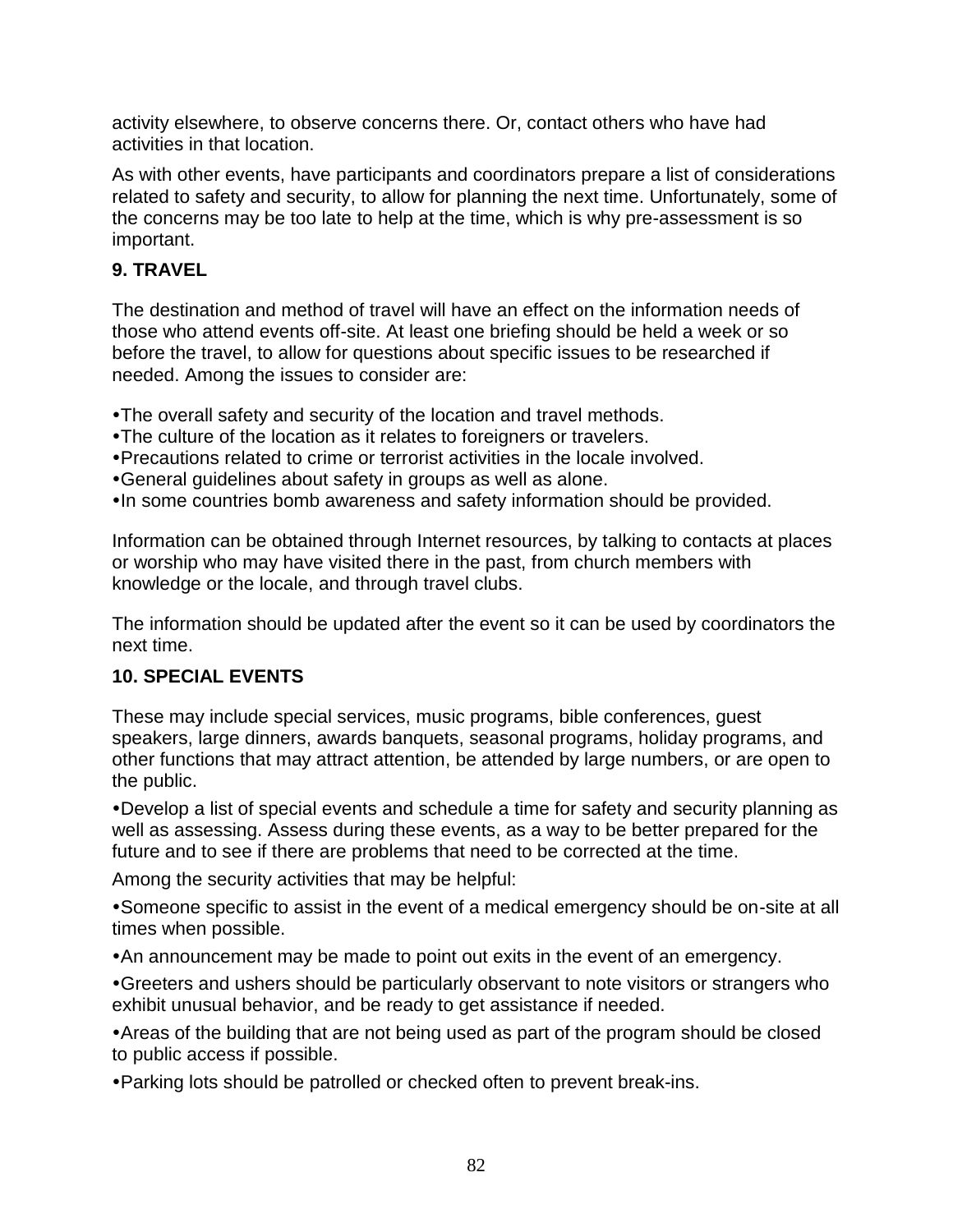activity elsewhere, to observe concerns there. Or, contact others who have had activities in that location.

As with other events, have participants and coordinators prepare a list of considerations related to safety and security, to allow for planning the next time. Unfortunately, some of the concerns may be too late to help at the time, which is why pre-assessment is so important.

### 9. TRAVEL

The destination and method of travel will have an effect on the information needs of those who attend events off-site. At least one briefing should be held a week or so before the travel, to allow for questions about specific issues to be researched if needed. Among the issues to consider are:

- The overall safety and security of the location and travel methods.
- The culture of the location as it relates to foreigners or travelers.
- Precautions related to crime or terrorist activities in the locale involved.
- General guidelines about safety in groups as well as alone.
- In some countries bomb awareness and safety information should be provided.

Information can be obtained through Internet resources, by talking to contacts at places or worship who may have visited there in the past, from church members with knowledge or the locale, and through travel clubs.

The information should be updated after the event so it can be used by coordinators the next time.

### 10. SPECIAL EVENTS

These may include special services, music programs, bible conferences, guest speakers, large dinners, awards banquets, seasonal programs, holiday programs, and other functions that may attract attention, be attended by large numbers, or are open to the public.

- Develop a list of special events and schedule a time for safety and security planning as well as assessing. Assess during these events, as a way to be better prepared for the future and to see if there are problems that need to be corrected at the time.

Among the security activities that may be helpful:

- Someone specific to assist in the event of a medical emergency should be on-site at all times when possible.
- An announcement may be made to point out exits in the event of an emergency.
- Greeters and ushers should be particularly observant to note visitors or strangers who exhibit unusual behavior, and be ready to get assistance if needed.
- Areas of the building that are not being used as part of the program should be closed to public access if possible.
- Parking lots should be patrolled or checked often to prevent break-ins.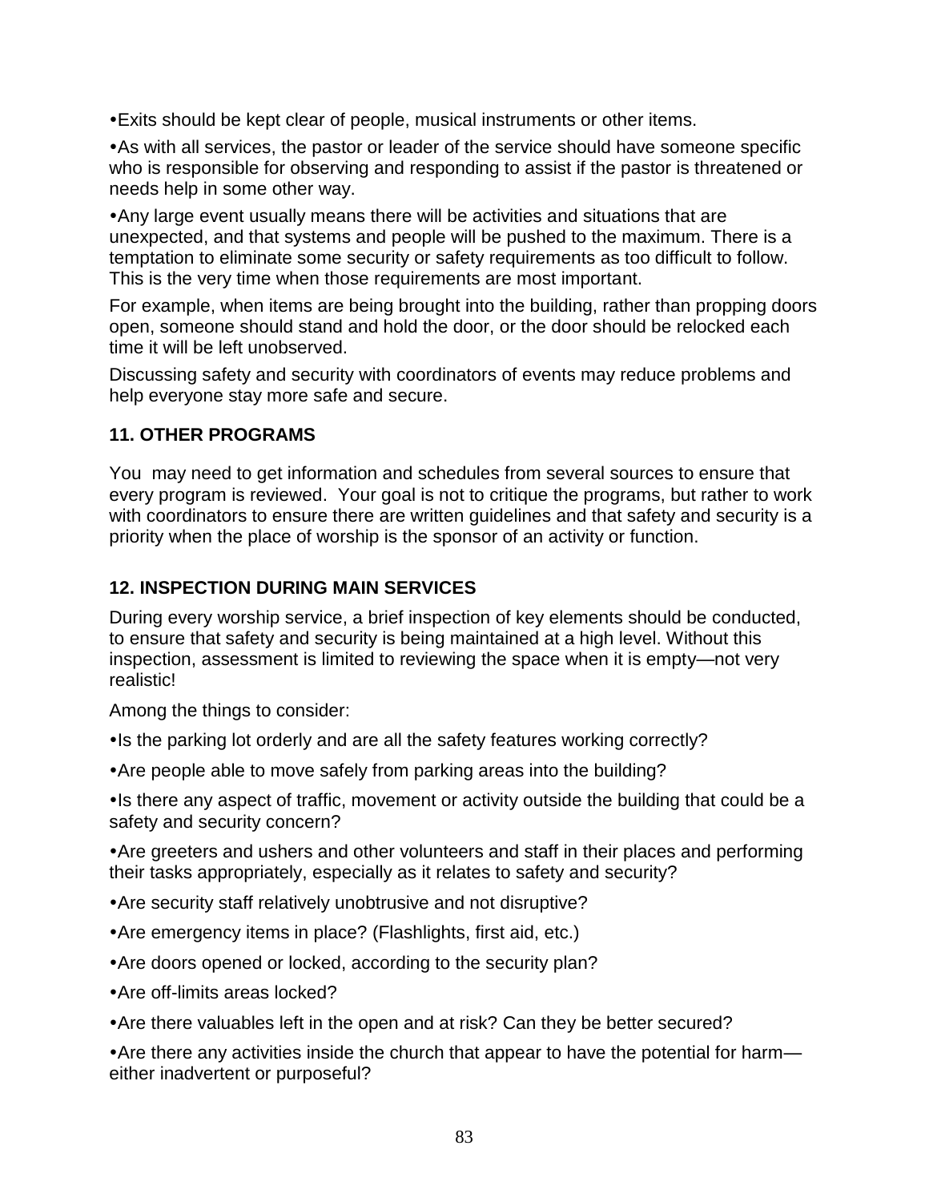- Exits should be kept clear of people, musical instruments or other items.
- As with all services, the pastor or leader of the service should have someone specific who is responsible for observing and responding to assist if the pastor is threatened or needs help in some other way.
- Any large event usually means there will be activities and situations that are unexpected, and that systems and people will be pushed to the maximum. There is a temptation to eliminate some security or safety requirements as too difficult to follow. This is the very time when those requirements are most important.

For example, when items are being brought into the building, rather than propping doors open, someone should stand and hold the door, or the door should be relocked each time it will be left unobserved.

Discussing safety and security with coordinators of events may reduce problems and help everyone stay more safe and secure.

### 11. OTHER PROGRAMS

You may need to get information and schedules from several sources to ensure that every program is reviewed. Your goal is not to critique the programs, but rather to work with coordinators to ensure there are written guidelines and that safety and security is a priority when the place of worship is the sponsor of an activity or function.

### 12. INSPECTION DURING MAIN SERVICES

During every worship service, a brief inspection of key elements should be conducted, to ensure that safety and security is being maintained at a high level. Without this inspection, assessment is limited to reviewing the space when it is empty—not very realistic!

Among the things to consider:

- Is the parking lot orderly and are all the safety features working correctly?
- Are people able to move safely from parking areas into the building?
- Is there any aspect of traffic, movement or activity outside the building that could be a safety and security concern?
- Are greeters and ushers and other volunteers and staff in their places and performing their tasks appropriately, especially as it relates to safety and security?
- Are security staff relatively unobtrusive and not disruptive?
- Are emergency items in place? (Flashlights, first aid, etc.)
- Are doors opened or locked, according to the security plan?
- Are off-limits areas locked?
- Are there valuables left in the open and at risk? Can they be better secured?
- Are there any activities inside the church that appear to have the potential for harm—either inadvertent or purposeful?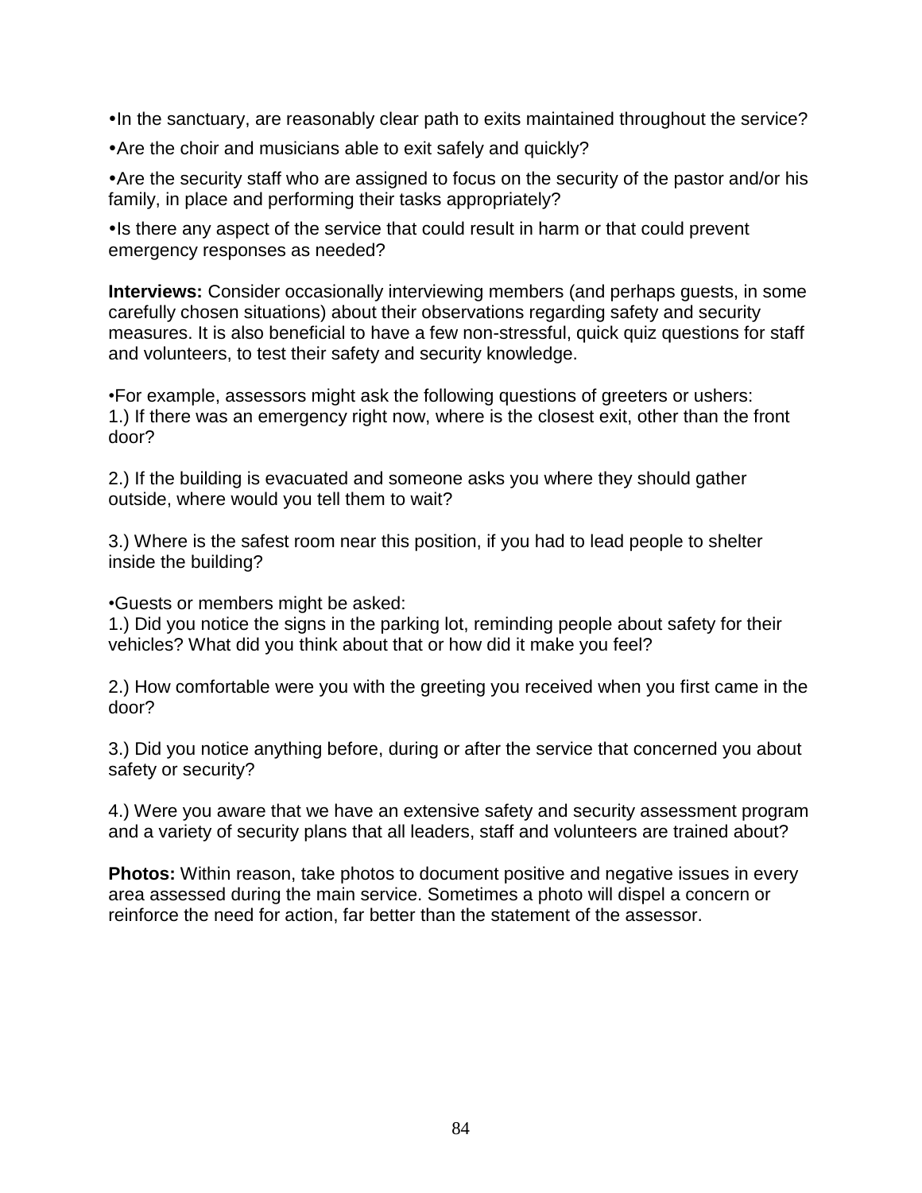- In the sanctuary, are reasonably clear path to exits maintained throughout the service?
- Are the choir and musicians able to exit safely and quickly?
- Are the security staff who are assigned to focus on the security of the pastor and/or his family, in place and performing their tasks appropriately?
- Is there any aspect of the service that could result in harm or that could prevent emergency responses as needed?

**Interviews:** Consider occasionally interviewing members (and perhaps guests, in some carefully chosen situations) about their observations regarding safety and security measures. It is also beneficial to have a few non-stressful, quick quiz questions for staff and volunteers, to test their safety and security knowledge.

•For example, assessors might ask the following questions of greeters or ushers:
1.) If there was an emergency right now, where is the closest exit, other than the front door?

2.) If the building is evacuated and someone asks you where they should gather outside, where would you tell them to wait?

3.) Where is the safest room near this position, if you had to lead people to shelter inside the building?

•Guests or members might be asked:
1.) Did you notice the signs in the parking lot, reminding people about safety for their vehicles? What did you think about that or how did it make you feel?

2.) How comfortable were you with the greeting you received when you first came in the door?

3.) Did you notice anything before, during or after the service that concerned you about safety or security?

4.) Were you aware that we have an extensive safety and security assessment program and a variety of security plans that all leaders, staff and volunteers are trained about?

**Photos:** Within reason, take photos to document positive and negative issues in every area assessed during the main service. Sometimes a photo will dispel a concern or reinforce the need for action, far better than the statement of the assessor.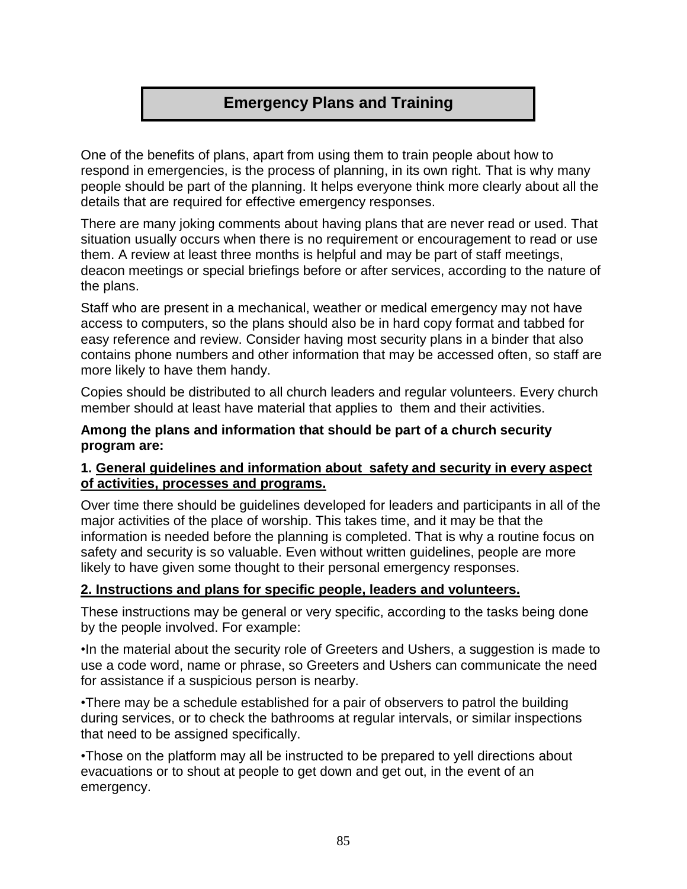# Emergency Plans and Training

One of the benefits of plans, apart from using them to train people about how to respond in emergencies, is the process of planning, in its own right. That is why many people should be part of the planning. It helps everyone think more clearly about all the details that are required for effective emergency responses.

There are many joking comments about having plans that are never read or used. That situation usually occurs when there is no requirement or encouragement to read or use them. A review at least three months is helpful and may be part of staff meetings, deacon meetings or special briefings before or after services, according to the nature of the plans.

Staff who are present in a mechanical, weather or medical emergency may not have access to computers, so the plans should also be in hard copy format and tabbed for easy reference and review. Consider having most security plans in a binder that also contains phone numbers and other information that may be accessed often, so staff are more likely to have them handy.

Copies should be distributed to all church leaders and regular volunteers. Every church member should at least have material that applies to them and their activities.

**Among the plans and information that should be part of a church security program are:**

**1. <u>General guidelines and information about safety and security in every aspect of activities, processes and programs.</u>**

Over time there should be guidelines developed for leaders and participants in all of the major activities of the place of worship. This takes time, and it may be that the information is needed before the planning is completed. That is why a routine focus on safety and security is so valuable. Even without written guidelines, people are more likely to have given some thought to their personal emergency responses.

**<u>2. Instructions and plans for specific people, leaders and volunteers.</u>**

These instructions may be general or very specific, according to the tasks being done by the people involved. For example:

•In the material about the security role of Greeters and Ushers, a suggestion is made to use a code word, name or phrase, so Greeters and Ushers can communicate the need for assistance if a suspicious person is nearby.

•There may be a schedule established for a pair of observers to patrol the building during services, or to check the bathrooms at regular intervals, or similar inspections that need to be assigned specifically.

•Those on the platform may all be instructed to be prepared to yell directions about evacuations or to shout at people to get down and get out, in the event of an emergency.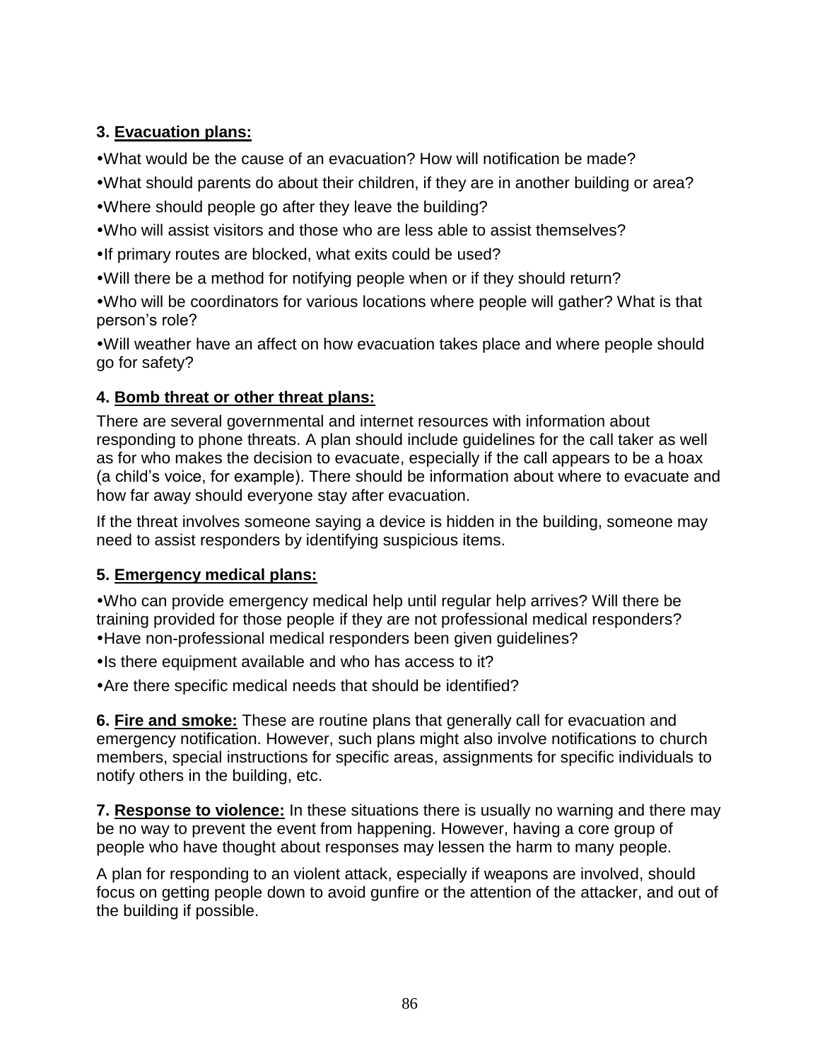**3. <u>Evacuation plans:</u>**

- What would be the cause of an evacuation? How will notification be made?
- What should parents do about their children, if they are in another building or area?
- Where should people go after they leave the building?
- Who will assist visitors and those who are less able to assist themselves?
- If primary routes are blocked, what exits could be used?
- Will there be a method for notifying people when or if they should return?
- Who will be coordinators for various locations where people will gather? What is that person's role?
- Will weather have an affect on how evacuation takes place and where people should go for safety?

**4. <u>Bomb threat or other threat plans:</u>**

There are several governmental and internet resources with information about responding to phone threats. A plan should include guidelines for the call taker as well as for who makes the decision to evacuate, especially if the call appears to be a hoax (a child's voice, for example). There should be information about where to evacuate and how far away should everyone stay after evacuation.

If the threat involves someone saying a device is hidden in the building, someone may need to assist responders by identifying suspicious items.

**5. <u>Emergency medical plans:</u>**

- Who can provide emergency medical help until regular help arrives? Will there be training provided for those people if they are not professional medical responders?
- Have non-professional medical responders been given guidelines?
- Is there equipment available and who has access to it?
- Are there specific medical needs that should be identified?

**6. <u>Fire and smoke:</u>** These are routine plans that generally call for evacuation and emergency notification. However, such plans might also involve notifications to church members, special instructions for specific areas, assignments for specific individuals to notify others in the building, etc.

**7. <u>Response to violence:</u>** In these situations there is usually no warning and there may be no way to prevent the event from happening. However, having a core group of people who have thought about responses may lessen the harm to many people.

A plan for responding to an violent attack, especially if weapons are involved, should focus on getting people down to avoid gunfire or the attention of the attacker, and out of the building if possible.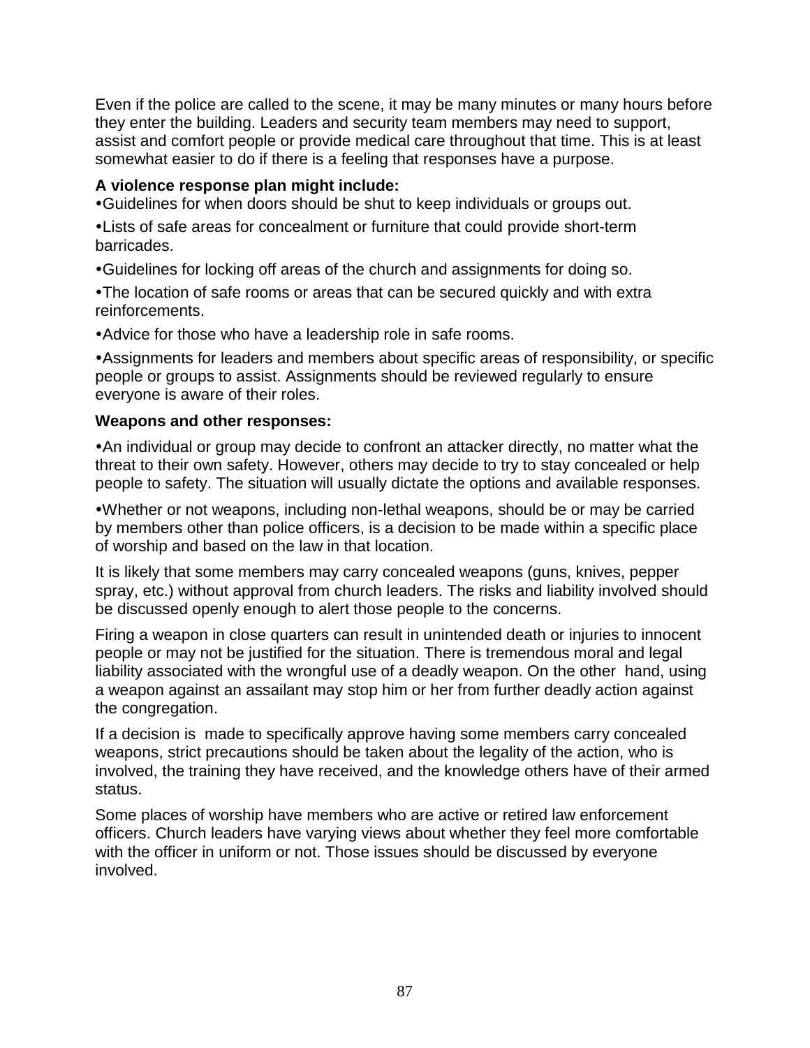Even if the police are called to the scene, it may be many minutes or many hours before they enter the building. Leaders and security team members may need to support, assist and comfort people or provide medical care throughout that time. This is at least somewhat easier to do if there is a feeling that responses have a purpose.

**A violence response plan might include:**

- Guidelines for when doors should be shut to keep individuals or groups out.
- Lists of safe areas for concealment or furniture that could provide short-term barricades.
- Guidelines for locking off areas of the church and assignments for doing so.
- The location of safe rooms or areas that can be secured quickly and with extra reinforcements.
- Advice for those who have a leadership role in safe rooms.
- Assignments for leaders and members about specific areas of responsibility, or specific people or groups to assist. Assignments should be reviewed regularly to ensure everyone is aware of their roles.

**Weapons and other responses:**

- An individual or group may decide to confront an attacker directly, no matter what the threat to their own safety. However, others may decide to try to stay concealed or help people to safety. The situation will usually dictate the options and available responses.
- Whether or not weapons, including non-lethal weapons, should be or may be carried by members other than police officers, is a decision to be made within a specific place of worship and based on the law in that location.

It is likely that some members may carry concealed weapons (guns, knives, pepper spray, etc.) without approval from church leaders. The risks and liability involved should be discussed openly enough to alert those people to the concerns.

Firing a weapon in close quarters can result in unintended death or injuries to innocent people or may not be justified for the situation. There is tremendous moral and legal liability associated with the wrongful use of a deadly weapon. On the other hand, using a weapon against an assailant may stop him or her from further deadly action against the congregation.

If a decision is made to specifically approve having some members carry concealed weapons, strict precautions should be taken about the legality of the action, who is involved, the training they have received, and the knowledge others have of their armed status.

Some places of worship have members who are active or retired law enforcement officers. Church leaders have varying views about whether they feel more comfortable with the officer in uniform or not. Those issues should be discussed by everyone involved.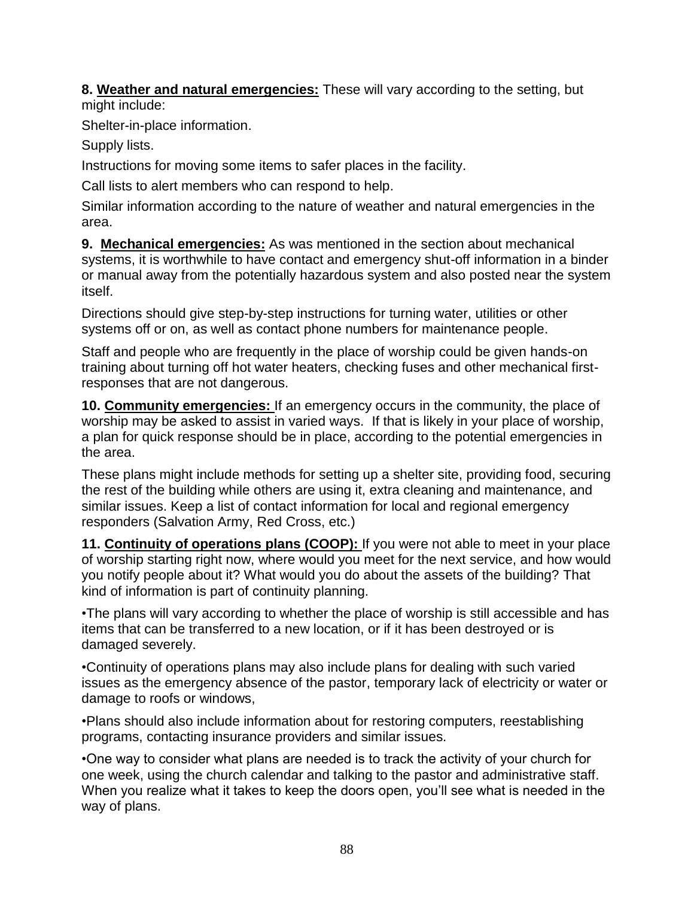**8. <u>Weather and natural emergencies:</u>** These will vary according to the setting, but might include:

Shelter-in-place information.

Supply lists.

Instructions for moving some items to safer places in the facility.

Call lists to alert members who can respond to help.

Similar information according to the nature of weather and natural emergencies in the area.

**9. <u>Mechanical emergencies:</u>** As was mentioned in the section about mechanical systems, it is worthwhile to have contact and emergency shut-off information in a binder or manual away from the potentially hazardous system and also posted near the system itself.

Directions should give step-by-step instructions for turning water, utilities or other systems off or on, as well as contact phone numbers for maintenance people.

Staff and people who are frequently in the place of worship could be given hands-on training about turning off hot water heaters, checking fuses and other mechanical first-responses that are not dangerous.

**10. <u>Community emergencies:</u>** If an emergency occurs in the community, the place of worship may be asked to assist in varied ways. If that is likely in your place of worship, a plan for quick response should be in place, according to the potential emergencies in the area.

These plans might include methods for setting up a shelter site, providing food, securing the rest of the building while others are using it, extra cleaning and maintenance, and similar issues. Keep a list of contact information for local and regional emergency responders (Salvation Army, Red Cross, etc.)

**11. <u>Continuity of operations plans (COOP):</u>** If you were not able to meet in your place of worship starting right now, where would you meet for the next service, and how would you notify people about it? What would you do about the assets of the building? That kind of information is part of continuity planning.

•The plans will vary according to whether the place of worship is still accessible and has items that can be transferred to a new location, or if it has been destroyed or is damaged severely.

•Continuity of operations plans may also include plans for dealing with such varied issues as the emergency absence of the pastor, temporary lack of electricity or water or damage to roofs or windows,

•Plans should also include information about for restoring computers, reestablishing programs, contacting insurance providers and similar issues.

•One way to consider what plans are needed is to track the activity of your church for one week, using the church calendar and talking to the pastor and administrative staff. When you realize what it takes to keep the doors open, you'll see what is needed in the way of plans.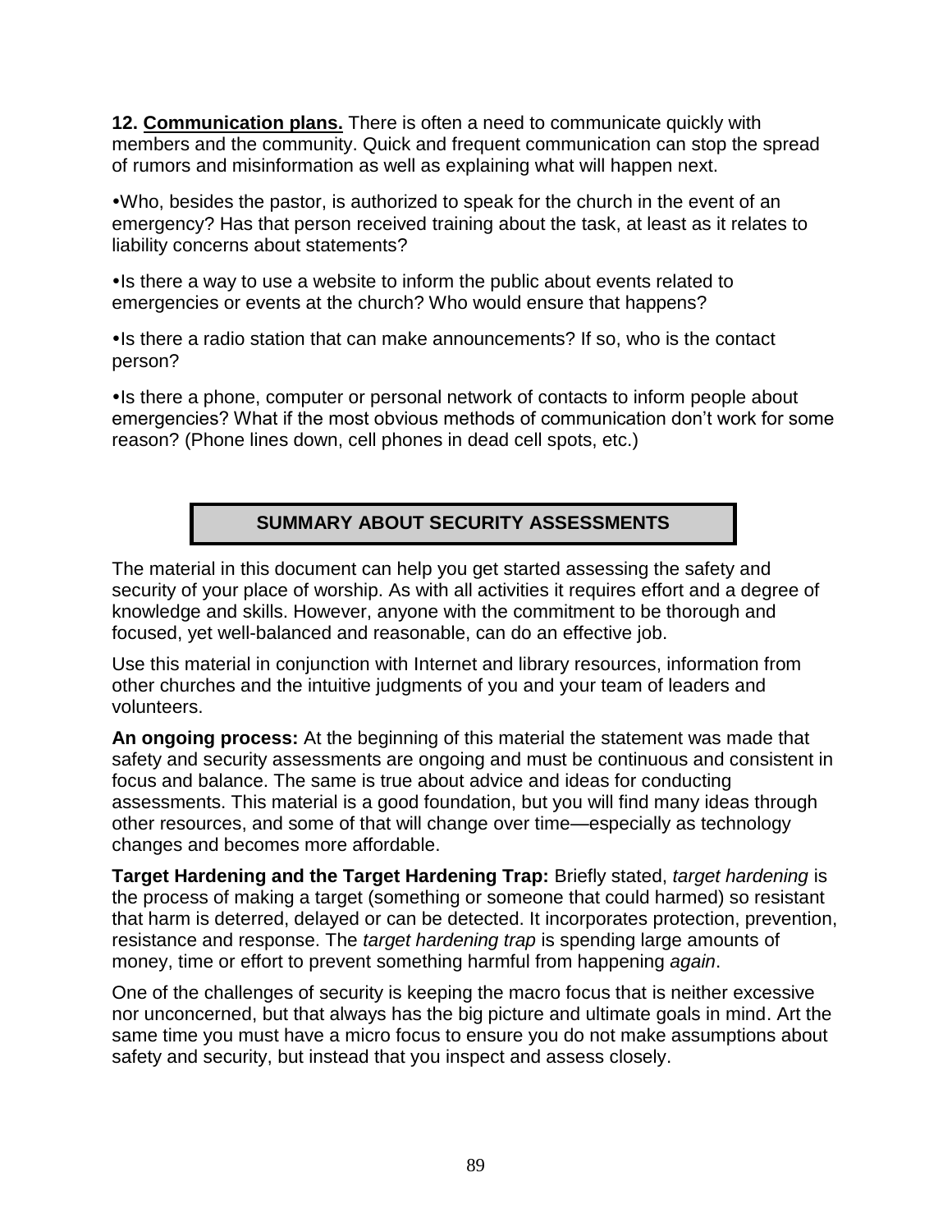**12. <u>Communication plans.</u>** There is often a need to communicate quickly with members and the community. Quick and frequent communication can stop the spread of rumors and misinformation as well as explaining what will happen next.

•Who, besides the pastor, is authorized to speak for the church in the event of an emergency? Has that person received training about the task, at least as it relates to liability concerns about statements?

•Is there a way to use a website to inform the public about events related to emergencies or events at the church? Who would ensure that happens?

•Is there a radio station that can make announcements? If so, who is the contact person?

•Is there a phone, computer or personal network of contacts to inform people about emergencies? What if the most obvious methods of communication don't work for some reason? (Phone lines down, cell phones in dead cell spots, etc.)

## SUMMARY ABOUT SECURITY ASSESSMENTS

The material in this document can help you get started assessing the safety and security of your place of worship. As with all activities it requires effort and a degree of knowledge and skills. However, anyone with the commitment to be thorough and focused, yet well-balanced and reasonable, can do an effective job.

Use this material in conjunction with Internet and library resources, information from other churches and the intuitive judgments of you and your team of leaders and volunteers.

**An ongoing process:** At the beginning of this material the statement was made that safety and security assessments are ongoing and must be continuous and consistent in focus and balance. The same is true about advice and ideas for conducting assessments. This material is a good foundation, but you will find many ideas through other resources, and some of that will change over time—especially as technology changes and becomes more affordable.

**Target Hardening and the Target Hardening Trap:** Briefly stated, *target hardening* is the process of making a target (something or someone that could harmed) so resistant that harm is deterred, delayed or can be detected. It incorporates protection, prevention, resistance and response. The *target hardening trap* is spending large amounts of money, time or effort to prevent something harmful from happening *again*.

One of the challenges of security is keeping the macro focus that is neither excessive nor unconcerned, but that always has the big picture and ultimate goals in mind. Art the same time you must have a micro focus to ensure you do not make assumptions about safety and security, but instead that you inspect and assess closely.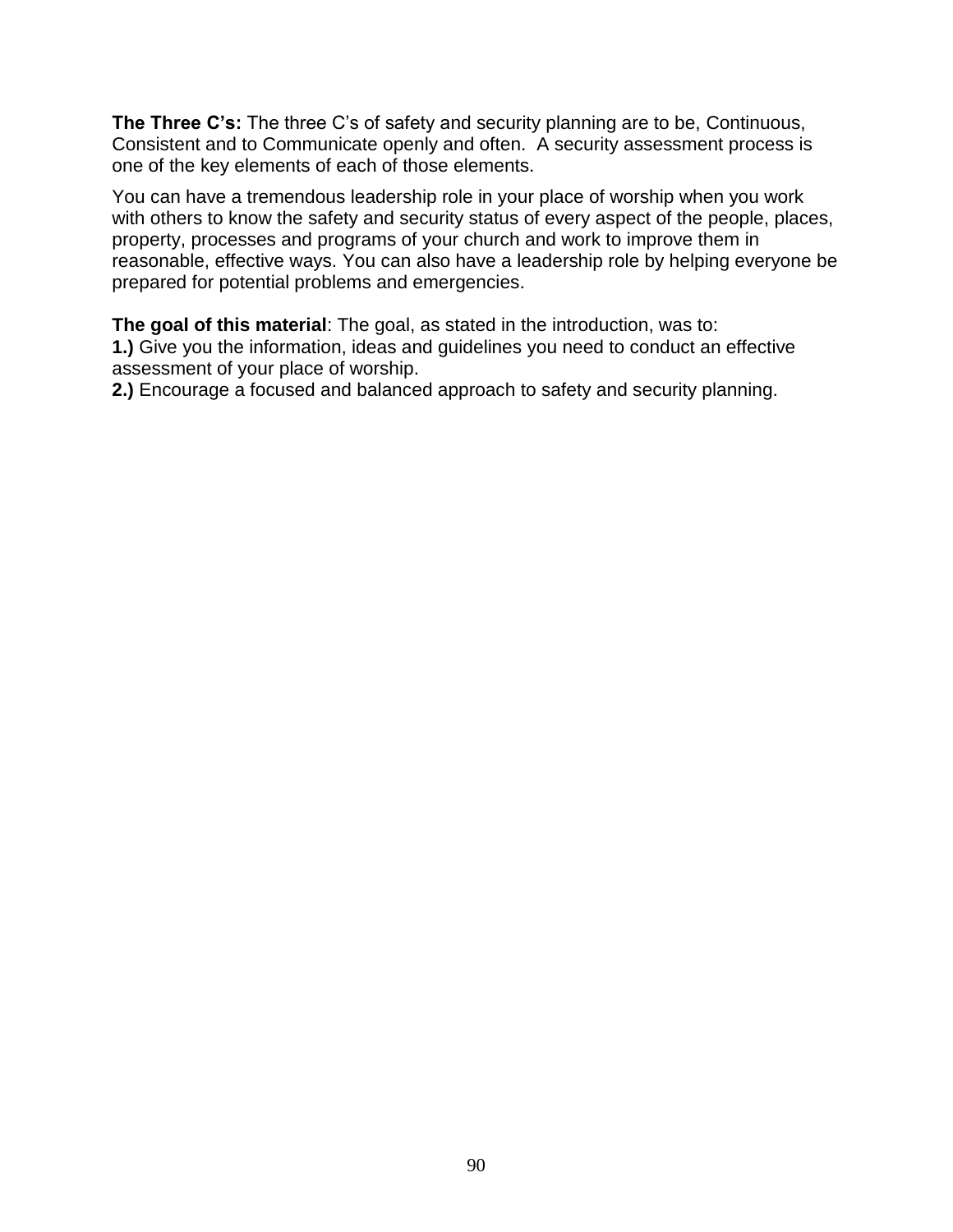**The Three C's:** The three C's of safety and security planning are to be, Continuous, Consistent and to Communicate openly and often.  A security assessment process is one of the key elements of each of those elements.

You can have a tremendous leadership role in your place of worship when you work with others to know the safety and security status of every aspect of the people, places, property, processes and programs of your church and work to improve them in reasonable, effective ways. You can also have a leadership role by helping everyone be prepared for potential problems and emergencies.

**The goal of this material**: The goal, as stated in the introduction, was to:
**1.)** Give you the information, ideas and guidelines you need to conduct an effective assessment of your place of worship.
**2.)** Encourage a focused and balanced approach to safety and security planning.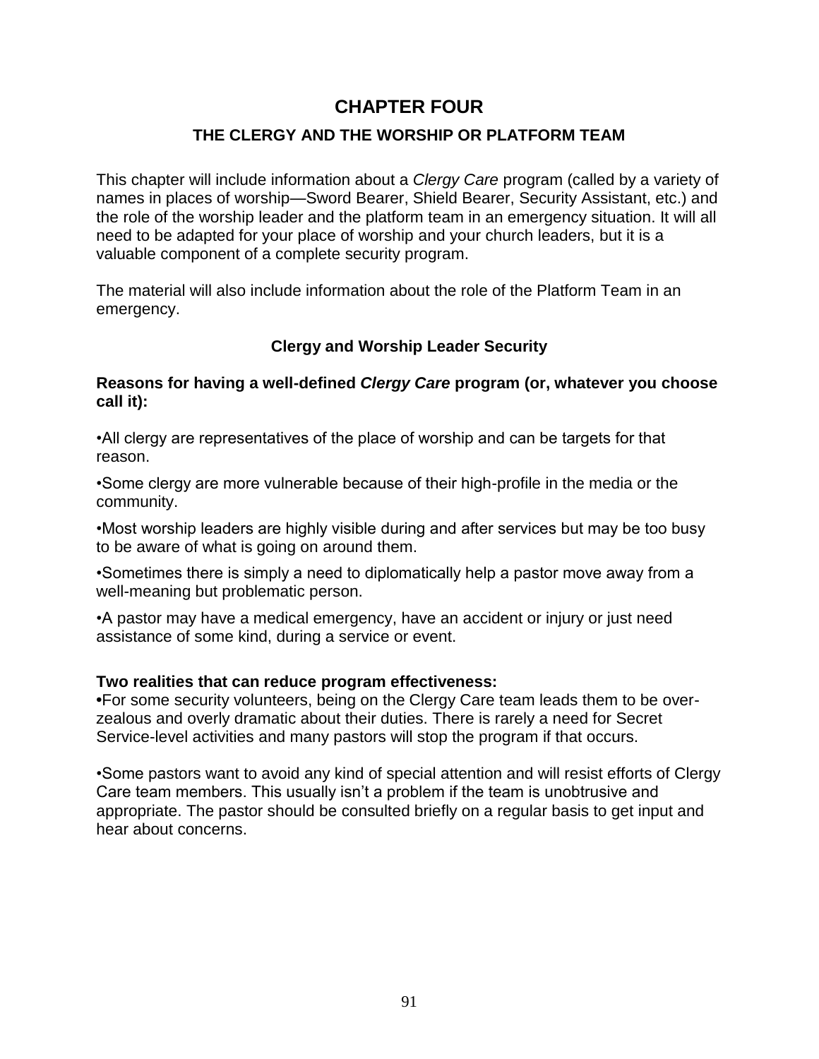# CHAPTER FOUR

## THE CLERGY AND THE WORSHIP OR PLATFORM TEAM

This chapter will include information about a *Clergy Care* program (called by a variety of names in places of worship—Sword Bearer, Shield Bearer, Security Assistant, etc.) and the role of the worship leader and the platform team in an emergency situation. It will all need to be adapted for your place of worship and your church leaders, but it is a valuable component of a complete security program.

The material will also include information about the role of the Platform Team in an emergency.

### Clergy and Worship Leader Security

**Reasons for having a well-defined *Clergy Care* program (or, whatever you choose call it):**

•All clergy are representatives of the place of worship and can be targets for that reason.

•Some clergy are more vulnerable because of their high-profile in the media or the community.

•Most worship leaders are highly visible during and after services but may be too busy to be aware of what is going on around them.

•Sometimes there is simply a need to diplomatically help a pastor move away from a well-meaning but problematic person.

•A pastor may have a medical emergency, have an accident or injury or just need assistance of some kind, during a service or event.

**Two realities that can reduce program effectiveness:**

•For some security volunteers, being on the Clergy Care team leads them to be over-zealous and overly dramatic about their duties. There is rarely a need for Secret Service-level activities and many pastors will stop the program if that occurs.

•Some pastors want to avoid any kind of special attention and will resist efforts of Clergy Care team members. This usually isn't a problem if the team is unobtrusive and appropriate. The pastor should be consulted briefly on a regular basis to get input and hear about concerns.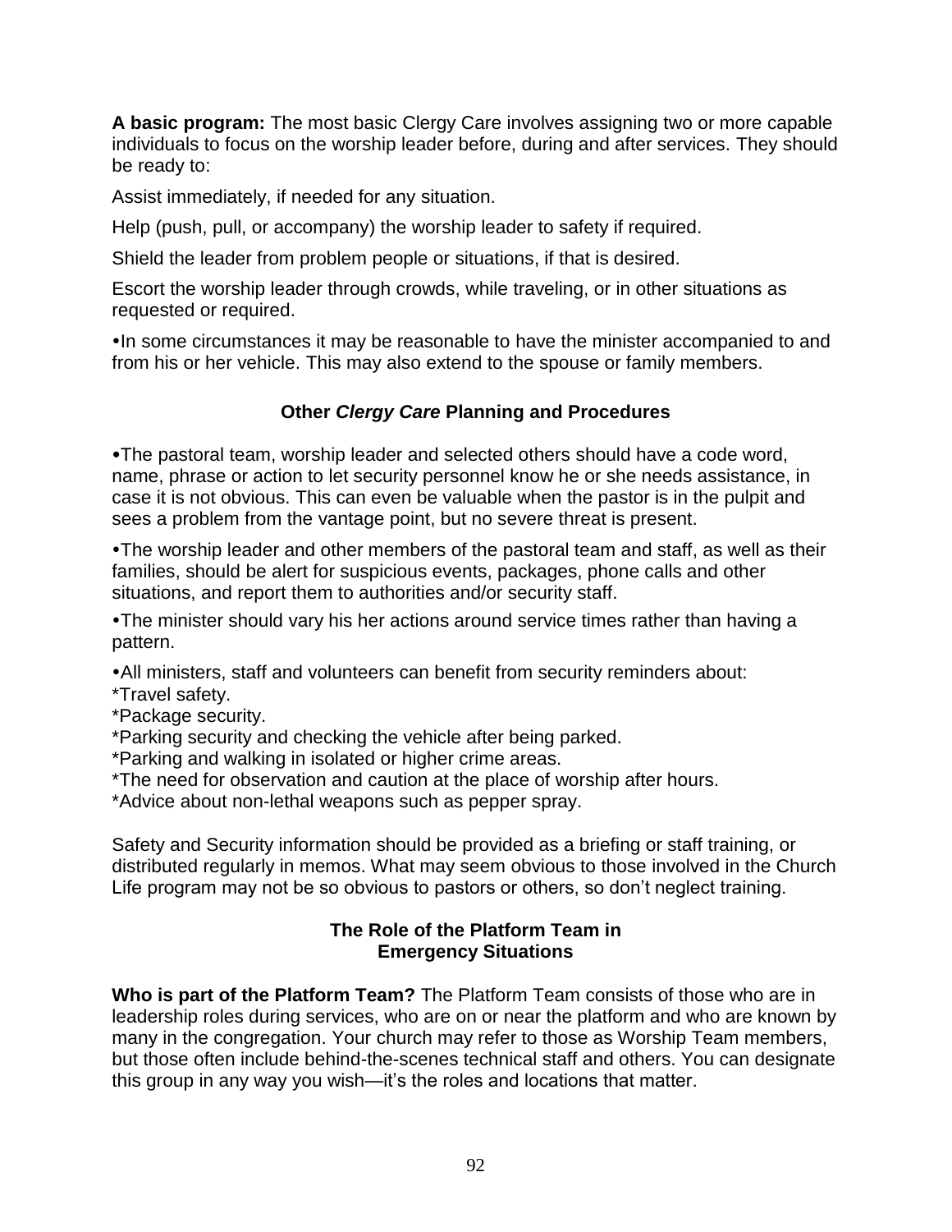**A basic program:** The most basic Clergy Care involves assigning two or more capable individuals to focus on the worship leader before, during and after services. They should be ready to:

Assist immediately, if needed for any situation.

Help (push, pull, or accompany) the worship leader to safety if required.

Shield the leader from problem people or situations, if that is desired.

Escort the worship leader through crowds, while traveling, or in other situations as requested or required.

- In some circumstances it may be reasonable to have the minister accompanied to and from his or her vehicle. This may also extend to the spouse or family members.

### Other *Clergy Care* Planning and Procedures

- The pastoral team, worship leader and selected others should have a code word, name, phrase or action to let security personnel know he or she needs assistance, in case it is not obvious. This can even be valuable when the pastor is in the pulpit and sees a problem from the vantage point, but no severe threat is present.

- The worship leader and other members of the pastoral team and staff, as well as their families, should be alert for suspicious events, packages, phone calls and other situations, and report them to authorities and/or security staff.

- The minister should vary his her actions around service times rather than having a pattern.

- All ministers, staff and volunteers can benefit from security reminders about:
*Travel safety.
*Package security.
*Parking security and checking the vehicle after being parked.
*Parking and walking in isolated or higher crime areas.
*The need for observation and caution at the place of worship after hours.
*Advice about non-lethal weapons such as pepper spray.

Safety and Security information should be provided as a briefing or staff training, or distributed regularly in memos. What may seem obvious to those involved in the Church Life program may not be so obvious to pastors or others, so don't neglect training.

### The Role of the Platform Team in Emergency Situations

**Who is part of the Platform Team?** The Platform Team consists of those who are in leadership roles during services, who are on or near the platform and who are known by many in the congregation. Your church may refer to those as Worship Team members, but those often include behind-the-scenes technical staff and others. You can designate this group in any way you wish—it's the roles and locations that matter.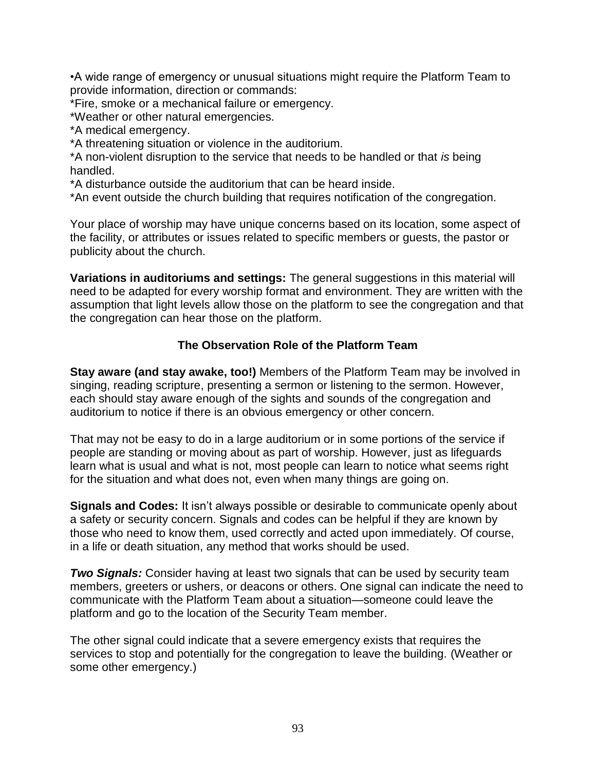•A wide range of emergency or unusual situations might require the Platform Team to provide information, direction or commands:
*Fire, smoke or a mechanical failure or emergency.
*Weather or other natural emergencies.
*A medical emergency.
*A threatening situation or violence in the auditorium.
*A non-violent disruption to the service that needs to be handled or that *is* being handled.
*A disturbance outside the auditorium that can be heard inside.
*An event outside the church building that requires notification of the congregation.

Your place of worship may have unique concerns based on its location, some aspect of the facility, or attributes or issues related to specific members or guests, the pastor or publicity about the church.

**Variations in auditoriums and settings:** The general suggestions in this material will need to be adapted for every worship format and environment. They are written with the assumption that light levels allow those on the platform to see the congregation and that the congregation can hear those on the platform.

## The Observation Role of the Platform Team

**Stay aware (and stay awake, too!)** Members of the Platform Team may be involved in singing, reading scripture, presenting a sermon or listening to the sermon. However, each should stay aware enough of the sights and sounds of the congregation and auditorium to notice if there is an obvious emergency or other concern.

That may not be easy to do in a large auditorium or in some portions of the service if people are standing or moving about as part of worship. However, just as lifeguards learn what is usual and what is not, most people can learn to notice what seems right for the situation and what does not, even when many things are going on.

**Signals and Codes:** It isn't always possible or desirable to communicate openly about a safety or security concern. Signals and codes can be helpful if they are known by those who need to know them, used correctly and acted upon immediately. Of course, in a life or death situation, any method that works should be used.

***Two Signals:*** Consider having at least two signals that can be used by security team members, greeters or ushers, or deacons or others. One signal can indicate the need to communicate with the Platform Team about a situation—someone could leave the platform and go to the location of the Security Team member.

The other signal could indicate that a severe emergency exists that requires the services to stop and potentially for the congregation to leave the building. (Weather or some other emergency.)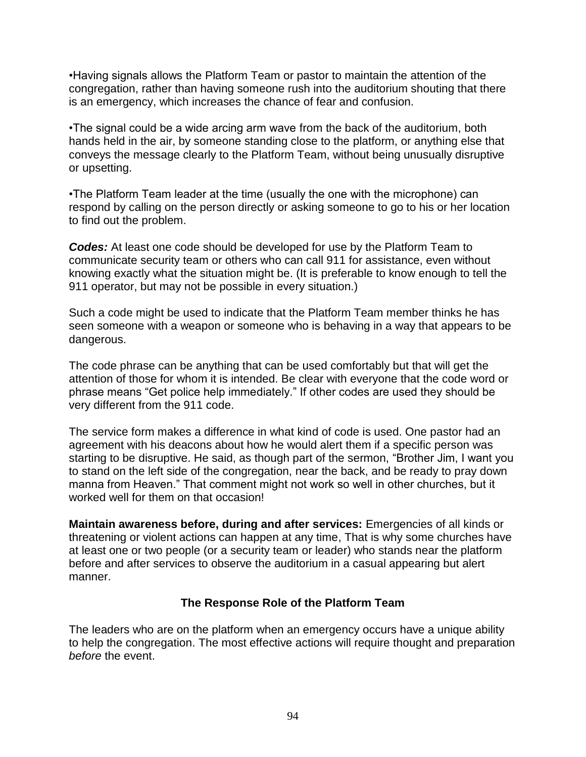•Having signals allows the Platform Team or pastor to maintain the attention of the congregation, rather than having someone rush into the auditorium shouting that there is an emergency, which increases the chance of fear and confusion.

•The signal could be a wide arcing arm wave from the back of the auditorium, both hands held in the air, by someone standing close to the platform, or anything else that conveys the message clearly to the Platform Team, without being unusually disruptive or upsetting.

•The Platform Team leader at the time (usually the one with the microphone) can respond by calling on the person directly or asking someone to go to his or her location to find out the problem.

***Codes:*** At least one code should be developed for use by the Platform Team to communicate security team or others who can call 911 for assistance, even without knowing exactly what the situation might be. (It is preferable to know enough to tell the 911 operator, but may not be possible in every situation.)

Such a code might be used to indicate that the Platform Team member thinks he has seen someone with a weapon or someone who is behaving in a way that appears to be dangerous.

The code phrase can be anything that can be used comfortably but that will get the attention of those for whom it is intended. Be clear with everyone that the code word or phrase means “Get police help immediately.” If other codes are used they should be very different from the 911 code.

The service form makes a difference in what kind of code is used. One pastor had an agreement with his deacons about how he would alert them if a specific person was starting to be disruptive. He said, as though part of the sermon, “Brother Jim, I want you to stand on the left side of the congregation, near the back, and be ready to pray down manna from Heaven.” That comment might not work so well in other churches, but it worked well for them on that occasion!

**Maintain awareness before, during and after services:** Emergencies of all kinds or threatening or violent actions can happen at any time, That is why some churches have at least one or two people (or a security team or leader) who stands near the platform before and after services to observe the auditorium in a casual appearing but alert manner.

## The Response Role of the Platform Team

The leaders who are on the platform when an emergency occurs have a unique ability to help the congregation. The most effective actions will require thought and preparation *before* the event.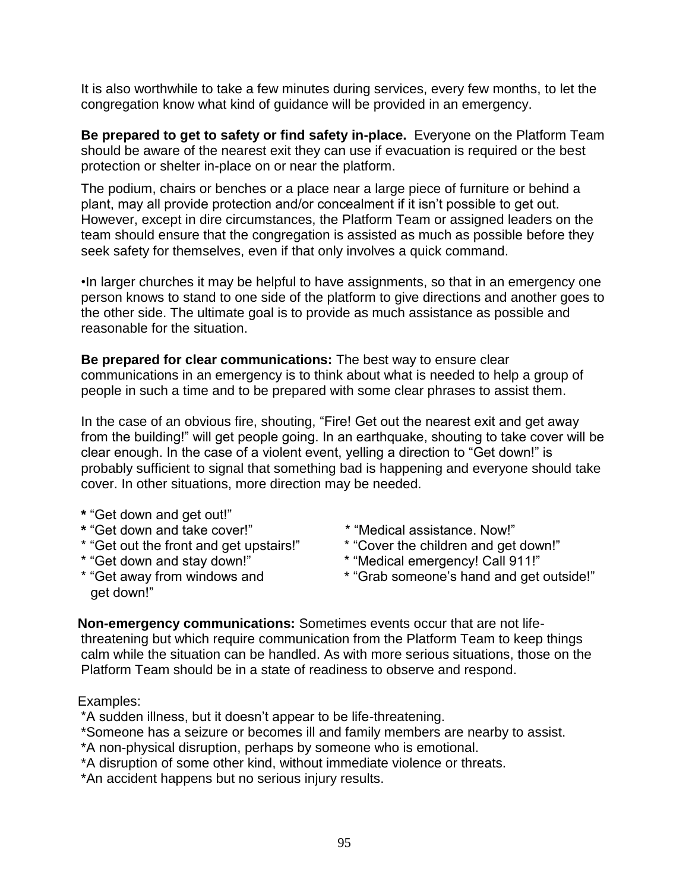It is also worthwhile to take a few minutes during services, every few months, to let the congregation know what kind of guidance will be provided in an emergency.

**Be prepared to get to safety or find safety in-place.** Everyone on the Platform Team should be aware of the nearest exit they can use if evacuation is required or the best protection or shelter in-place on or near the platform.

The podium, chairs or benches or a place near a large piece of furniture or behind a plant, may all provide protection and/or concealment if it isn't possible to get out. However, except in dire circumstances, the Platform Team or assigned leaders on the team should ensure that the congregation is assisted as much as possible before they seek safety for themselves, even if that only involves a quick command.

•In larger churches it may be helpful to have assignments, so that in an emergency one person knows to stand to one side of the platform to give directions and another goes to the other side. The ultimate goal is to provide as much assistance as possible and reasonable for the situation.

**Be prepared for clear communications:** The best way to ensure clear communications in an emergency is to think about what is needed to help a group of people in such a time and to be prepared with some clear phrases to assist them.

In the case of an obvious fire, shouting, "Fire! Get out the nearest exit and get away from the building!" will get people going. In an earthquake, shouting to take cover will be clear enough. In the case of a violent event, yelling a direction to "Get down!" is probably sufficient to signal that something bad is happening and everyone should take cover. In other situations, more direction may be needed.

* "Get down and get out!"
* "Get down and take cover!"
* "Get out the front and get upstairs!"
* "Get down and stay down!"
* "Get away from windows and get down!"
* "Medical assistance. Now!"
* "Cover the children and get down!"
* "Medical emergency! Call 911!"
* "Grab someone's hand and get outside!"

**Non-emergency communications:** Sometimes events occur that are not life-threatening but which require communication from the Platform Team to keep things calm while the situation can be handled. As with more serious situations, those on the Platform Team should be in a state of readiness to observe and respond.

Examples:

*A sudden illness, but it doesn't appear to be life-threatening.
*Someone has a seizure or becomes ill and family members are nearby to assist.
*A non-physical disruption, perhaps by someone who is emotional.
*A disruption of some other kind, without immediate violence or threats.
*An accident happens but no serious injury results.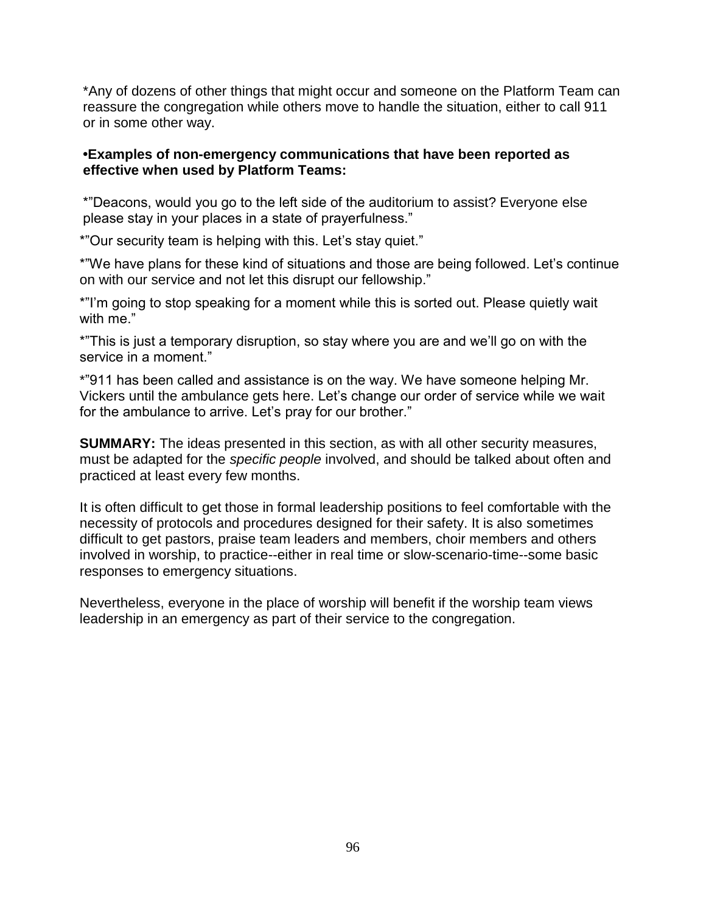*Any of dozens of other things that might occur and someone on the Platform Team can reassure the congregation while others move to handle the situation, either to call 911 or in some other way.

**•Examples of non-emergency communications that have been reported as effective when used by Platform Teams:**

*"Deacons, would you go to the left side of the auditorium to assist? Everyone else please stay in your places in a state of prayerfulness."

*"Our security team is helping with this. Let's stay quiet."

*"We have plans for these kind of situations and those are being followed. Let's continue on with our service and not let this disrupt our fellowship."

*"I'm going to stop speaking for a moment while this is sorted out. Please quietly wait with me."

*"This is just a temporary disruption, so stay where you are and we'll go on with the service in a moment."

*"911 has been called and assistance is on the way. We have someone helping Mr. Vickers until the ambulance gets here. Let's change our order of service while we wait for the ambulance to arrive. Let's pray for our brother."

**SUMMARY:** The ideas presented in this section, as with all other security measures, must be adapted for the *specific people* involved, and should be talked about often and practiced at least every few months.

It is often difficult to get those in formal leadership positions to feel comfortable with the necessity of protocols and procedures designed for their safety. It is also sometimes difficult to get pastors, praise team leaders and members, choir members and others involved in worship, to practice--either in real time or slow-scenario-time--some basic responses to emergency situations.

Nevertheless, everyone in the place of worship will benefit if the worship team views leadership in an emergency as part of their service to the congregation.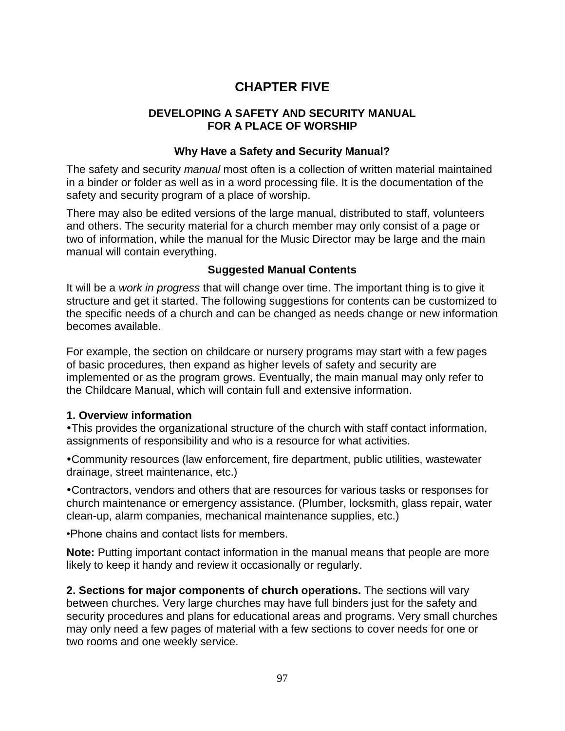# CHAPTER FIVE

## DEVELOPING A SAFETY AND SECURITY MANUAL FOR A PLACE OF WORSHIP

### Why Have a Safety and Security Manual?

The safety and security *manual* most often is a collection of written material maintained in a binder or folder as well as in a word processing file. It is the documentation of the safety and security program of a place of worship.

There may also be edited versions of the large manual, distributed to staff, volunteers and others. The security material for a church member may only consist of a page or two of information, while the manual for the Music Director may be large and the main manual will contain everything.

### Suggested Manual Contents

It will be a *work in progress* that will change over time. The important thing is to give it structure and get it started. The following suggestions for contents can be customized to the specific needs of a church and can be changed as needs change or new information becomes available.

For example, the section on childcare or nursery programs may start with a few pages of basic procedures, then expand as higher levels of safety and security are implemented or as the program grows. Eventually, the main manual may only refer to the Childcare Manual, which will contain full and extensive information.

**1. Overview information**

- This provides the organizational structure of the church with staff contact information, assignments of responsibility and who is a resource for what activities.
- Community resources (law enforcement, fire department, public utilities, wastewater drainage, street maintenance, etc.)
- Contractors, vendors and others that are resources for various tasks or responses for church maintenance or emergency assistance. (Plumber, locksmith, glass repair, water clean-up, alarm companies, mechanical maintenance supplies, etc.)
- Phone chains and contact lists for members.

**Note:** Putting important contact information in the manual means that people are more likely to keep it handy and review it occasionally or regularly.

**2. Sections for major components of church operations.** The sections will vary between churches. Very large churches may have full binders just for the safety and security procedures and plans for educational areas and programs. Very small churches may only need a few pages of material with a few sections to cover needs for one or two rooms and one weekly service.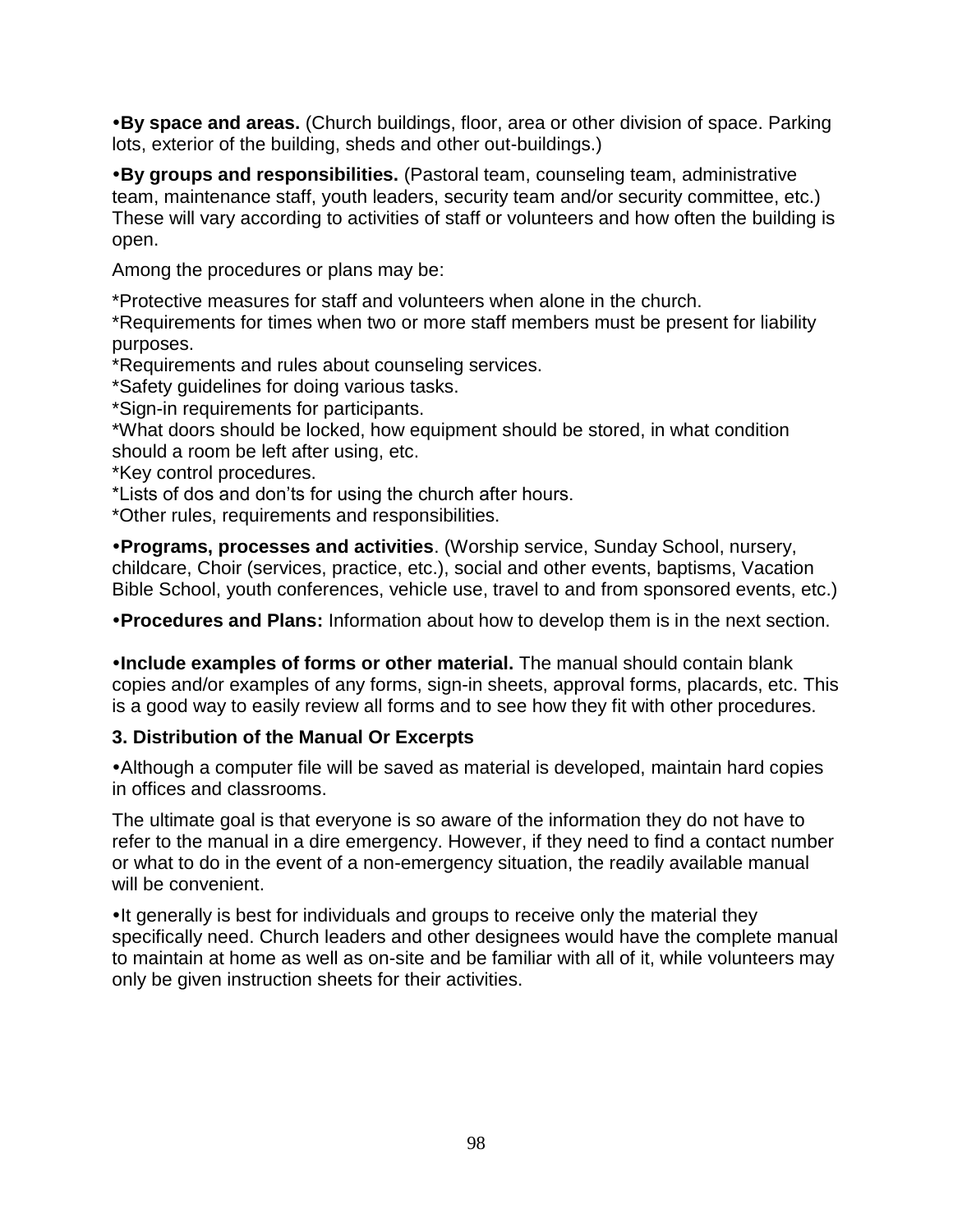•**By space and areas.** (Church buildings, floor, area or other division of space. Parking lots, exterior of the building, sheds and other out-buildings.)

•**By groups and responsibilities.** (Pastoral team, counseling team, administrative team, maintenance staff, youth leaders, security team and/or security committee, etc.) These will vary according to activities of staff or volunteers and how often the building is open.

Among the procedures or plans may be:

*Protective measures for staff and volunteers when alone in the church.
*Requirements for times when two or more staff members must be present for liability purposes.
*Requirements and rules about counseling services.
*Safety guidelines for doing various tasks.
*Sign-in requirements for participants.
*What doors should be locked, how equipment should be stored, in what condition should a room be left after using, etc.
*Key control procedures.
*Lists of dos and don'ts for using the church after hours.
*Other rules, requirements and responsibilities.

•**Programs, processes and activities**. (Worship service, Sunday School, nursery, childcare, Choir (services, practice, etc.), social and other events, baptisms, Vacation Bible School, youth conferences, vehicle use, travel to and from sponsored events, etc.)

•**Procedures and Plans:** Information about how to develop them is in the next section.

•**Include examples of forms or other material.** The manual should contain blank copies and/or examples of any forms, sign-in sheets, approval forms, placards, etc. This is a good way to easily review all forms and to see how they fit with other procedures.

### 3. Distribution of the Manual Or Excerpts

•Although a computer file will be saved as material is developed, maintain hard copies in offices and classrooms.

The ultimate goal is that everyone is so aware of the information they do not have to refer to the manual in a dire emergency. However, if they need to find a contact number or what to do in the event of a non-emergency situation, the readily available manual will be convenient.

•It generally is best for individuals and groups to receive only the material they specifically need. Church leaders and other designees would have the complete manual to maintain at home as well as on-site and be familiar with all of it, while volunteers may only be given instruction sheets for their activities.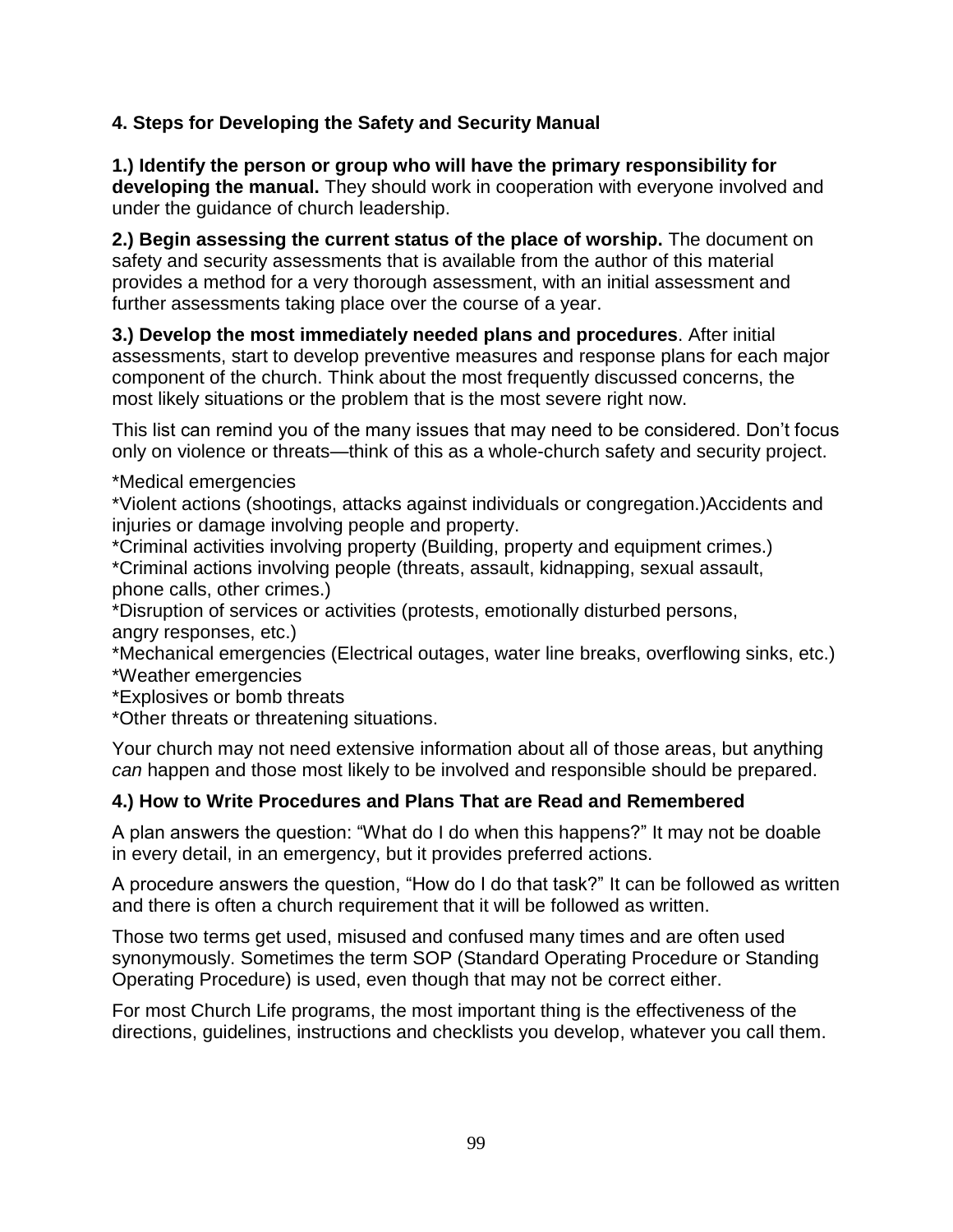### 4. Steps for Developing the Safety and Security Manual

**1.) Identify the person or group who will have the primary responsibility for developing the manual.** They should work in cooperation with everyone involved and under the guidance of church leadership.

**2.) Begin assessing the current status of the place of worship.** The document on safety and security assessments that is available from the author of this material provides a method for a very thorough assessment, with an initial assessment and further assessments taking place over the course of a year.

**3.) Develop the most immediately needed plans and procedures**. After initial assessments, start to develop preventive measures and response plans for each major component of the church. Think about the most frequently discussed concerns, the most likely situations or the problem that is the most severe right now.

This list can remind you of the many issues that may need to be considered. Don't focus only on violence or threats—think of this as a whole-church safety and security project.

*Medical emergencies
*Violent actions (shootings, attacks against individuals or congregation.)Accidents and injuries or damage involving people and property.
*Criminal activities involving property (Building, property and equipment crimes.)
*Criminal actions involving people (threats, assault, kidnapping, sexual assault, phone calls, other crimes.)
*Disruption of services or activities (protests, emotionally disturbed persons, angry responses, etc.)
*Mechanical emergencies (Electrical outages, water line breaks, overflowing sinks, etc.)
*Weather emergencies
*Explosives or bomb threats
*Other threats or threatening situations.

Your church may not need extensive information about all of those areas, but anything *can* happen and those most likely to be involved and responsible should be prepared.

**4.) How to Write Procedures and Plans That are Read and Remembered**

A plan answers the question: "What do I do when this happens?" It may not be doable in every detail, in an emergency, but it provides preferred actions.

A procedure answers the question, "How do I do that task?" It can be followed as written and there is often a church requirement that it will be followed as written.

Those two terms get used, misused and confused many times and are often used synonymously. Sometimes the term SOP (Standard Operating Procedure or Standing Operating Procedure) is used, even though that may not be correct either.

For most Church Life programs, the most important thing is the effectiveness of the directions, guidelines, instructions and checklists you develop, whatever you call them.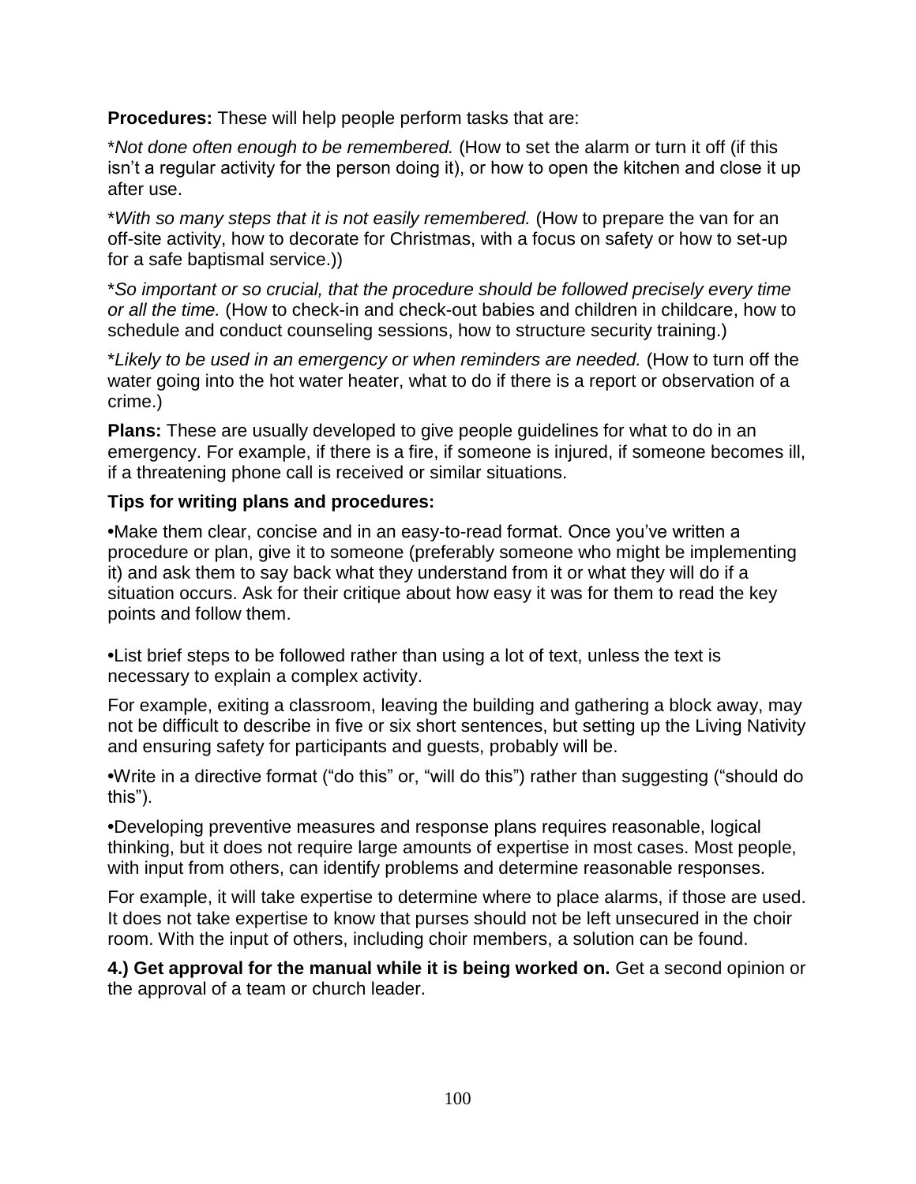**Procedures:** These will help people perform tasks that are:

**Not done often enough to be remembered.* (How to set the alarm or turn it off (if this isn't a regular activity for the person doing it), or how to open the kitchen and close it up after use.

**With so many steps that it is not easily remembered.* (How to prepare the van for an off-site activity, how to decorate for Christmas, with a focus on safety or how to set-up for a safe baptismal service.))

**So important or so crucial, that the procedure should be followed precisely every time or all the time.* (How to check-in and check-out babies and children in childcare, how to schedule and conduct counseling sessions, how to structure security training.)

**Likely to be used in an emergency or when reminders are needed.* (How to turn off the water going into the hot water heater, what to do if there is a report or observation of a crime.)

**Plans:** These are usually developed to give people guidelines for what to do in an emergency. For example, if there is a fire, if someone is injured, if someone becomes ill, if a threatening phone call is received or similar situations.

**Tips for writing plans and procedures:**

•Make them clear, concise and in an easy-to-read format. Once you've written a procedure or plan, give it to someone (preferably someone who might be implementing it) and ask them to say back what they understand from it or what they will do if a situation occurs. Ask for their critique about how easy it was for them to read the key points and follow them.

•List brief steps to be followed rather than using a lot of text, unless the text is necessary to explain a complex activity.

For example, exiting a classroom, leaving the building and gathering a block away, may not be difficult to describe in five or six short sentences, but setting up the Living Nativity and ensuring safety for participants and guests, probably will be.

•Write in a directive format ("do this" or, "will do this") rather than suggesting ("should do this").

•Developing preventive measures and response plans requires reasonable, logical thinking, but it does not require large amounts of expertise in most cases. Most people, with input from others, can identify problems and determine reasonable responses.

For example, it will take expertise to determine where to place alarms, if those are used. It does not take expertise to know that purses should not be left unsecured in the choir room. With the input of others, including choir members, a solution can be found.

**4.) Get approval for the manual while it is being worked on.** Get a second opinion or the approval of a team or church leader.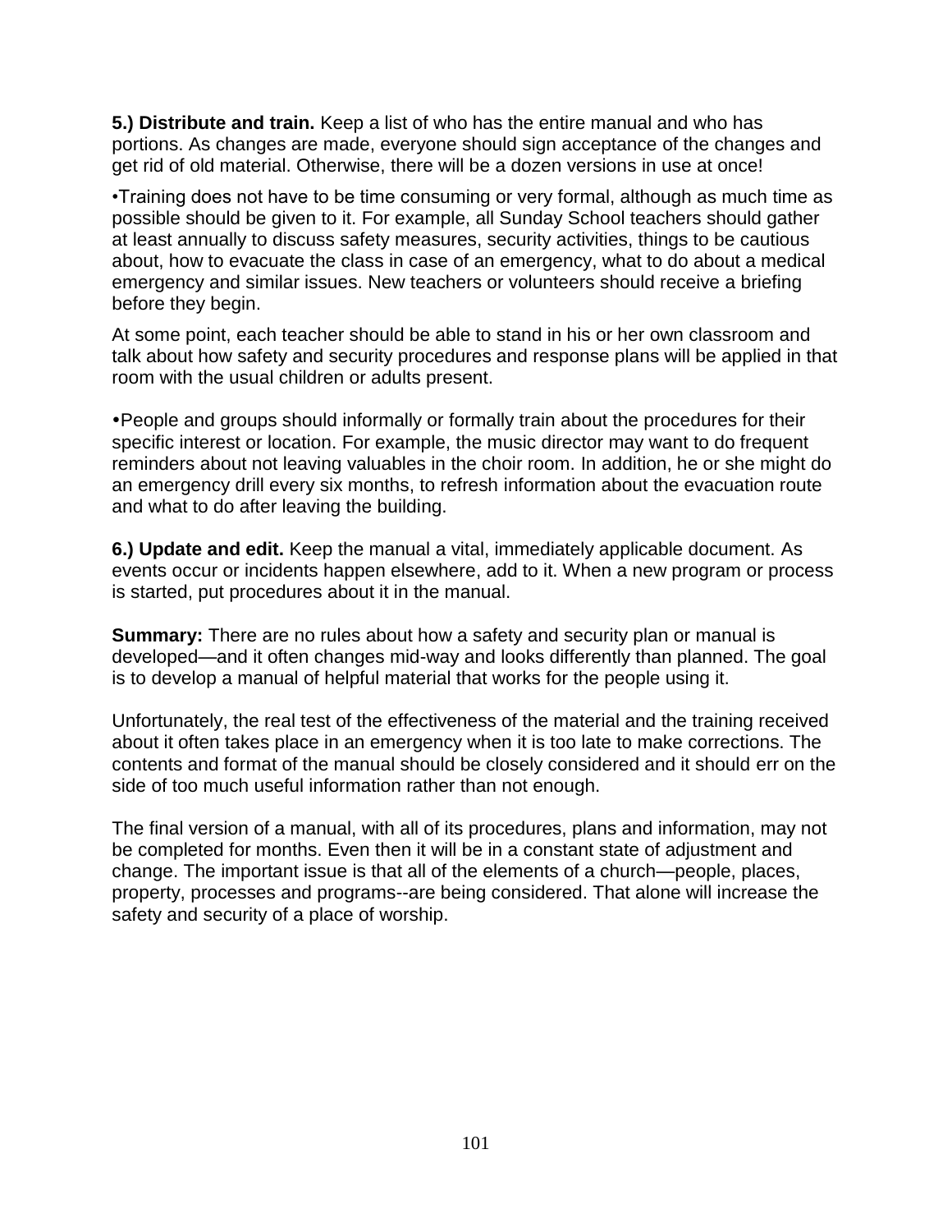**5.) Distribute and train.** Keep a list of who has the entire manual and who has portions. As changes are made, everyone should sign acceptance of the changes and get rid of old material. Otherwise, there will be a dozen versions in use at once!

•Training does not have to be time consuming or very formal, although as much time as possible should be given to it. For example, all Sunday School teachers should gather at least annually to discuss safety measures, security activities, things to be cautious about, how to evacuate the class in case of an emergency, what to do about a medical emergency and similar issues. New teachers or volunteers should receive a briefing before they begin.

At some point, each teacher should be able to stand in his or her own classroom and talk about how safety and security procedures and response plans will be applied in that room with the usual children or adults present.

•People and groups should informally or formally train about the procedures for their specific interest or location. For example, the music director may want to do frequent reminders about not leaving valuables in the choir room. In addition, he or she might do an emergency drill every six months, to refresh information about the evacuation route and what to do after leaving the building.

**6.) Update and edit.** Keep the manual a vital, immediately applicable document. As events occur or incidents happen elsewhere, add to it. When a new program or process is started, put procedures about it in the manual.

**Summary:** There are no rules about how a safety and security plan or manual is developed—and it often changes mid-way and looks differently than planned. The goal is to develop a manual of helpful material that works for the people using it.

Unfortunately, the real test of the effectiveness of the material and the training received about it often takes place in an emergency when it is too late to make corrections. The contents and format of the manual should be closely considered and it should err on the side of too much useful information rather than not enough.

The final version of a manual, with all of its procedures, plans and information, may not be completed for months. Even then it will be in a constant state of adjustment and change. The important issue is that all of the elements of a church—people, places, property, processes and programs--are being considered. That alone will increase the safety and security of a place of worship.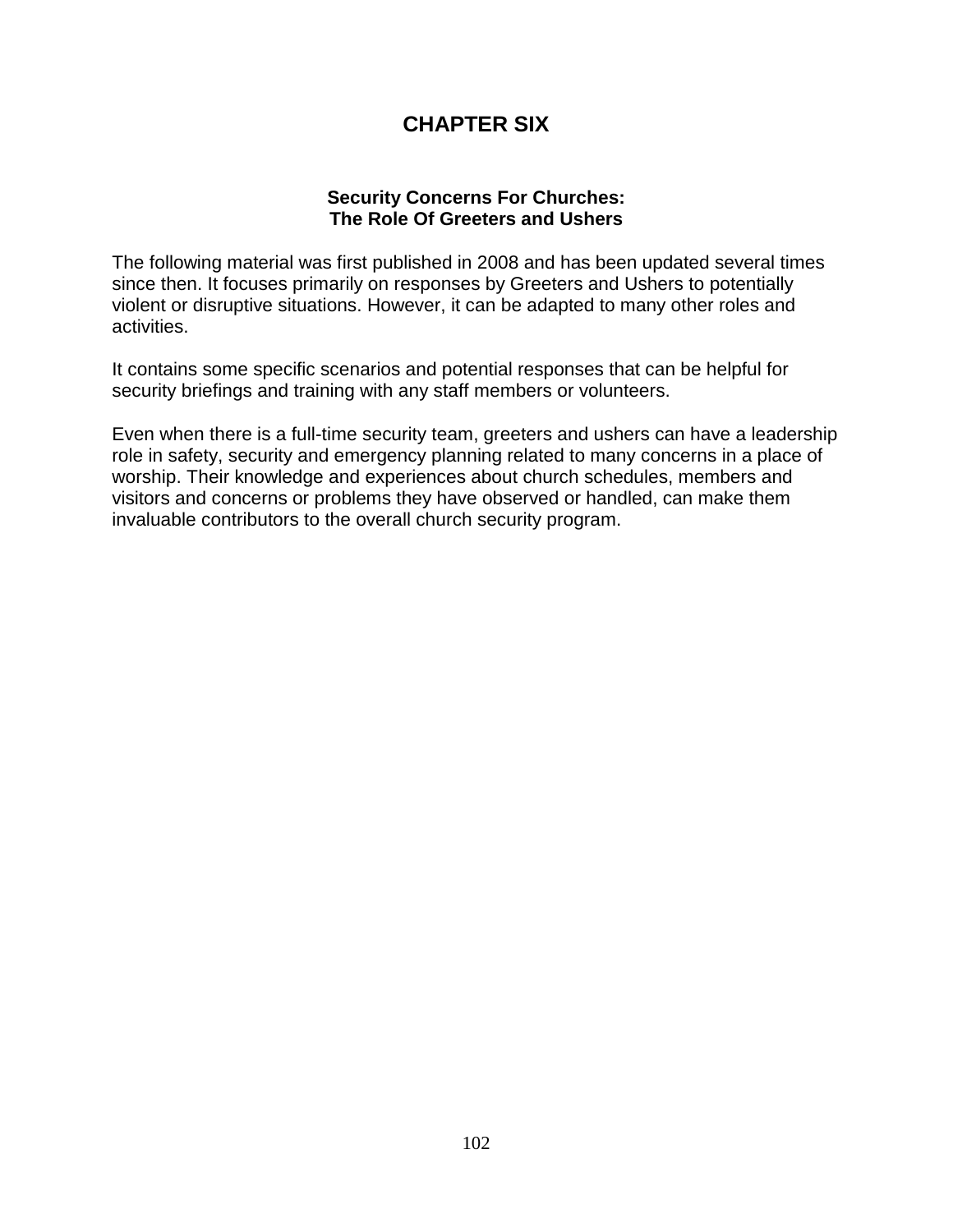# CHAPTER SIX

### Security Concerns For Churches: The Role Of Greeters and Ushers

The following material was first published in 2008 and has been updated several times since then. It focuses primarily on responses by Greeters and Ushers to potentially violent or disruptive situations. However, it can be adapted to many other roles and activities.

It contains some specific scenarios and potential responses that can be helpful for security briefings and training with any staff members or volunteers.

Even when there is a full-time security team, greeters and ushers can have a leadership role in safety, security and emergency planning related to many concerns in a place of worship. Their knowledge and experiences about church schedules, members and visitors and concerns or problems they have observed or handled, can make them invaluable contributors to the overall church security program.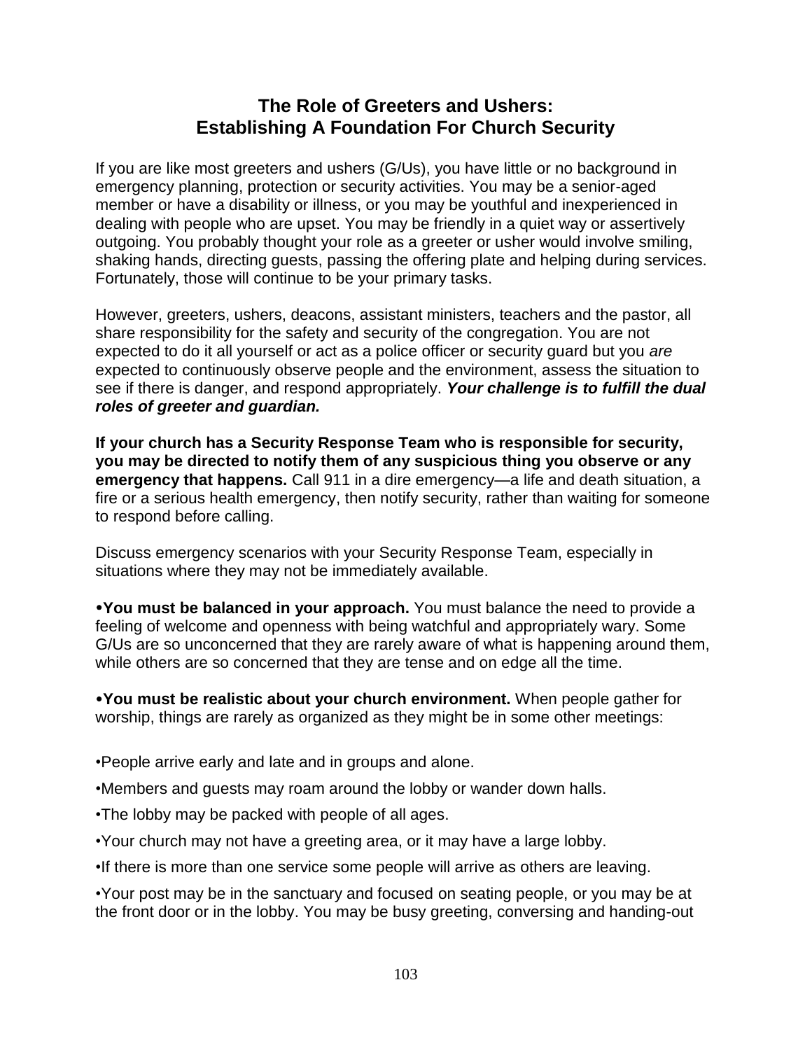## The Role of Greeters and Ushers: Establishing A Foundation For Church Security

If you are like most greeters and ushers (G/Us), you have little or no background in emergency planning, protection or security activities. You may be a senior-aged member or have a disability or illness, or you may be youthful and inexperienced in dealing with people who are upset. You may be friendly in a quiet way or assertively outgoing. You probably thought your role as a greeter or usher would involve smiling, shaking hands, directing guests, passing the offering plate and helping during services. Fortunately, those will continue to be your primary tasks.

However, greeters, ushers, deacons, assistant ministers, teachers and the pastor, all share responsibility for the safety and security of the congregation. You are not expected to do it all yourself or act as a police officer or security guard but you *are* expected to continuously observe people and the environment, assess the situation to see if there is danger, and respond appropriately. ***Your challenge is to fulfill the dual roles of greeter and guardian.***

**If your church has a Security Response Team who is responsible for security, you may be directed to notify them of any suspicious thing you observe or any emergency that happens.** Call 911 in a dire emergency—a life and death situation, a fire or a serious health emergency, then notify security, rather than waiting for someone to respond before calling.

Discuss emergency scenarios with your Security Response Team, especially in situations where they may not be immediately available.

•**You must be balanced in your approach.** You must balance the need to provide a feeling of welcome and openness with being watchful and appropriately wary. Some G/Us are so unconcerned that they are rarely aware of what is happening around them, while others are so concerned that they are tense and on edge all the time.

•**You must be realistic about your church environment.** When people gather for worship, things are rarely as organized as they might be in some other meetings:

•People arrive early and late and in groups and alone.

•Members and guests may roam around the lobby or wander down halls.

•The lobby may be packed with people of all ages.

•Your church may not have a greeting area, or it may have a large lobby.

•If there is more than one service some people will arrive as others are leaving.

•Your post may be in the sanctuary and focused on seating people, or you may be at the front door or in the lobby. You may be busy greeting, conversing and handing-out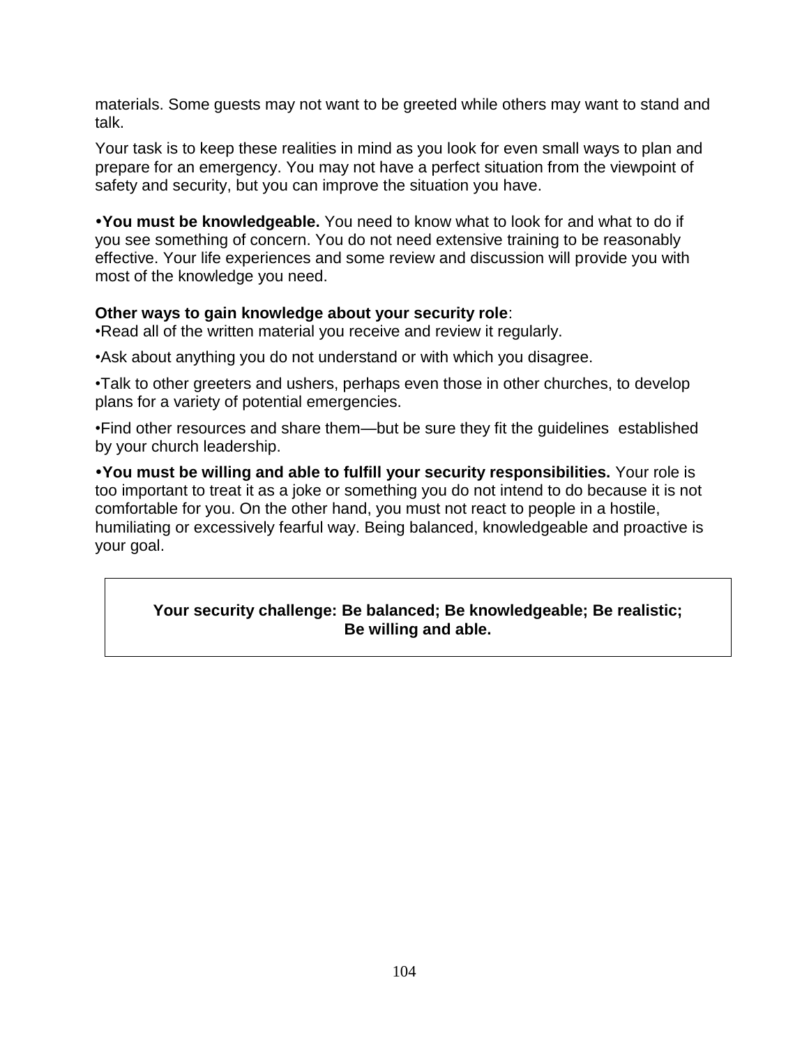materials. Some guests may not want to be greeted while others may want to stand and talk.

Your task is to keep these realities in mind as you look for even small ways to plan and prepare for an emergency. You may not have a perfect situation from the viewpoint of safety and security, but you can improve the situation you have.

• **You must be knowledgeable.** You need to know what to look for and what to do if you see something of concern. You do not need extensive training to be reasonably effective. Your life experiences and some review and discussion will provide you with most of the knowledge you need.

**Other ways to gain knowledge about your security role**:

• Read all of the written material you receive and review it regularly.

• Ask about anything you do not understand or with which you disagree.

• Talk to other greeters and ushers, perhaps even those in other churches, to develop plans for a variety of potential emergencies.

• Find other resources and share them—but be sure they fit the guidelines established by your church leadership.

• **You must be willing and able to fulfill your security responsibilities.** Your role is too important to treat it as a joke or something you do not intend to do because it is not comfortable for you. On the other hand, you must not react to people in a hostile, humiliating or excessively fearful way. Being balanced, knowledgeable and proactive is your goal.

**Your security challenge: Be balanced; Be knowledgeable; Be realistic; Be willing and able.**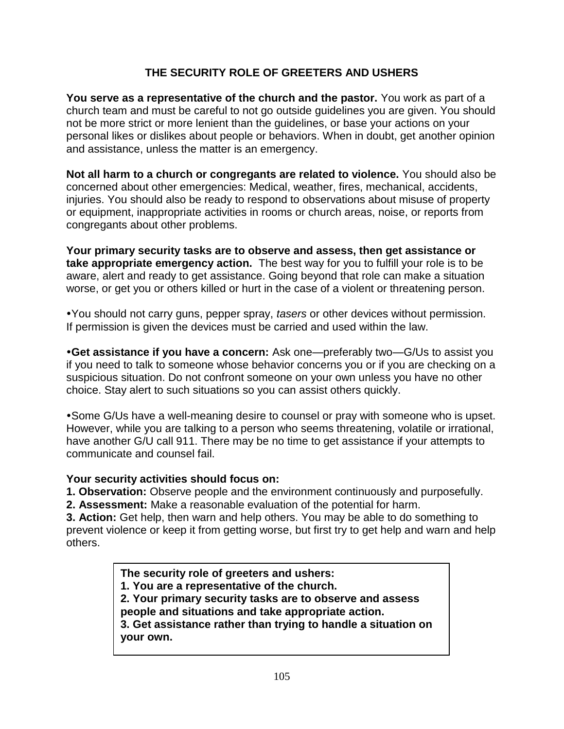## THE SECURITY ROLE OF GREETERS AND USHERS

**You serve as a representative of the church and the pastor.** You work as part of a church team and must be careful to not go outside guidelines you are given. You should not be more strict or more lenient than the guidelines, or base your actions on your personal likes or dislikes about people or behaviors. When in doubt, get another opinion and assistance, unless the matter is an emergency.

**Not all harm to a church or congregants are related to violence.** You should also be concerned about other emergencies: Medical, weather, fires, mechanical, accidents, injuries. You should also be ready to respond to observations about misuse of property or equipment, inappropriate activities in rooms or church areas, noise, or reports from congregants about other problems.

**Your primary security tasks are to observe and assess, then get assistance or take appropriate emergency action.** The best way for you to fulfill your role is to be aware, alert and ready to get assistance. Going beyond that role can make a situation worse, or get you or others killed or hurt in the case of a violent or threatening person.

- You should not carry guns, pepper spray, *tasers* or other devices without permission. If permission is given the devices must be carried and used within the law.

- **Get assistance if you have a concern:** Ask one—preferably two—G/Us to assist you if you need to talk to someone whose behavior concerns you or if you are checking on a suspicious situation. Do not confront someone on your own unless you have no other choice. Stay alert to such situations so you can assist others quickly.

- Some G/Us have a well-meaning desire to counsel or pray with someone who is upset. However, while you are talking to a person who seems threatening, volatile or irrational, have another G/U call 911. There may be no time to get assistance if your attempts to communicate and counsel fail.

**Your security activities should focus on:**

**1. Observation:** Observe people and the environment continuously and purposefully.
**2. Assessment:** Make a reasonable evaluation of the potential for harm.
**3. Action:** Get help, then warn and help others. You may be able to do something to prevent violence or keep it from getting worse, but first try to get help and warn and help others.

**The security role of greeters and ushers:**
**1. You are a representative of the church.**
**2. Your primary security tasks are to observe and assess people and situations and take appropriate action.**
**3. Get assistance rather than trying to handle a situation on your own.**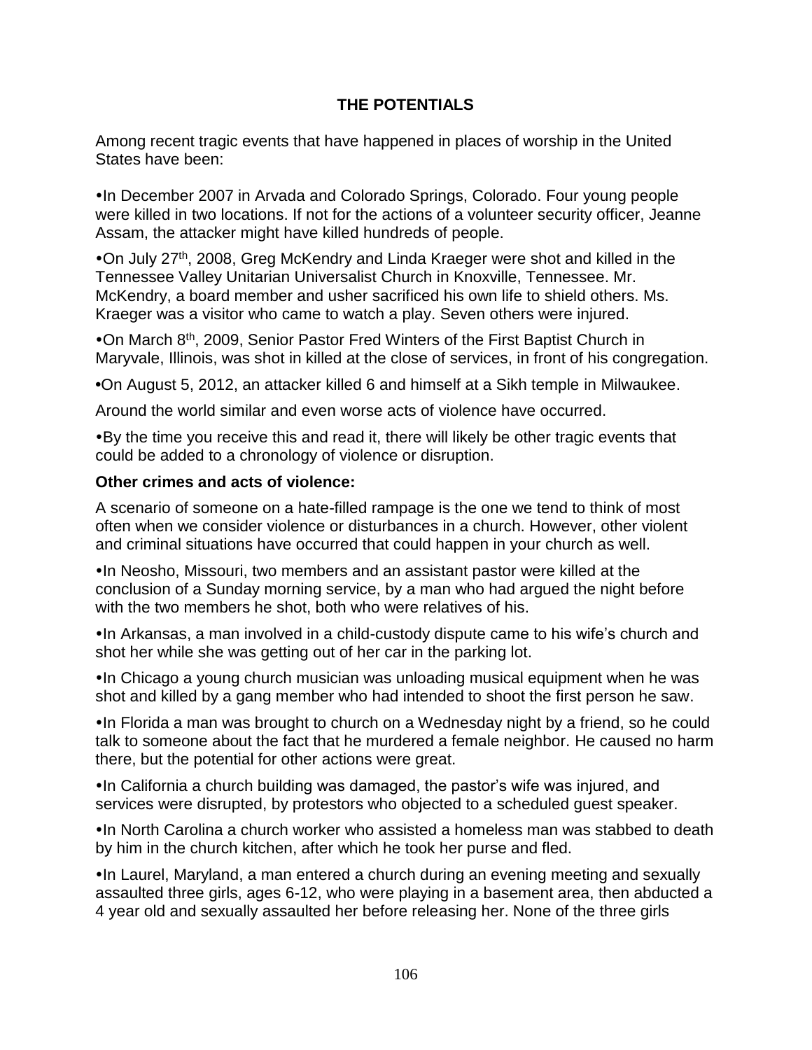**THE POTENTIALS**

Among recent tragic events that have happened in places of worship in the United States have been:

•In December 2007 in Arvada and Colorado Springs, Colorado. Four young people were killed in two locations. If not for the actions of a volunteer security officer, Jeanne Assam, the attacker might have killed hundreds of people.

•On July 27th, 2008, Greg McKendry and Linda Kraeger were shot and killed in the Tennessee Valley Unitarian Universalist Church in Knoxville, Tennessee. Mr. McKendry, a board member and usher sacrificed his own life to shield others. Ms. Kraeger was a visitor who came to watch a play. Seven others were injured.

•On March 8th, 2009, Senior Pastor Fred Winters of the First Baptist Church in Maryvale, Illinois, was shot in killed at the close of services, in front of his congregation.

•On August 5, 2012, an attacker killed 6 and himself at a Sikh temple in Milwaukee.

Around the world similar and even worse acts of violence have occurred.

•By the time you receive this and read it, there will likely be other tragic events that could be added to a chronology of violence or disruption.

**Other crimes and acts of violence:**

A scenario of someone on a hate-filled rampage is the one we tend to think of most often when we consider violence or disturbances in a church. However, other violent and criminal situations have occurred that could happen in your church as well.

•In Neosho, Missouri, two members and an assistant pastor were killed at the conclusion of a Sunday morning service, by a man who had argued the night before with the two members he shot, both who were relatives of his.

•In Arkansas, a man involved in a child-custody dispute came to his wife's church and shot her while she was getting out of her car in the parking lot.

•In Chicago a young church musician was unloading musical equipment when he was shot and killed by a gang member who had intended to shoot the first person he saw.

•In Florida a man was brought to church on a Wednesday night by a friend, so he could talk to someone about the fact that he murdered a female neighbor. He caused no harm there, but the potential for other actions were great.

•In California a church building was damaged, the pastor's wife was injured, and services were disrupted, by protestors who objected to a scheduled guest speaker.

•In North Carolina a church worker who assisted a homeless man was stabbed to death by him in the church kitchen, after which he took her purse and fled.

•In Laurel, Maryland, a man entered a church during an evening meeting and sexually assaulted three girls, ages 6-12, who were playing in a basement area, then abducted a 4 year old and sexually assaulted her before releasing her. None of the three girls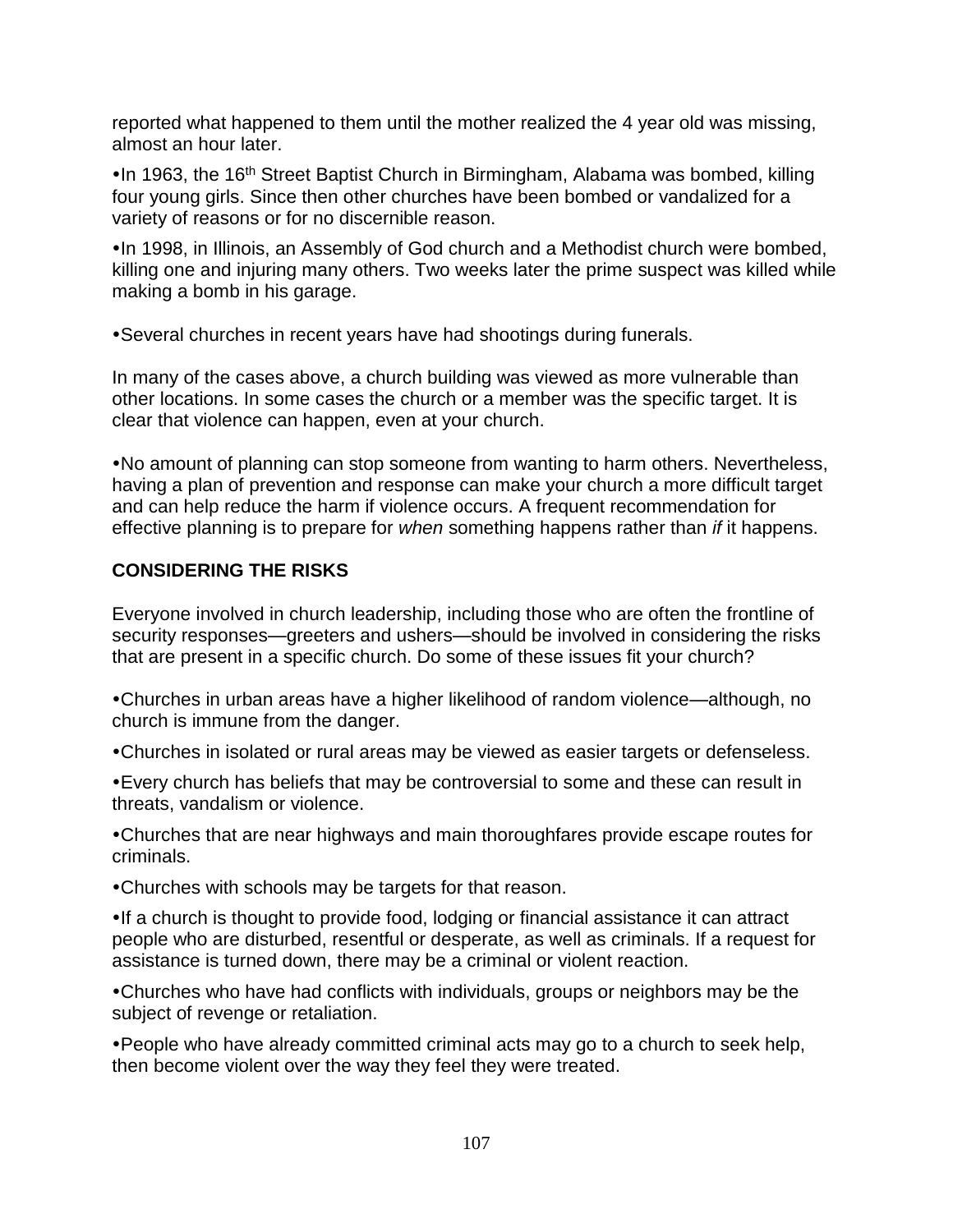reported what happened to them until the mother realized the 4 year old was missing, almost an hour later.

- In 1963, the 16th Street Baptist Church in Birmingham, Alabama was bombed, killing four young girls. Since then other churches have been bombed or vandalized for a variety of reasons or for no discernible reason.
- In 1998, in Illinois, an Assembly of God church and a Methodist church were bombed, killing one and injuring many others. Two weeks later the prime suspect was killed while making a bomb in his garage.
- Several churches in recent years have had shootings during funerals.

In many of the cases above, a church building was viewed as more vulnerable than other locations. In some cases the church or a member was the specific target. It is clear that violence can happen, even at your church.

- No amount of planning can stop someone from wanting to harm others. Nevertheless, having a plan of prevention and response can make your church a more difficult target and can help reduce the harm if violence occurs. A frequent recommendation for effective planning is to prepare for *when* something happens rather than *if* it happens.

**CONSIDERING THE RISKS**

Everyone involved in church leadership, including those who are often the frontline of security responses—greeters and ushers—should be involved in considering the risks that are present in a specific church. Do some of these issues fit your church?

- Churches in urban areas have a higher likelihood of random violence—although, no church is immune from the danger.
- Churches in isolated or rural areas may be viewed as easier targets or defenseless.
- Every church has beliefs that may be controversial to some and these can result in threats, vandalism or violence.
- Churches that are near highways and main thoroughfares provide escape routes for criminals.
- Churches with schools may be targets for that reason.
- If a church is thought to provide food, lodging or financial assistance it can attract people who are disturbed, resentful or desperate, as well as criminals. If a request for assistance is turned down, there may be a criminal or violent reaction.
- Churches who have had conflicts with individuals, groups or neighbors may be the subject of revenge or retaliation.
- People who have already committed criminal acts may go to a church to seek help, then become violent over the way they feel they were treated.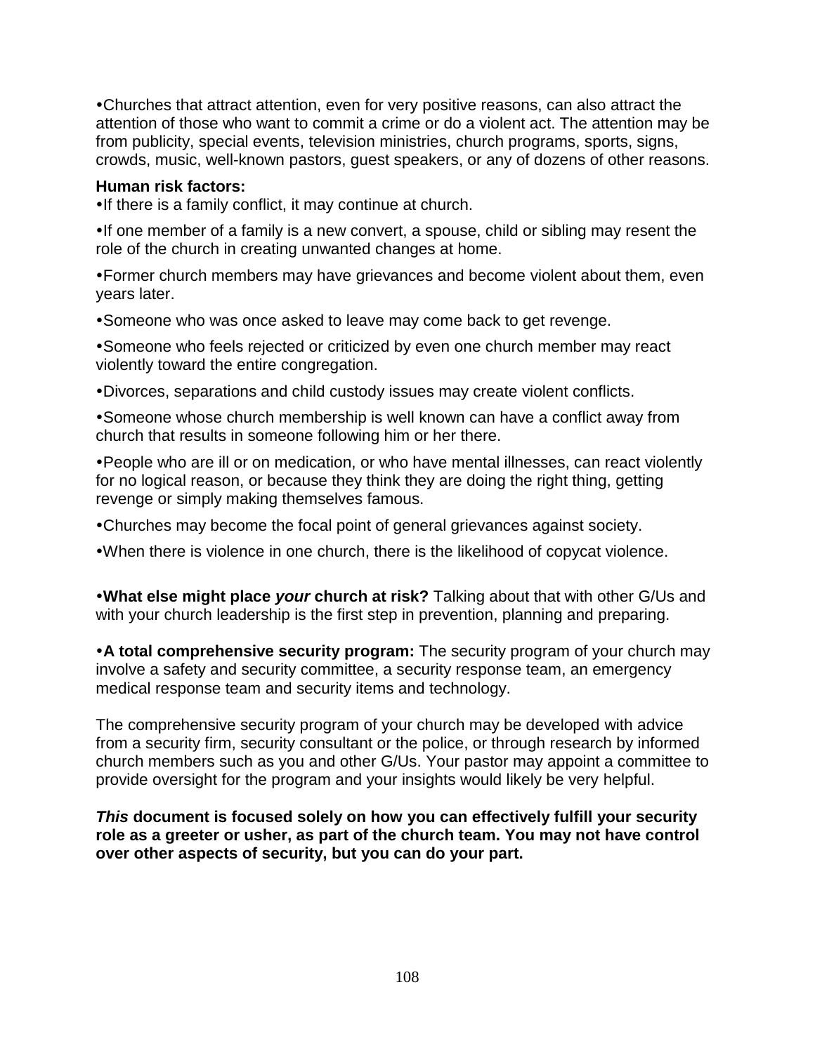- Churches that attract attention, even for very positive reasons, can also attract the attention of those who want to commit a crime or do a violent act. The attention may be from publicity, special events, television ministries, church programs, sports, signs, crowds, music, well-known pastors, guest speakers, or any of dozens of other reasons.

**Human risk factors:**

- If there is a family conflict, it may continue at church.
- If one member of a family is a new convert, a spouse, child or sibling may resent the role of the church in creating unwanted changes at home.
- Former church members may have grievances and become violent about them, even years later.
- Someone who was once asked to leave may come back to get revenge.
- Someone who feels rejected or criticized by even one church member may react violently toward the entire congregation.
- Divorces, separations and child custody issues may create violent conflicts.
- Someone whose church membership is well known can have a conflict away from church that results in someone following him or her there.
- People who are ill or on medication, or who have mental illnesses, can react violently for no logical reason, or because they think they are doing the right thing, getting revenge or simply making themselves famous.
- Churches may become the focal point of general grievances against society.
- When there is violence in one church, there is the likelihood of copycat violence.

- **What else might place *your* church at risk?** Talking about that with other G/Us and with your church leadership is the first step in prevention, planning and preparing.

- **A total comprehensive security program:** The security program of your church may involve a safety and security committee, a security response team, an emergency medical response team and security items and technology.

The comprehensive security program of your church may be developed with advice from a security firm, security consultant or the police, or through research by informed church members such as you and other G/Us. Your pastor may appoint a committee to provide oversight for the program and your insights would likely be very helpful.

***This* document is focused solely on how you can effectively fulfill your security role as a greeter or usher, as part of the church team. You may not have control over other aspects of security, but you can do your part.**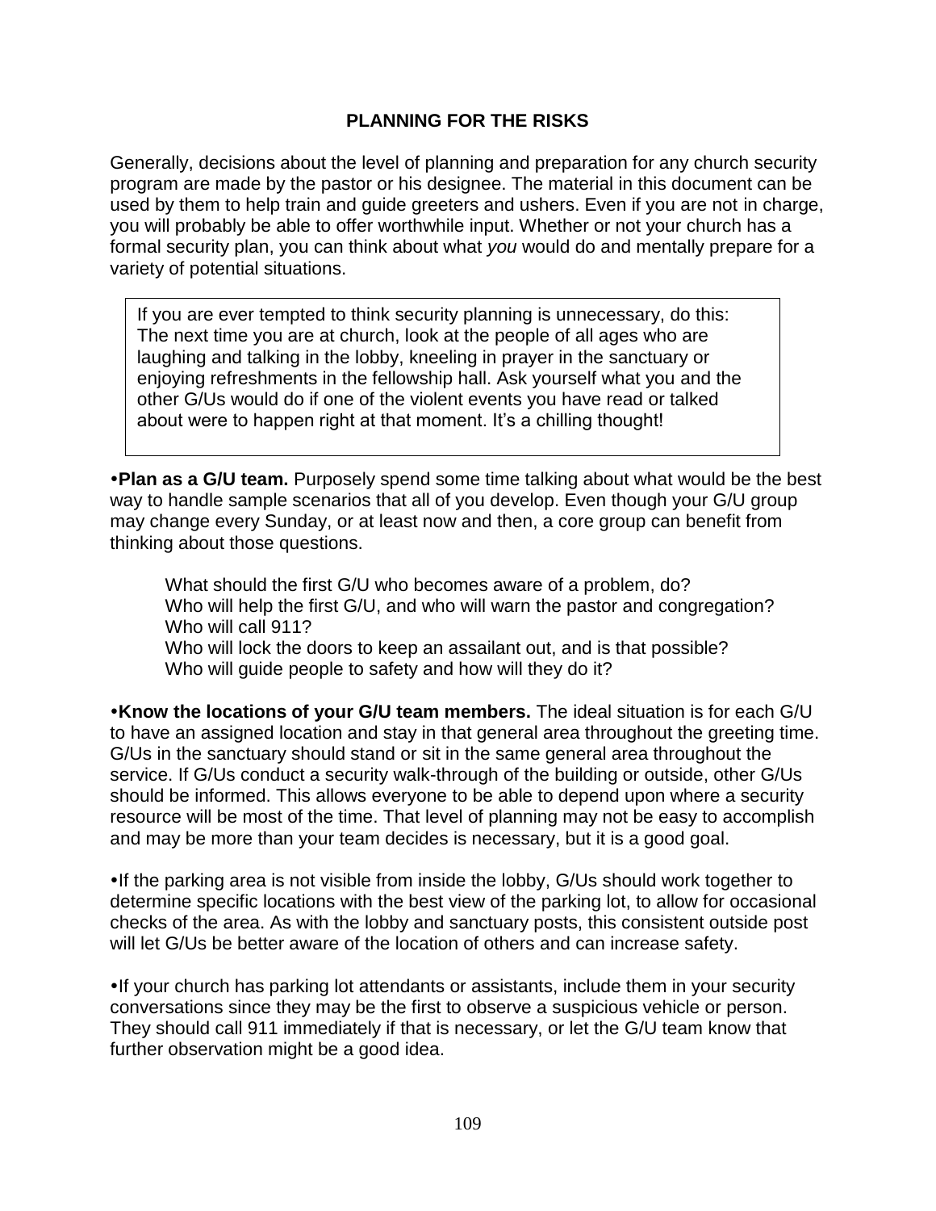## PLANNING FOR THE RISKS

Generally, decisions about the level of planning and preparation for any church security program are made by the pastor or his designee. The material in this document can be used by them to help train and guide greeters and ushers. Even if you are not in charge, you will probably be able to offer worthwhile input. Whether or not your church has a formal security plan, you can think about what *you* would do and mentally prepare for a variety of potential situations.

> If you are ever tempted to think security planning is unnecessary, do this: The next time you are at church, look at the people of all ages who are laughing and talking in the lobby, kneeling in prayer in the sanctuary or enjoying refreshments in the fellowship hall. Ask yourself what you and the other G/Us would do if one of the violent events you have read or talked about were to happen right at that moment. It's a chilling thought!

• **Plan as a G/U team.** Purposely spend some time talking about what would be the best way to handle sample scenarios that all of you develop. Even though your G/U group may change every Sunday, or at least now and then, a core group can benefit from thinking about those questions.

What should the first G/U who becomes aware of a problem, do?
Who will help the first G/U, and who will warn the pastor and congregation?
Who will call 911?
Who will lock the doors to keep an assailant out, and is that possible?
Who will guide people to safety and how will they do it?

• **Know the locations of your G/U team members.** The ideal situation is for each G/U to have an assigned location and stay in that general area throughout the greeting time. G/Us in the sanctuary should stand or sit in the same general area throughout the service. If G/Us conduct a security walk-through of the building or outside, other G/Us should be informed. This allows everyone to be able to depend upon where a security resource will be most of the time. That level of planning may not be easy to accomplish and may be more than your team decides is necessary, but it is a good goal.

• If the parking area is not visible from inside the lobby, G/Us should work together to determine specific locations with the best view of the parking lot, to allow for occasional checks of the area. As with the lobby and sanctuary posts, this consistent outside post will let G/Us be better aware of the location of others and can increase safety.

• If your church has parking lot attendants or assistants, include them in your security conversations since they may be the first to observe a suspicious vehicle or person. They should call 911 immediately if that is necessary, or let the G/U team know that further observation might be a good idea.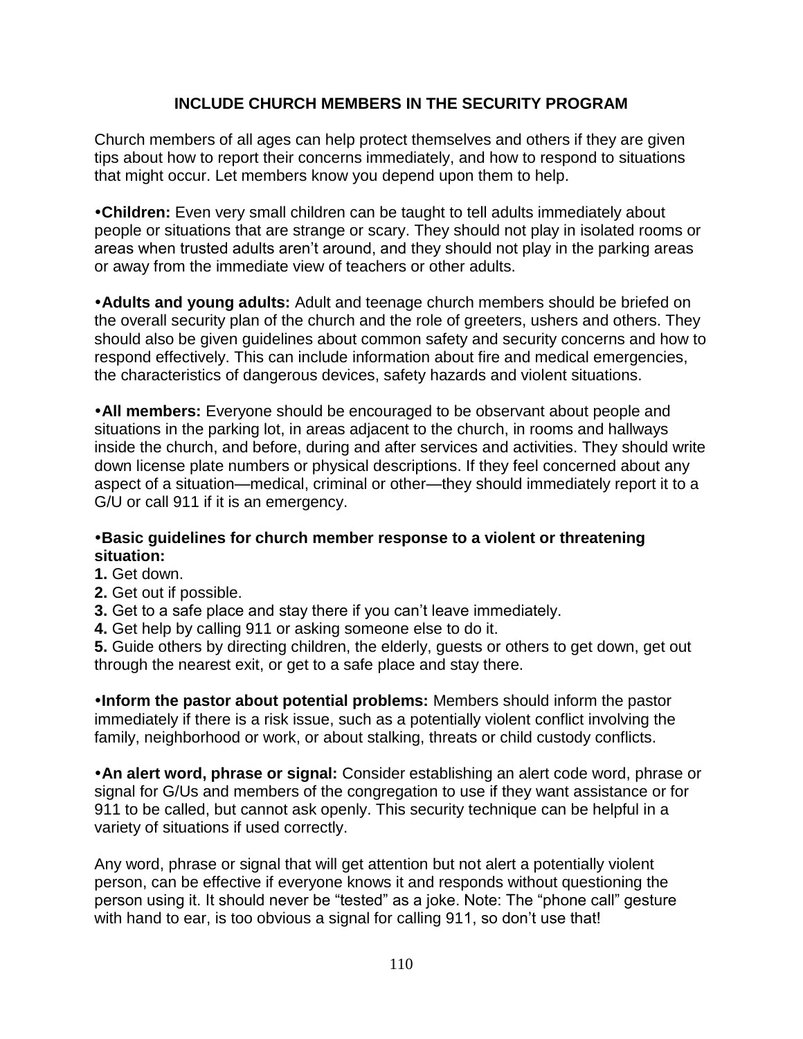## INCLUDE CHURCH MEMBERS IN THE SECURITY PROGRAM

Church members of all ages can help protect themselves and others if they are given tips about how to report their concerns immediately, and how to respond to situations that might occur. Let members know you depend upon them to help.

•**Children:** Even very small children can be taught to tell adults immediately about people or situations that are strange or scary. They should not play in isolated rooms or areas when trusted adults aren't around, and they should not play in the parking areas or away from the immediate view of teachers or other adults.

•**Adults and young adults:** Adult and teenage church members should be briefed on the overall security plan of the church and the role of greeters, ushers and others. They should also be given guidelines about common safety and security concerns and how to respond effectively. This can include information about fire and medical emergencies, the characteristics of dangerous devices, safety hazards and violent situations.

•**All members:** Everyone should be encouraged to be observant about people and situations in the parking lot, in areas adjacent to the church, in rooms and hallways inside the church, and before, during and after services and activities. They should write down license plate numbers or physical descriptions. If they feel concerned about any aspect of a situation—medical, criminal or other—they should immediately report it to a G/U or call 911 if it is an emergency.

•**Basic guidelines for church member response to a violent or threatening situation:**

**1.** Get down.
**2.** Get out if possible.
**3.** Get to a safe place and stay there if you can't leave immediately.
**4.** Get help by calling 911 or asking someone else to do it.
**5.** Guide others by directing children, the elderly, guests or others to get down, get out through the nearest exit, or get to a safe place and stay there.

•**Inform the pastor about potential problems:** Members should inform the pastor immediately if there is a risk issue, such as a potentially violent conflict involving the family, neighborhood or work, or about stalking, threats or child custody conflicts.

•**An alert word, phrase or signal:** Consider establishing an alert code word, phrase or signal for G/Us and members of the congregation to use if they want assistance or for 911 to be called, but cannot ask openly. This security technique can be helpful in a variety of situations if used correctly.

Any word, phrase or signal that will get attention but not alert a potentially violent person, can be effective if everyone knows it and responds without questioning the person using it. It should never be "tested" as a joke. Note: The "phone call" gesture with hand to ear, is too obvious a signal for calling 911, so don't use that!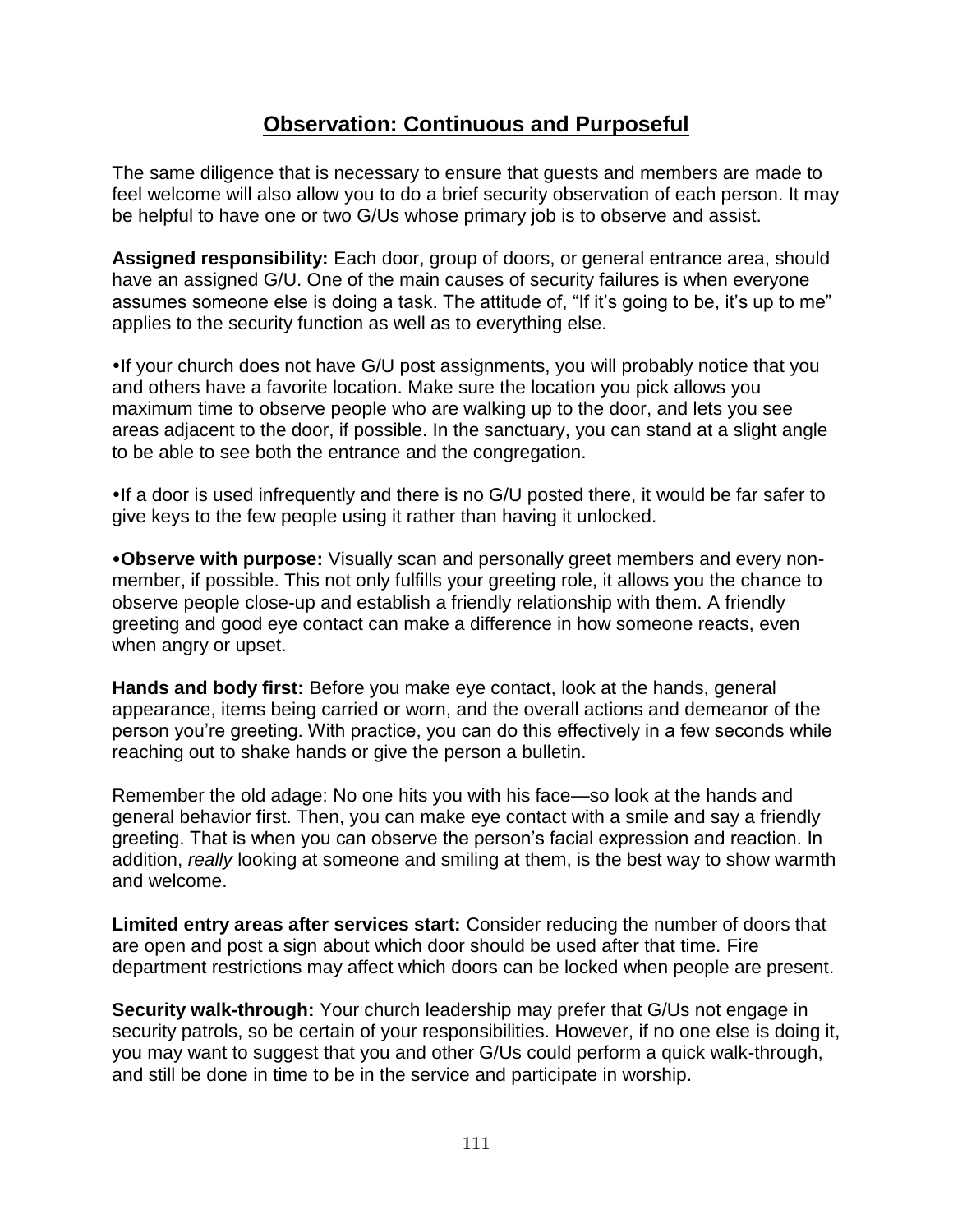## Observation: Continuous and Purposeful

The same diligence that is necessary to ensure that guests and members are made to feel welcome will also allow you to do a brief security observation of each person. It may be helpful to have one or two G/Us whose primary job is to observe and assist.

**Assigned responsibility:** Each door, group of doors, or general entrance area, should have an assigned G/U. One of the main causes of security failures is when everyone assumes someone else is doing a task. The attitude of, "If it's going to be, it's up to me" applies to the security function as well as to everything else.

- If your church does not have G/U post assignments, you will probably notice that you and others have a favorite location. Make sure the location you pick allows you maximum time to observe people who are walking up to the door, and lets you see areas adjacent to the door, if possible. In the sanctuary, you can stand at a slight angle to be able to see both the entrance and the congregation.

- If a door is used infrequently and there is no G/U posted there, it would be far safer to give keys to the few people using it rather than having it unlocked.

- **Observe with purpose:** Visually scan and personally greet members and every non-member, if possible. This not only fulfills your greeting role, it allows you the chance to observe people close-up and establish a friendly relationship with them. A friendly greeting and good eye contact can make a difference in how someone reacts, even when angry or upset.

**Hands and body first:** Before you make eye contact, look at the hands, general appearance, items being carried or worn, and the overall actions and demeanor of the person you're greeting. With practice, you can do this effectively in a few seconds while reaching out to shake hands or give the person a bulletin.

Remember the old adage: No one hits you with his face—so look at the hands and general behavior first. Then, you can make eye contact with a smile and say a friendly greeting. That is when you can observe the person's facial expression and reaction. In addition, *really* looking at someone and smiling at them, is the best way to show warmth and welcome.

**Limited entry areas after services start:** Consider reducing the number of doors that are open and post a sign about which door should be used after that time. Fire department restrictions may affect which doors can be locked when people are present.

**Security walk-through:** Your church leadership may prefer that G/Us not engage in security patrols, so be certain of your responsibilities. However, if no one else is doing it, you may want to suggest that you and other G/Us could perform a quick walk-through, and still be done in time to be in the service and participate in worship.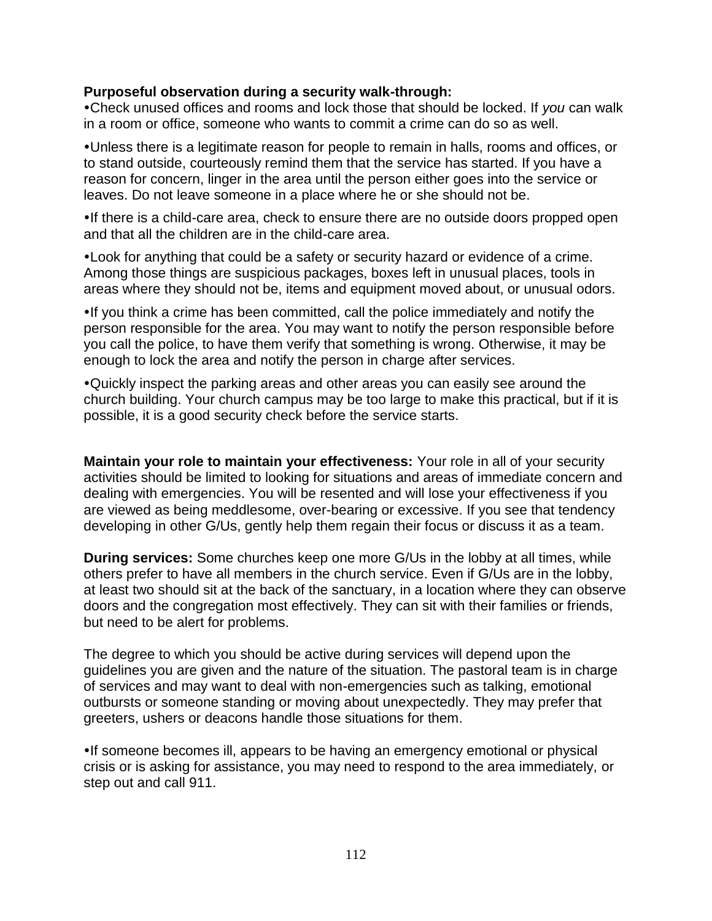**Purposeful observation during a security walk-through:**

- Check unused offices and rooms and lock those that should be locked. If *you* can walk in a room or office, someone who wants to commit a crime can do so as well.
- Unless there is a legitimate reason for people to remain in halls, rooms and offices, or to stand outside, courteously remind them that the service has started. If you have a reason for concern, linger in the area until the person either goes into the service or leaves. Do not leave someone in a place where he or she should not be.
- If there is a child-care area, check to ensure there are no outside doors propped open and that all the children are in the child-care area.
- Look for anything that could be a safety or security hazard or evidence of a crime. Among those things are suspicious packages, boxes left in unusual places, tools in areas where they should not be, items and equipment moved about, or unusual odors.
- If you think a crime has been committed, call the police immediately and notify the person responsible for the area. You may want to notify the person responsible before you call the police, to have them verify that something is wrong. Otherwise, it may be enough to lock the area and notify the person in charge after services.
- Quickly inspect the parking areas and other areas you can easily see around the church building. Your church campus may be too large to make this practical, but if it is possible, it is a good security check before the service starts.

**Maintain your role to maintain your effectiveness:** Your role in all of your security activities should be limited to looking for situations and areas of immediate concern and dealing with emergencies. You will be resented and will lose your effectiveness if you are viewed as being meddlesome, over-bearing or excessive. If you see that tendency developing in other G/Us, gently help them regain their focus or discuss it as a team.

**During services:** Some churches keep one more G/Us in the lobby at all times, while others prefer to have all members in the church service. Even if G/Us are in the lobby, at least two should sit at the back of the sanctuary, in a location where they can observe doors and the congregation most effectively. They can sit with their families or friends, but need to be alert for problems.

The degree to which you should be active during services will depend upon the guidelines you are given and the nature of the situation. The pastoral team is in charge of services and may want to deal with non-emergencies such as talking, emotional outbursts or someone standing or moving about unexpectedly. They may prefer that greeters, ushers or deacons handle those situations for them.

- If someone becomes ill, appears to be having an emergency emotional or physical crisis or is asking for assistance, you may need to respond to the area immediately, or step out and call 911.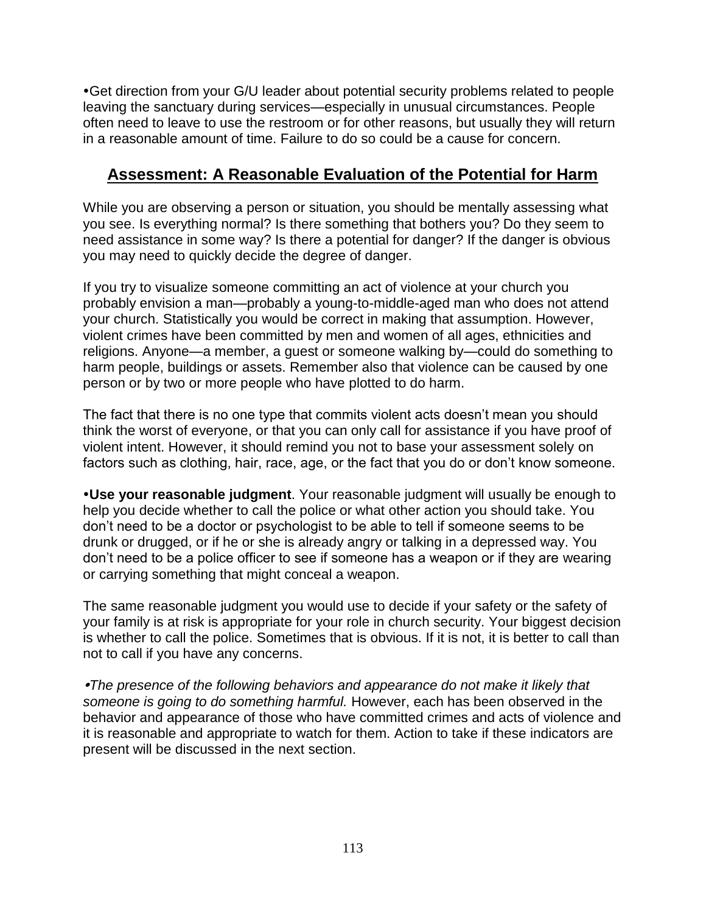- Get direction from your G/U leader about potential security problems related to people leaving the sanctuary during services—especially in unusual circumstances. People often need to leave to use the restroom or for other reasons, but usually they will return in a reasonable amount of time. Failure to do so could be a cause for concern.

## Assessment: A Reasonable Evaluation of the Potential for Harm

While you are observing a person or situation, you should be mentally assessing what you see. Is everything normal? Is there something that bothers you? Do they seem to need assistance in some way? Is there a potential for danger? If the danger is obvious you may need to quickly decide the degree of danger.

If you try to visualize someone committing an act of violence at your church you probably envision a man—probably a young-to-middle-aged man who does not attend your church. Statistically you would be correct in making that assumption. However, violent crimes have been committed by men and women of all ages, ethnicities and religions. Anyone—a member, a guest or someone walking by—could do something to harm people, buildings or assets. Remember also that violence can be caused by one person or by two or more people who have plotted to do harm.

The fact that there is no one type that commits violent acts doesn't mean you should think the worst of everyone, or that you can only call for assistance if you have proof of violent intent. However, it should remind you not to base your assessment solely on factors such as clothing, hair, race, age, or the fact that you do or don't know someone.

- **Use your reasonable judgment**. Your reasonable judgment will usually be enough to help you decide whether to call the police or what other action you should take. You don't need to be a doctor or psychologist to be able to tell if someone seems to be drunk or drugged, or if he or she is already angry or talking in a depressed way. You don't need to be a police officer to see if someone has a weapon or if they are wearing or carrying something that might conceal a weapon.

The same reasonable judgment you would use to decide if your safety or the safety of your family is at risk is appropriate for your role in church security. Your biggest decision is whether to call the police. Sometimes that is obvious. If it is not, it is better to call than not to call if you have any concerns.

- *The presence of the following behaviors and appearance do not make it likely that someone is going to do something harmful.* However, each has been observed in the behavior and appearance of those who have committed crimes and acts of violence and it is reasonable and appropriate to watch for them. Action to take if these indicators are present will be discussed in the next section.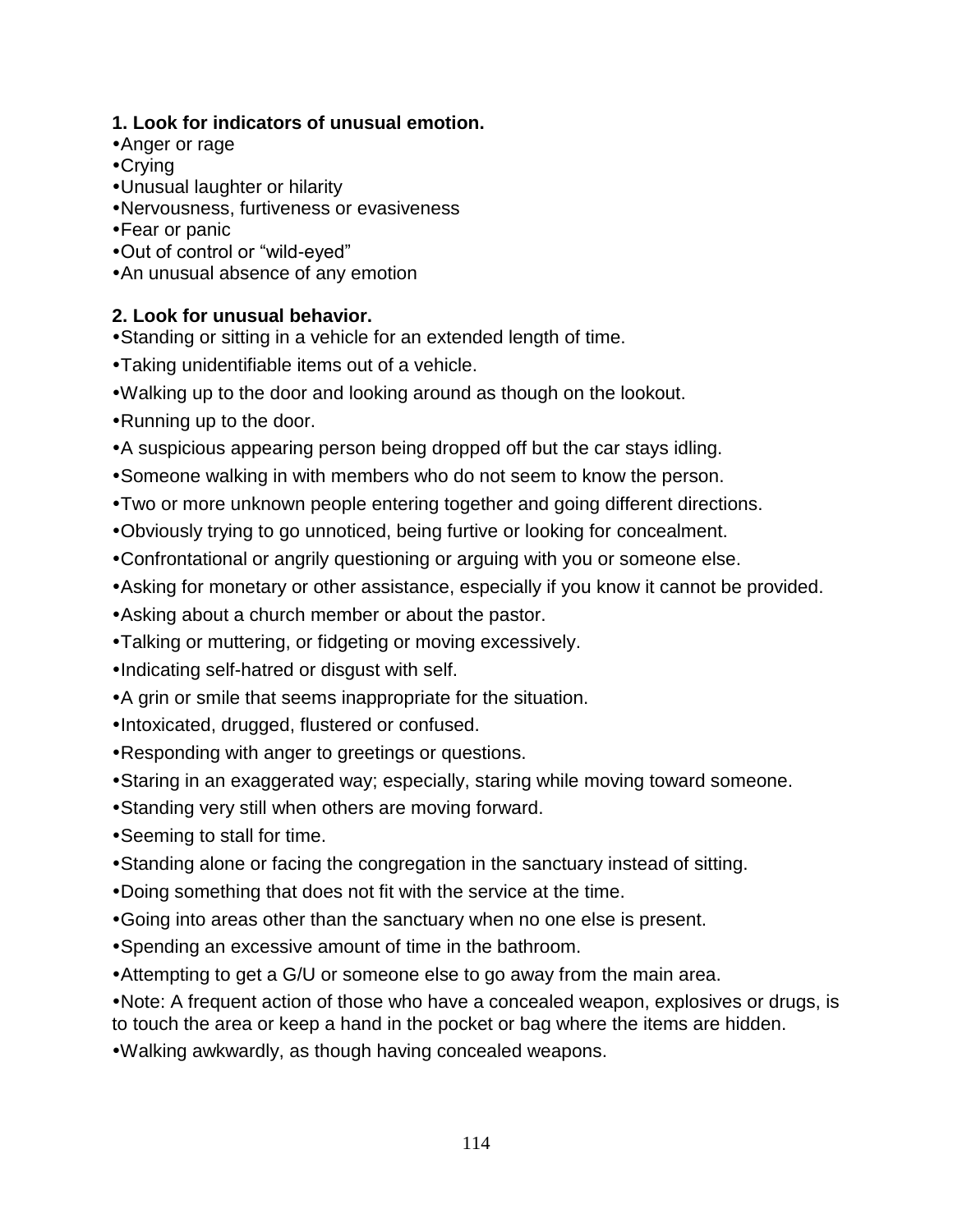**1. Look for indicators of unusual emotion.**

- Anger or rage
- Crying
- Unusual laughter or hilarity
- Nervousness, furtiveness or evasiveness
- Fear or panic
- Out of control or "wild-eyed"
- An unusual absence of any emotion

**2. Look for unusual behavior.**

- Standing or sitting in a vehicle for an extended length of time.
- Taking unidentifiable items out of a vehicle.
- Walking up to the door and looking around as though on the lookout.
- Running up to the door.
- A suspicious appearing person being dropped off but the car stays idling.
- Someone walking in with members who do not seem to know the person.
- Two or more unknown people entering together and going different directions.
- Obviously trying to go unnoticed, being furtive or looking for concealment.
- Confrontational or angrily questioning or arguing with you or someone else.
- Asking for monetary or other assistance, especially if you know it cannot be provided.
- Asking about a church member or about the pastor.
- Talking or muttering, or fidgeting or moving excessively.
- Indicating self-hatred or disgust with self.
- A grin or smile that seems inappropriate for the situation.
- Intoxicated, drugged, flustered or confused.
- Responding with anger to greetings or questions.
- Staring in an exaggerated way; especially, staring while moving toward someone.
- Standing very still when others are moving forward.
- Seeming to stall for time.
- Standing alone or facing the congregation in the sanctuary instead of sitting.
- Doing something that does not fit with the service at the time.
- Going into areas other than the sanctuary when no one else is present.
- Spending an excessive amount of time in the bathroom.
- Attempting to get a G/U or someone else to go away from the main area.
- Note: A frequent action of those who have a concealed weapon, explosives or drugs, is to touch the area or keep a hand in the pocket or bag where the items are hidden.
- Walking awkwardly, as though having concealed weapons.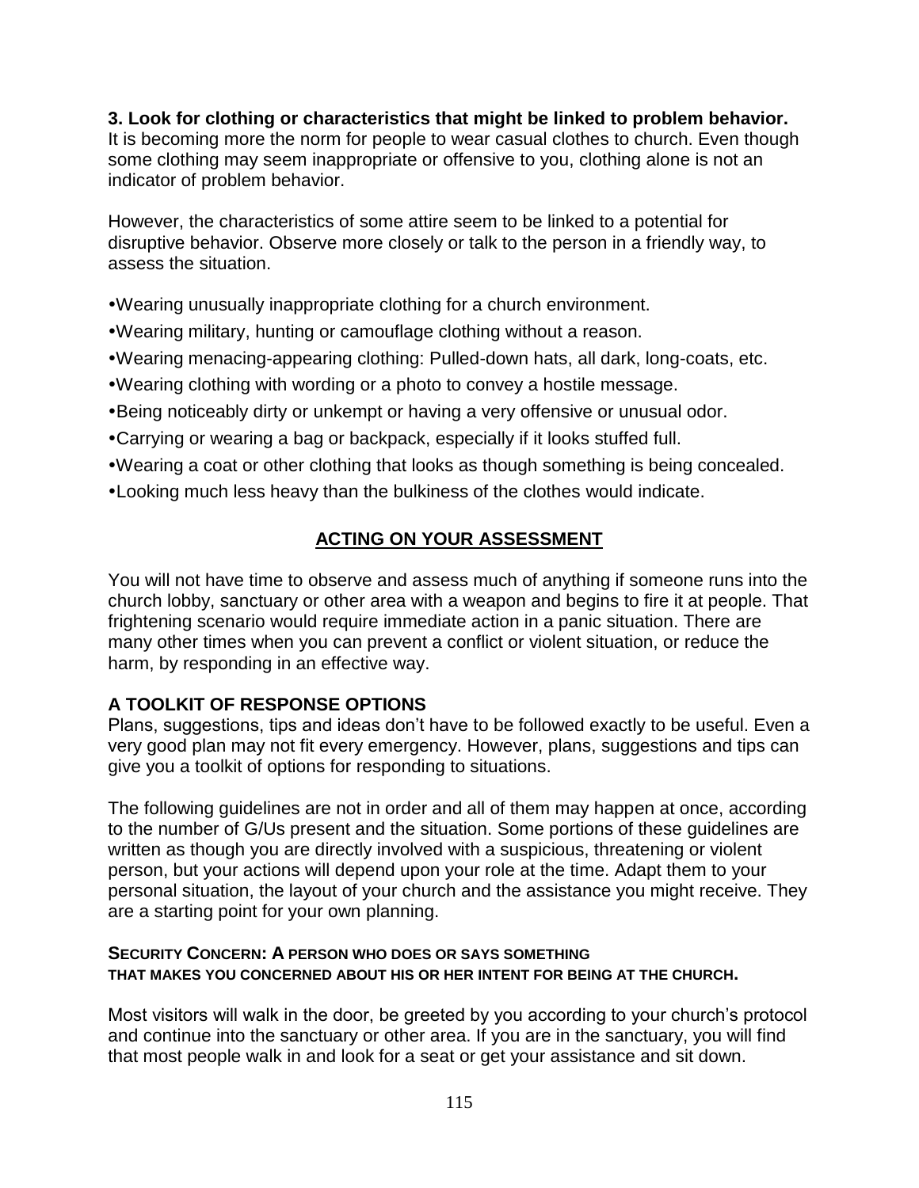**3. Look for clothing or characteristics that might be linked to problem behavior.**
It is becoming more the norm for people to wear casual clothes to church. Even though some clothing may seem inappropriate or offensive to you, clothing alone is not an indicator of problem behavior.

However, the characteristics of some attire seem to be linked to a potential for disruptive behavior. Observe more closely or talk to the person in a friendly way, to assess the situation.

- Wearing unusually inappropriate clothing for a church environment.
- Wearing military, hunting or camouflage clothing without a reason.
- Wearing menacing-appearing clothing: Pulled-down hats, all dark, long-coats, etc.
- Wearing clothing with wording or a photo to convey a hostile message.
- Being noticeably dirty or unkempt or having a very offensive or unusual odor.
- Carrying or wearing a bag or backpack, especially if it looks stuffed full.
- Wearing a coat or other clothing that looks as though something is being concealed.
- Looking much less heavy than the bulkiness of the clothes would indicate.

## ACTING ON YOUR ASSESSMENT

You will not have time to observe and assess much of anything if someone runs into the church lobby, sanctuary or other area with a weapon and begins to fire it at people. That frightening scenario would require immediate action in a panic situation. There are many other times when you can prevent a conflict or violent situation, or reduce the harm, by responding in an effective way.

### A TOOLKIT OF RESPONSE OPTIONS

Plans, suggestions, tips and ideas don't have to be followed exactly to be useful. Even a very good plan may not fit every emergency. However, plans, suggestions and tips can give you a toolkit of options for responding to situations.

The following guidelines are not in order and all of them may happen at once, according to the number of G/Us present and the situation. Some portions of these guidelines are written as though you are directly involved with a suspicious, threatening or violent person, but your actions will depend upon your role at the time. Adapt them to your personal situation, the layout of your church and the assistance you might receive. They are a starting point for your own planning.

**SECURITY CONCERN: A PERSON WHO DOES OR SAYS SOMETHING THAT MAKES YOU CONCERNED ABOUT HIS OR HER INTENT FOR BEING AT THE CHURCH.**

Most visitors will walk in the door, be greeted by you according to your church's protocol and continue into the sanctuary or other area. If you are in the sanctuary, you will find that most people walk in and look for a seat or get your assistance and sit down.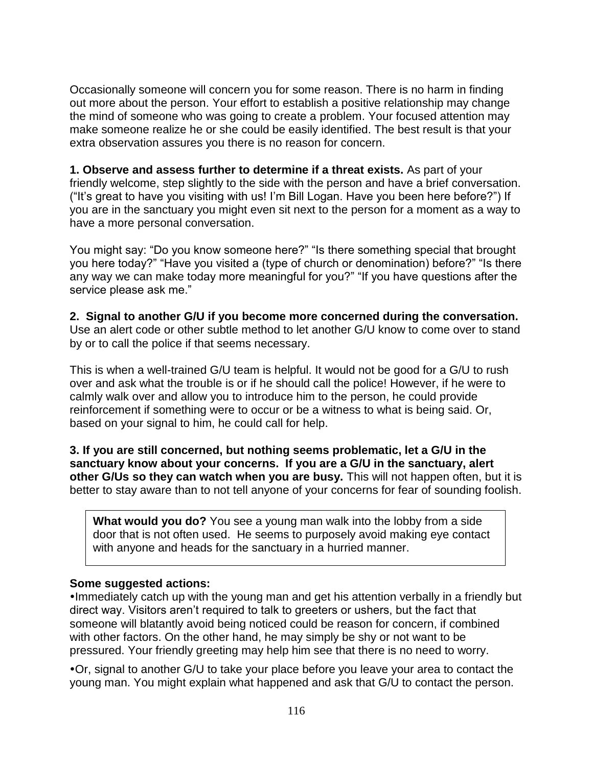Occasionally someone will concern you for some reason. There is no harm in finding out more about the person. Your effort to establish a positive relationship may change the mind of someone who was going to create a problem. Your focused attention may make someone realize he or she could be easily identified. The best result is that your extra observation assures you there is no reason for concern.

**1. Observe and assess further to determine if a threat exists.** As part of your friendly welcome, step slightly to the side with the person and have a brief conversation. ("It's great to have you visiting with us! I'm Bill Logan. Have you been here before?") If you are in the sanctuary you might even sit next to the person for a moment as a way to have a more personal conversation.

You might say: "Do you know someone here?" "Is there something special that brought you here today?" "Have you visited a (type of church or denomination) before?" "Is there any way we can make today more meaningful for you?" "If you have questions after the service please ask me."

**2. Signal to another G/U if you become more concerned during the conversation.** Use an alert code or other subtle method to let another G/U know to come over to stand by or to call the police if that seems necessary.

This is when a well-trained G/U team is helpful. It would not be good for a G/U to rush over and ask what the trouble is or if he should call the police! However, if he were to calmly walk over and allow you to introduce him to the person, he could provide reinforcement if something were to occur or be a witness to what is being said. Or, based on your signal to him, he could call for help.

**3. If you are still concerned, but nothing seems problematic, let a G/U in the sanctuary know about your concerns. If you are a G/U in the sanctuary, alert other G/Us so they can watch when you are busy.** This will not happen often, but it is better to stay aware than to not tell anyone of your concerns for fear of sounding foolish.

> **What would you do?** You see a young man walk into the lobby from a side door that is not often used. He seems to purposely avoid making eye contact with anyone and heads for the sanctuary in a hurried manner.

**Some suggested actions:**

- Immediately catch up with the young man and get his attention verbally in a friendly but direct way. Visitors aren't required to talk to greeters or ushers, but the fact that someone will blatantly avoid being noticed could be reason for concern, if combined with other factors. On the other hand, he may simply be shy or not want to be pressured. Your friendly greeting may help him see that there is no need to worry.
- Or, signal to another G/U to take your place before you leave your area to contact the young man. You might explain what happened and ask that G/U to contact the person.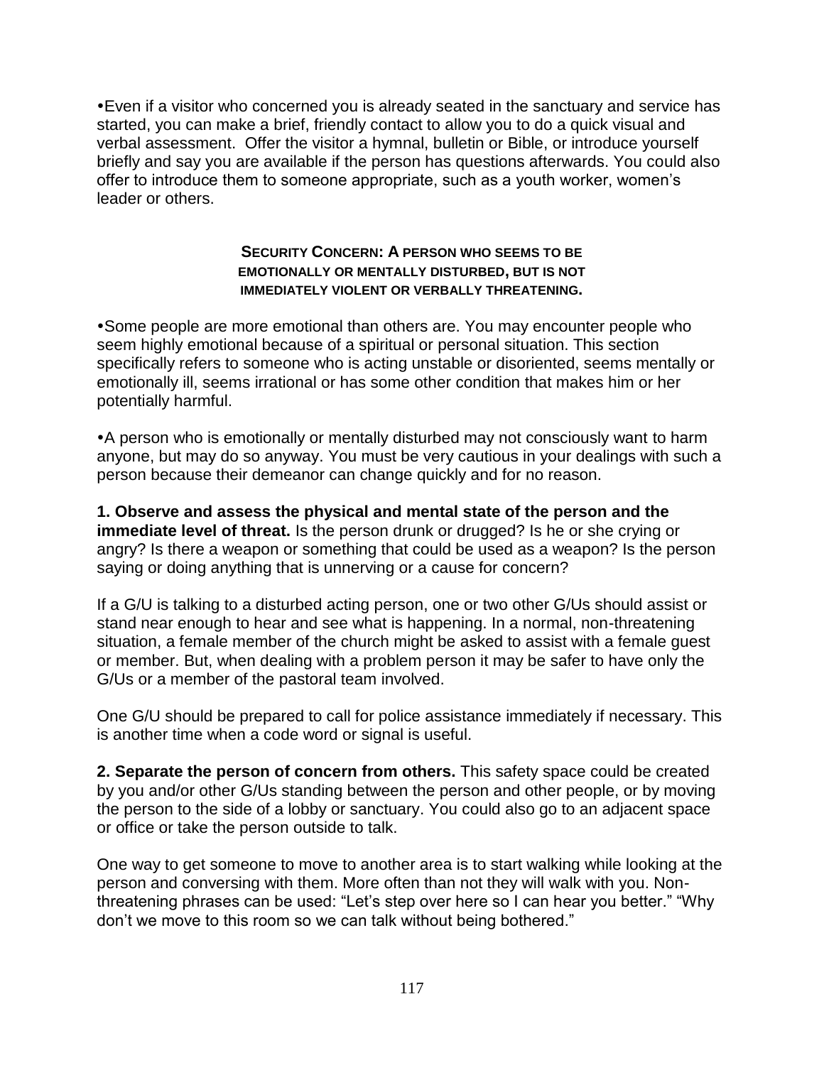•Even if a visitor who concerned you is already seated in the sanctuary and service has started, you can make a brief, friendly contact to allow you to do a quick visual and verbal assessment. Offer the visitor a hymnal, bulletin or Bible, or introduce yourself briefly and say you are available if the person has questions afterwards. You could also offer to introduce them to someone appropriate, such as a youth worker, women's leader or others.

### SECURITY CONCERN: A PERSON WHO SEEMS TO BE EMOTIONALLY OR MENTALLY DISTURBED, BUT IS NOT IMMEDIATELY VIOLENT OR VERBALLY THREATENING.

•Some people are more emotional than others are. You may encounter people who seem highly emotional because of a spiritual or personal situation. This section specifically refers to someone who is acting unstable or disoriented, seems mentally or emotionally ill, seems irrational or has some other condition that makes him or her potentially harmful.

•A person who is emotionally or mentally disturbed may not consciously want to harm anyone, but may do so anyway. You must be very cautious in your dealings with such a person because their demeanor can change quickly and for no reason.

**1. Observe and assess the physical and mental state of the person and the immediate level of threat.** Is the person drunk or drugged? Is he or she crying or angry? Is there a weapon or something that could be used as a weapon? Is the person saying or doing anything that is unnerving or a cause for concern?

If a G/U is talking to a disturbed acting person, one or two other G/Us should assist or stand near enough to hear and see what is happening. In a normal, non-threatening situation, a female member of the church might be asked to assist with a female guest or member. But, when dealing with a problem person it may be safer to have only the G/Us or a member of the pastoral team involved.

One G/U should be prepared to call for police assistance immediately if necessary. This is another time when a code word or signal is useful.

**2. Separate the person of concern from others.** This safety space could be created by you and/or other G/Us standing between the person and other people, or by moving the person to the side of a lobby or sanctuary. You could also go to an adjacent space or office or take the person outside to talk.

One way to get someone to move to another area is to start walking while looking at the person and conversing with them. More often than not they will walk with you. Non-threatening phrases can be used: "Let's step over here so I can hear you better." "Why don't we move to this room so we can talk without being bothered."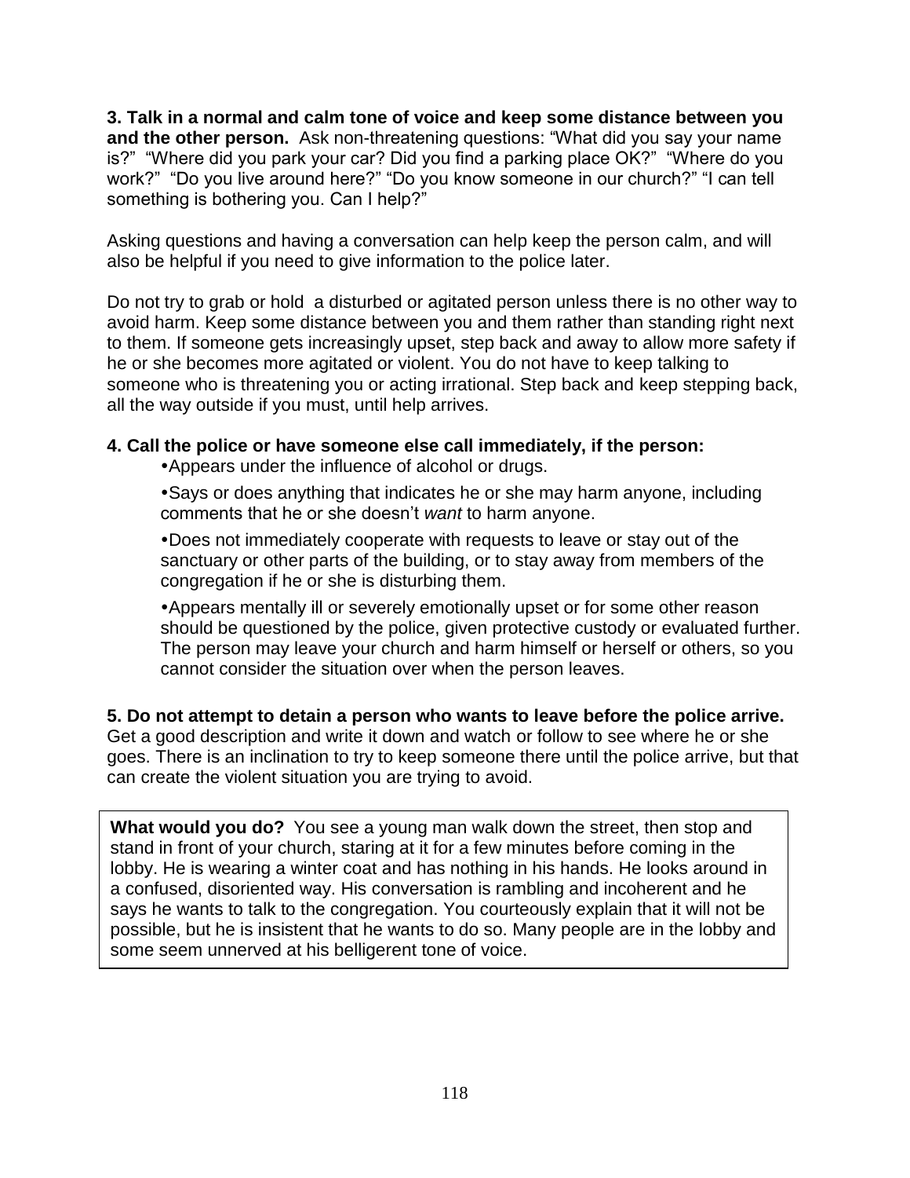**3. Talk in a normal and calm tone of voice and keep some distance between you and the other person.** Ask non-threatening questions: "What did you say your name is?" "Where did you park your car? Did you find a parking place OK?" "Where do you work?" "Do you live around here?" "Do you know someone in our church?" "I can tell something is bothering you. Can I help?"

Asking questions and having a conversation can help keep the person calm, and will also be helpful if you need to give information to the police later.

Do not try to grab or hold a disturbed or agitated person unless there is no other way to avoid harm. Keep some distance between you and them rather than standing right next to them. If someone gets increasingly upset, step back and away to allow more safety if he or she becomes more agitated or violent. You do not have to keep talking to someone who is threatening you or acting irrational. Step back and keep stepping back, all the way outside if you must, until help arrives.

**4. Call the police or have someone else call immediately, if the person:**

- Appears under the influence of alcohol or drugs.
- Says or does anything that indicates he or she may harm anyone, including comments that he or she doesn't *want* to harm anyone.
- Does not immediately cooperate with requests to leave or stay out of the sanctuary or other parts of the building, or to stay away from members of the congregation if he or she is disturbing them.
- Appears mentally ill or severely emotionally upset or for some other reason should be questioned by the police, given protective custody or evaluated further. The person may leave your church and harm himself or herself or others, so you cannot consider the situation over when the person leaves.

**5. Do not attempt to detain a person who wants to leave before the police arrive.** Get a good description and write it down and watch or follow to see where he or she goes. There is an inclination to try to keep someone there until the police arrive, but that can create the violent situation you are trying to avoid.

**What would you do?** You see a young man walk down the street, then stop and stand in front of your church, staring at it for a few minutes before coming in the lobby. He is wearing a winter coat and has nothing in his hands. He looks around in a confused, disoriented way. His conversation is rambling and incoherent and he says he wants to talk to the congregation. You courteously explain that it will not be possible, but he is insistent that he wants to do so. Many people are in the lobby and some seem unnerved at his belligerent tone of voice.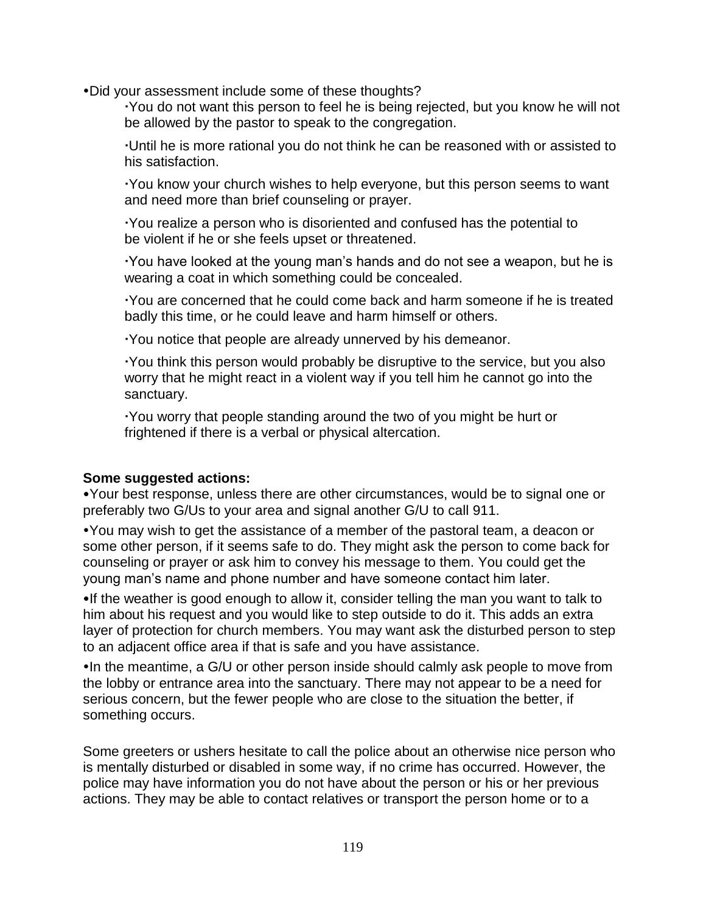- Did your assessment include some of these thoughts?
    - You do not want this person to feel he is being rejected, but you know he will not be allowed by the pastor to speak to the congregation.
    - Until he is more rational you do not think he can be reasoned with or assisted to his satisfaction.
    - You know your church wishes to help everyone, but this person seems to want and need more than brief counseling or prayer.
    - You realize a person who is disoriented and confused has the potential to be violent if he or she feels upset or threatened.
    - You have looked at the young man's hands and do not see a weapon, but he is wearing a coat in which something could be concealed.
    - You are concerned that he could come back and harm someone if he is treated badly this time, or he could leave and harm himself or others.
    - You notice that people are already unnerved by his demeanor.
    - You think this person would probably be disruptive to the service, but you also worry that he might react in a violent way if you tell him he cannot go into the sanctuary.
    - You worry that people standing around the two of you might be hurt or frightened if there is a verbal or physical altercation.

**Some suggested actions:**

- Your best response, unless there are other circumstances, would be to signal one or preferably two G/Us to your area and signal another G/U to call 911.
- You may wish to get the assistance of a member of the pastoral team, a deacon or some other person, if it seems safe to do. They might ask the person to come back for counseling or prayer or ask him to convey his message to them. You could get the young man's name and phone number and have someone contact him later.
- If the weather is good enough to allow it, consider telling the man you want to talk to him about his request and you would like to step outside to do it. This adds an extra layer of protection for church members. You may want ask the disturbed person to step to an adjacent office area if that is safe and you have assistance.
- In the meantime, a G/U or other person inside should calmly ask people to move from the lobby or entrance area into the sanctuary. There may not appear to be a need for serious concern, but the fewer people who are close to the situation the better, if something occurs.

Some greeters or ushers hesitate to call the police about an otherwise nice person who is mentally disturbed or disabled in some way, if no crime has occurred. However, the police may have information you do not have about the person or his or her previous actions. They may be able to contact relatives or transport the person home or to a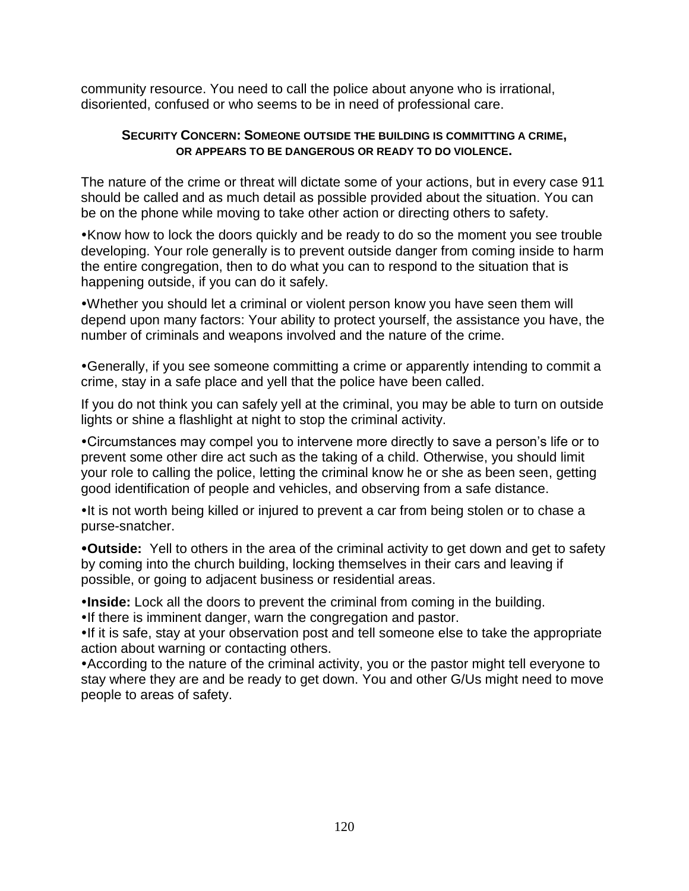community resource. You need to call the police about anyone who is irrational, disoriented, confused or who seems to be in need of professional care.

### SECURITY CONCERN: SOMEONE OUTSIDE THE BUILDING IS COMMITTING A CRIME, OR APPEARS TO BE DANGEROUS OR READY TO DO VIOLENCE.

The nature of the crime or threat will dictate some of your actions, but in every case 911 should be called and as much detail as possible provided about the situation. You can be on the phone while moving to take other action or directing others to safety.

- Know how to lock the doors quickly and be ready to do so the moment you see trouble developing. Your role generally is to prevent outside danger from coming inside to harm the entire congregation, then to do what you can to respond to the situation that is happening outside, if you can do it safely.

- Whether you should let a criminal or violent person know you have seen them will depend upon many factors: Your ability to protect yourself, the assistance you have, the number of criminals and weapons involved and the nature of the crime.

- Generally, if you see someone committing a crime or apparently intending to commit a crime, stay in a safe place and yell that the police have been called.

If you do not think you can safely yell at the criminal, you may be able to turn on outside lights or shine a flashlight at night to stop the criminal activity.

- Circumstances may compel you to intervene more directly to save a person's life or to prevent some other dire act such as the taking of a child. Otherwise, you should limit your role to calling the police, letting the criminal know he or she as been seen, getting good identification of people and vehicles, and observing from a safe distance.

- It is not worth being killed or injured to prevent a car from being stolen or to chase a purse-snatcher.

- **Outside:** Yell to others in the area of the criminal activity to get down and get to safety by coming into the church building, locking themselves in their cars and leaving if possible, or going to adjacent business or residential areas.

- **Inside:** Lock all the doors to prevent the criminal from coming in the building.
- If there is imminent danger, warn the congregation and pastor.
- If it is safe, stay at your observation post and tell someone else to take the appropriate action about warning or contacting others.
- According to the nature of the criminal activity, you or the pastor might tell everyone to stay where they are and be ready to get down. You and other G/Us might need to move people to areas of safety.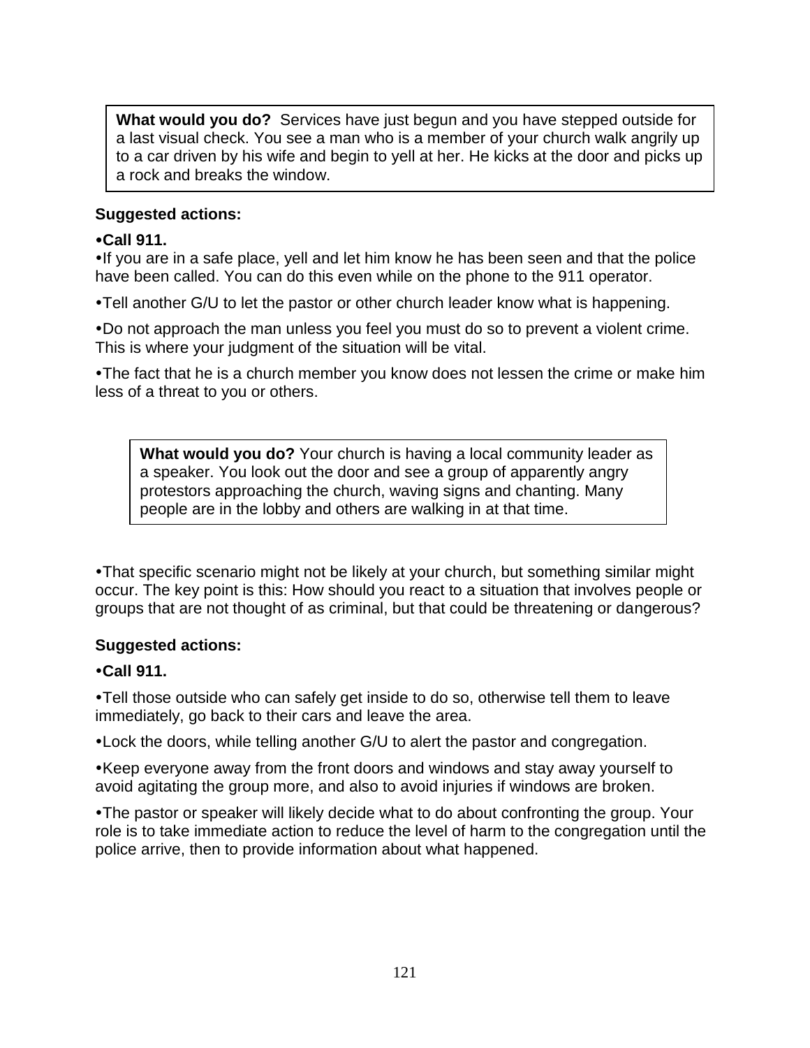> **What would you do?** Services have just begun and you have stepped outside for a last visual check. You see a man who is a member of your church walk angrily up to a car driven by his wife and begin to yell at her. He kicks at the door and picks up a rock and breaks the window.

**Suggested actions:**

- **Call 911.**
- If you are in a safe place, yell and let him know he has been seen and that the police have been called. You can do this even while on the phone to the 911 operator.
- Tell another G/U to let the pastor or other church leader know what is happening.
- Do not approach the man unless you feel you must do so to prevent a violent crime. This is where your judgment of the situation will be vital.
- The fact that he is a church member you know does not lessen the crime or make him less of a threat to you or others.

> **What would you do?** Your church is having a local community leader as a speaker. You look out the door and see a group of apparently angry protestors approaching the church, waving signs and chanting. Many people are in the lobby and others are walking in at that time.

- That specific scenario might not be likely at your church, but something similar might occur. The key point is this: How should you react to a situation that involves people or groups that are not thought of as criminal, but that could be threatening or dangerous?

**Suggested actions:**

- **Call 911.**
- Tell those outside who can safely get inside to do so, otherwise tell them to leave immediately, go back to their cars and leave the area.
- Lock the doors, while telling another G/U to alert the pastor and congregation.
- Keep everyone away from the front doors and windows and stay away yourself to avoid agitating the group more, and also to avoid injuries if windows are broken.
- The pastor or speaker will likely decide what to do about confronting the group. Your role is to take immediate action to reduce the level of harm to the congregation until the police arrive, then to provide information about what happened.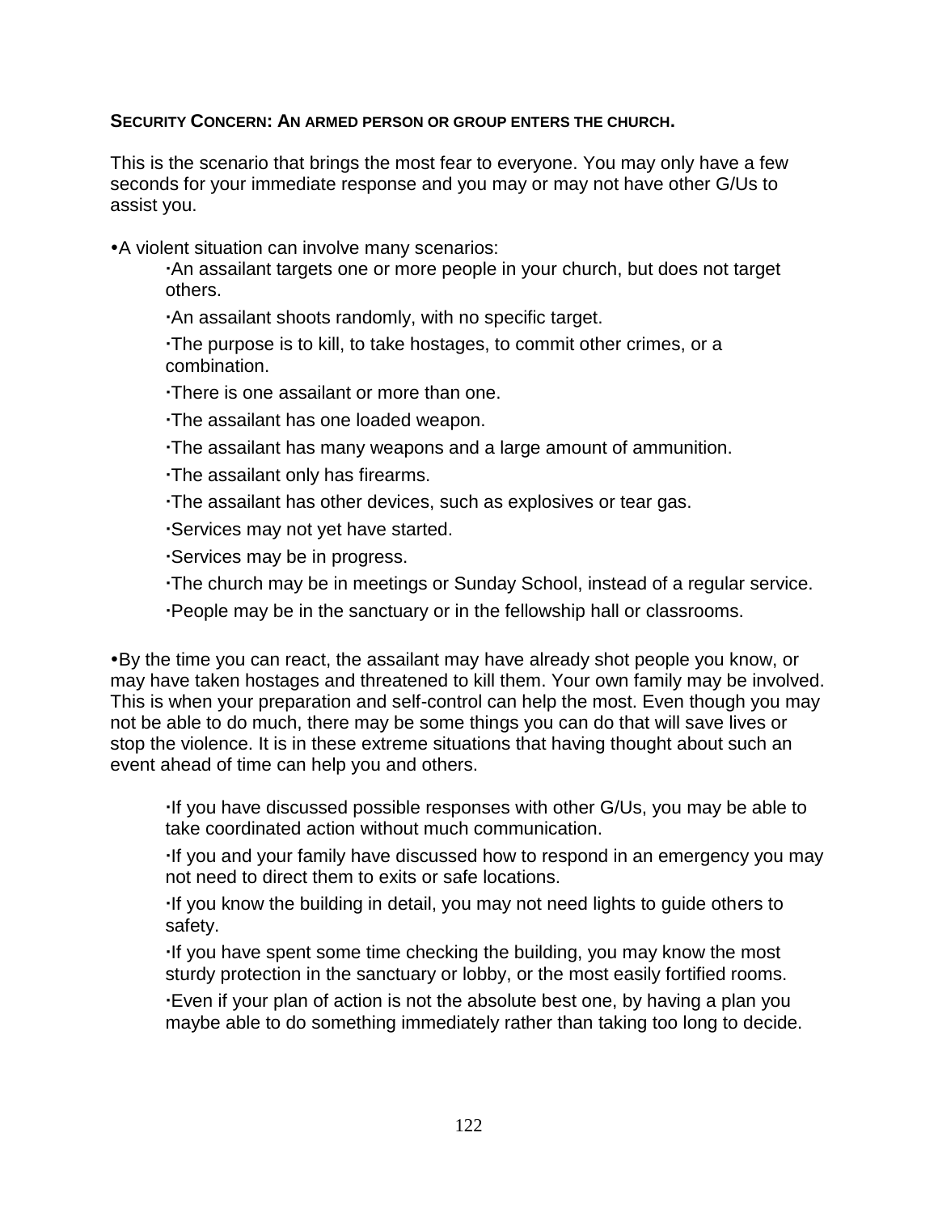**SECURITY CONCERN: AN ARMED PERSON OR GROUP ENTERS THE CHURCH.**

This is the scenario that brings the most fear to everyone. You may only have a few seconds for your immediate response and you may or may not have other G/Us to assist you.

- A violent situation can involve many scenarios:
  - An assailant targets one or more people in your church, but does not target others.
  - An assailant shoots randomly, with no specific target.
  - The purpose is to kill, to take hostages, to commit other crimes, or a combination.
  - There is one assailant or more than one.
  - The assailant has one loaded weapon.
  - The assailant has many weapons and a large amount of ammunition.
  - The assailant only has firearms.
  - The assailant has other devices, such as explosives or tear gas.
  - Services may not yet have started.
  - Services may be in progress.
  - The church may be in meetings or Sunday School, instead of a regular service.
  - People may be in the sanctuary or in the fellowship hall or classrooms.

- By the time you can react, the assailant may have already shot people you know, or may have taken hostages and threatened to kill them. Your own family may be involved. This is when your preparation and self-control can help the most. Even though you may not be able to do much, there may be some things you can do that will save lives or stop the violence. It is in these extreme situations that having thought about such an event ahead of time can help you and others.
  - If you have discussed possible responses with other G/Us, you may be able to take coordinated action without much communication.
  - If you and your family have discussed how to respond in an emergency you may not need to direct them to exits or safe locations.
  - If you know the building in detail, you may not need lights to guide others to safety.
  - If you have spent some time checking the building, you may know the most sturdy protection in the sanctuary or lobby, or the most easily fortified rooms.
  - Even if your plan of action is not the absolute best one, by having a plan you maybe able to do something immediately rather than taking too long to decide.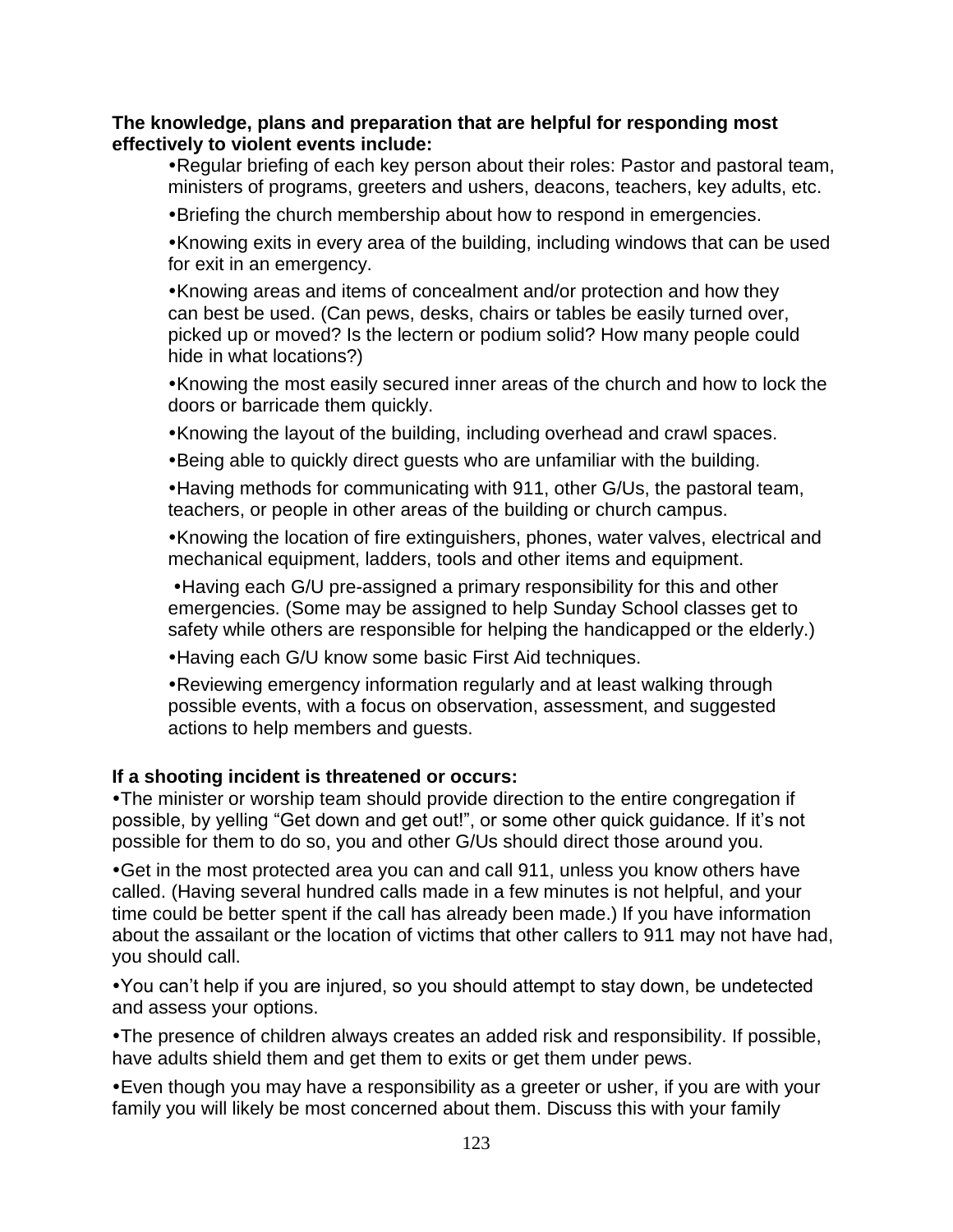**The knowledge, plans and preparation that are helpful for responding most effectively to violent events include:**

- Regular briefing of each key person about their roles: Pastor and pastoral team, ministers of programs, greeters and ushers, deacons, teachers, key adults, etc.
- Briefing the church membership about how to respond in emergencies.
- Knowing exits in every area of the building, including windows that can be used for exit in an emergency.
- Knowing areas and items of concealment and/or protection and how they can best be used. (Can pews, desks, chairs or tables be easily turned over, picked up or moved? Is the lectern or podium solid? How many people could hide in what locations?)
- Knowing the most easily secured inner areas of the church and how to lock the doors or barricade them quickly.
- Knowing the layout of the building, including overhead and crawl spaces.
- Being able to quickly direct guests who are unfamiliar with the building.
- Having methods for communicating with 911, other G/Us, the pastoral team, teachers, or people in other areas of the building or church campus.
- Knowing the location of fire extinguishers, phones, water valves, electrical and mechanical equipment, ladders, tools and other items and equipment.
- Having each G/U pre-assigned a primary responsibility for this and other emergencies. (Some may be assigned to help Sunday School classes get to safety while others are responsible for helping the handicapped or the elderly.)
- Having each G/U know some basic First Aid techniques.
- Reviewing emergency information regularly and at least walking through possible events, with a focus on observation, assessment, and suggested actions to help members and guests.

**If a shooting incident is threatened or occurs:**

- The minister or worship team should provide direction to the entire congregation if possible, by yelling "Get down and get out!", or some other quick guidance. If it's not possible for them to do so, you and other G/Us should direct those around you.
- Get in the most protected area you can and call 911, unless you know others have called. (Having several hundred calls made in a few minutes is not helpful, and your time could be better spent if the call has already been made.) If you have information about the assailant or the location of victims that other callers to 911 may not have had, you should call.
- You can't help if you are injured, so you should attempt to stay down, be undetected and assess your options.
- The presence of children always creates an added risk and responsibility. If possible, have adults shield them and get them to exits or get them under pews.
- Even though you may have a responsibility as a greeter or usher, if you are with your family you will likely be most concerned about them. Discuss this with your family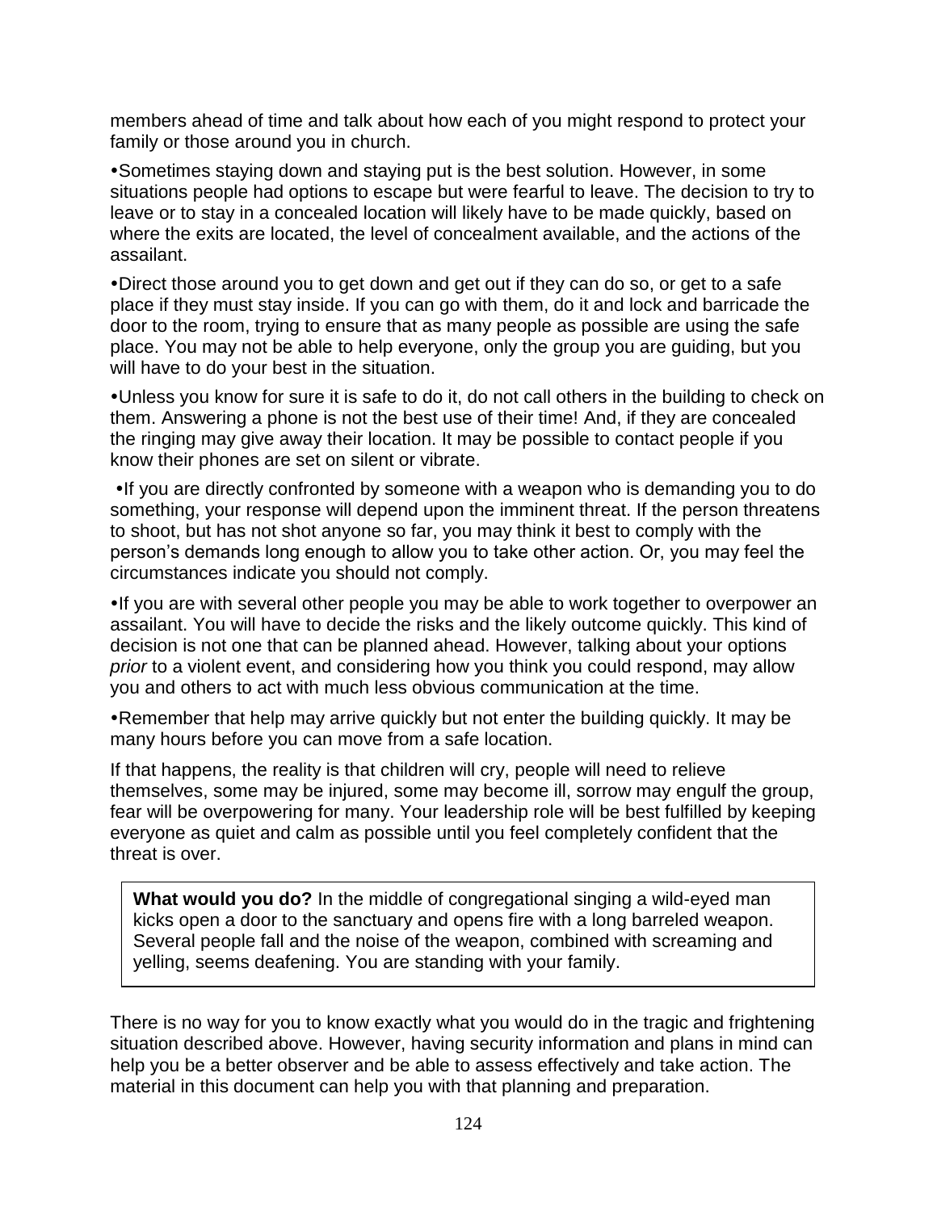members ahead of time and talk about how each of you might respond to protect your family or those around you in church.

- Sometimes staying down and staying put is the best solution. However, in some situations people had options to escape but were fearful to leave. The decision to try to leave or to stay in a concealed location will likely have to be made quickly, based on where the exits are located, the level of concealment available, and the actions of the assailant.

- Direct those around you to get down and get out if they can do so, or get to a safe place if they must stay inside. If you can go with them, do it and lock and barricade the door to the room, trying to ensure that as many people as possible are using the safe place. You may not be able to help everyone, only the group you are guiding, but you will have to do your best in the situation.

- Unless you know for sure it is safe to do it, do not call others in the building to check on them. Answering a phone is not the best use of their time! And, if they are concealed the ringing may give away their location. It may be possible to contact people if you know their phones are set on silent or vibrate.

- If you are directly confronted by someone with a weapon who is demanding you to do something, your response will depend upon the imminent threat. If the person threatens to shoot, but has not shot anyone so far, you may think it best to comply with the person's demands long enough to allow you to take other action. Or, you may feel the circumstances indicate you should not comply.

- If you are with several other people you may be able to work together to overpower an assailant. You will have to decide the risks and the likely outcome quickly. This kind of decision is not one that can be planned ahead. However, talking about your options *prior* to a violent event, and considering how you think you could respond, may allow you and others to act with much less obvious communication at the time.

- Remember that help may arrive quickly but not enter the building quickly. It may be many hours before you can move from a safe location.

If that happens, the reality is that children will cry, people will need to relieve themselves, some may be injured, some may become ill, sorrow may engulf the group, fear will be overpowering for many. Your leadership role will be best fulfilled by keeping everyone as quiet and calm as possible until you feel completely confident that the threat is over.

> **What would you do?** In the middle of congregational singing a wild-eyed man kicks open a door to the sanctuary and opens fire with a long barreled weapon. Several people fall and the noise of the weapon, combined with screaming and yelling, seems deafening. You are standing with your family.

There is no way for you to know exactly what you would do in the tragic and frightening situation described above. However, having security information and plans in mind can help you be a better observer and be able to assess effectively and take action. The material in this document can help you with that planning and preparation.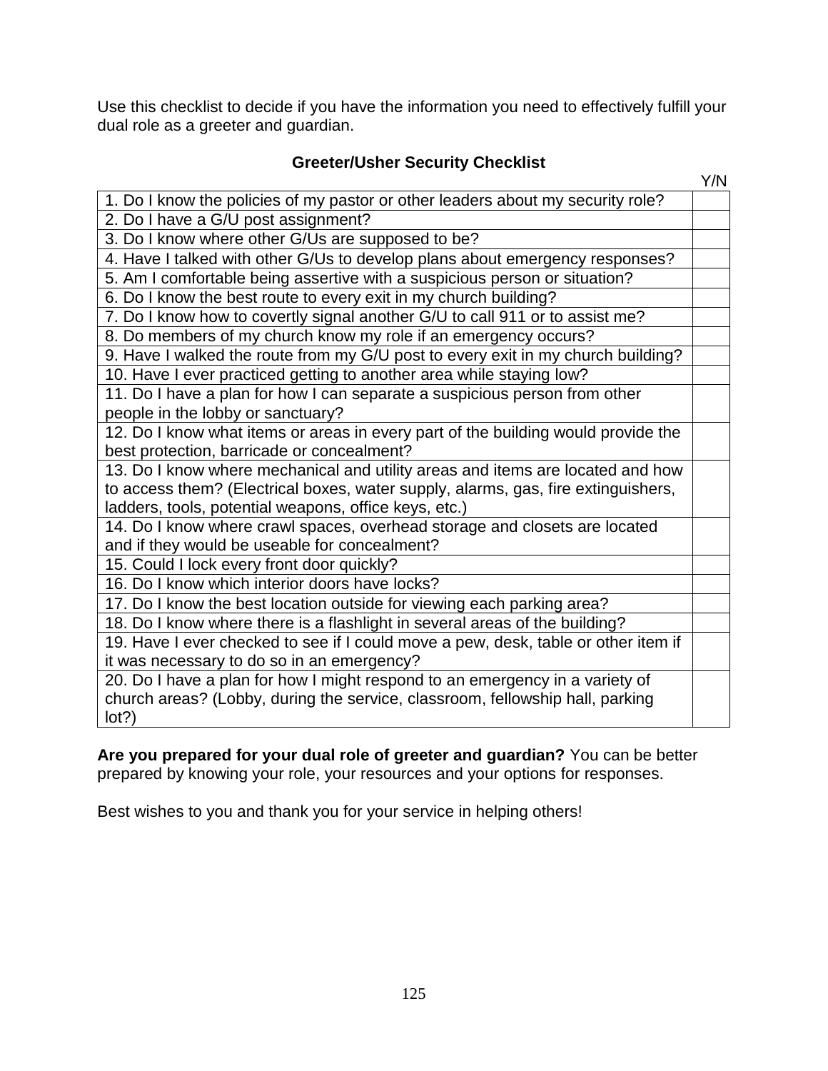Use this checklist to decide if you have the information you need to effectively fulfill your dual role as a greeter and guardian.

**Greeter/Usher Security Checklist**

| | Y/N |
|---|---|
| 1. Do I know the policies of my pastor or other leaders about my security role? | |
| 2. Do I have a G/U post assignment? | |
| 3. Do I know where other G/Us are supposed to be? | |
| 4. Have I talked with other G/Us to develop plans about emergency responses? | |
| 5. Am I comfortable being assertive with a suspicious person or situation? | |
| 6. Do I know the best route to every exit in my church building? | |
| 7. Do I know how to covertly signal another G/U to call 911 or to assist me? | |
| 8. Do members of my church know my role if an emergency occurs? | |
| 9. Have I walked the route from my G/U post to every exit in my church building? | |
| 10. Have I ever practiced getting to another area while staying low? | |
| 11. Do I have a plan for how I can separate a suspicious person from other people in the lobby or sanctuary? | |
| 12. Do I know what items or areas in every part of the building would provide the best protection, barricade or concealment? | |
| 13. Do I know where mechanical and utility areas and items are located and how to access them? (Electrical boxes, water supply, alarms, gas, fire extinguishers, ladders, tools, potential weapons, office keys, etc.) | |
| 14. Do I know where crawl spaces, overhead storage and closets are located and if they would be useable for concealment? | |
| 15. Could I lock every front door quickly? | |
| 16. Do I know which interior doors have locks? | |
| 17. Do I know the best location outside for viewing each parking area? | |
| 18. Do I know where there is a flashlight in several areas of the building? | |
| 19. Have I ever checked to see if I could move a pew, desk, table or other item if it was necessary to do so in an emergency? | |
| 20. Do I have a plan for how I might respond to an emergency in a variety of church areas? (Lobby, during the service, classroom, fellowship hall, parking lot?) | |

**Are you prepared for your dual role of greeter and guardian?** You can be better prepared by knowing your role, your resources and your options for responses.

Best wishes to you and thank you for your service in helping others!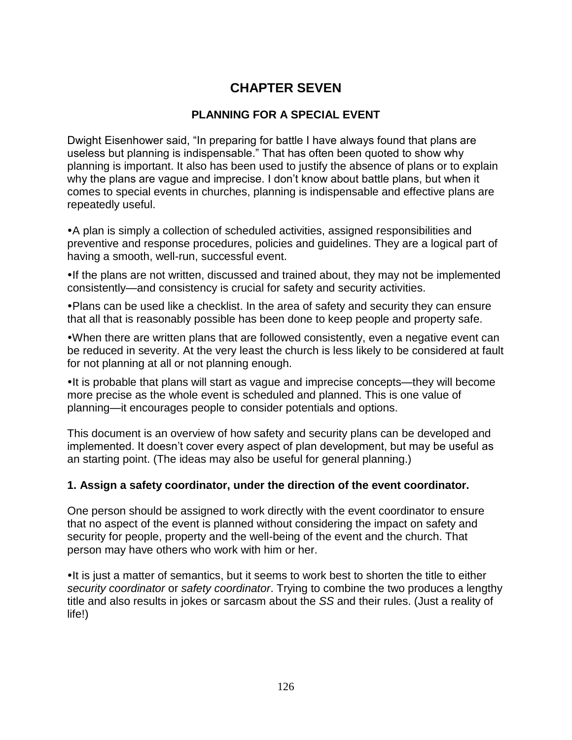# CHAPTER SEVEN

## PLANNING FOR A SPECIAL EVENT

Dwight Eisenhower said, "In preparing for battle I have always found that plans are useless but planning is indispensable." That has often been quoted to show why planning is important. It also has been used to justify the absence of plans or to explain why the plans are vague and imprecise. I don't know about battle plans, but when it comes to special events in churches, planning is indispensable and effective plans are repeatedly useful.

- A plan is simply a collection of scheduled activities, assigned responsibilities and preventive and response procedures, policies and guidelines. They are a logical part of having a smooth, well-run, successful event.
- If the plans are not written, discussed and trained about, they may not be implemented consistently—and consistency is crucial for safety and security activities.
- Plans can be used like a checklist. In the area of safety and security they can ensure that all that is reasonably possible has been done to keep people and property safe.
- When there are written plans that are followed consistently, even a negative event can be reduced in severity. At the very least the church is less likely to be considered at fault for not planning at all or not planning enough.
- It is probable that plans will start as vague and imprecise concepts—they will become more precise as the whole event is scheduled and planned. This is one value of planning—it encourages people to consider potentials and options.

This document is an overview of how safety and security plans can be developed and implemented. It doesn't cover every aspect of plan development, but may be useful as an starting point. (The ideas may also be useful for general planning.)

**1. Assign a safety coordinator, under the direction of the event coordinator.**

One person should be assigned to work directly with the event coordinator to ensure that no aspect of the event is planned without considering the impact on safety and security for people, property and the well-being of the event and the church. That person may have others who work with him or her.

- It is just a matter of semantics, but it seems to work best to shorten the title to either *security coordinator* or *safety coordinator*. Trying to combine the two produces a lengthy title and also results in jokes or sarcasm about the *SS* and their rules. (Just a reality of life!)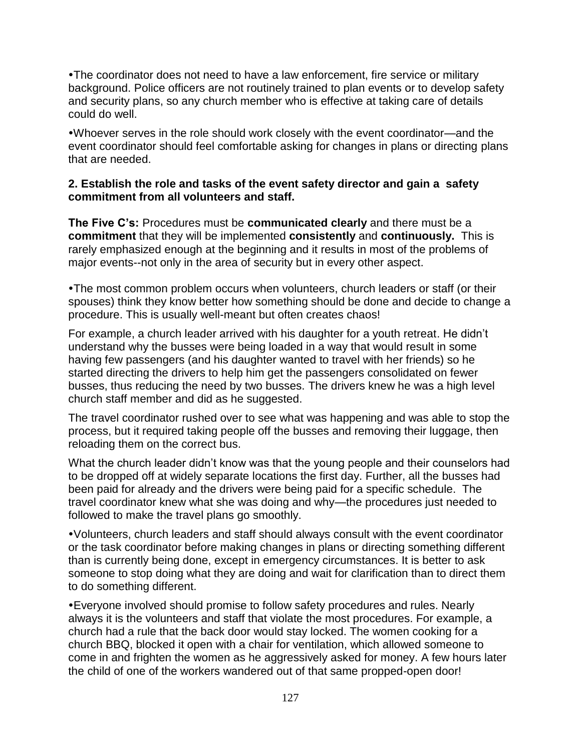- The coordinator does not need to have a law enforcement, fire service or military background. Police officers are not routinely trained to plan events or to develop safety and security plans, so any church member who is effective at taking care of details could do well.

- Whoever serves in the role should work closely with the event coordinator—and the event coordinator should feel comfortable asking for changes in plans or directing plans that are needed.

**2. Establish the role and tasks of the event safety director and gain a safety commitment from all volunteers and staff.**

**The Five C's:** Procedures must be **communicated clearly** and there must be a **commitment** that they will be implemented **consistently** and **continuously.** This is rarely emphasized enough at the beginning and it results in most of the problems of major events--not only in the area of security but in every other aspect.

- The most common problem occurs when volunteers, church leaders or staff (or their spouses) think they know better how something should be done and decide to change a procedure. This is usually well-meant but often creates chaos!

For example, a church leader arrived with his daughter for a youth retreat. He didn't understand why the busses were being loaded in a way that would result in some having few passengers (and his daughter wanted to travel with her friends) so he started directing the drivers to help him get the passengers consolidated on fewer busses, thus reducing the need by two busses. The drivers knew he was a high level church staff member and did as he suggested.

The travel coordinator rushed over to see what was happening and was able to stop the process, but it required taking people off the busses and removing their luggage, then reloading them on the correct bus.

What the church leader didn't know was that the young people and their counselors had to be dropped off at widely separate locations the first day. Further, all the busses had been paid for already and the drivers were being paid for a specific schedule. The travel coordinator knew what she was doing and why—the procedures just needed to followed to make the travel plans go smoothly.

- Volunteers, church leaders and staff should always consult with the event coordinator or the task coordinator before making changes in plans or directing something different than is currently being done, except in emergency circumstances. It is better to ask someone to stop doing what they are doing and wait for clarification than to direct them to do something different.

- Everyone involved should promise to follow safety procedures and rules. Nearly always it is the volunteers and staff that violate the most procedures. For example, a church had a rule that the back door would stay locked. The women cooking for a church BBQ, blocked it open with a chair for ventilation, which allowed someone to come in and frighten the women as he aggressively asked for money. A few hours later the child of one of the workers wandered out of that same propped-open door!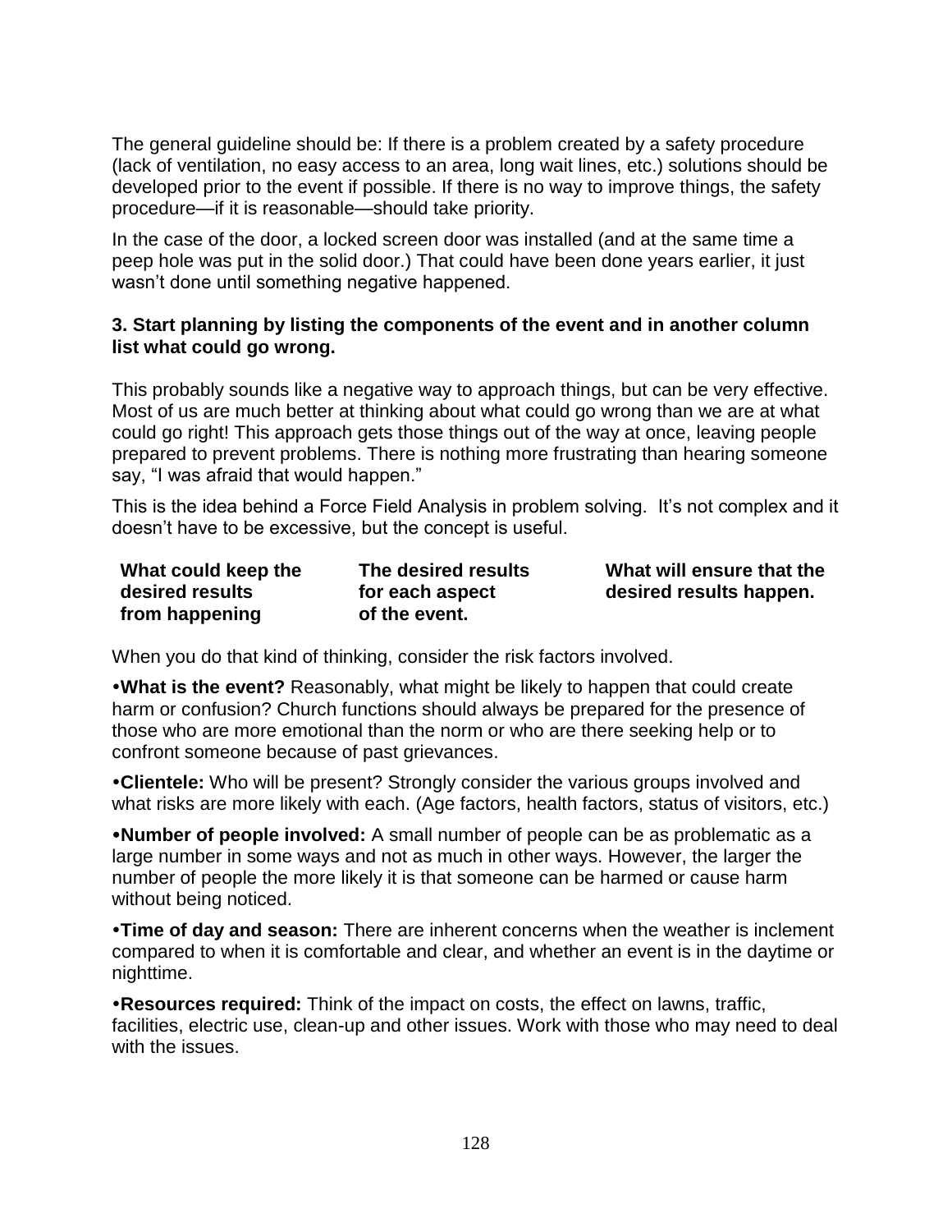The general guideline should be: If there is a problem created by a safety procedure (lack of ventilation, no easy access to an area, long wait lines, etc.) solutions should be developed prior to the event if possible. If there is no way to improve things, the safety procedure—if it is reasonable—should take priority.

In the case of the door, a locked screen door was installed (and at the same time a peep hole was put in the solid door.) That could have been done years earlier, it just wasn't done until something negative happened.

**3. Start planning by listing the components of the event and in another column list what could go wrong.**

This probably sounds like a negative way to approach things, but can be very effective. Most of us are much better at thinking about what could go wrong than we are at what could go right! This approach gets those things out of the way at once, leaving people prepared to prevent problems. There is nothing more frustrating than hearing someone say, "I was afraid that would happen."

This is the idea behind a Force Field Analysis in problem solving. It's not complex and it doesn't have to be excessive, but the concept is useful.

| What could keep the desired results from happening | The desired results for each aspect of the event. | What will ensure that the desired results happen. |
|---|---|---|

When you do that kind of thinking, consider the risk factors involved.

• **What is the event?** Reasonably, what might be likely to happen that could create harm or confusion? Church functions should always be prepared for the presence of those who are more emotional than the norm or who are there seeking help or to confront someone because of past grievances.

• **Clientele:** Who will be present? Strongly consider the various groups involved and what risks are more likely with each. (Age factors, health factors, status of visitors, etc.)

• **Number of people involved:** A small number of people can be as problematic as a large number in some ways and not as much in other ways. However, the larger the number of people the more likely it is that someone can be harmed or cause harm without being noticed.

• **Time of day and season:** There are inherent concerns when the weather is inclement compared to when it is comfortable and clear, and whether an event is in the daytime or nighttime.

• **Resources required:** Think of the impact on costs, the effect on lawns, traffic, facilities, electric use, clean-up and other issues. Work with those who may need to deal with the issues.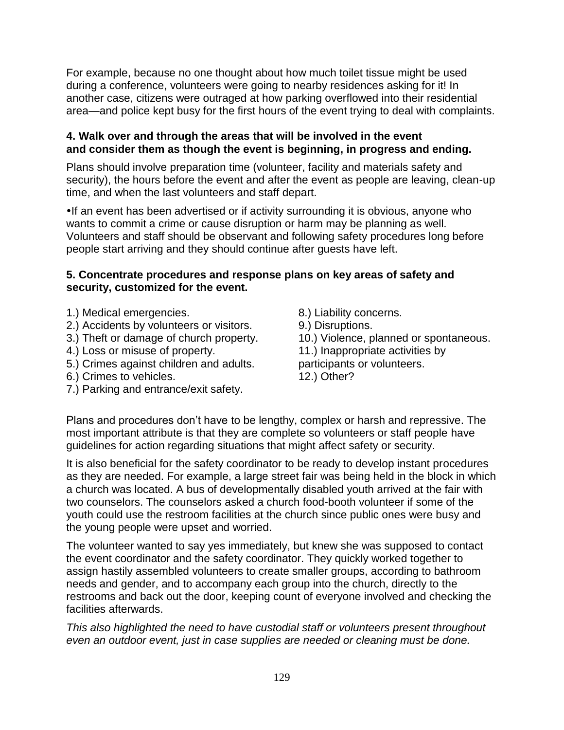For example, because no one thought about how much toilet tissue might be used during a conference, volunteers were going to nearby residences asking for it! In another case, citizens were outraged at how parking overflowed into their residential area—and police kept busy for the first hours of the event trying to deal with complaints.

**4. Walk over and through the areas that will be involved in the event and consider them as though the event is beginning, in progress and ending.**

Plans should involve preparation time (volunteer, facility and materials safety and security), the hours before the event and after the event as people are leaving, clean-up time, and when the last volunteers and staff depart.

•If an event has been advertised or if activity surrounding it is obvious, anyone who wants to commit a crime or cause disruption or harm may be planning as well. Volunteers and staff should be observant and following safety procedures long before people start arriving and they should continue after guests have left.

**5. Concentrate procedures and response plans on key areas of safety and security, customized for the event.**

1.) Medical emergencies.
2.) Accidents by volunteers or visitors.
3.) Theft or damage of church property.
4.) Loss or misuse of property.
5.) Crimes against children and adults.
6.) Crimes to vehicles.
7.) Parking and entrance/exit safety.
8.) Liability concerns.
9.) Disruptions.
10.) Violence, planned or spontaneous.
11.) Inappropriate activities by participants or volunteers.
12.) Other?

Plans and procedures don't have to be lengthy, complex or harsh and repressive. The most important attribute is that they are complete so volunteers or staff people have guidelines for action regarding situations that might affect safety or security.

It is also beneficial for the safety coordinator to be ready to develop instant procedures as they are needed. For example, a large street fair was being held in the block in which a church was located. A bus of developmentally disabled youth arrived at the fair with two counselors. The counselors asked a church food-booth volunteer if some of the youth could use the restroom facilities at the church since public ones were busy and the young people were upset and worried.

The volunteer wanted to say yes immediately, but knew she was supposed to contact the event coordinator and the safety coordinator. They quickly worked together to assign hastily assembled volunteers to create smaller groups, according to bathroom needs and gender, and to accompany each group into the church, directly to the restrooms and back out the door, keeping count of everyone involved and checking the facilities afterwards.

*This also highlighted the need to have custodial staff or volunteers present throughout even an outdoor event, just in case supplies are needed or cleaning must be done.*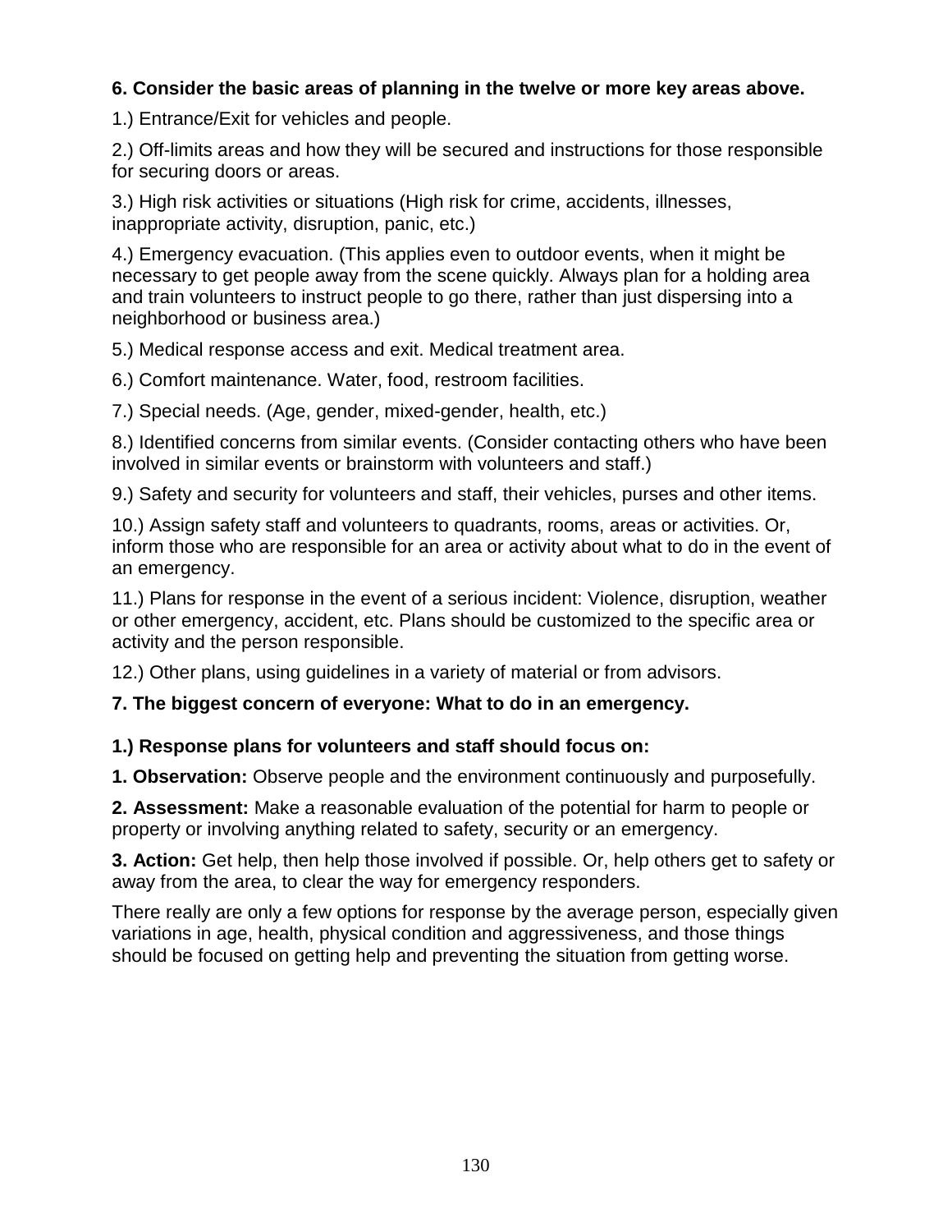**6. Consider the basic areas of planning in the twelve or more key areas above.**

1.) Entrance/Exit for vehicles and people.

2.) Off-limits areas and how they will be secured and instructions for those responsible for securing doors or areas.

3.) High risk activities or situations (High risk for crime, accidents, illnesses, inappropriate activity, disruption, panic, etc.)

4.) Emergency evacuation. (This applies even to outdoor events, when it might be necessary to get people away from the scene quickly. Always plan for a holding area and train volunteers to instruct people to go there, rather than just dispersing into a neighborhood or business area.)

5.) Medical response access and exit. Medical treatment area.

6.) Comfort maintenance. Water, food, restroom facilities.

7.) Special needs. (Age, gender, mixed-gender, health, etc.)

8.) Identified concerns from similar events. (Consider contacting others who have been involved in similar events or brainstorm with volunteers and staff.)

9.) Safety and security for volunteers and staff, their vehicles, purses and other items.

10.) Assign safety staff and volunteers to quadrants, rooms, areas or activities. Or, inform those who are responsible for an area or activity about what to do in the event of an emergency.

11.) Plans for response in the event of a serious incident: Violence, disruption, weather or other emergency, accident, etc. Plans should be customized to the specific area or activity and the person responsible.

12.) Other plans, using guidelines in a variety of material or from advisors.

**7. The biggest concern of everyone: What to do in an emergency.**

**1.) Response plans for volunteers and staff should focus on:**

**1. Observation:** Observe people and the environment continuously and purposefully.

**2. Assessment:** Make a reasonable evaluation of the potential for harm to people or property or involving anything related to safety, security or an emergency.

**3. Action:** Get help, then help those involved if possible. Or, help others get to safety or away from the area, to clear the way for emergency responders.

There really are only a few options for response by the average person, especially given variations in age, health, physical condition and aggressiveness, and those things should be focused on getting help and preventing the situation from getting worse.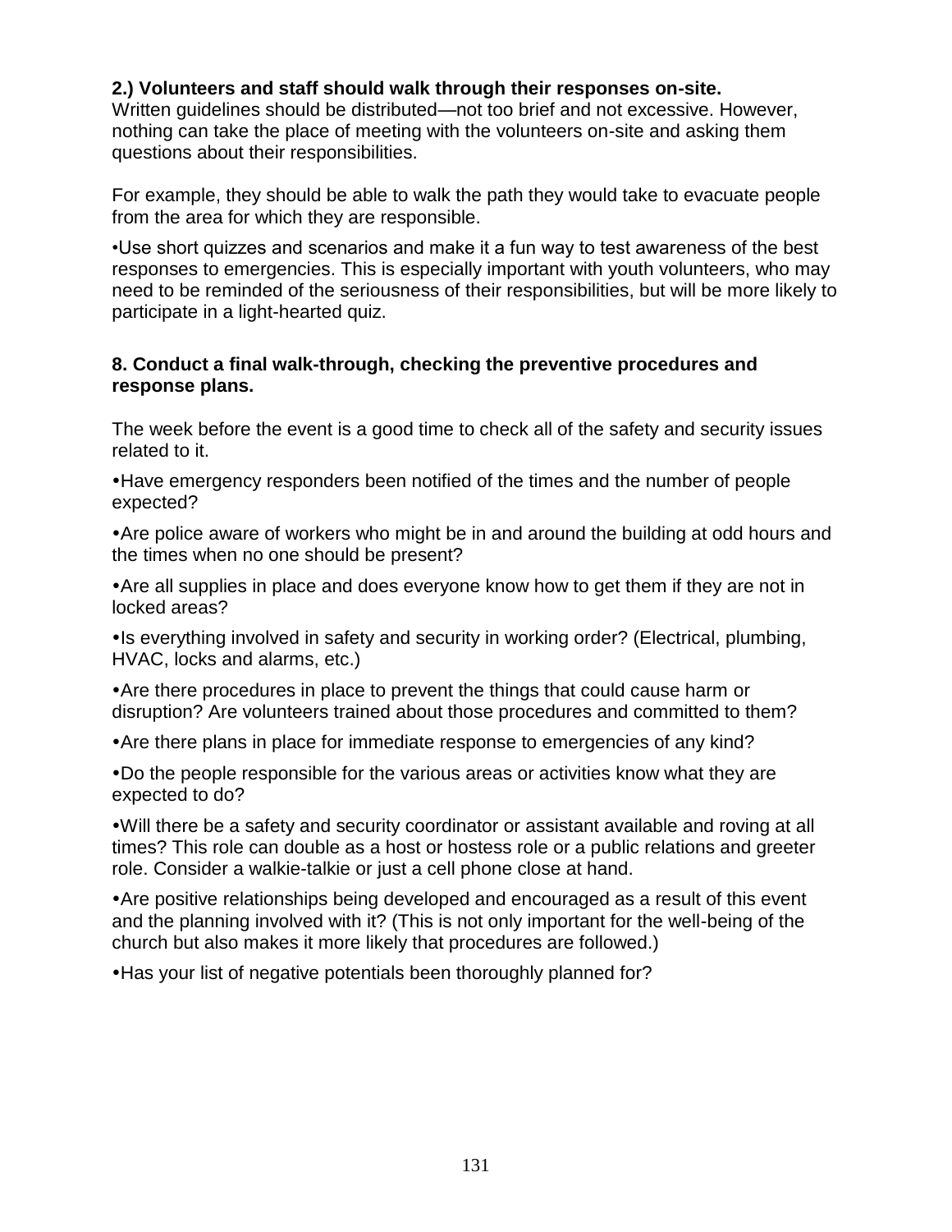**2.) Volunteers and staff should walk through their responses on-site.**
Written guidelines should be distributed—not too brief and not excessive. However, nothing can take the place of meeting with the volunteers on-site and asking them questions about their responsibilities.

For example, they should be able to walk the path they would take to evacuate people from the area for which they are responsible.

•Use short quizzes and scenarios and make it a fun way to test awareness of the best responses to emergencies. This is especially important with youth volunteers, who may need to be reminded of the seriousness of their responsibilities, but will be more likely to participate in a light-hearted quiz.

**8. Conduct a final walk-through, checking the preventive procedures and response plans.**

The week before the event is a good time to check all of the safety and security issues related to it.

- Have emergency responders been notified of the times and the number of people expected?
- Are police aware of workers who might be in and around the building at odd hours and the times when no one should be present?
- Are all supplies in place and does everyone know how to get them if they are not in locked areas?
- Is everything involved in safety and security in working order? (Electrical, plumbing, HVAC, locks and alarms, etc.)
- Are there procedures in place to prevent the things that could cause harm or disruption? Are volunteers trained about those procedures and committed to them?
- Are there plans in place for immediate response to emergencies of any kind?
- Do the people responsible for the various areas or activities know what they are expected to do?
- Will there be a safety and security coordinator or assistant available and roving at all times? This role can double as a host or hostess role or a public relations and greeter role. Consider a walkie-talkie or just a cell phone close at hand.
- Are positive relationships being developed and encouraged as a result of this event and the planning involved with it? (This is not only important for the well-being of the church but also makes it more likely that procedures are followed.)
- Has your list of negative potentials been thoroughly planned for?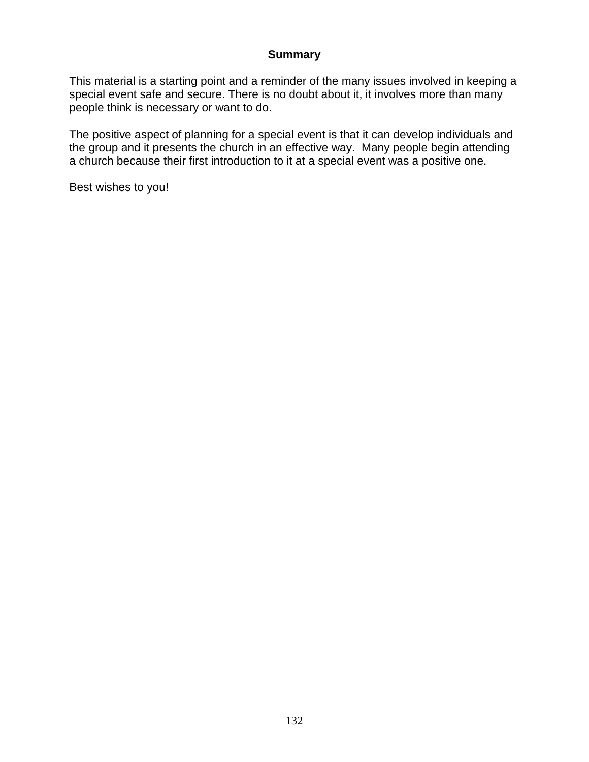## Summary

This material is a starting point and a reminder of the many issues involved in keeping a special event safe and secure. There is no doubt about it, it involves more than many people think is necessary or want to do.

The positive aspect of planning for a special event is that it can develop individuals and the group and it presents the church in an effective way. Many people begin attending a church because their first introduction to it at a special event was a positive one.

Best wishes to you!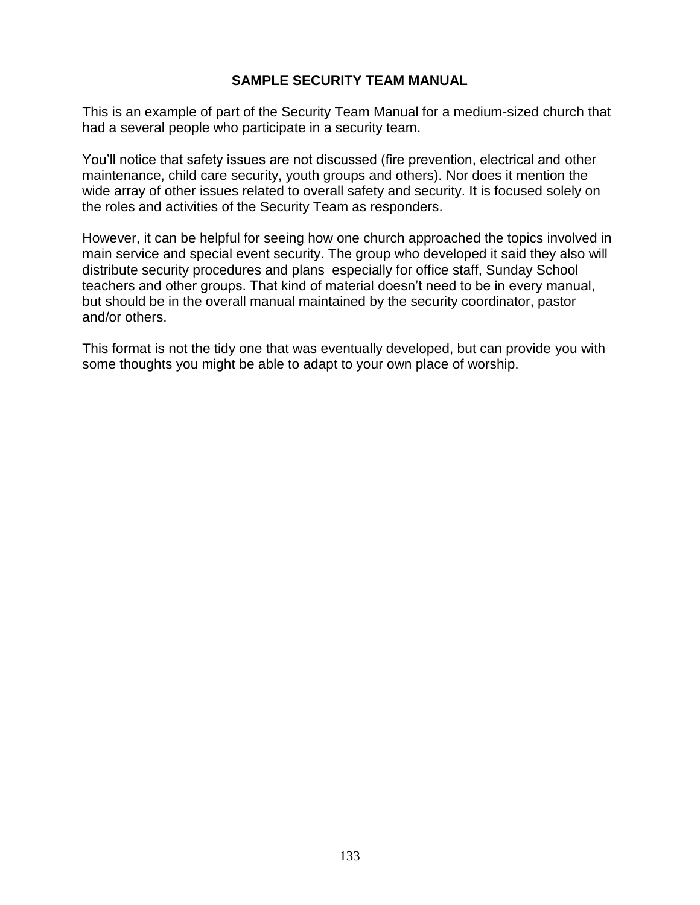## SAMPLE SECURITY TEAM MANUAL

This is an example of part of the Security Team Manual for a medium-sized church that had a several people who participate in a security team.

You'll notice that safety issues are not discussed (fire prevention, electrical and other maintenance, child care security, youth groups and others). Nor does it mention the wide array of other issues related to overall safety and security. It is focused solely on the roles and activities of the Security Team as responders.

However, it can be helpful for seeing how one church approached the topics involved in main service and special event security. The group who developed it said they also will distribute security procedures and plans especially for office staff, Sunday School teachers and other groups. That kind of material doesn't need to be in every manual, but should be in the overall manual maintained by the security coordinator, pastor and/or others.

This format is not the tidy one that was eventually developed, but can provide you with some thoughts you might be able to adapt to your own place of worship.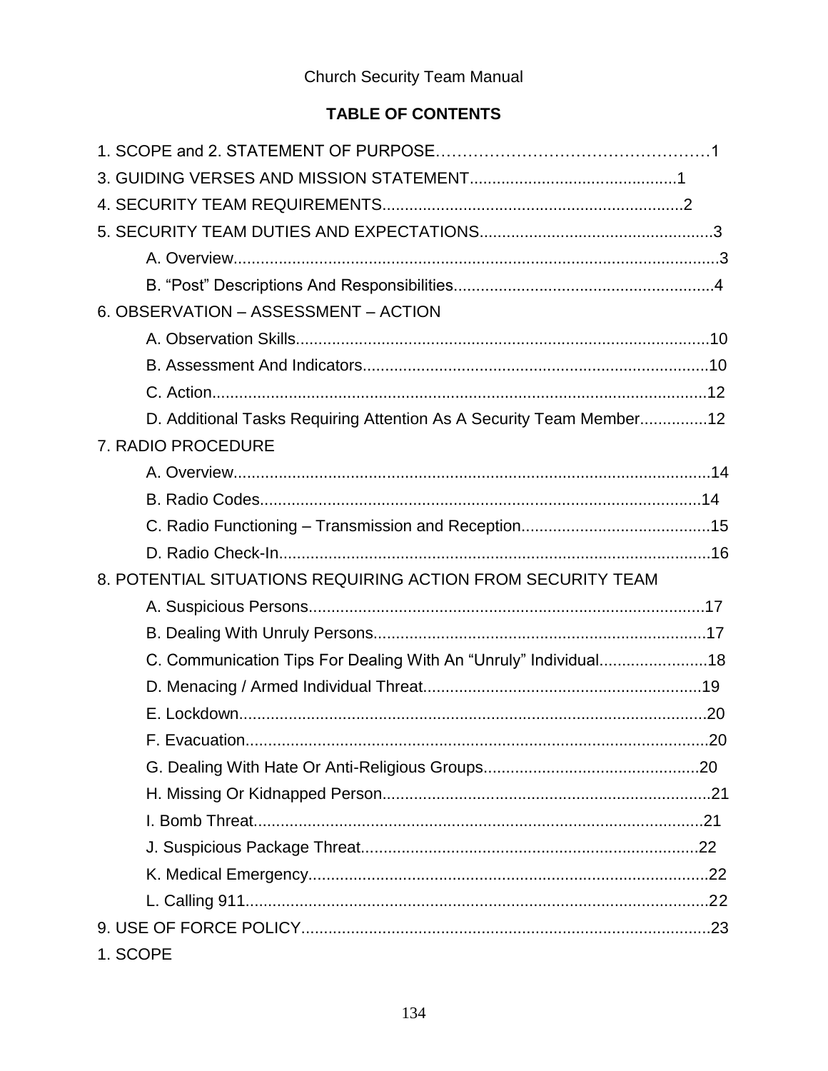Church Security Team Manual

**TABLE OF CONTENTS**

1. SCOPE and 2. STATEMENT OF PURPOSE……………………………………………1
3. GUIDING VERSES AND MISSION STATEMENT..............................................1
4. SECURITY TEAM REQUIREMENTS..................................................................2
5. SECURITY TEAM DUTIES AND EXPECTATIONS...................................................3
   - A. Overview...........................................................................................................3
   - B. “Post” Descriptions And Responsibilities..........................................................4
6. OBSERVATION – ASSESSMENT – ACTION
   - A. Observation Skills...........................................................................................10
   - B. Assessment And Indicators............................................................................10
   - C. Action.............................................................................................................12
   - D. Additional Tasks Requiring Attention As A Security Team Member...............12
7. RADIO PROCEDURE
   - A. Overview.........................................................................................................14
   - B. Radio Codes..................................................................................................14
   - C. Radio Functioning – Transmission and Reception..........................................15
   - D. Radio Check-In...............................................................................................16
8. POTENTIAL SITUATIONS REQUIRING ACTION FROM SECURITY TEAM
   - A. Suspicious Persons........................................................................................17
   - B. Dealing With Unruly Persons..........................................................................17
   - C. Communication Tips For Dealing With An “Unruly” Individual........................18
   - D. Menacing / Armed Individual Threat.............................................................19
   - E. Lockdown.......................................................................................................20
   - F. Evacuation......................................................................................................20
   - G. Dealing With Hate Or Anti-Religious Groups................................................20
   - H. Missing Or Kidnapped Person.........................................................................21
   - I. Bomb Threat...................................................................................................21
   - J. Suspicious Package Threat...........................................................................22
   - K. Medical Emergency........................................................................................22
   - L. Calling 911......................................................................................................22
9. USE OF FORCE POLICY..........................................................................................23

1. SCOPE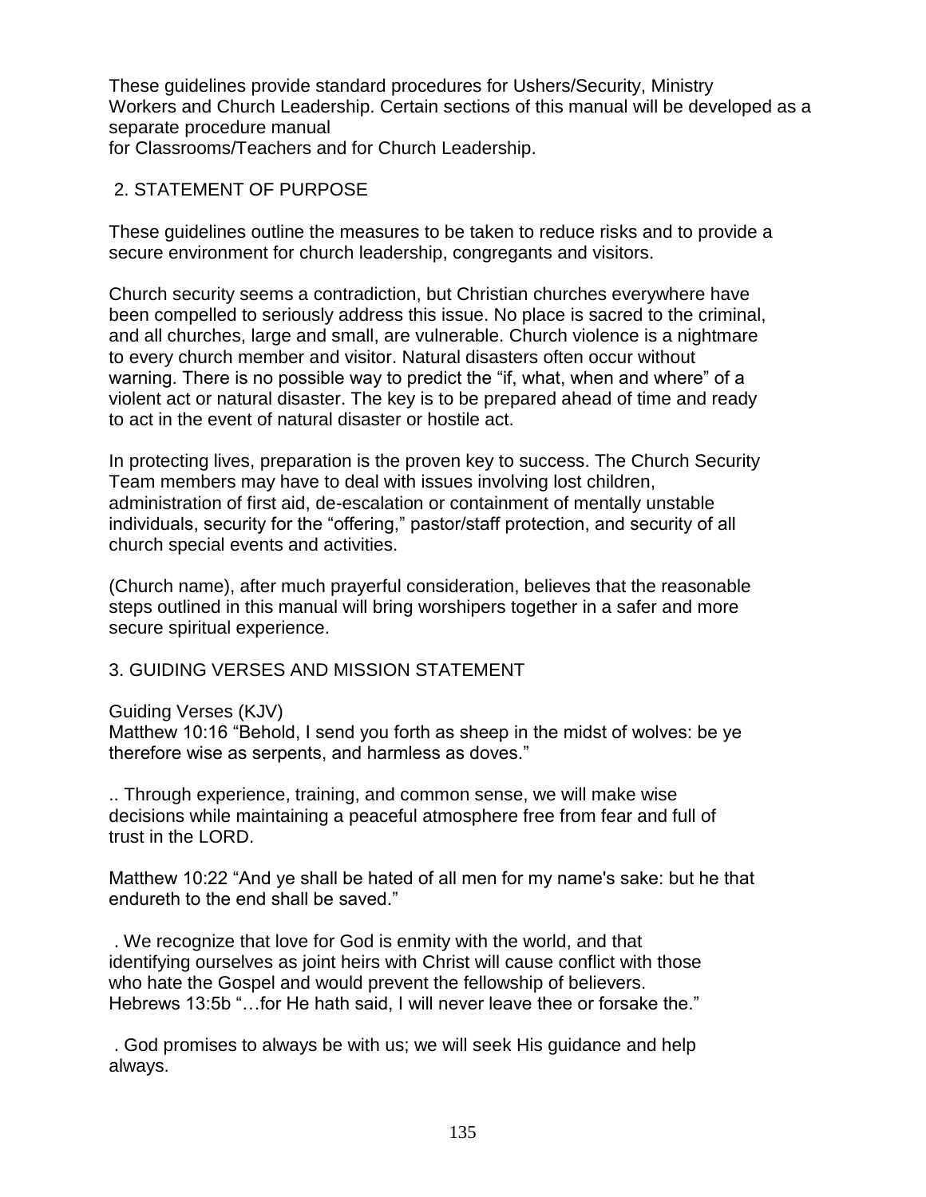These guidelines provide standard procedures for Ushers/Security, Ministry Workers and Church Leadership. Certain sections of this manual will be developed as a separate procedure manual
for Classrooms/Teachers and for Church Leadership.

## 2. STATEMENT OF PURPOSE

These guidelines outline the measures to be taken to reduce risks and to provide a secure environment for church leadership, congregants and visitors.

Church security seems a contradiction, but Christian churches everywhere have been compelled to seriously address this issue. No place is sacred to the criminal, and all churches, large and small, are vulnerable. Church violence is a nightmare to every church member and visitor. Natural disasters often occur without warning. There is no possible way to predict the "if, what, when and where" of a violent act or natural disaster. The key is to be prepared ahead of time and ready to act in the event of natural disaster or hostile act.

In protecting lives, preparation is the proven key to success. The Church Security Team members may have to deal with issues involving lost children, administration of first aid, de-escalation or containment of mentally unstable individuals, security for the "offering," pastor/staff protection, and security of all church special events and activities.

(Church name), after much prayerful consideration, believes that the reasonable steps outlined in this manual will bring worshipers together in a safer and more secure spiritual experience.

## 3. GUIDING VERSES AND MISSION STATEMENT

Guiding Verses (KJV)
Matthew 10:16 "Behold, I send you forth as sheep in the midst of wolves: be ye therefore wise as serpents, and harmless as doves."

.. Through experience, training, and common sense, we will make wise decisions while maintaining a peaceful atmosphere free from fear and full of trust in the LORD.

Matthew 10:22 "And ye shall be hated of all men for my name's sake: but he that endureth to the end shall be saved."

. We recognize that love for God is enmity with the world, and that identifying ourselves as joint heirs with Christ will cause conflict with those who hate the Gospel and would prevent the fellowship of believers.
Hebrews 13:5b "…for He hath said, I will never leave thee or forsake the."

. God promises to always be with us; we will seek His guidance and help always.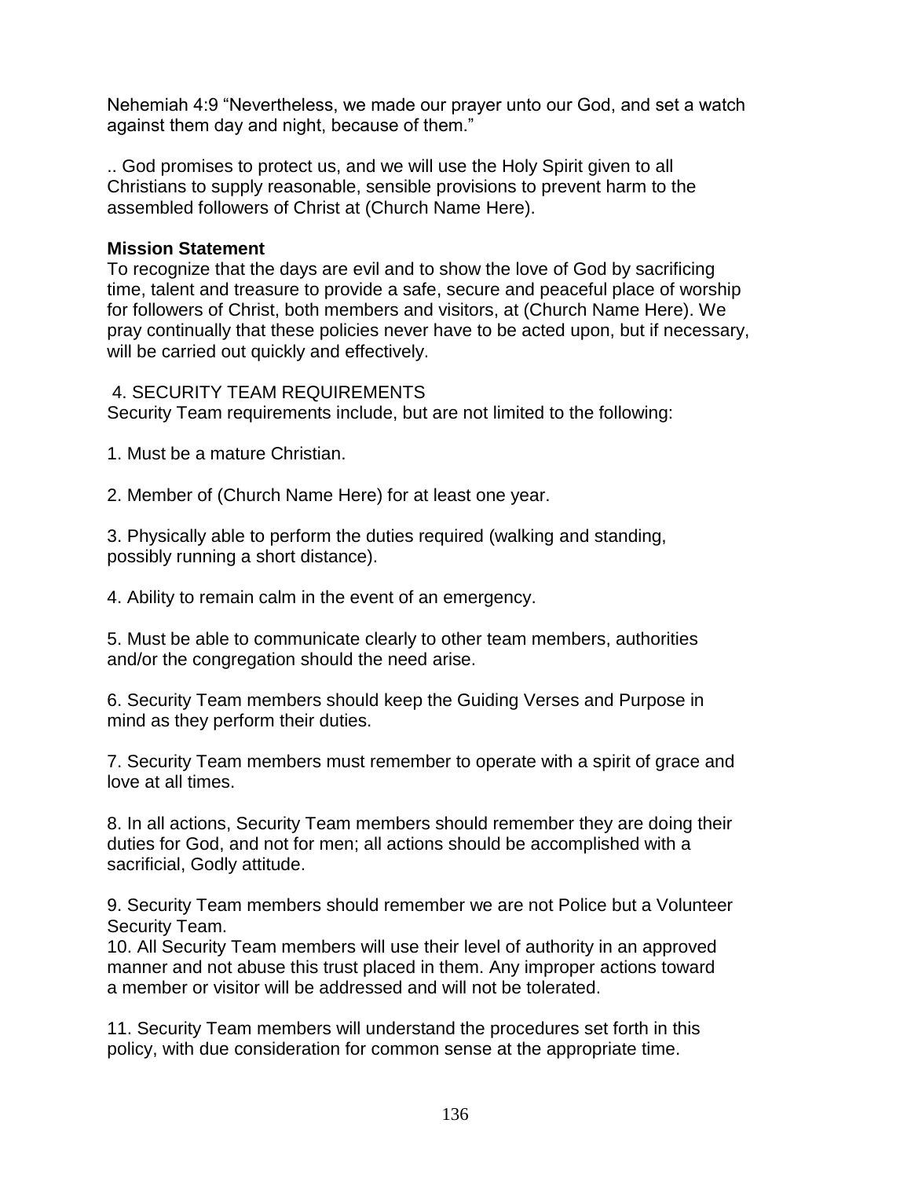Nehemiah 4:9 "Nevertheless, we made our prayer unto our God, and set a watch against them day and night, because of them."

.. God promises to protect us, and we will use the Holy Spirit given to all Christians to supply reasonable, sensible provisions to prevent harm to the assembled followers of Christ at (Church Name Here).

**Mission Statement**

To recognize that the days are evil and to show the love of God by sacrificing time, talent and treasure to provide a safe, secure and peaceful place of worship for followers of Christ, both members and visitors, at (Church Name Here). We pray continually that these policies never have to be acted upon, but if necessary, will be carried out quickly and effectively.

4. SECURITY TEAM REQUIREMENTS

Security Team requirements include, but are not limited to the following:

1. Must be a mature Christian.

2. Member of (Church Name Here) for at least one year.

3. Physically able to perform the duties required (walking and standing, possibly running a short distance).

4. Ability to remain calm in the event of an emergency.

5. Must be able to communicate clearly to other team members, authorities and/or the congregation should the need arise.

6. Security Team members should keep the Guiding Verses and Purpose in mind as they perform their duties.

7. Security Team members must remember to operate with a spirit of grace and love at all times.

8. In all actions, Security Team members should remember they are doing their duties for God, and not for men; all actions should be accomplished with a sacrificial, Godly attitude.

9. Security Team members should remember we are not Police but a Volunteer Security Team.

10. All Security Team members will use their level of authority in an approved manner and not abuse this trust placed in them. Any improper actions toward a member or visitor will be addressed and will not be tolerated.

11. Security Team members will understand the procedures set forth in this policy, with due consideration for common sense at the appropriate time.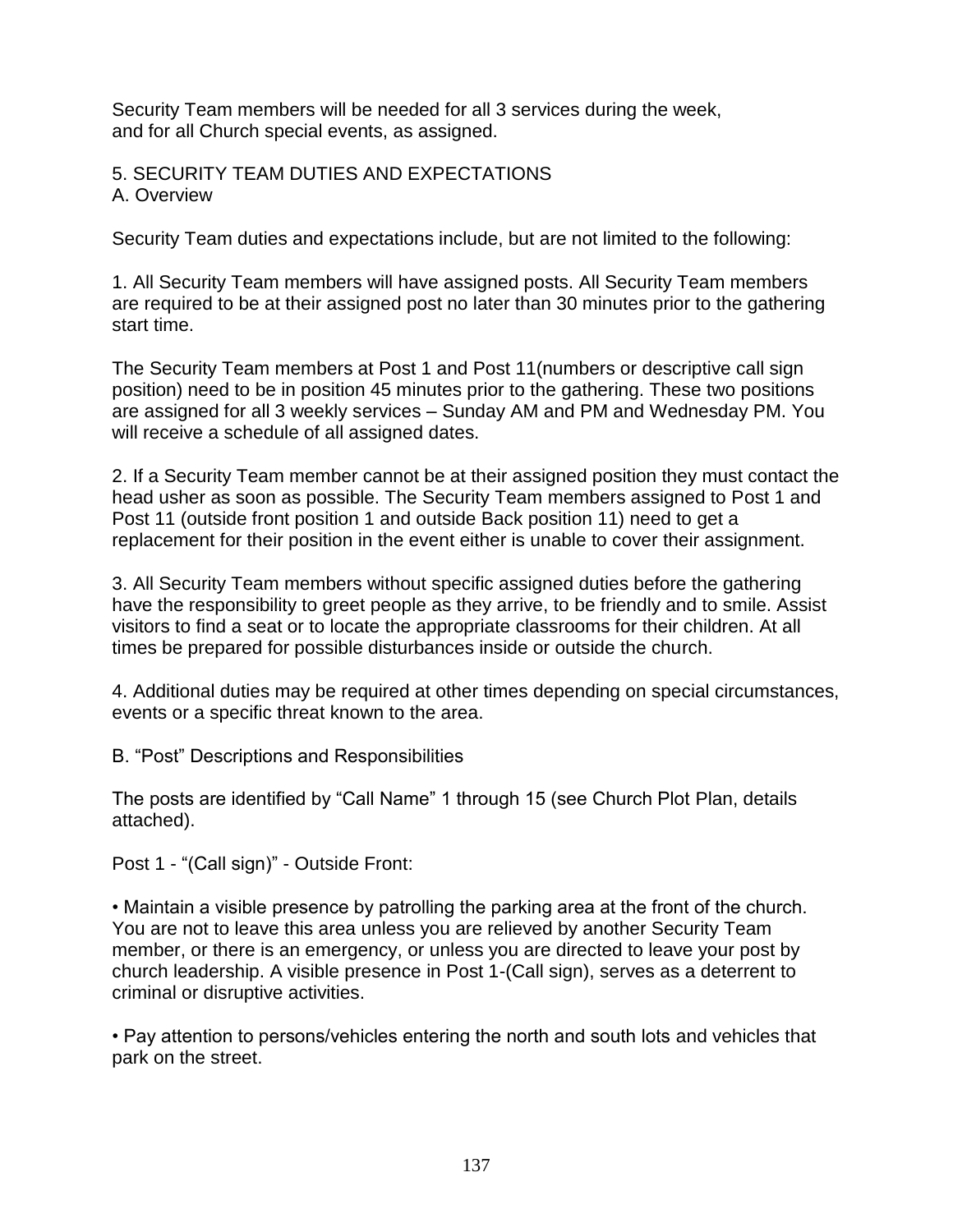Security Team members will be needed for all 3 services during the week, and for all Church special events, as assigned.

## 5. SECURITY TEAM DUTIES AND EXPECTATIONS

### A. Overview

Security Team duties and expectations include, but are not limited to the following:

1. All Security Team members will have assigned posts. All Security Team members are required to be at their assigned post no later than 30 minutes prior to the gathering start time.

   The Security Team members at Post 1 and Post 11(numbers or descriptive call sign position) need to be in position 45 minutes prior to the gathering. These two positions are assigned for all 3 weekly services – Sunday AM and PM and Wednesday PM. You will receive a schedule of all assigned dates.

2. If a Security Team member cannot be at their assigned position they must contact the head usher as soon as possible. The Security Team members assigned to Post 1 and Post 11 (outside front position 1 and outside Back position 11) need to get a replacement for their position in the event either is unable to cover their assignment.

3. All Security Team members without specific assigned duties before the gathering have the responsibility to greet people as they arrive, to be friendly and to smile. Assist visitors to find a seat or to locate the appropriate classrooms for their children. At all times be prepared for possible disturbances inside or outside the church.

4. Additional duties may be required at other times depending on special circumstances, events or a specific threat known to the area.

### B. "Post" Descriptions and Responsibilities

The posts are identified by "Call Name" 1 through 15 (see Church Plot Plan, details attached).

Post 1 - "(Call sign)" - Outside Front:

- Maintain a visible presence by patrolling the parking area at the front of the church. You are not to leave this area unless you are relieved by another Security Team member, or there is an emergency, or unless you are directed to leave your post by church leadership. A visible presence in Post 1-(Call sign), serves as a deterrent to criminal or disruptive activities.

- Pay attention to persons/vehicles entering the north and south lots and vehicles that park on the street.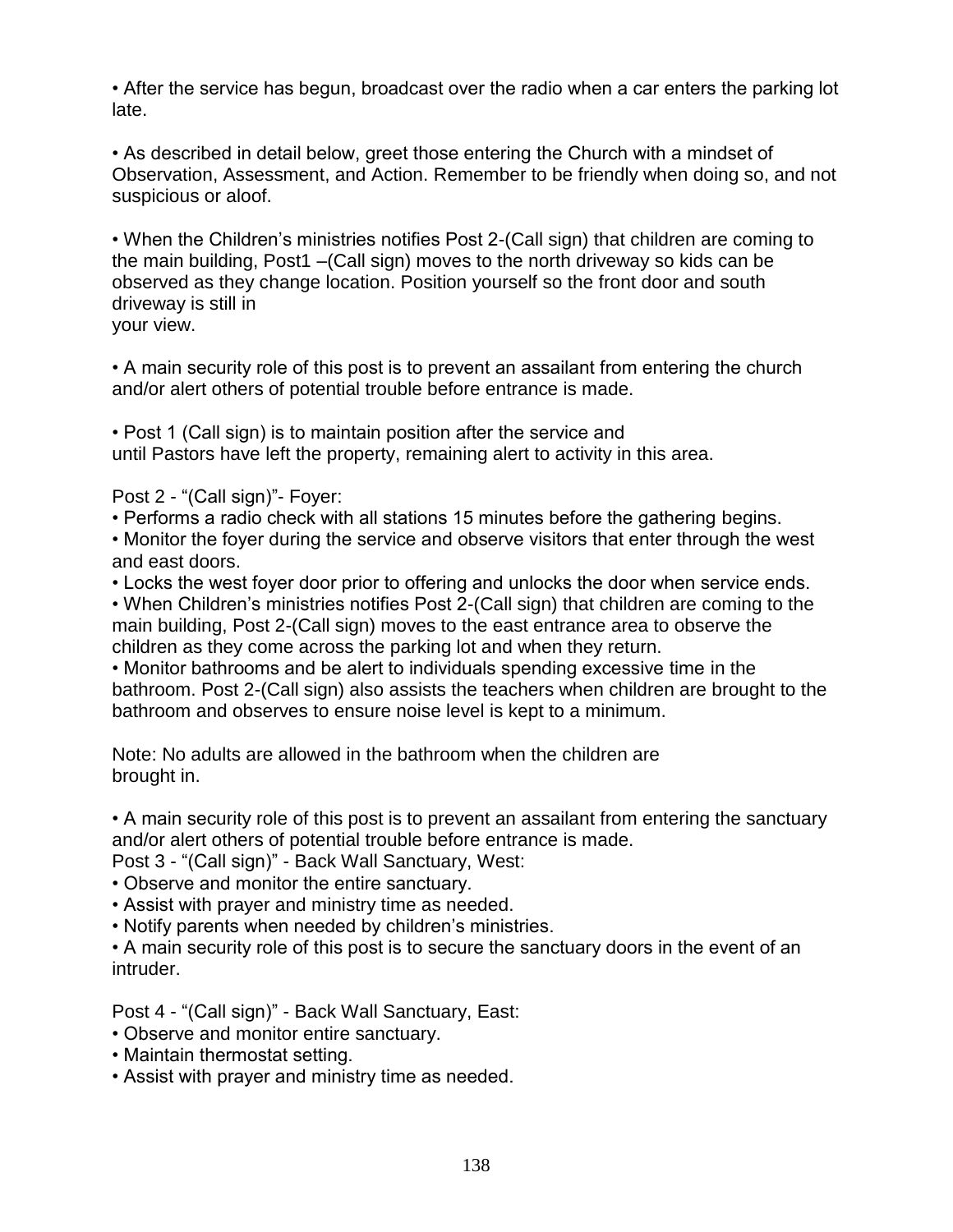• After the service has begun, broadcast over the radio when a car enters the parking lot late.

• As described in detail below, greet those entering the Church with a mindset of Observation, Assessment, and Action. Remember to be friendly when doing so, and not suspicious or aloof.

• When the Children's ministries notifies Post 2-(Call sign) that children are coming to the main building, Post1 –(Call sign) moves to the north driveway so kids can be observed as they change location. Position yourself so the front door and south driveway is still in your view.

• A main security role of this post is to prevent an assailant from entering the church and/or alert others of potential trouble before entrance is made.

• Post 1 (Call sign) is to maintain position after the service and until Pastors have left the property, remaining alert to activity in this area.

Post 2 - "(Call sign)"- Foyer:

• Performs a radio check with all stations 15 minutes before the gathering begins.
• Monitor the foyer during the service and observe visitors that enter through the west and east doors.
• Locks the west foyer door prior to offering and unlocks the door when service ends.
• When Children's ministries notifies Post 2-(Call sign) that children are coming to the main building, Post 2-(Call sign) moves to the east entrance area to observe the children as they come across the parking lot and when they return.
• Monitor bathrooms and be alert to individuals spending excessive time in the bathroom. Post 2-(Call sign) also assists the teachers when children are brought to the bathroom and observes to ensure noise level is kept to a minimum.

Note: No adults are allowed in the bathroom when the children are brought in.

• A main security role of this post is to prevent an assailant from entering the sanctuary and/or alert others of potential trouble before entrance is made.

Post 3 - "(Call sign)" - Back Wall Sanctuary, West:

• Observe and monitor the entire sanctuary.
• Assist with prayer and ministry time as needed.
• Notify parents when needed by children's ministries.
• A main security role of this post is to secure the sanctuary doors in the event of an intruder.

Post 4 - "(Call sign)" - Back Wall Sanctuary, East:

• Observe and monitor entire sanctuary.
• Maintain thermostat setting.
• Assist with prayer and ministry time as needed.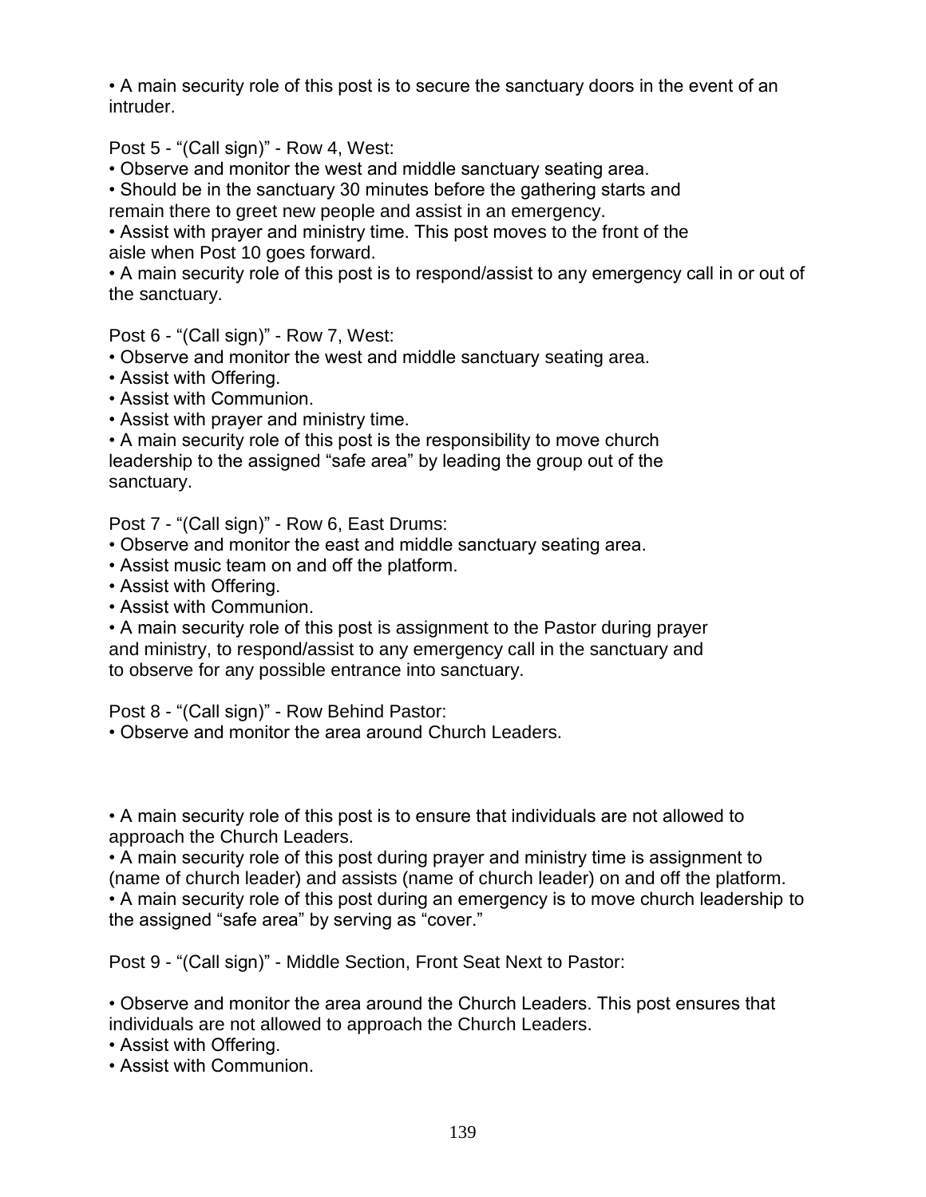- A main security role of this post is to secure the sanctuary doors in the event of an intruder.

Post 5 - “(Call sign)” - Row 4, West:

- Observe and monitor the west and middle sanctuary seating area.
- Should be in the sanctuary 30 minutes before the gathering starts and remain there to greet new people and assist in an emergency.
- Assist with prayer and ministry time. This post moves to the front of the aisle when Post 10 goes forward.
- A main security role of this post is to respond/assist to any emergency call in or out of the sanctuary.

Post 6 - “(Call sign)” - Row 7, West:

- Observe and monitor the west and middle sanctuary seating area.
- Assist with Offering.
- Assist with Communion.
- Assist with prayer and ministry time.
- A main security role of this post is the responsibility to move church leadership to the assigned “safe area” by leading the group out of the sanctuary.

Post 7 - “(Call sign)” - Row 6, East Drums:

- Observe and monitor the east and middle sanctuary seating area.
- Assist music team on and off the platform.
- Assist with Offering.
- Assist with Communion.
- A main security role of this post is assignment to the Pastor during prayer and ministry, to respond/assist to any emergency call in the sanctuary and to observe for any possible entrance into sanctuary.

Post 8 - “(Call sign)” - Row Behind Pastor:

- Observe and monitor the area around Church Leaders.

- A main security role of this post is to ensure that individuals are not allowed to approach the Church Leaders.
- A main security role of this post during prayer and ministry time is assignment to (name of church leader) and assists (name of church leader) on and off the platform.
- A main security role of this post during an emergency is to move church leadership to the assigned “safe area” by serving as “cover.”

Post 9 - “(Call sign)” - Middle Section, Front Seat Next to Pastor:

- Observe and monitor the area around the Church Leaders. This post ensures that individuals are not allowed to approach the Church Leaders.
- Assist with Offering.
- Assist with Communion.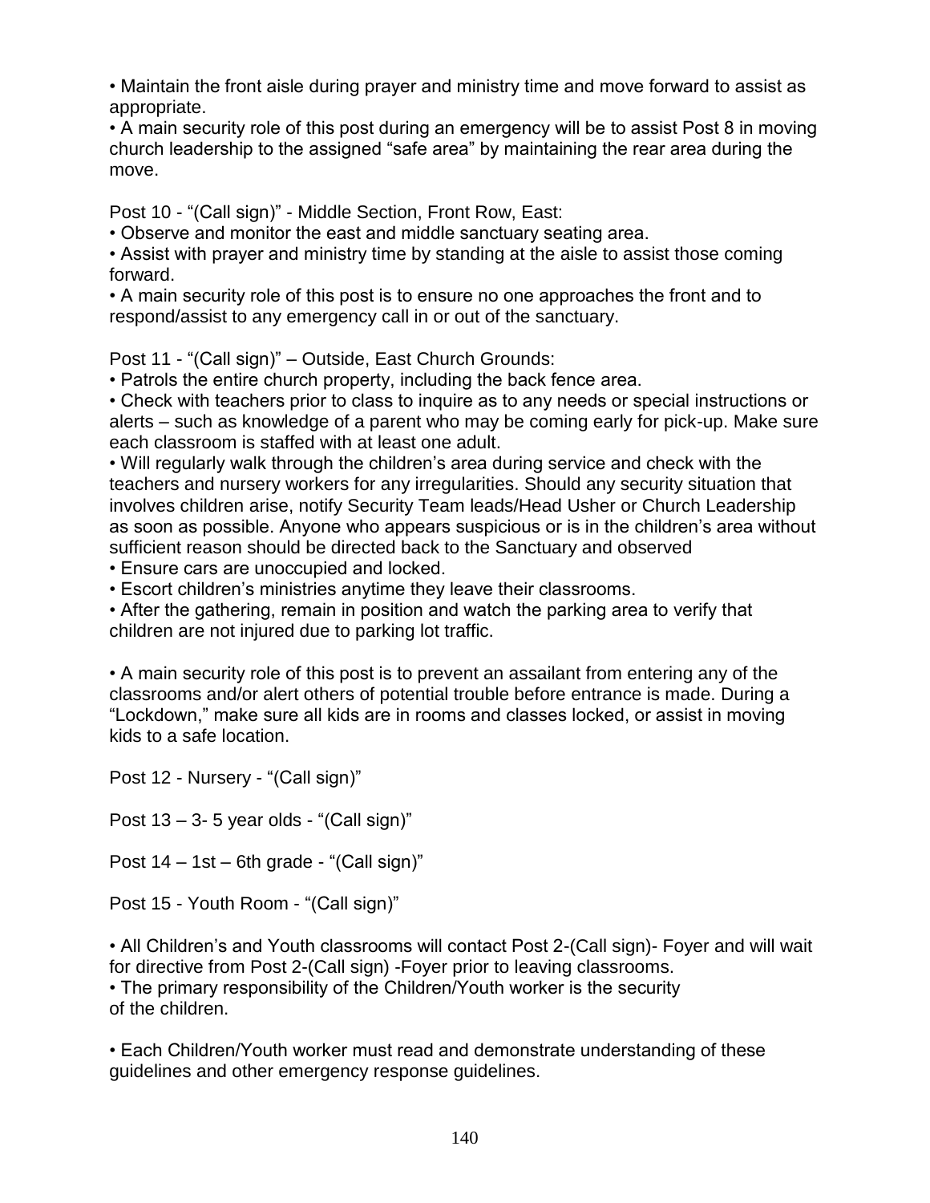• Maintain the front aisle during prayer and ministry time and move forward to assist as appropriate.
• A main security role of this post during an emergency will be to assist Post 8 in moving church leadership to the assigned "safe area" by maintaining the rear area during the move.

Post 10 - "(Call sign)" - Middle Section, Front Row, East:
• Observe and monitor the east and middle sanctuary seating area.
• Assist with prayer and ministry time by standing at the aisle to assist those coming forward.
• A main security role of this post is to ensure no one approaches the front and to respond/assist to any emergency call in or out of the sanctuary.

Post 11 - "(Call sign)" – Outside, East Church Grounds:
• Patrols the entire church property, including the back fence area.
• Check with teachers prior to class to inquire as to any needs or special instructions or alerts – such as knowledge of a parent who may be coming early for pick-up. Make sure each classroom is staffed with at least one adult.
• Will regularly walk through the children's area during service and check with the teachers and nursery workers for any irregularities. Should any security situation that involves children arise, notify Security Team leads/Head Usher or Church Leadership as soon as possible. Anyone who appears suspicious or is in the children's area without sufficient reason should be directed back to the Sanctuary and observed
• Ensure cars are unoccupied and locked.
• Escort children's ministries anytime they leave their classrooms.
• After the gathering, remain in position and watch the parking area to verify that children are not injured due to parking lot traffic.

• A main security role of this post is to prevent an assailant from entering any of the classrooms and/or alert others of potential trouble before entrance is made. During a "Lockdown," make sure all kids are in rooms and classes locked, or assist in moving kids to a safe location.

Post 12 - Nursery - "(Call sign)"

Post 13 – 3- 5 year olds - "(Call sign)"

Post 14 – 1st – 6th grade - "(Call sign)"

Post 15 - Youth Room - "(Call sign)"

• All Children's and Youth classrooms will contact Post 2-(Call sign)- Foyer and will wait for directive from Post 2-(Call sign) -Foyer prior to leaving classrooms.
• The primary responsibility of the Children/Youth worker is the security of the children.

• Each Children/Youth worker must read and demonstrate understanding of these guidelines and other emergency response guidelines.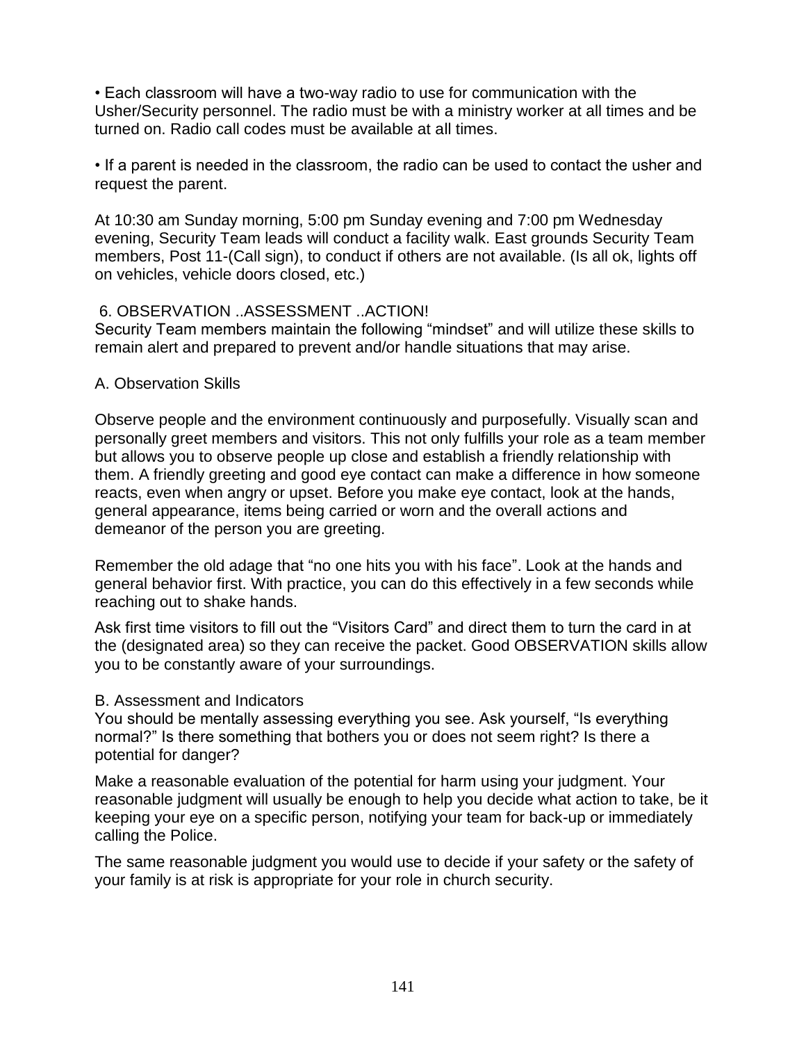• Each classroom will have a two-way radio to use for communication with the Usher/Security personnel. The radio must be with a ministry worker at all times and be turned on. Radio call codes must be available at all times.

• If a parent is needed in the classroom, the radio can be used to contact the usher and request the parent.

At 10:30 am Sunday morning, 5:00 pm Sunday evening and 7:00 pm Wednesday evening, Security Team leads will conduct a facility walk. East grounds Security Team members, Post 11-(Call sign), to conduct if others are not available. (Is all ok, lights off on vehicles, vehicle doors closed, etc.)

## 6. OBSERVATION ..ASSESSMENT ..ACTION!

Security Team members maintain the following "mindset" and will utilize these skills to remain alert and prepared to prevent and/or handle situations that may arise.

### A. Observation Skills

Observe people and the environment continuously and purposefully. Visually scan and personally greet members and visitors. This not only fulfills your role as a team member but allows you to observe people up close and establish a friendly relationship with them. A friendly greeting and good eye contact can make a difference in how someone reacts, even when angry or upset. Before you make eye contact, look at the hands, general appearance, items being carried or worn and the overall actions and demeanor of the person you are greeting.

Remember the old adage that "no one hits you with his face". Look at the hands and general behavior first. With practice, you can do this effectively in a few seconds while reaching out to shake hands.

Ask first time visitors to fill out the "Visitors Card" and direct them to turn the card in at the (designated area) so they can receive the packet. Good OBSERVATION skills allow you to be constantly aware of your surroundings.

### B. Assessment and Indicators

You should be mentally assessing everything you see. Ask yourself, "Is everything normal?" Is there something that bothers you or does not seem right? Is there a potential for danger?

Make a reasonable evaluation of the potential for harm using your judgment. Your reasonable judgment will usually be enough to help you decide what action to take, be it keeping your eye on a specific person, notifying your team for back-up or immediately calling the Police.

The same reasonable judgment you would use to decide if your safety or the safety of your family is at risk is appropriate for your role in church security.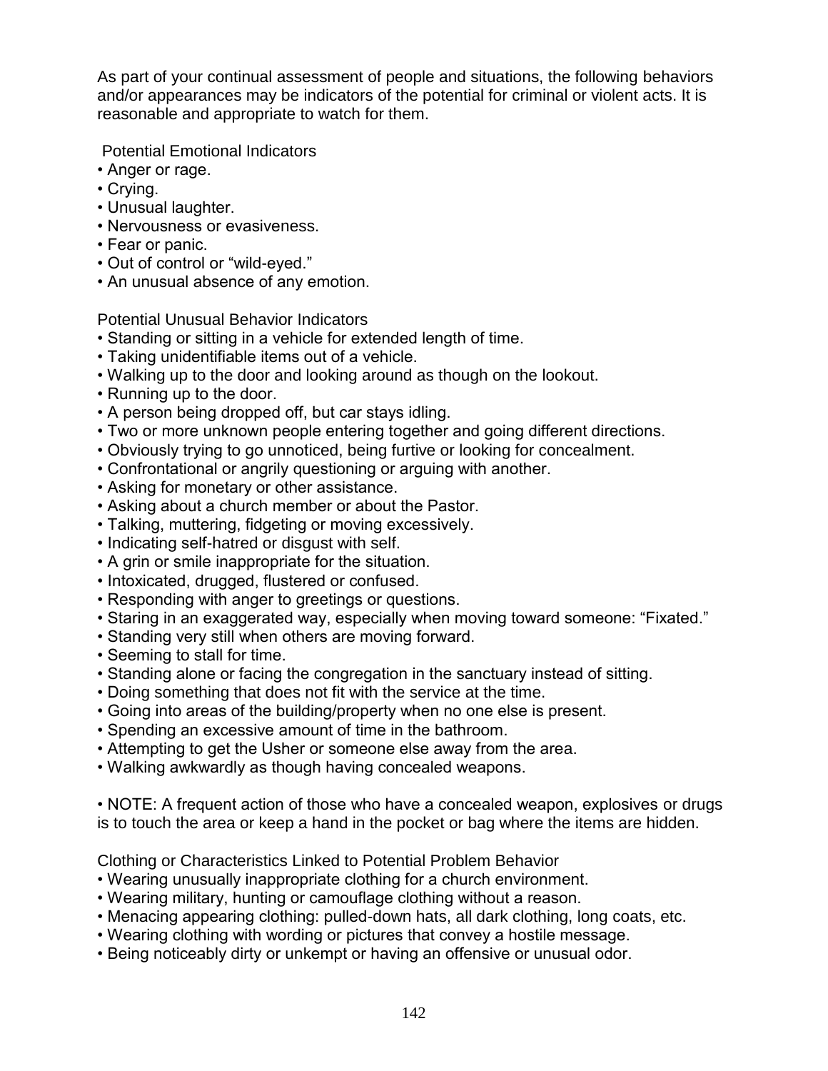As part of your continual assessment of people and situations, the following behaviors and/or appearances may be indicators of the potential for criminal or violent acts. It is reasonable and appropriate to watch for them.

Potential Emotional Indicators

- Anger or rage.
- Crying.
- Unusual laughter.
- Nervousness or evasiveness.
- Fear or panic.
- Out of control or "wild-eyed."
- An unusual absence of any emotion.

Potential Unusual Behavior Indicators

- Standing or sitting in a vehicle for extended length of time.
- Taking unidentifiable items out of a vehicle.
- Walking up to the door and looking around as though on the lookout.
- Running up to the door.
- A person being dropped off, but car stays idling.
- Two or more unknown people entering together and going different directions.
- Obviously trying to go unnoticed, being furtive or looking for concealment.
- Confrontational or angrily questioning or arguing with another.
- Asking for monetary or other assistance.
- Asking about a church member or about the Pastor.
- Talking, muttering, fidgeting or moving excessively.
- Indicating self-hatred or disgust with self.
- A grin or smile inappropriate for the situation.
- Intoxicated, drugged, flustered or confused.
- Responding with anger to greetings or questions.
- Staring in an exaggerated way, especially when moving toward someone: "Fixated."
- Standing very still when others are moving forward.
- Seeming to stall for time.
- Standing alone or facing the congregation in the sanctuary instead of sitting.
- Doing something that does not fit with the service at the time.
- Going into areas of the building/property when no one else is present.
- Spending an excessive amount of time in the bathroom.
- Attempting to get the Usher or someone else away from the area.
- Walking awkwardly as though having concealed weapons.

- NOTE: A frequent action of those who have a concealed weapon, explosives or drugs is to touch the area or keep a hand in the pocket or bag where the items are hidden.

Clothing or Characteristics Linked to Potential Problem Behavior

- Wearing unusually inappropriate clothing for a church environment.
- Wearing military, hunting or camouflage clothing without a reason.
- Menacing appearing clothing: pulled-down hats, all dark clothing, long coats, etc.
- Wearing clothing with wording or pictures that convey a hostile message.
- Being noticeably dirty or unkempt or having an offensive or unusual odor.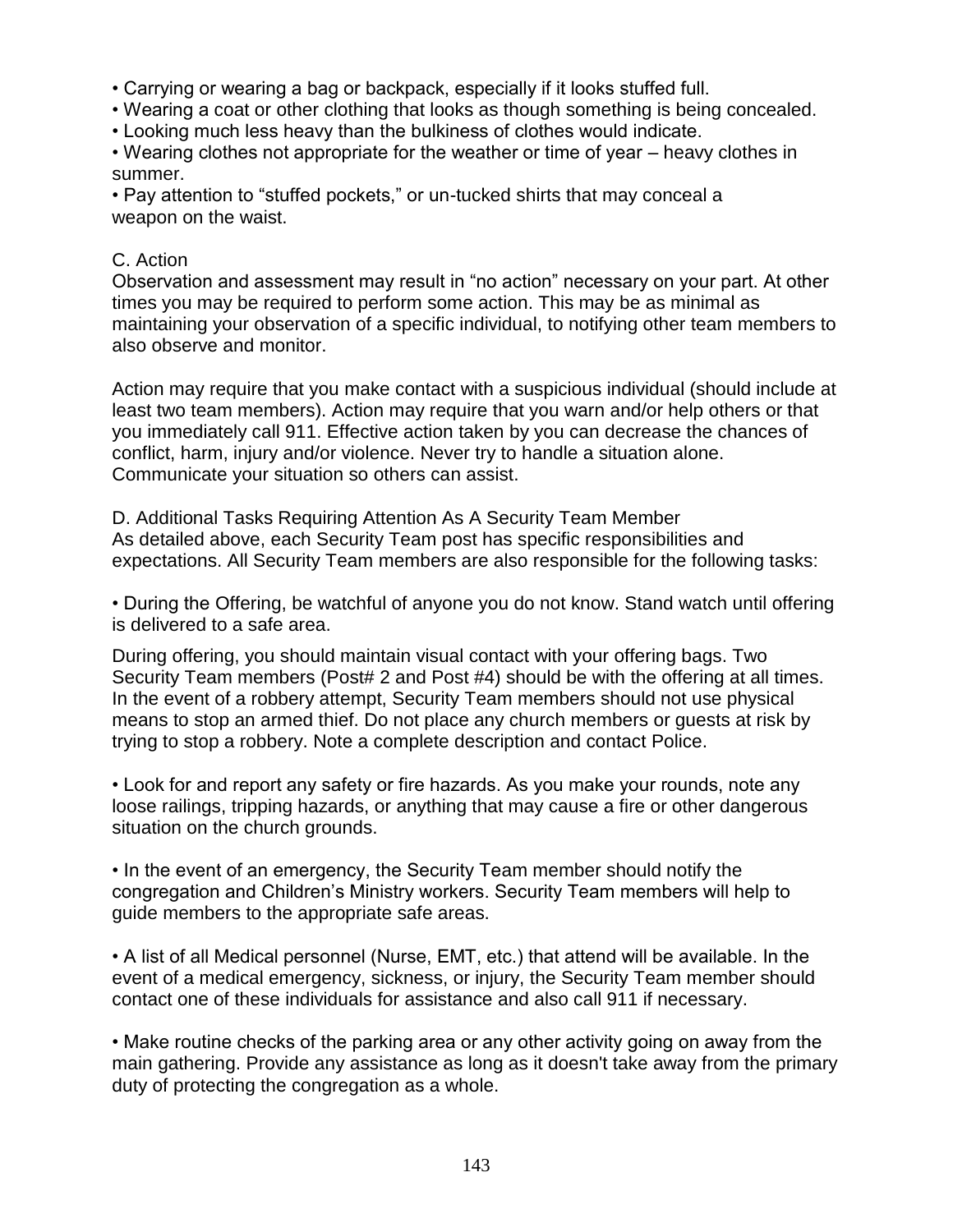- Carrying or wearing a bag or backpack, especially if it looks stuffed full.
- Wearing a coat or other clothing that looks as though something is being concealed.
- Looking much less heavy than the bulkiness of clothes would indicate.
- Wearing clothes not appropriate for the weather or time of year – heavy clothes in summer.
- Pay attention to "stuffed pockets," or un-tucked shirts that may conceal a weapon on the waist.

C. Action

Observation and assessment may result in "no action" necessary on your part. At other times you may be required to perform some action. This may be as minimal as maintaining your observation of a specific individual, to notifying other team members to also observe and monitor.

Action may require that you make contact with a suspicious individual (should include at least two team members). Action may require that you warn and/or help others or that you immediately call 911. Effective action taken by you can decrease the chances of conflict, harm, injury and/or violence. Never try to handle a situation alone. Communicate your situation so others can assist.

D. Additional Tasks Requiring Attention As A Security Team Member

As detailed above, each Security Team post has specific responsibilities and expectations. All Security Team members are also responsible for the following tasks:

- During the Offering, be watchful of anyone you do not know. Stand watch until offering is delivered to a safe area.

During offering, you should maintain visual contact with your offering bags. Two Security Team members (Post# 2 and Post #4) should be with the offering at all times. In the event of a robbery attempt, Security Team members should not use physical means to stop an armed thief. Do not place any church members or guests at risk by trying to stop a robbery. Note a complete description and contact Police.

- Look for and report any safety or fire hazards. As you make your rounds, note any loose railings, tripping hazards, or anything that may cause a fire or other dangerous situation on the church grounds.

- In the event of an emergency, the Security Team member should notify the congregation and Children's Ministry workers. Security Team members will help to guide members to the appropriate safe areas.

- A list of all Medical personnel (Nurse, EMT, etc.) that attend will be available. In the event of a medical emergency, sickness, or injury, the Security Team member should contact one of these individuals for assistance and also call 911 if necessary.

- Make routine checks of the parking area or any other activity going on away from the main gathering. Provide any assistance as long as it doesn't take away from the primary duty of protecting the congregation as a whole.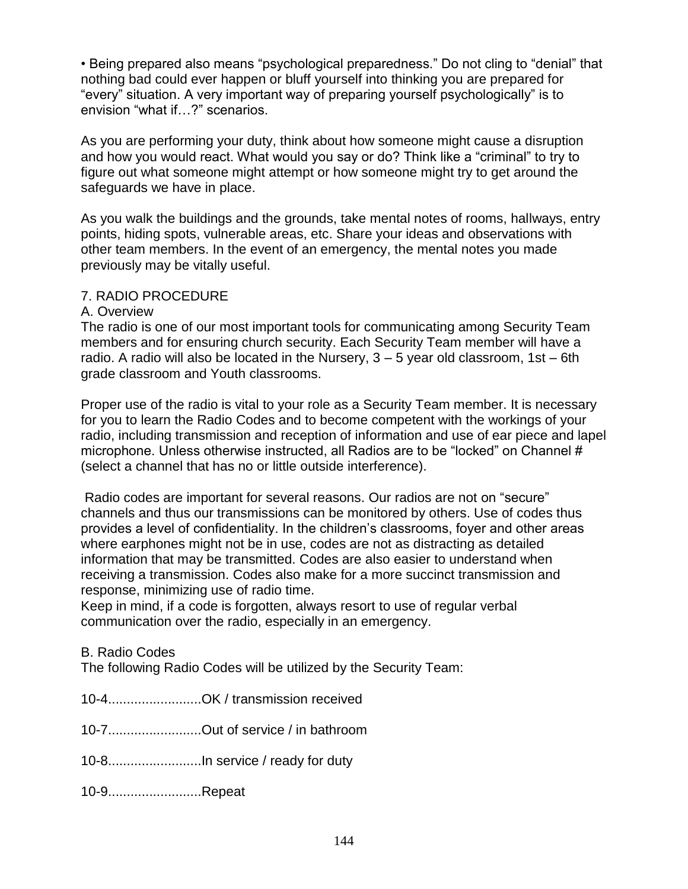• Being prepared also means "psychological preparedness." Do not cling to "denial" that nothing bad could ever happen or bluff yourself into thinking you are prepared for "every" situation. A very important way of preparing yourself psychologically" is to envision "what if…?" scenarios.

As you are performing your duty, think about how someone might cause a disruption and how you would react. What would you say or do? Think like a "criminal" to try to figure out what someone might attempt or how someone might try to get around the safeguards we have in place.

As you walk the buildings and the grounds, take mental notes of rooms, hallways, entry points, hiding spots, vulnerable areas, etc. Share your ideas and observations with other team members. In the event of an emergency, the mental notes you made previously may be vitally useful.

## 7. RADIO PROCEDURE

### A. Overview

The radio is one of our most important tools for communicating among Security Team members and for ensuring church security. Each Security Team member will have a radio. A radio will also be located in the Nursery, 3 – 5 year old classroom, 1st – 6th grade classroom and Youth classrooms.

Proper use of the radio is vital to your role as a Security Team member. It is necessary for you to learn the Radio Codes and to become competent with the workings of your radio, including transmission and reception of information and use of ear piece and lapel microphone. Unless otherwise instructed, all Radios are to be "locked" on Channel # (select a channel that has no or little outside interference).

Radio codes are important for several reasons. Our radios are not on "secure" channels and thus our transmissions can be monitored by others. Use of codes thus provides a level of confidentiality. In the children's classrooms, foyer and other areas where earphones might not be in use, codes are not as distracting as detailed information that may be transmitted. Codes are also easier to understand when receiving a transmission. Codes also make for a more succinct transmission and response, minimizing use of radio time.
Keep in mind, if a code is forgotten, always resort to use of regular verbal communication over the radio, especially in an emergency.

### B. Radio Codes

The following Radio Codes will be utilized by the Security Team:

10-4.........................OK / transmission received

10-7.........................Out of service / in bathroom

10-8.........................In service / ready for duty

10-9.........................Repeat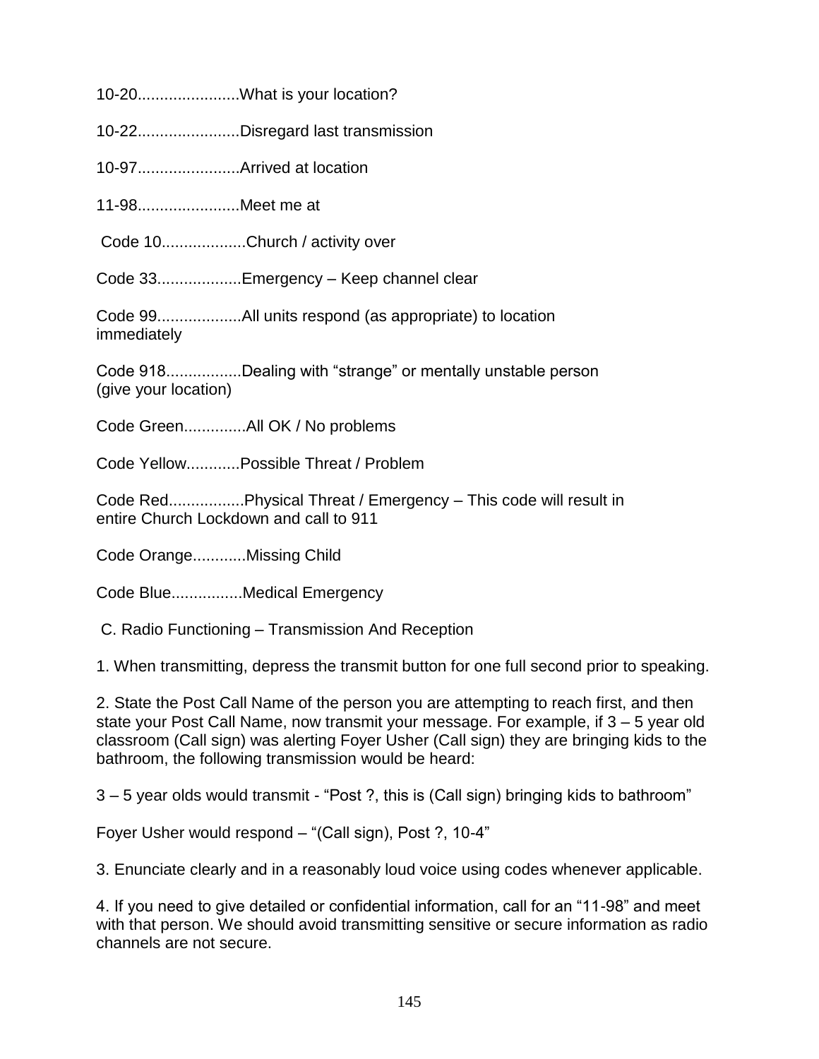10-20.......................What is your location?

10-22.......................Disregard last transmission

10-97.......................Arrived at location

11-98.......................Meet me at

Code 10...................Church / activity over

Code 33...................Emergency – Keep channel clear

Code 99...................All units respond (as appropriate) to location immediately

Code 918.................Dealing with "strange" or mentally unstable person (give your location)

Code Green..............All OK / No problems

Code Yellow............Possible Threat / Problem

Code Red.................Physical Threat / Emergency – This code will result in entire Church Lockdown and call to 911

Code Orange............Missing Child

Code Blue................Medical Emergency

C. Radio Functioning – Transmission And Reception

1. When transmitting, depress the transmit button for one full second prior to speaking.

2. State the Post Call Name of the person you are attempting to reach first, and then state your Post Call Name, now transmit your message. For example, if 3 – 5 year old classroom (Call sign) was alerting Foyer Usher (Call sign) they are bringing kids to the bathroom, the following transmission would be heard:

3 – 5 year olds would transmit - "Post ?, this is (Call sign) bringing kids to bathroom"

Foyer Usher would respond – "(Call sign), Post ?, 10-4"

3. Enunciate clearly and in a reasonably loud voice using codes whenever applicable.

4. If you need to give detailed or confidential information, call for an "11-98" and meet with that person. We should avoid transmitting sensitive or secure information as radio channels are not secure.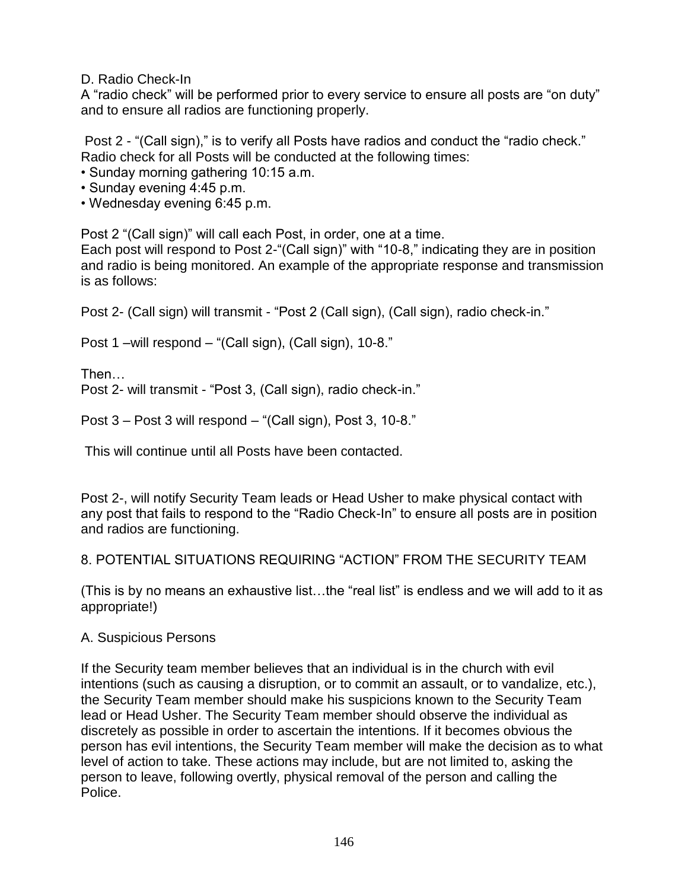D. Radio Check-In

A "radio check" will be performed prior to every service to ensure all posts are "on duty" and to ensure all radios are functioning properly.

Post 2 - "(Call sign)," is to verify all Posts have radios and conduct the "radio check." Radio check for all Posts will be conducted at the following times:

- Sunday morning gathering 10:15 a.m.
- Sunday evening 4:45 p.m.
- Wednesday evening 6:45 p.m.

Post 2 "(Call sign)" will call each Post, in order, one at a time.
Each post will respond to Post 2-"(Call sign)" with "10-8," indicating they are in position and radio is being monitored. An example of the appropriate response and transmission is as follows:

Post 2- (Call sign) will transmit - "Post 2 (Call sign), (Call sign), radio check-in."

Post 1 –will respond – "(Call sign), (Call sign), 10-8."

Then…
Post 2- will transmit - "Post 3, (Call sign), radio check-in."

Post 3 – Post 3 will respond – "(Call sign), Post 3, 10-8."

This will continue until all Posts have been contacted.

Post 2-, will notify Security Team leads or Head Usher to make physical contact with any post that fails to respond to the "Radio Check-In" to ensure all posts are in position and radios are functioning.

8. POTENTIAL SITUATIONS REQUIRING "ACTION" FROM THE SECURITY TEAM

(This is by no means an exhaustive list…the "real list" is endless and we will add to it as appropriate!)

A. Suspicious Persons

If the Security team member believes that an individual is in the church with evil intentions (such as causing a disruption, or to commit an assault, or to vandalize, etc.), the Security Team member should make his suspicions known to the Security Team lead or Head Usher. The Security Team member should observe the individual as discretely as possible in order to ascertain the intentions. If it becomes obvious the person has evil intentions, the Security Team member will make the decision as to what level of action to take. These actions may include, but are not limited to, asking the person to leave, following overtly, physical removal of the person and calling the Police.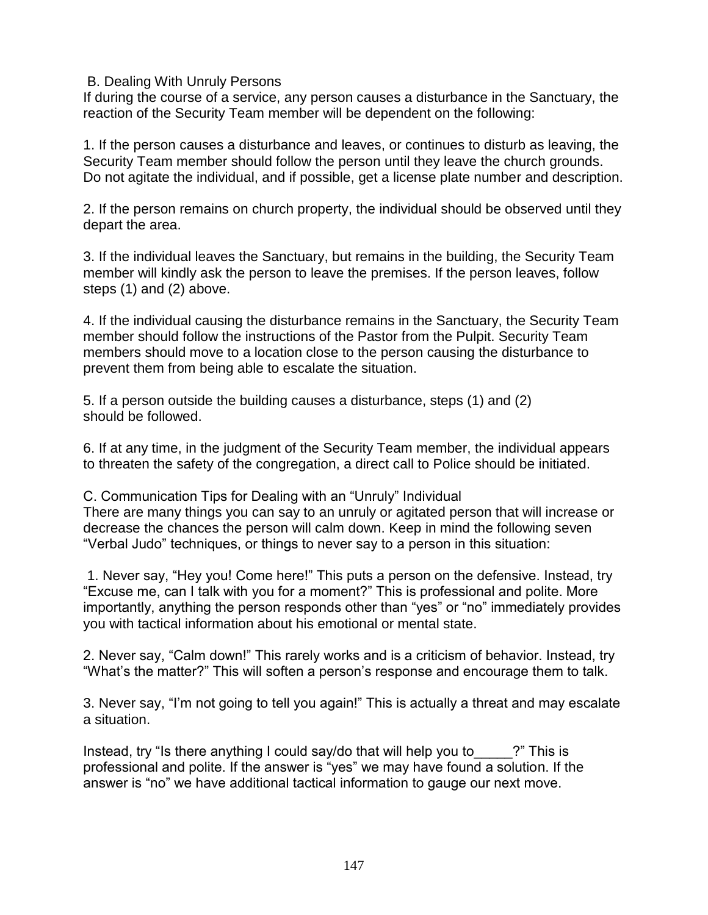### B. Dealing With Unruly Persons

If during the course of a service, any person causes a disturbance in the Sanctuary, the reaction of the Security Team member will be dependent on the following:

1. If the person causes a disturbance and leaves, or continues to disturb as leaving, the Security Team member should follow the person until they leave the church grounds. Do not agitate the individual, and if possible, get a license plate number and description.

2. If the person remains on church property, the individual should be observed until they depart the area.

3. If the individual leaves the Sanctuary, but remains in the building, the Security Team member will kindly ask the person to leave the premises. If the person leaves, follow steps (1) and (2) above.

4. If the individual causing the disturbance remains in the Sanctuary, the Security Team member should follow the instructions of the Pastor from the Pulpit. Security Team members should move to a location close to the person causing the disturbance to prevent them from being able to escalate the situation.

5. If a person outside the building causes a disturbance, steps (1) and (2) should be followed.

6. If at any time, in the judgment of the Security Team member, the individual appears to threaten the safety of the congregation, a direct call to Police should be initiated.

### C. Communication Tips for Dealing with an "Unruly" Individual

There are many things you can say to an unruly or agitated person that will increase or decrease the chances the person will calm down. Keep in mind the following seven "Verbal Judo" techniques, or things to never say to a person in this situation:

1. Never say, "Hey you! Come here!" This puts a person on the defensive. Instead, try "Excuse me, can I talk with you for a moment?" This is professional and polite. More importantly, anything the person responds other than "yes" or "no" immediately provides you with tactical information about his emotional or mental state.

2. Never say, "Calm down!" This rarely works and is a criticism of behavior. Instead, try "What's the matter?" This will soften a person's response and encourage them to talk.

3. Never say, "I'm not going to tell you again!" This is actually a threat and may escalate a situation.

Instead, try "Is there anything I could say/do that will help you to_____?" This is professional and polite. If the answer is "yes" we may have found a solution. If the answer is "no" we have additional tactical information to gauge our next move.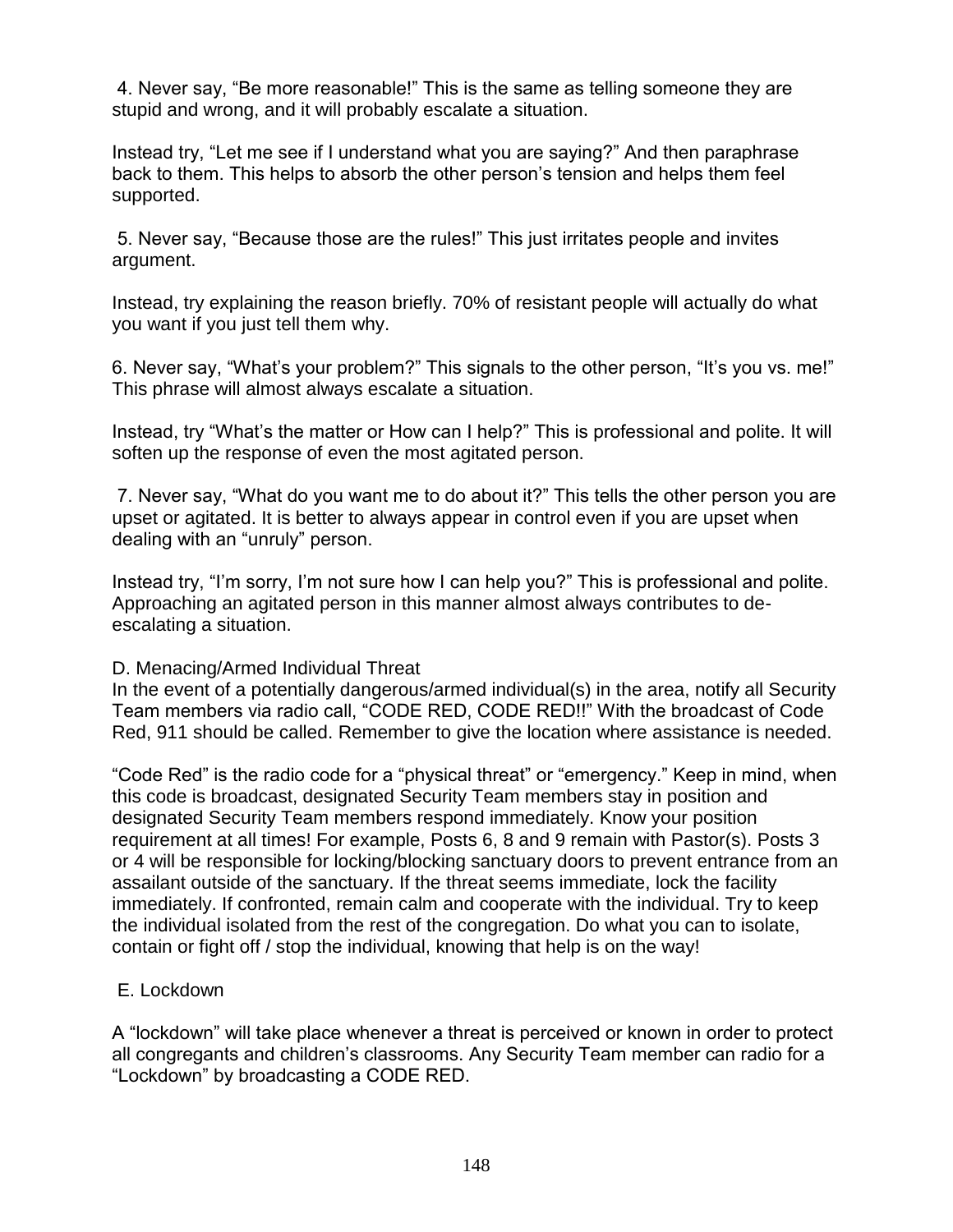4. Never say, "Be more reasonable!" This is the same as telling someone they are stupid and wrong, and it will probably escalate a situation.

Instead try, "Let me see if I understand what you are saying?" And then paraphrase back to them. This helps to absorb the other person's tension and helps them feel supported.

5. Never say, "Because those are the rules!" This just irritates people and invites argument.

Instead, try explaining the reason briefly. 70% of resistant people will actually do what you want if you just tell them why.

6. Never say, "What's your problem?" This signals to the other person, "It's you vs. me!" This phrase will almost always escalate a situation.

Instead, try "What's the matter or How can I help?" This is professional and polite. It will soften up the response of even the most agitated person.

7. Never say, "What do you want me to do about it?" This tells the other person you are upset or agitated. It is better to always appear in control even if you are upset when dealing with an "unruly" person.

Instead try, "I'm sorry, I'm not sure how I can help you?" This is professional and polite. Approaching an agitated person in this manner almost always contributes to de-escalating a situation.

D. Menacing/Armed Individual Threat

In the event of a potentially dangerous/armed individual(s) in the area, notify all Security Team members via radio call, "CODE RED, CODE RED!!" With the broadcast of Code Red, 911 should be called. Remember to give the location where assistance is needed.

"Code Red" is the radio code for a "physical threat" or "emergency." Keep in mind, when this code is broadcast, designated Security Team members stay in position and designated Security Team members respond immediately. Know your position requirement at all times! For example, Posts 6, 8 and 9 remain with Pastor(s). Posts 3 or 4 will be responsible for locking/blocking sanctuary doors to prevent entrance from an assailant outside of the sanctuary. If the threat seems immediate, lock the facility immediately. If confronted, remain calm and cooperate with the individual. Try to keep the individual isolated from the rest of the congregation. Do what you can to isolate, contain or fight off / stop the individual, knowing that help is on the way!

E. Lockdown

A "lockdown" will take place whenever a threat is perceived or known in order to protect all congregants and children's classrooms. Any Security Team member can radio for a "Lockdown" by broadcasting a CODE RED.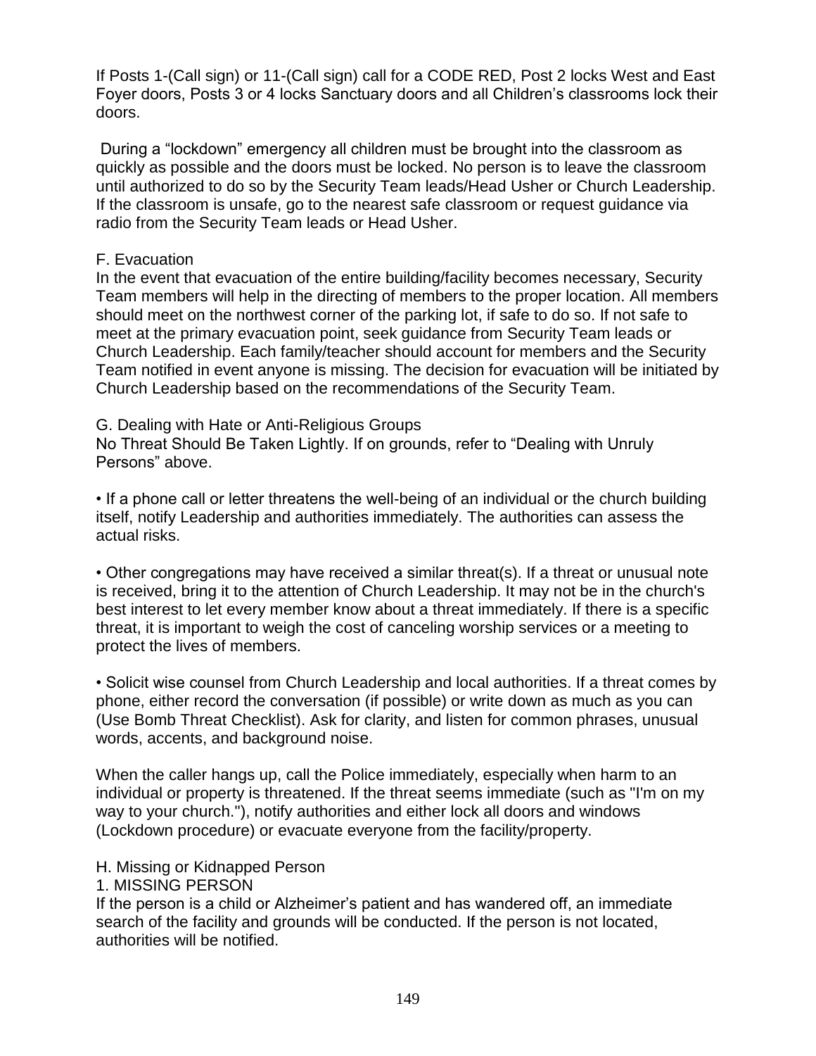If Posts 1-(Call sign) or 11-(Call sign) call for a CODE RED, Post 2 locks West and East Foyer doors, Posts 3 or 4 locks Sanctuary doors and all Children's classrooms lock their doors.

During a "lockdown" emergency all children must be brought into the classroom as quickly as possible and the doors must be locked. No person is to leave the classroom until authorized to do so by the Security Team leads/Head Usher or Church Leadership. If the classroom is unsafe, go to the nearest safe classroom or request guidance via radio from the Security Team leads or Head Usher.

F. Evacuation

In the event that evacuation of the entire building/facility becomes necessary, Security Team members will help in the directing of members to the proper location. All members should meet on the northwest corner of the parking lot, if safe to do so. If not safe to meet at the primary evacuation point, seek guidance from Security Team leads or Church Leadership. Each family/teacher should account for members and the Security Team notified in event anyone is missing. The decision for evacuation will be initiated by Church Leadership based on the recommendations of the Security Team.

G. Dealing with Hate or Anti-Religious Groups

No Threat Should Be Taken Lightly. If on grounds, refer to "Dealing with Unruly Persons" above.

• If a phone call or letter threatens the well-being of an individual or the church building itself, notify Leadership and authorities immediately. The authorities can assess the actual risks.

• Other congregations may have received a similar threat(s). If a threat or unusual note is received, bring it to the attention of Church Leadership. It may not be in the church's best interest to let every member know about a threat immediately. If there is a specific threat, it is important to weigh the cost of canceling worship services or a meeting to protect the lives of members.

• Solicit wise counsel from Church Leadership and local authorities. If a threat comes by phone, either record the conversation (if possible) or write down as much as you can (Use Bomb Threat Checklist). Ask for clarity, and listen for common phrases, unusual words, accents, and background noise.

When the caller hangs up, call the Police immediately, especially when harm to an individual or property is threatened. If the threat seems immediate (such as "I'm on my way to your church."), notify authorities and either lock all doors and windows (Lockdown procedure) or evacuate everyone from the facility/property.

H. Missing or Kidnapped Person

1. MISSING PERSON

If the person is a child or Alzheimer's patient and has wandered off, an immediate search of the facility and grounds will be conducted. If the person is not located, authorities will be notified.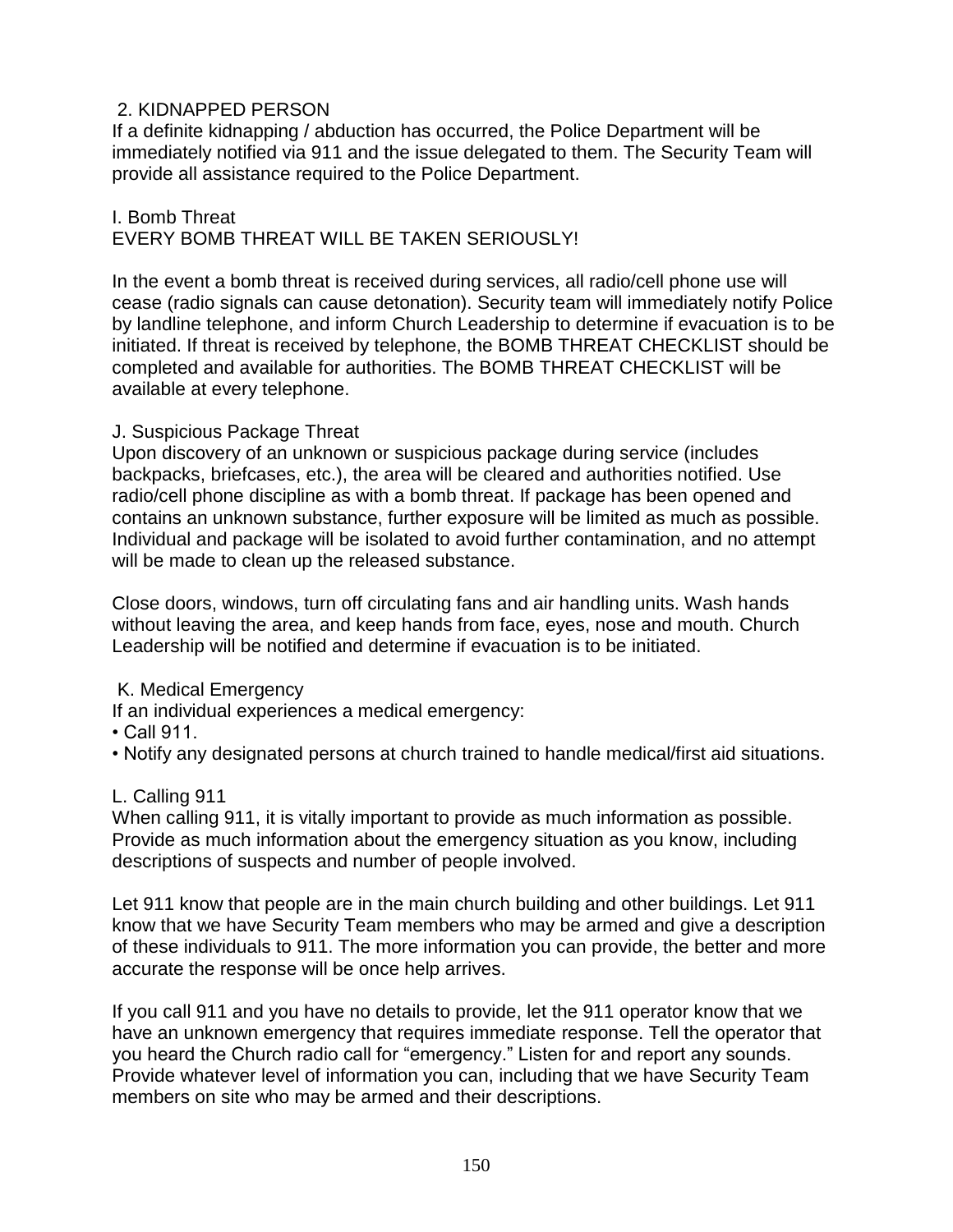### 2. KIDNAPPED PERSON

If a definite kidnapping / abduction has occurred, the Police Department will be immediately notified via 911 and the issue delegated to them. The Security Team will provide all assistance required to the Police Department.

## I. Bomb Threat

EVERY BOMB THREAT WILL BE TAKEN SERIOUSLY!

In the event a bomb threat is received during services, all radio/cell phone use will cease (radio signals can cause detonation). Security team will immediately notify Police by landline telephone, and inform Church Leadership to determine if evacuation is to be initiated. If threat is received by telephone, the BOMB THREAT CHECKLIST should be completed and available for authorities. The BOMB THREAT CHECKLIST will be available at every telephone.

## J. Suspicious Package Threat

Upon discovery of an unknown or suspicious package during service (includes backpacks, briefcases, etc.), the area will be cleared and authorities notified. Use radio/cell phone discipline as with a bomb threat. If package has been opened and contains an unknown substance, further exposure will be limited as much as possible. Individual and package will be isolated to avoid further contamination, and no attempt will be made to clean up the released substance.

Close doors, windows, turn off circulating fans and air handling units. Wash hands without leaving the area, and keep hands from face, eyes, nose and mouth. Church Leadership will be notified and determine if evacuation is to be initiated.

## K. Medical Emergency

If an individual experiences a medical emergency:

- Call 911.
- Notify any designated persons at church trained to handle medical/first aid situations.

## L. Calling 911

When calling 911, it is vitally important to provide as much information as possible. Provide as much information about the emergency situation as you know, including descriptions of suspects and number of people involved.

Let 911 know that people are in the main church building and other buildings. Let 911 know that we have Security Team members who may be armed and give a description of these individuals to 911. The more information you can provide, the better and more accurate the response will be once help arrives.

If you call 911 and you have no details to provide, let the 911 operator know that we have an unknown emergency that requires immediate response. Tell the operator that you heard the Church radio call for "emergency." Listen for and report any sounds. Provide whatever level of information you can, including that we have Security Team members on site who may be armed and their descriptions.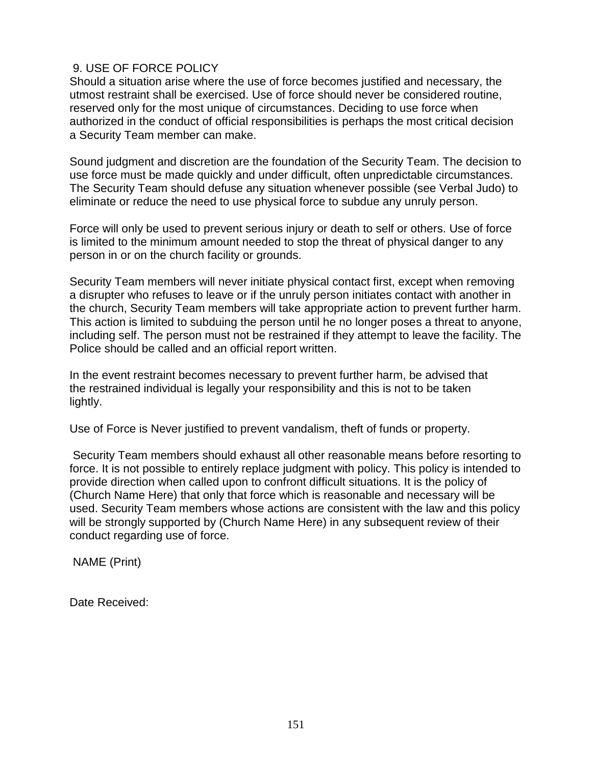## 9. USE OF FORCE POLICY

Should a situation arise where the use of force becomes justified and necessary, the utmost restraint shall be exercised. Use of force should never be considered routine, reserved only for the most unique of circumstances. Deciding to use force when authorized in the conduct of official responsibilities is perhaps the most critical decision a Security Team member can make.

Sound judgment and discretion are the foundation of the Security Team. The decision to use force must be made quickly and under difficult, often unpredictable circumstances. The Security Team should defuse any situation whenever possible (see Verbal Judo) to eliminate or reduce the need to use physical force to subdue any unruly person.

Force will only be used to prevent serious injury or death to self or others. Use of force is limited to the minimum amount needed to stop the threat of physical danger to any person in or on the church facility or grounds.

Security Team members will never initiate physical contact first, except when removing a disrupter who refuses to leave or if the unruly person initiates contact with another in the church, Security Team members will take appropriate action to prevent further harm. This action is limited to subduing the person until he no longer poses a threat to anyone, including self. The person must not be restrained if they attempt to leave the facility. The Police should be called and an official report written.

In the event restraint becomes necessary to prevent further harm, be advised that the restrained individual is legally your responsibility and this is not to be taken lightly.

Use of Force is Never justified to prevent vandalism, theft of funds or property.

Security Team members should exhaust all other reasonable means before resorting to force. It is not possible to entirely replace judgment with policy. This policy is intended to provide direction when called upon to confront difficult situations. It is the policy of (Church Name Here) that only that force which is reasonable and necessary will be used. Security Team members whose actions are consistent with the law and this policy will be strongly supported by (Church Name Here) in any subsequent review of their conduct regarding use of force.

NAME (Print)

Date Received: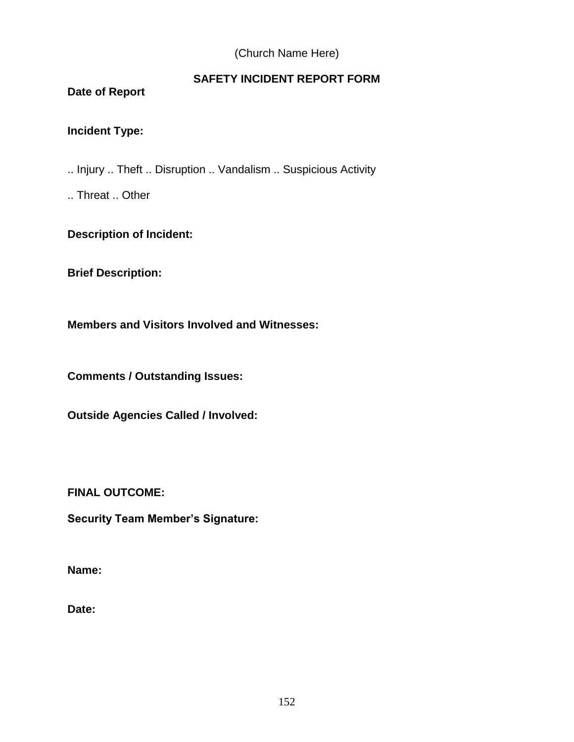(Church Name Here)

## SAFETY INCIDENT REPORT FORM

**Date of Report**

**Incident Type:**

.. Injury .. Theft .. Disruption .. Vandalism .. Suspicious Activity

.. Threat .. Other

**Description of Incident:**

**Brief Description:**

**Members and Visitors Involved and Witnesses:**

**Comments / Outstanding Issues:**

**Outside Agencies Called / Involved:**

**FINAL OUTCOME:**

**Security Team Member's Signature:**

**Name:**

**Date:**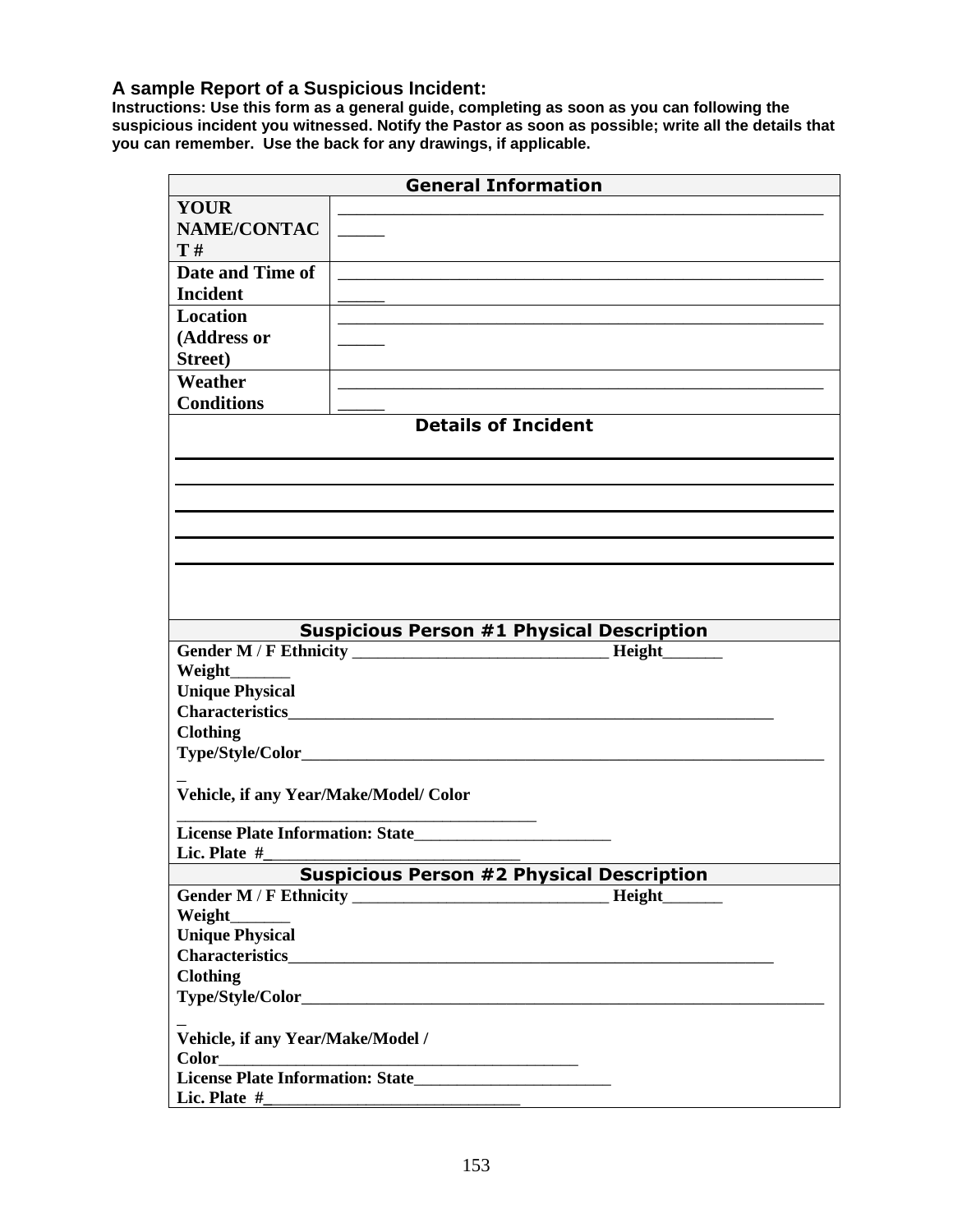**A sample Report of a Suspicious Incident:**

**Instructions: Use this form as a general guide, completing as soon as you can following the suspicious incident you witnessed. Notify the Pastor as soon as possible; write all the details that you can remember. Use the back for any drawings, if applicable.**

| General Information | |
|---|---|
| **YOUR NAME/CONTACT #** | _____________________________________________________ _____ |
| **Date and Time of Incident** | _____________________________________________________ _____ |
| **Location (Address or Street)** | _____________________________________________________ _____ |
| **Weather Conditions** | _____________________________________________________ _____ |
| **Details of Incident** | |
| | |
| **Suspicious Person #1 Physical Description** | |
| **Gender M / F Ethnicity** ____________________________ **Height**_______ **Weight**_______ **Unique Physical Characteristics**_____________________________________________________ **Clothing Type/Style/Color**__________________________________________________________ _ **Vehicle, if any Year/Make/Model/ Color** ________________________________________ **License Plate Information: State**______________________ **Lic. Plate #**_____________________________ | |
| **Suspicious Person #2 Physical Description** | |
| **Gender M / F Ethnicity** ____________________________ **Height**_______ **Weight**_______ **Unique Physical Characteristics**_____________________________________________________ **Clothing Type/Style/Color**__________________________________________________________ _ **Vehicle, if any Year/Make/Model / Color**_________________________________________ **License Plate Information: State**______________________ **Lic. Plate #**_____________________________ | |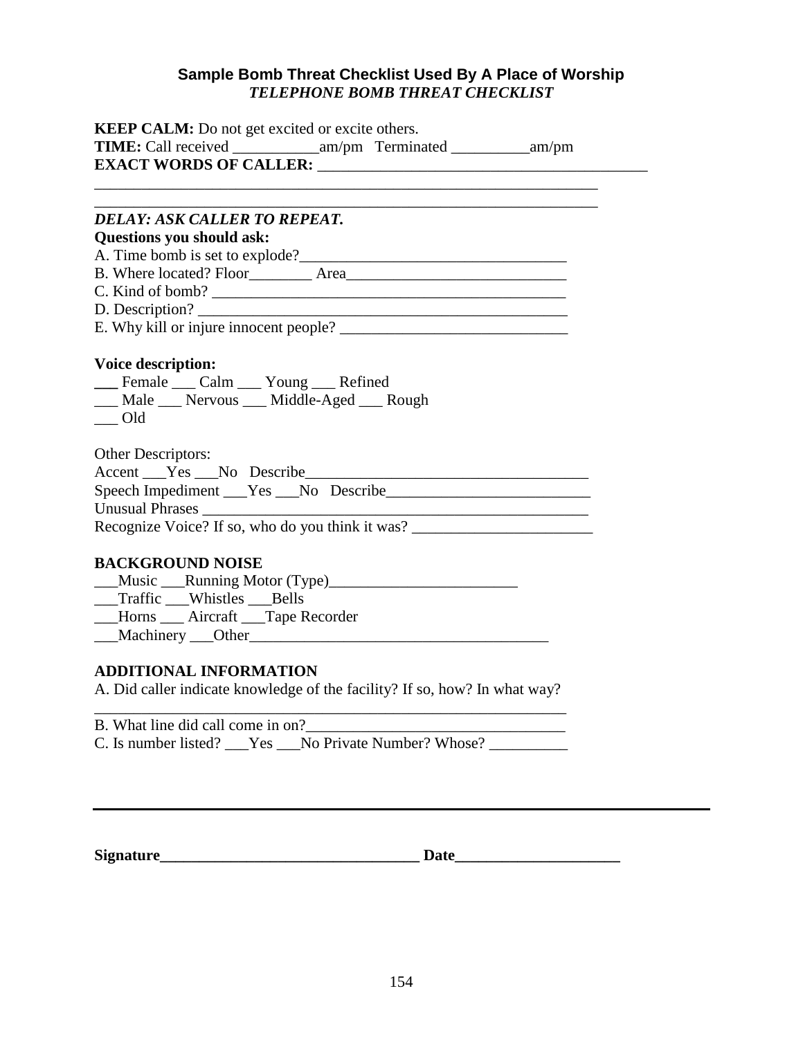## Sample Bomb Threat Checklist Used By A Place of Worship

***TELEPHONE BOMB THREAT CHECKLIST***

**KEEP CALM:** Do not get excited or excite others.
**TIME:** Call received ___________am/pm Terminated __________am/pm
**EXACT WORDS OF CALLER:** ________________________________________
_________________________________________________________________
_________________________________________________________________

***DELAY: ASK CALLER TO REPEAT.***

**Questions you should ask:**

A. Time bomb is set to explode?_________________________________
B. Where located? Floor________ Area____________________________
C. Kind of bomb? _____________________________________________
D. Description? _______________________________________________
E. Why kill or injure innocent people? ____________________________

**Voice description:**

___ Female ___ Calm ___ Young ___ Refined
___ Male ___ Nervous ___ Middle-Aged ___ Rough
___ Old

Other Descriptors:

Accent ___Yes ___No Describe____________________________________
Speech Impediment ___Yes ___No Describe__________________________
Unusual Phrases ____________________________________________________
Recognize Voice? If so, who do you think it was? _______________________

**BACKGROUND NOISE**

___Music ___Running Motor (Type)________________________
___Traffic ___Whistles ___Bells
___Horns ___ Aircraft ___Tape Recorder
___Machinery ___Other______________________________________

**ADDITIONAL INFORMATION**

A. Did caller indicate knowledge of the facility? If so, how? In what way?
_________________________________________________________________
B. What line did call come in on?_________________________________
C. Is number listed? ___Yes ___No Private Number? Whose? __________

---

**Signature_________________________________ Date____________________**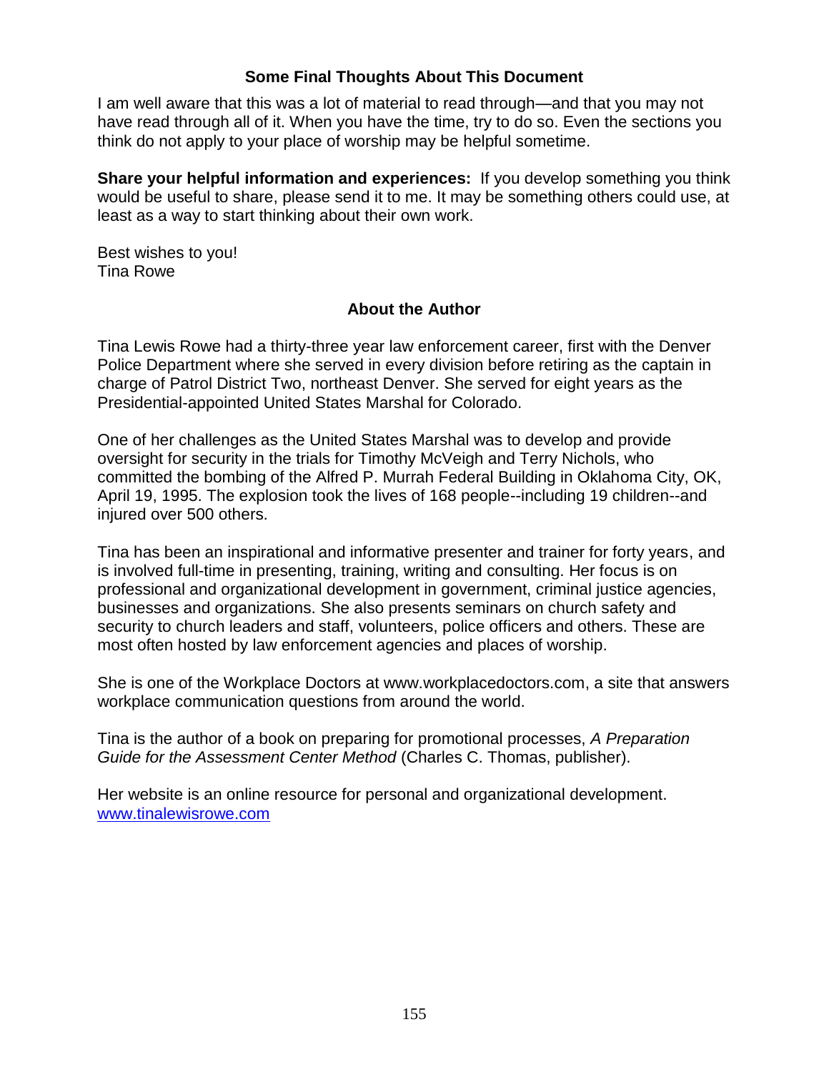## Some Final Thoughts About This Document

I am well aware that this was a lot of material to read through—and that you may not have read through all of it. When you have the time, try to do so. Even the sections you think do not apply to your place of worship may be helpful sometime.

**Share your helpful information and experiences:** If you develop something you think would be useful to share, please send it to me. It may be something others could use, at least as a way to start thinking about their own work.

Best wishes to you!
Tina Rowe

## About the Author

Tina Lewis Rowe had a thirty-three year law enforcement career, first with the Denver Police Department where she served in every division before retiring as the captain in charge of Patrol District Two, northeast Denver. She served for eight years as the Presidential-appointed United States Marshal for Colorado.

One of her challenges as the United States Marshal was to develop and provide oversight for security in the trials for Timothy McVeigh and Terry Nichols, who committed the bombing of the Alfred P. Murrah Federal Building in Oklahoma City, OK, April 19, 1995. The explosion took the lives of 168 people--including 19 children--and injured over 500 others.

Tina has been an inspirational and informative presenter and trainer for forty years, and is involved full-time in presenting, training, writing and consulting. Her focus is on professional and organizational development in government, criminal justice agencies, businesses and organizations. She also presents seminars on church safety and security to church leaders and staff, volunteers, police officers and others. These are most often hosted by law enforcement agencies and places of worship.

She is one of the Workplace Doctors at www.workplacedoctors.com, a site that answers workplace communication questions from around the world.

Tina is the author of a book on preparing for promotional processes, *A Preparation Guide for the Assessment Center Method* (Charles C. Thomas, publisher).

Her website is an online resource for personal and organizational development.
[www.tinalewisrowe.com](http://www.tinalewisrowe.com)